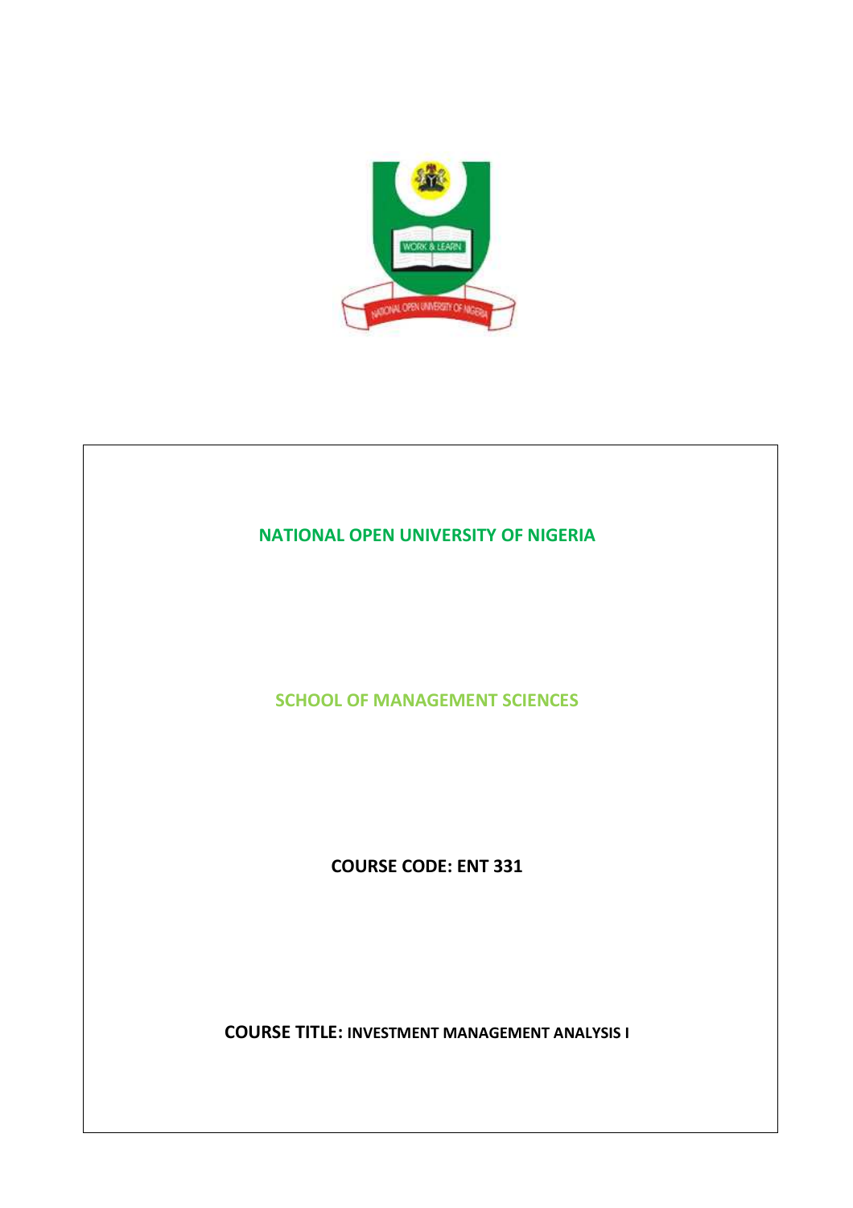**NATIONAL OPEN UNIVERSITY OF NIGERIA**

**SCHOOL OF MANAGEMENT SCIENCES**

**COURSE CODE: ENT 331**

**COURSE TITLE: INVESTMENT MANAGEMENT ANALYSIS I**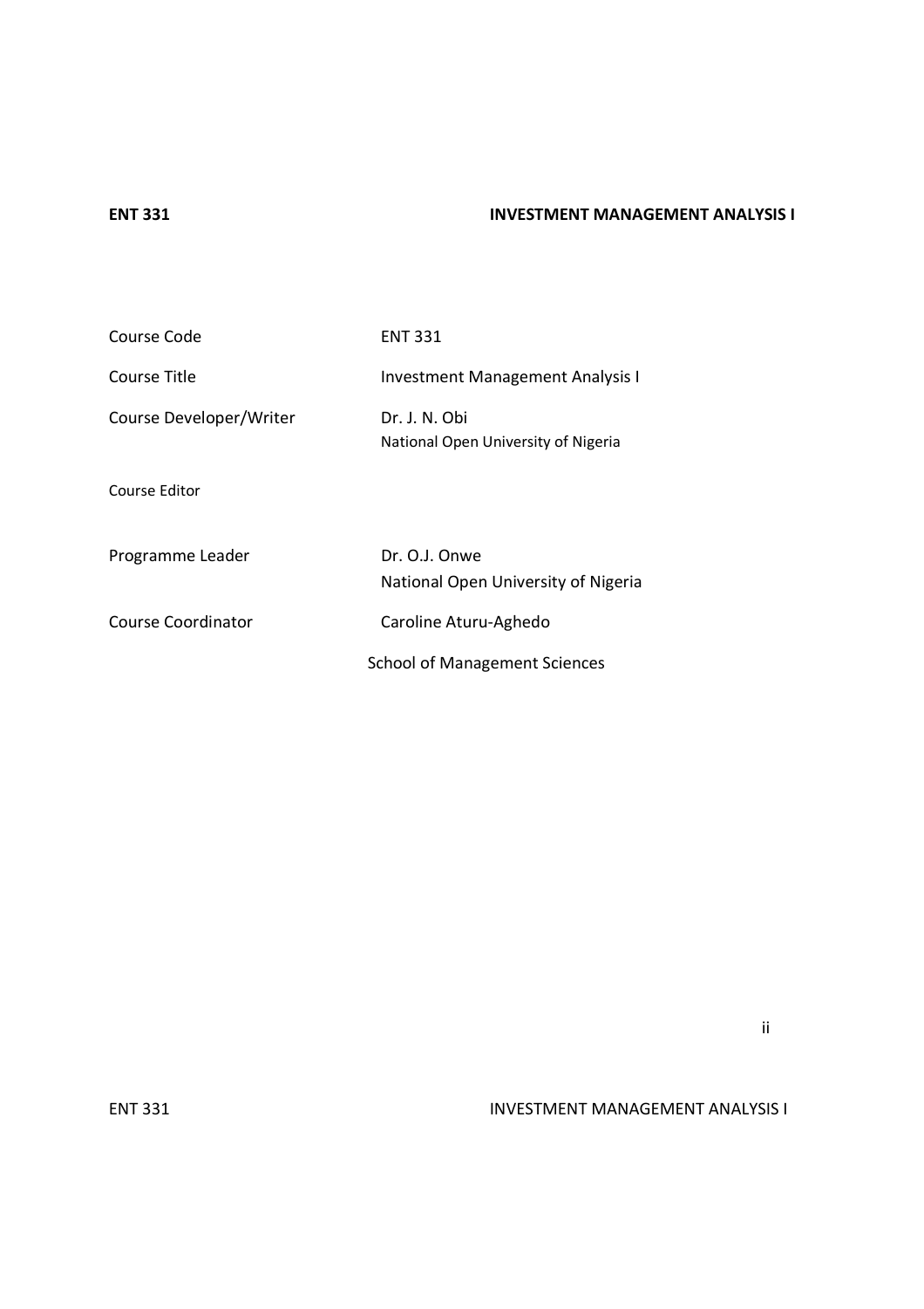**ENT 331 INVESTMENT MANAGEMENT ANALYSIS I**

| | |
|---|---|
| Course Code | ENT 331 |
| Course Title | Investment Management Analysis I |
| Course Developer/Writer | Dr. J. N. Obi<br>National Open University of Nigeria |
| Course Editor | |
| Programme Leader | Dr. O.J. Onwe<br>National Open University of Nigeria |
| Course Coordinator | Caroline Aturu-Aghedo |
| | School of Management Sciences |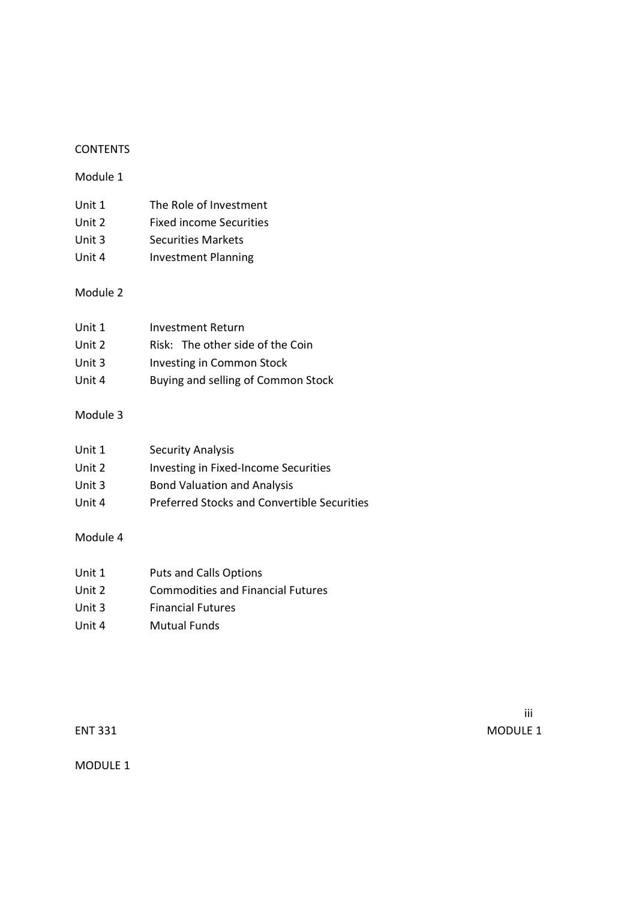CONTENTS

Module 1

| | |
|---|---|
| Unit 1 | The Role of Investment |
| Unit 2 | Fixed income Securities |
| Unit 3 | Securities Markets |
| Unit 4 | Investment Planning |

Module 2

| | |
|---|---|
| Unit 1 | Investment Return |
| Unit 2 | Risk: The other side of the Coin |
| Unit 3 | Investing in Common Stock |
| Unit 4 | Buying and selling of Common Stock |

Module 3

| | |
|---|---|
| Unit 1 | Security Analysis |
| Unit 2 | Investing in Fixed-Income Securities |
| Unit 3 | Bond Valuation and Analysis |
| Unit 4 | Preferred Stocks and Convertible Securities |

Module 4

| | |
|---|---|
| Unit 1 | Puts and Calls Options |
| Unit 2 | Commodities and Financial Futures |
| Unit 3 | Financial Futures |
| Unit 4 | Mutual Funds |

MODULE 1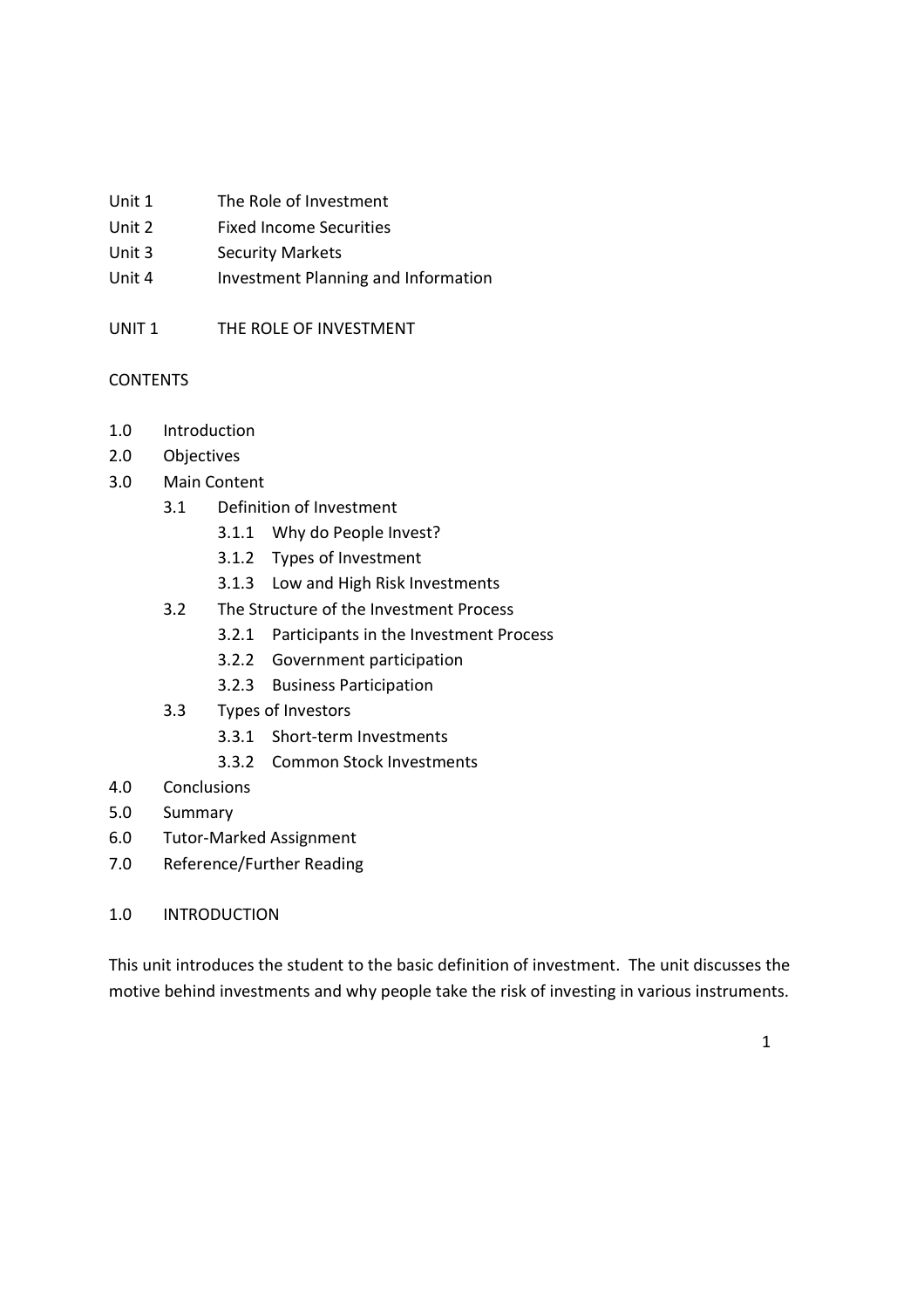Unit 1 The Role of Investment
Unit 2 Fixed Income Securities
Unit 3 Security Markets
Unit 4 Investment Planning and Information

## UNIT 1 THE ROLE OF INVESTMENT

CONTENTS

- 1.0 Introduction
- 2.0 Objectives
- 3.0 Main Content
  - 3.1 Definition of Investment
    - 3.1.1 Why do People Invest?
    - 3.1.2 Types of Investment
    - 3.1.3 Low and High Risk Investments
  - 3.2 The Structure of the Investment Process
    - 3.2.1 Participants in the Investment Process
    - 3.2.2 Government participation
    - 3.2.3 Business Participation
  - 3.3 Types of Investors
    - 3.3.1 Short-term Investments
    - 3.3.2 Common Stock Investments
- 4.0 Conclusions
- 5.0 Summary
- 6.0 Tutor-Marked Assignment
- 7.0 Reference/Further Reading

### 1.0 INTRODUCTION

This unit introduces the student to the basic definition of investment. The unit discusses the motive behind investments and why people take the risk of investing in various instruments.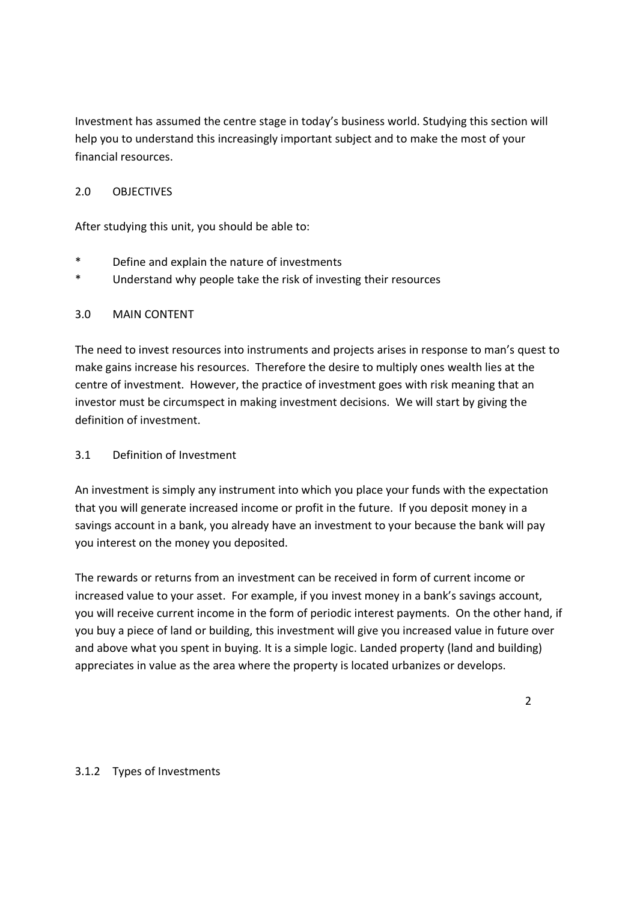Investment has assumed the centre stage in today's business world. Studying this section will help you to understand this increasingly important subject and to make the most of your financial resources.

## 2.0 OBJECTIVES

After studying this unit, you should be able to:

* Define and explain the nature of investments
* Understand why people take the risk of investing their resources

## 3.0 MAIN CONTENT

The need to invest resources into instruments and projects arises in response to man's quest to make gains increase his resources. Therefore the desire to multiply ones wealth lies at the centre of investment. However, the practice of investment goes with risk meaning that an investor must be circumspect in making investment decisions. We will start by giving the definition of investment.

### 3.1 Definition of Investment

An investment is simply any instrument into which you place your funds with the expectation that you will generate increased income or profit in the future. If you deposit money in a savings account in a bank, you already have an investment to your because the bank will pay you interest on the money you deposited.

The rewards or returns from an investment can be received in form of current income or increased value to your asset. For example, if you invest money in a bank's savings account, you will receive current income in the form of periodic interest payments. On the other hand, if you buy a piece of land or building, this investment will give you increased value in future over and above what you spent in buying. It is a simple logic. Landed property (land and building) appreciates in value as the area where the property is located urbanizes or develops.

### 3.1.2 Types of Investments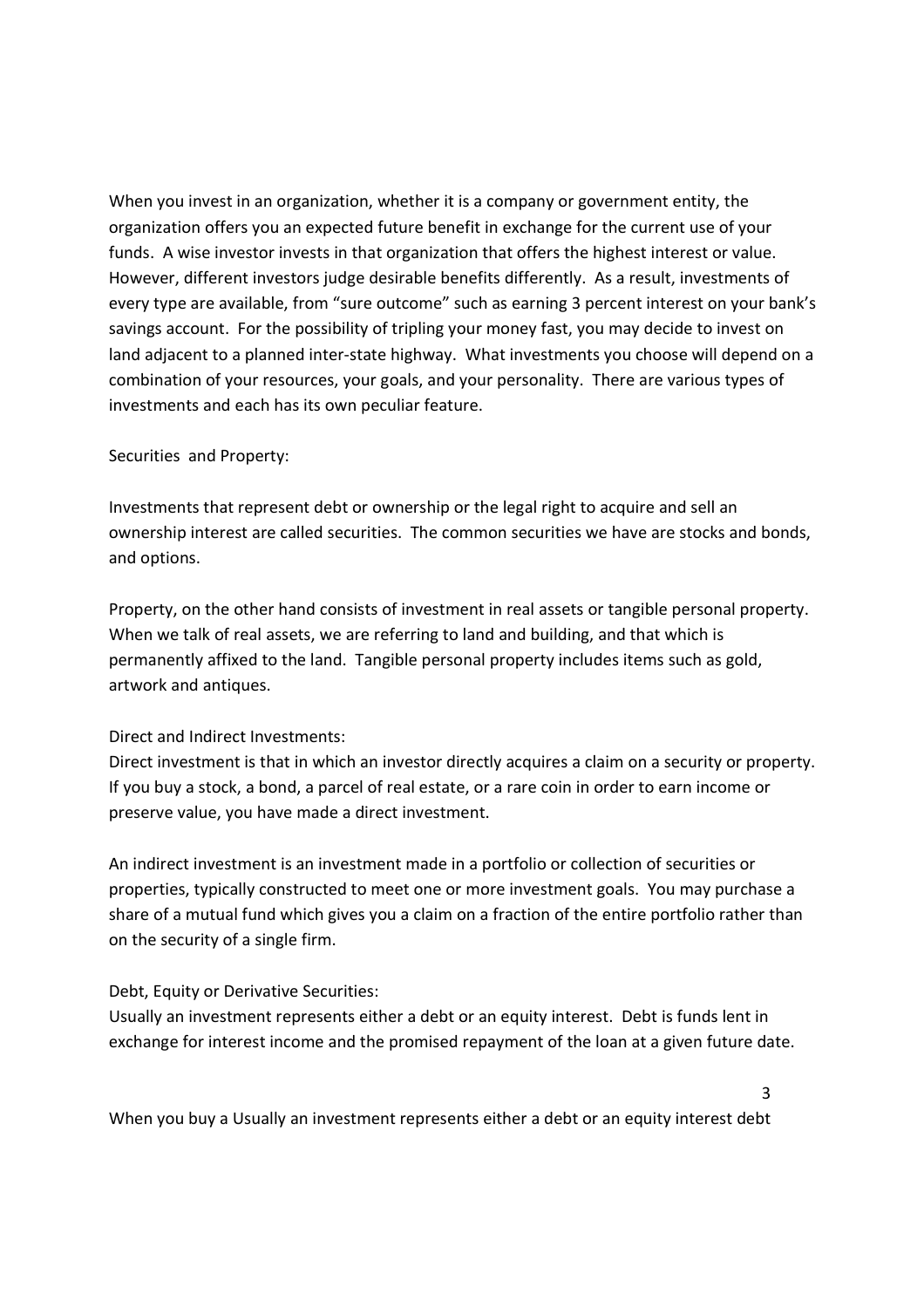When you invest in an organization, whether it is a company or government entity, the organization offers you an expected future benefit in exchange for the current use of your funds. A wise investor invests in that organization that offers the highest interest or value. However, different investors judge desirable benefits differently. As a result, investments of every type are available, from "sure outcome" such as earning 3 percent interest on your bank's savings account. For the possibility of tripling your money fast, you may decide to invest on land adjacent to a planned inter-state highway. What investments you choose will depend on a combination of your resources, your goals, and your personality. There are various types of investments and each has its own peculiar feature.

Securities and Property:

Investments that represent debt or ownership or the legal right to acquire and sell an ownership interest are called securities. The common securities we have are stocks and bonds, and options.

Property, on the other hand consists of investment in real assets or tangible personal property. When we talk of real assets, we are referring to land and building, and that which is permanently affixed to the land. Tangible personal property includes items such as gold, artwork and antiques.

Direct and Indirect Investments:

Direct investment is that in which an investor directly acquires a claim on a security or property. If you buy a stock, a bond, a parcel of real estate, or a rare coin in order to earn income or preserve value, you have made a direct investment.

An indirect investment is an investment made in a portfolio or collection of securities or properties, typically constructed to meet one or more investment goals. You may purchase a share of a mutual fund which gives you a claim on a fraction of the entire portfolio rather than on the security of a single firm.

Debt, Equity or Derivative Securities:

Usually an investment represents either a debt or an equity interest. Debt is funds lent in exchange for interest income and the promised repayment of the loan at a given future date.

When you buy a Usually an investment represents either a debt or an equity interest debt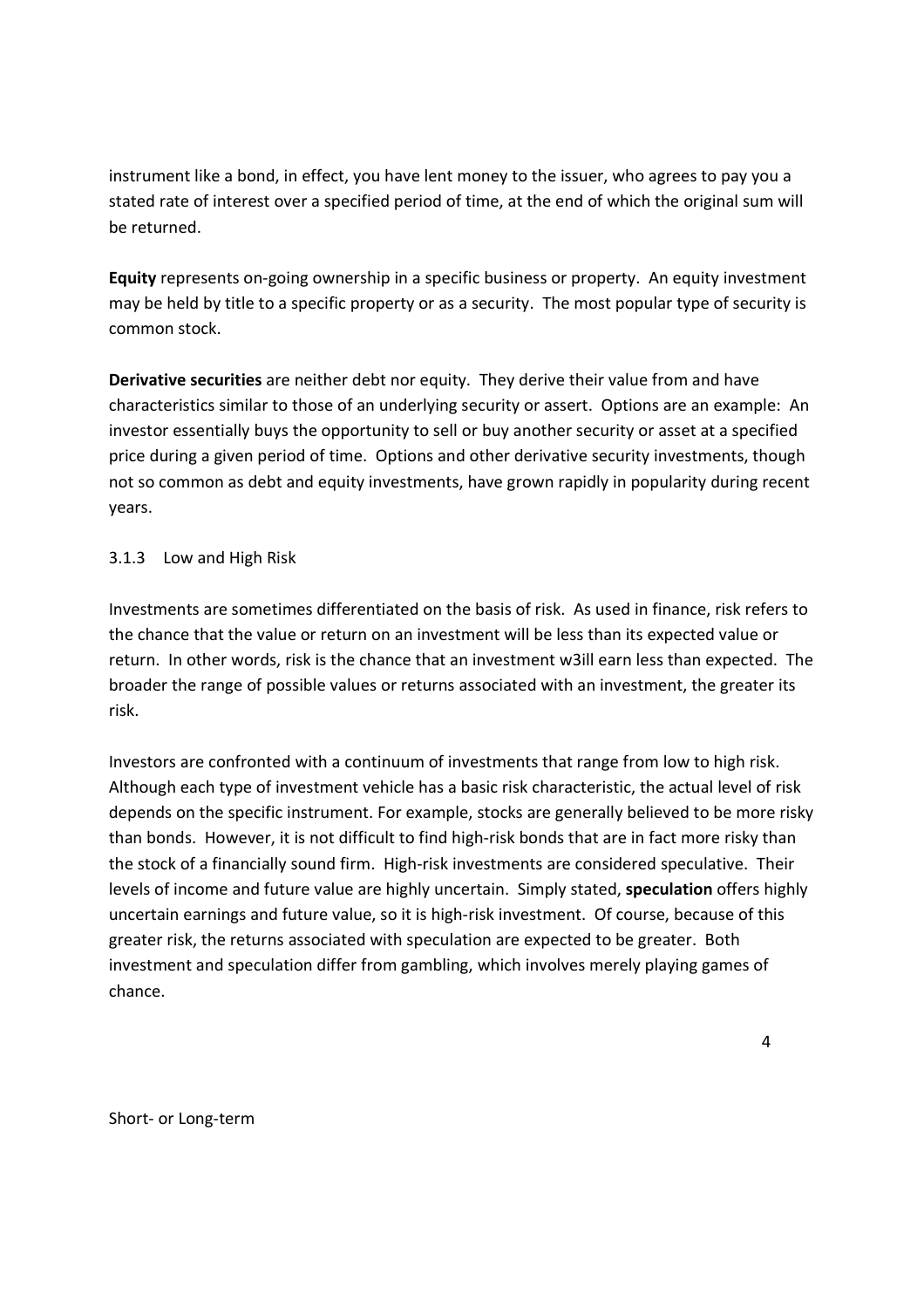instrument like a bond, in effect, you have lent money to the issuer, who agrees to pay you a stated rate of interest over a specified period of time, at the end of which the original sum will be returned.

**Equity** represents on-going ownership in a specific business or property. An equity investment may be held by title to a specific property or as a security. The most popular type of security is common stock.

**Derivative securities** are neither debt nor equity. They derive their value from and have characteristics similar to those of an underlying security or assert. Options are an example: An investor essentially buys the opportunity to sell or buy another security or asset at a specified price during a given period of time. Options and other derivative security investments, though not so common as debt and equity investments, have grown rapidly in popularity during recent years.

### 3.1.3 Low and High Risk

Investments are sometimes differentiated on the basis of risk. As used in finance, risk refers to the chance that the value or return on an investment will be less than its expected value or return. In other words, risk is the chance that an investment w3ill earn less than expected. The broader the range of possible values or returns associated with an investment, the greater its risk.

Investors are confronted with a continuum of investments that range from low to high risk. Although each type of investment vehicle has a basic risk characteristic, the actual level of risk depends on the specific instrument. For example, stocks are generally believed to be more risky than bonds. However, it is not difficult to find high-risk bonds that are in fact more risky than the stock of a financially sound firm. High-risk investments are considered speculative. Their levels of income and future value are highly uncertain. Simply stated, **speculation** offers highly uncertain earnings and future value, so it is high-risk investment. Of course, because of this greater risk, the returns associated with speculation are expected to be greater. Both investment and speculation differ from gambling, which involves merely playing games of chance.

Short- or Long-term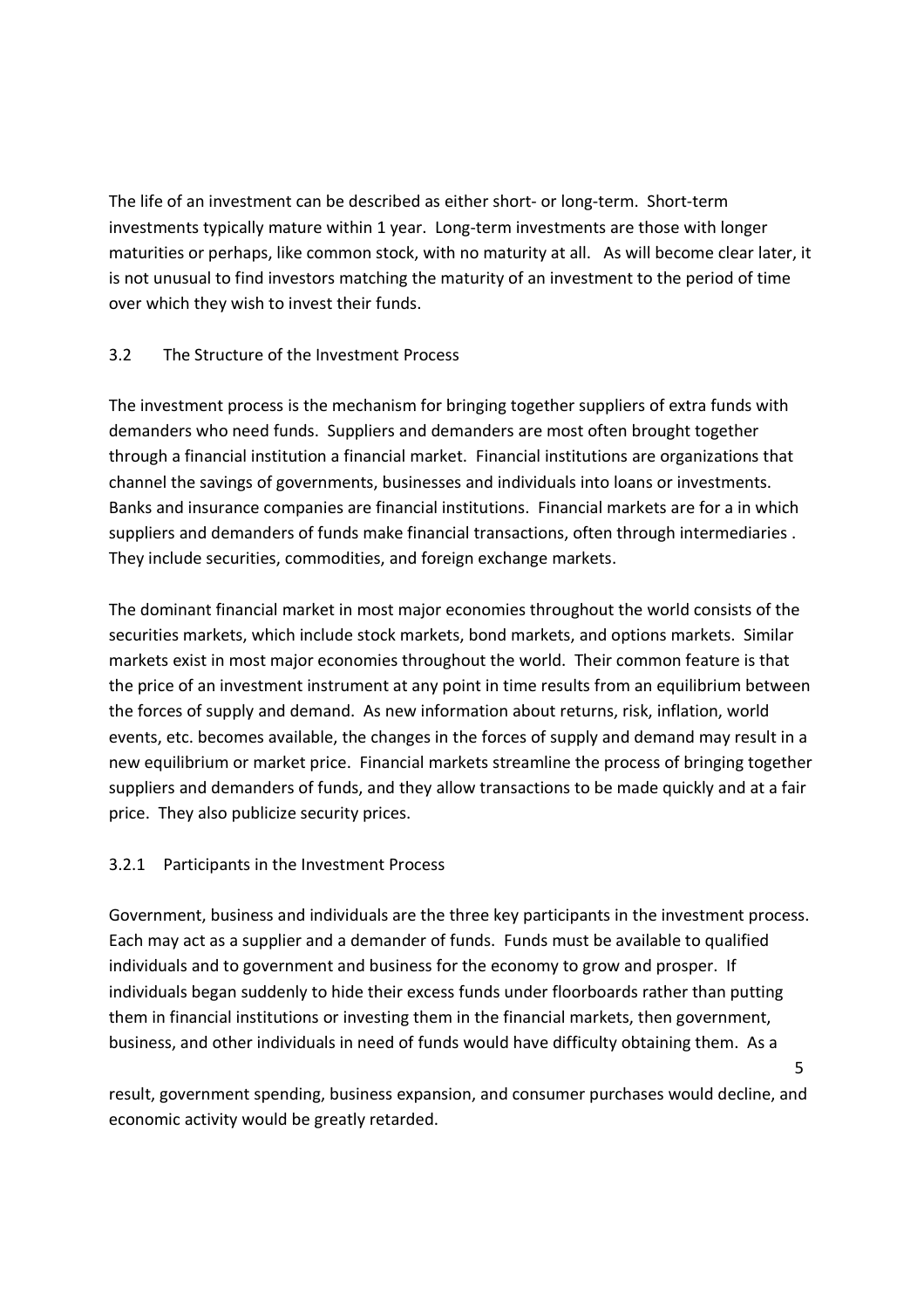The life of an investment can be described as either short- or long-term. Short-term investments typically mature within 1 year. Long-term investments are those with longer maturities or perhaps, like common stock, with no maturity at all. As will become clear later, it is not unusual to find investors matching the maturity of an investment to the period of time over which they wish to invest their funds.

## 3.2 The Structure of the Investment Process

The investment process is the mechanism for bringing together suppliers of extra funds with demanders who need funds. Suppliers and demanders are most often brought together through a financial institution a financial market. Financial institutions are organizations that channel the savings of governments, businesses and individuals into loans or investments. Banks and insurance companies are financial institutions. Financial markets are for a in which suppliers and demanders of funds make financial transactions, often through intermediaries . They include securities, commodities, and foreign exchange markets.

The dominant financial market in most major economies throughout the world consists of the securities markets, which include stock markets, bond markets, and options markets. Similar markets exist in most major economies throughout the world. Their common feature is that the price of an investment instrument at any point in time results from an equilibrium between the forces of supply and demand. As new information about returns, risk, inflation, world events, etc. becomes available, the changes in the forces of supply and demand may result in a new equilibrium or market price. Financial markets streamline the process of bringing together suppliers and demanders of funds, and they allow transactions to be made quickly and at a fair price. They also publicize security prices.

### 3.2.1 Participants in the Investment Process

Government, business and individuals are the three key participants in the investment process. Each may act as a supplier and a demander of funds. Funds must be available to qualified individuals and to government and business for the economy to grow and prosper. If individuals began suddenly to hide their excess funds under floorboards rather than putting them in financial institutions or investing them in the financial markets, then government, business, and other individuals in need of funds would have difficulty obtaining them. As a result, government spending, business expansion, and consumer purchases would decline, and economic activity would be greatly retarded.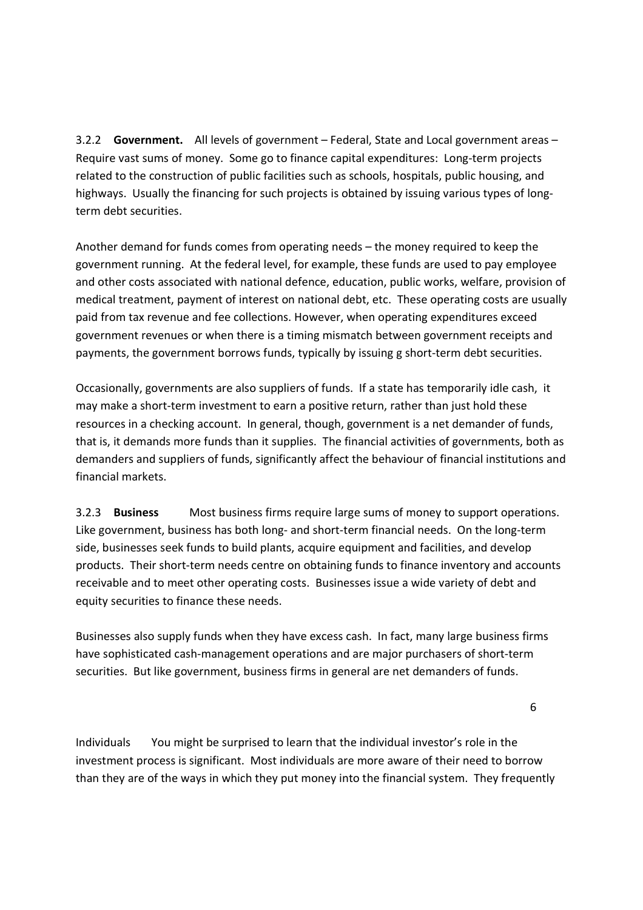3.2.2 **Government.** All levels of government – Federal, State and Local government areas – Require vast sums of money. Some go to finance capital expenditures: Long-term projects related to the construction of public facilities such as schools, hospitals, public housing, and highways. Usually the financing for such projects is obtained by issuing various types of long-term debt securities.

Another demand for funds comes from operating needs – the money required to keep the government running. At the federal level, for example, these funds are used to pay employee and other costs associated with national defence, education, public works, welfare, provision of medical treatment, payment of interest on national debt, etc. These operating costs are usually paid from tax revenue and fee collections. However, when operating expenditures exceed government revenues or when there is a timing mismatch between government receipts and payments, the government borrows funds, typically by issuing g short-term debt securities.

Occasionally, governments are also suppliers of funds. If a state has temporarily idle cash, it may make a short-term investment to earn a positive return, rather than just hold these resources in a checking account. In general, though, government is a net demander of funds, that is, it demands more funds than it supplies. The financial activities of governments, both as demanders and suppliers of funds, significantly affect the behaviour of financial institutions and financial markets.

3.2.3 **Business** Most business firms require large sums of money to support operations. Like government, business has both long- and short-term financial needs. On the long-term side, businesses seek funds to build plants, acquire equipment and facilities, and develop products. Their short-term needs centre on obtaining funds to finance inventory and accounts receivable and to meet other operating costs. Businesses issue a wide variety of debt and equity securities to finance these needs.

Businesses also supply funds when they have excess cash. In fact, many large business firms have sophisticated cash-management operations and are major purchasers of short-term securities. But like government, business firms in general are net demanders of funds.

Individuals You might be surprised to learn that the individual investor's role in the investment process is significant. Most individuals are more aware of their need to borrow than they are of the ways in which they put money into the financial system. They frequently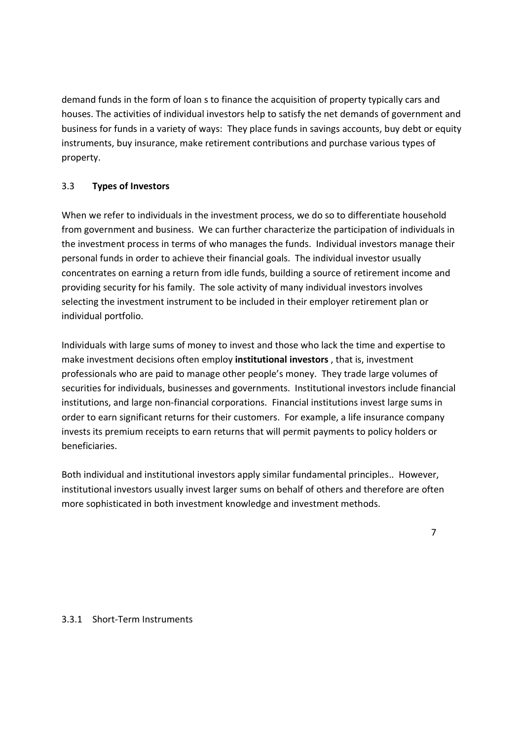demand funds in the form of loan s to finance the acquisition of property typically cars and houses. The activities of individual investors help to satisfy the net demands of government and business for funds in a variety of ways: They place funds in savings accounts, buy debt or equity instruments, buy insurance, make retirement contributions and purchase various types of property.

### 3.3 **Types of Investors**

When we refer to individuals in the investment process, we do so to differentiate household from government and business. We can further characterize the participation of individuals in the investment process in terms of who manages the funds. Individual investors manage their personal funds in order to achieve their financial goals. The individual investor usually concentrates on earning a return from idle funds, building a source of retirement income and providing security for his family. The sole activity of many individual investors involves selecting the investment instrument to be included in their employer retirement plan or individual portfolio.

Individuals with large sums of money to invest and those who lack the time and expertise to make investment decisions often employ **institutional investors** , that is, investment professionals who are paid to manage other people's money. They trade large volumes of securities for individuals, businesses and governments. Institutional investors include financial institutions, and large non-financial corporations. Financial institutions invest large sums in order to earn significant returns for their customers. For example, a life insurance company invests its premium receipts to earn returns that will permit payments to policy holders or beneficiaries.

Both individual and institutional investors apply similar fundamental principles.. However, institutional investors usually invest larger sums on behalf of others and therefore are often more sophisticated in both investment knowledge and investment methods.

#### 3.3.1 Short-Term Instruments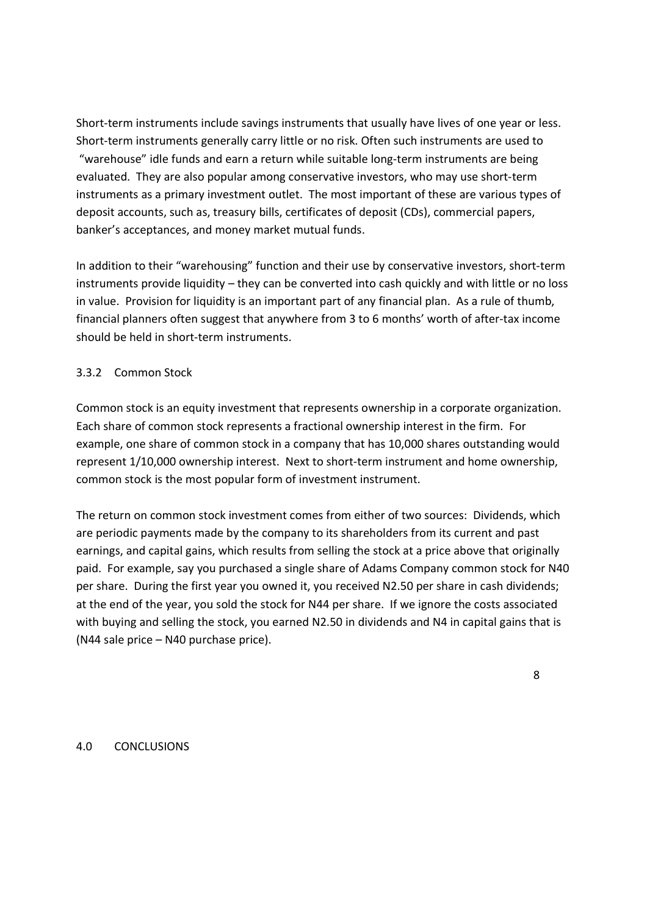Short-term instruments include savings instruments that usually have lives of one year or less. Short-term instruments generally carry little or no risk. Often such instruments are used to "warehouse" idle funds and earn a return while suitable long-term instruments are being evaluated. They are also popular among conservative investors, who may use short-term instruments as a primary investment outlet. The most important of these are various types of deposit accounts, such as, treasury bills, certificates of deposit (CDs), commercial papers, banker's acceptances, and money market mutual funds.

In addition to their "warehousing" function and their use by conservative investors, short-term instruments provide liquidity – they can be converted into cash quickly and with little or no loss in value. Provision for liquidity is an important part of any financial plan. As a rule of thumb, financial planners often suggest that anywhere from 3 to 6 months' worth of after-tax income should be held in short-term instruments.

### 3.3.2 Common Stock

Common stock is an equity investment that represents ownership in a corporate organization. Each share of common stock represents a fractional ownership interest in the firm. For example, one share of common stock in a company that has 10,000 shares outstanding would represent 1/10,000 ownership interest. Next to short-term instrument and home ownership, common stock is the most popular form of investment instrument.

The return on common stock investment comes from either of two sources: Dividends, which are periodic payments made by the company to its shareholders from its current and past earnings, and capital gains, which results from selling the stock at a price above that originally paid. For example, say you purchased a single share of Adams Company common stock for N40 per share. During the first year you owned it, you received N2.50 per share in cash dividends; at the end of the year, you sold the stock for N44 per share. If we ignore the costs associated with buying and selling the stock, you earned N2.50 in dividends and N4 in capital gains that is (N44 sale price – N40 purchase price).

## 4.0 CONCLUSIONS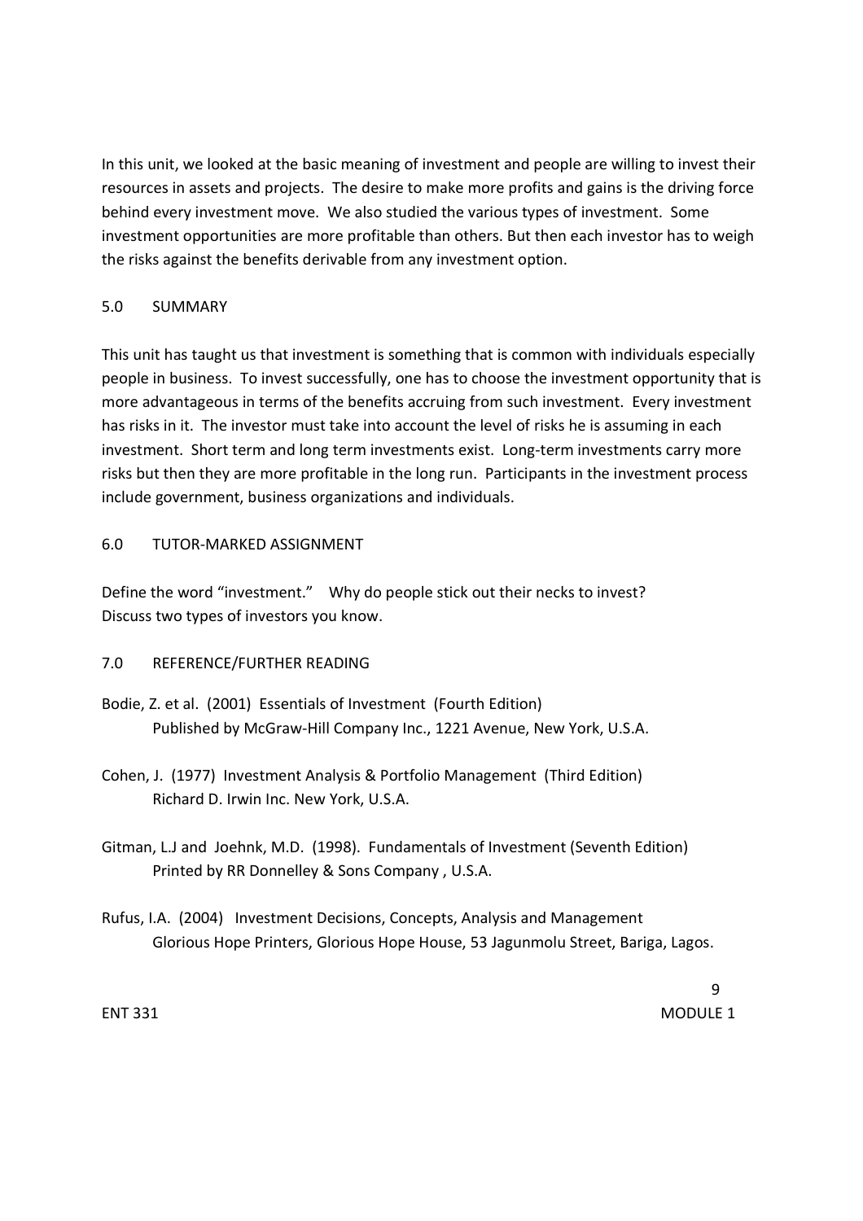In this unit, we looked at the basic meaning of investment and people are willing to invest their resources in assets and projects. The desire to make more profits and gains is the driving force behind every investment move. We also studied the various types of investment. Some investment opportunities are more profitable than others. But then each investor has to weigh the risks against the benefits derivable from any investment option.

## 5.0 SUMMARY

This unit has taught us that investment is something that is common with individuals especially people in business. To invest successfully, one has to choose the investment opportunity that is more advantageous in terms of the benefits accruing from such investment. Every investment has risks in it. The investor must take into account the level of risks he is assuming in each investment. Short term and long term investments exist. Long-term investments carry more risks but then they are more profitable in the long run. Participants in the investment process include government, business organizations and individuals.

## 6.0 TUTOR-MARKED ASSIGNMENT

Define the word "investment." Why do people stick out their necks to invest?
Discuss two types of investors you know.

## 7.0 REFERENCE/FURTHER READING

Bodie, Z. et al. (2001) Essentials of Investment (Fourth Edition)
Published by McGraw-Hill Company Inc., 1221 Avenue, New York, U.S.A.

Cohen, J. (1977) Investment Analysis & Portfolio Management (Third Edition)
Richard D. Irwin Inc. New York, U.S.A.

Gitman, L.J and Joehnk, M.D. (1998). Fundamentals of Investment (Seventh Edition)
Printed by RR Donnelley & Sons Company , U.S.A.

Rufus, I.A. (2004) Investment Decisions, Concepts, Analysis and Management
Glorious Hope Printers, Glorious Hope House, 53 Jagunmolu Street, Bariga, Lagos.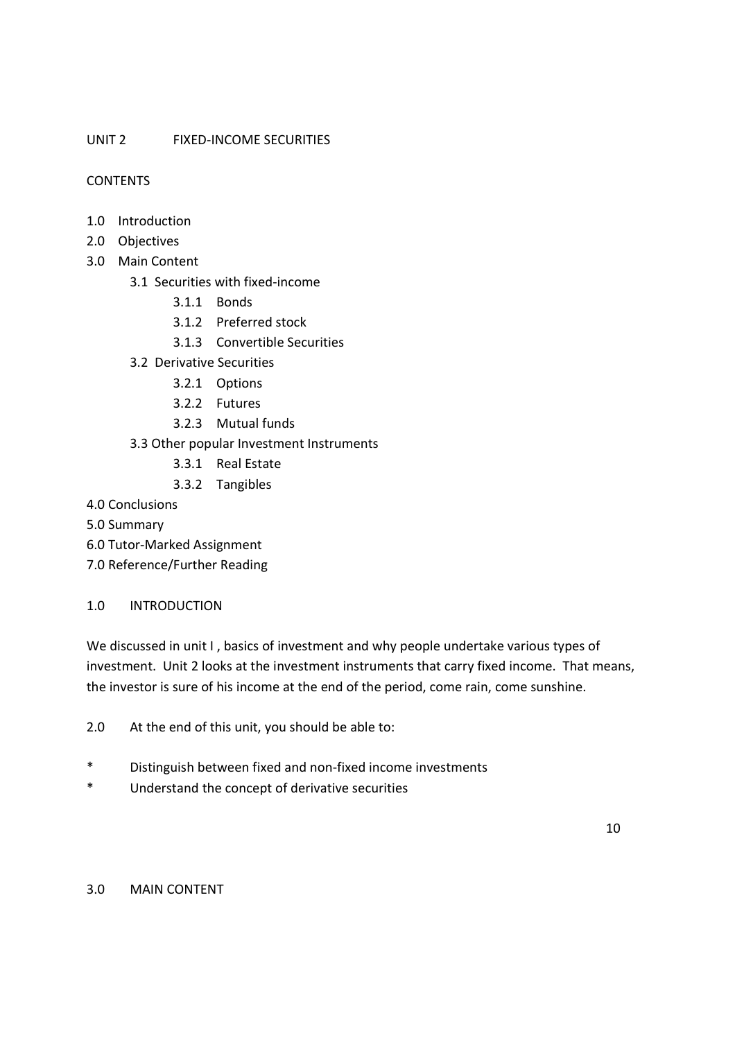## UNIT 2 FIXED-INCOME SECURITIES

CONTENTS

1.0 Introduction
2.0 Objectives
3.0 Main Content
    3.1 Securities with fixed-income
        3.1.1 Bonds
        3.1.2 Preferred stock
        3.1.3 Convertible Securities
    3.2 Derivative Securities
        3.2.1 Options
        3.2.2 Futures
        3.2.3 Mutual funds
    3.3 Other popular Investment Instruments
        3.3.1 Real Estate
        3.3.2 Tangibles
4.0 Conclusions
5.0 Summary
6.0 Tutor-Marked Assignment
7.0 Reference/Further Reading

### 1.0 INTRODUCTION

We discussed in unit I , basics of investment and why people undertake various types of investment. Unit 2 looks at the investment instruments that carry fixed income. That means, the investor is sure of his income at the end of the period, come rain, come sunshine.

2.0 At the end of this unit, you should be able to:

* Distinguish between fixed and non-fixed income investments
* Understand the concept of derivative securities

### 3.0 MAIN CONTENT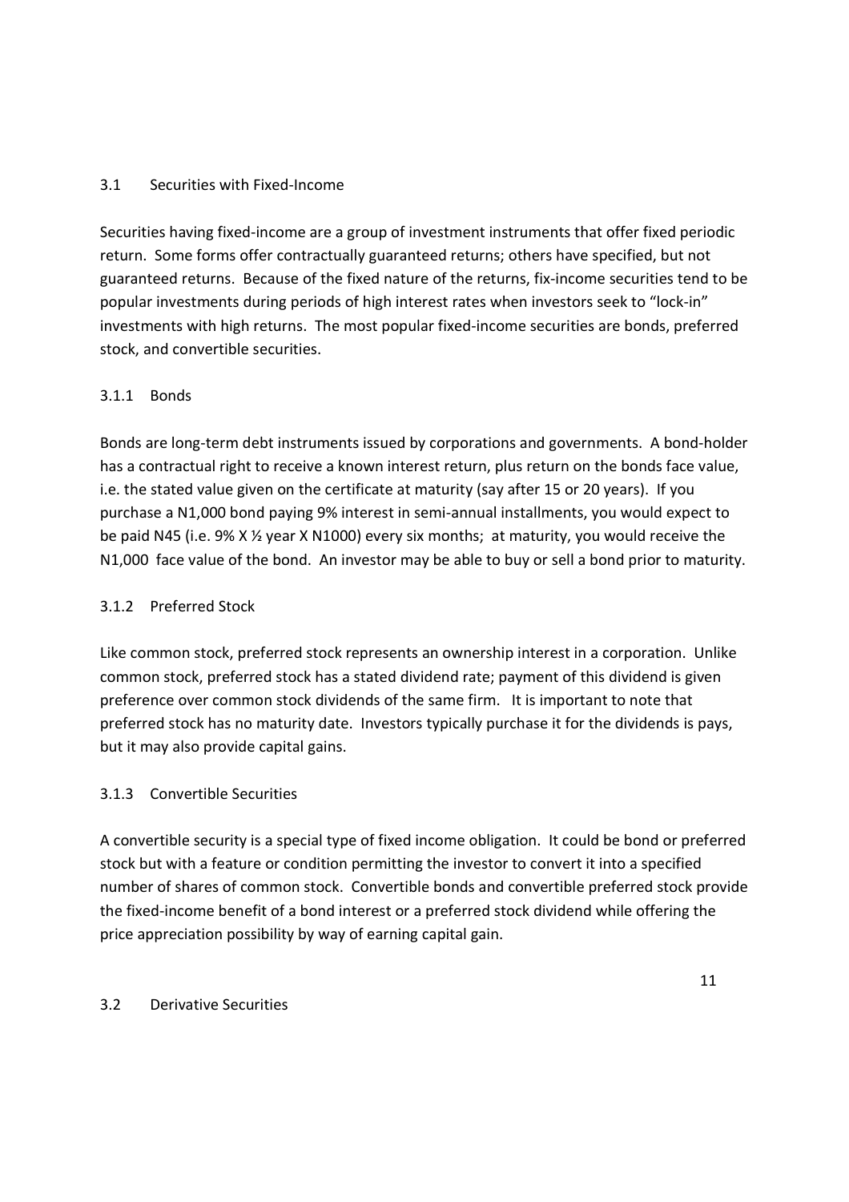## 3.1 Securities with Fixed-Income

Securities having fixed-income are a group of investment instruments that offer fixed periodic return. Some forms offer contractually guaranteed returns; others have specified, but not guaranteed returns. Because of the fixed nature of the returns, fix-income securities tend to be popular investments during periods of high interest rates when investors seek to "lock-in" investments with high returns. The most popular fixed-income securities are bonds, preferred stock, and convertible securities.

### 3.1.1 Bonds

Bonds are long-term debt instruments issued by corporations and governments. A bond-holder has a contractual right to receive a known interest return, plus return on the bonds face value, i.e. the stated value given on the certificate at maturity (say after 15 or 20 years). If you purchase a N1,000 bond paying 9% interest in semi-annual installments, you would expect to be paid N45 (i.e. 9% X ½ year X N1000) every six months; at maturity, you would receive the N1,000 face value of the bond. An investor may be able to buy or sell a bond prior to maturity.

### 3.1.2 Preferred Stock

Like common stock, preferred stock represents an ownership interest in a corporation. Unlike common stock, preferred stock has a stated dividend rate; payment of this dividend is given preference over common stock dividends of the same firm. It is important to note that preferred stock has no maturity date. Investors typically purchase it for the dividends is pays, but it may also provide capital gains.

### 3.1.3 Convertible Securities

A convertible security is a special type of fixed income obligation. It could be bond or preferred stock but with a feature or condition permitting the investor to convert it into a specified number of shares of common stock. Convertible bonds and convertible preferred stock provide the fixed-income benefit of a bond interest or a preferred stock dividend while offering the price appreciation possibility by way of earning capital gain.

## 3.2 Derivative Securities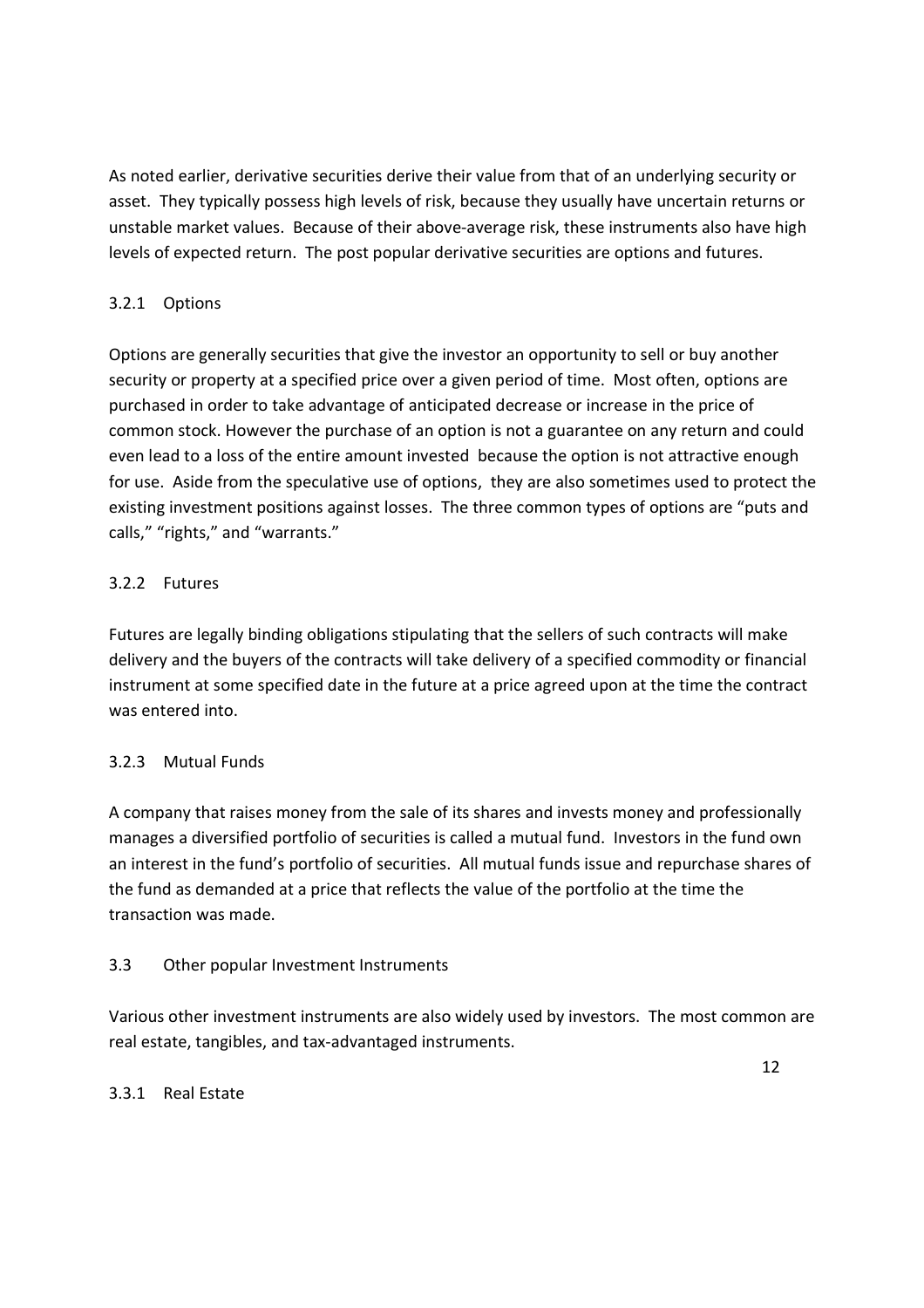As noted earlier, derivative securities derive their value from that of an underlying security or asset. They typically possess high levels of risk, because they usually have uncertain returns or unstable market values. Because of their above-average risk, these instruments also have high levels of expected return. The post popular derivative securities are options and futures.

### 3.2.1 Options

Options are generally securities that give the investor an opportunity to sell or buy another security or property at a specified price over a given period of time. Most often, options are purchased in order to take advantage of anticipated decrease or increase in the price of common stock. However the purchase of an option is not a guarantee on any return and could even lead to a loss of the entire amount invested because the option is not attractive enough for use. Aside from the speculative use of options, they are also sometimes used to protect the existing investment positions against losses. The three common types of options are "puts and calls," "rights," and "warrants."

### 3.2.2 Futures

Futures are legally binding obligations stipulating that the sellers of such contracts will make delivery and the buyers of the contracts will take delivery of a specified commodity or financial instrument at some specified date in the future at a price agreed upon at the time the contract was entered into.

### 3.2.3 Mutual Funds

A company that raises money from the sale of its shares and invests money and professionally manages a diversified portfolio of securities is called a mutual fund. Investors in the fund own an interest in the fund's portfolio of securities. All mutual funds issue and repurchase shares of the fund as demanded at a price that reflects the value of the portfolio at the time the transaction was made.

## 3.3 Other popular Investment Instruments

Various other investment instruments are also widely used by investors. The most common are real estate, tangibles, and tax-advantaged instruments.

### 3.3.1 Real Estate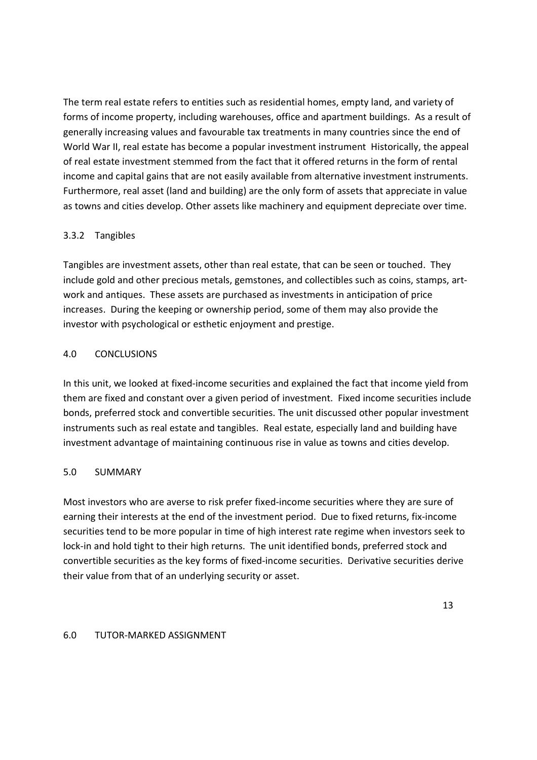The term real estate refers to entities such as residential homes, empty land, and variety of forms of income property, including warehouses, office and apartment buildings. As a result of generally increasing values and favourable tax treatments in many countries since the end of World War II, real estate has become a popular investment instrument Historically, the appeal of real estate investment stemmed from the fact that it offered returns in the form of rental income and capital gains that are not easily available from alternative investment instruments. Furthermore, real asset (land and building) are the only form of assets that appreciate in value as towns and cities develop. Other assets like machinery and equipment depreciate over time.

### 3.3.2 Tangibles

Tangibles are investment assets, other than real estate, that can be seen or touched. They include gold and other precious metals, gemstones, and collectibles such as coins, stamps, art-work and antiques. These assets are purchased as investments in anticipation of price increases. During the keeping or ownership period, some of them may also provide the investor with psychological or esthetic enjoyment and prestige.

## 4.0 CONCLUSIONS

In this unit, we looked at fixed-income securities and explained the fact that income yield from them are fixed and constant over a given period of investment. Fixed income securities include bonds, preferred stock and convertible securities. The unit discussed other popular investment instruments such as real estate and tangibles. Real estate, especially land and building have investment advantage of maintaining continuous rise in value as towns and cities develop.

## 5.0 SUMMARY

Most investors who are averse to risk prefer fixed-income securities where they are sure of earning their interests at the end of the investment period. Due to fixed returns, fix-income securities tend to be more popular in time of high interest rate regime when investors seek to lock-in and hold tight to their high returns. The unit identified bonds, preferred stock and convertible securities as the key forms of fixed-income securities. Derivative securities derive their value from that of an underlying security or asset.

## 6.0 TUTOR-MARKED ASSIGNMENT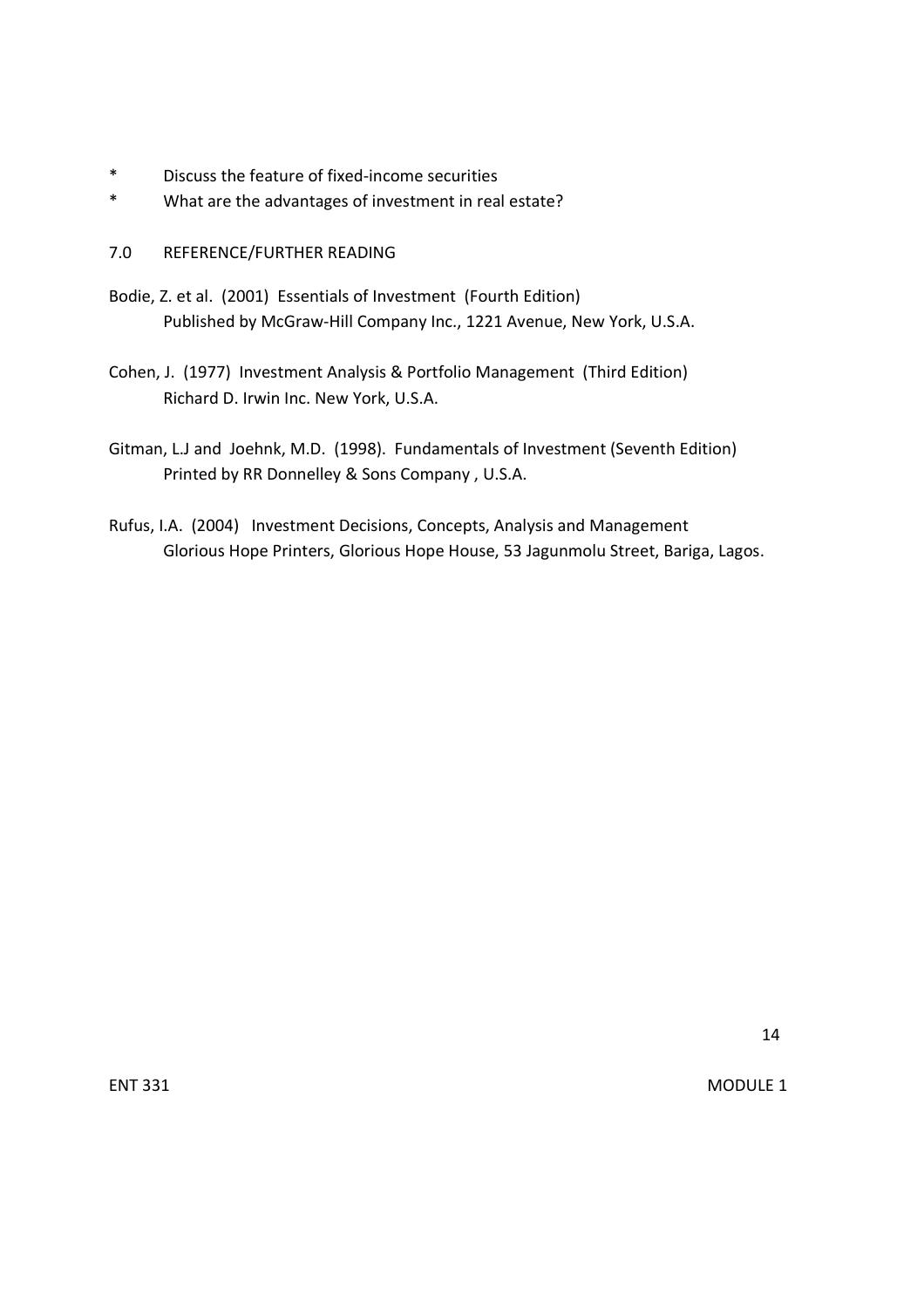* Discuss the feature of fixed-income securities
* What are the advantages of investment in real estate?

## 7.0 REFERENCE/FURTHER READING

Bodie, Z. et al. (2001) Essentials of Investment (Fourth Edition)
Published by McGraw-Hill Company Inc., 1221 Avenue, New York, U.S.A.

Cohen, J. (1977) Investment Analysis & Portfolio Management (Third Edition)
Richard D. Irwin Inc. New York, U.S.A.

Gitman, L.J and Joehnk, M.D. (1998). Fundamentals of Investment (Seventh Edition)
Printed by RR Donnelley & Sons Company , U.S.A.

Rufus, I.A. (2004) Investment Decisions, Concepts, Analysis and Management
Glorious Hope Printers, Glorious Hope House, 53 Jagunmolu Street, Bariga, Lagos.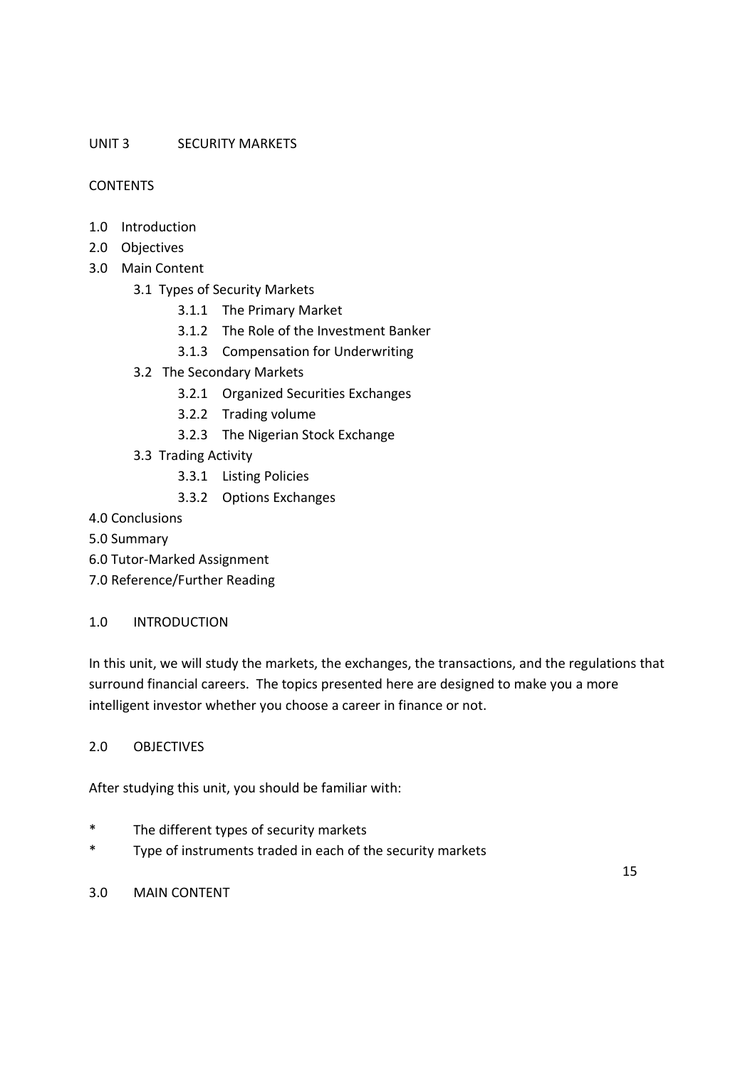## UNIT 3 SECURITY MARKETS

### CONTENTS

- 1.0 Introduction
- 2.0 Objectives
- 3.0 Main Content
  - 3.1 Types of Security Markets
    - 3.1.1 The Primary Market
    - 3.1.2 The Role of the Investment Banker
    - 3.1.3 Compensation for Underwriting
  - 3.2 The Secondary Markets
    - 3.2.1 Organized Securities Exchanges
    - 3.2.2 Trading volume
    - 3.2.3 The Nigerian Stock Exchange
  - 3.3 Trading Activity
    - 3.3.1 Listing Policies
    - 3.3.2 Options Exchanges
- 4.0 Conclusions
- 5.0 Summary
- 6.0 Tutor-Marked Assignment
- 7.0 Reference/Further Reading

### 1.0 INTRODUCTION

In this unit, we will study the markets, the exchanges, the transactions, and the regulations that surround financial careers. The topics presented here are designed to make you a more intelligent investor whether you choose a career in finance or not.

### 2.0 OBJECTIVES

After studying this unit, you should be familiar with:

- The different types of security markets
- Type of instruments traded in each of the security markets

### 3.0 MAIN CONTENT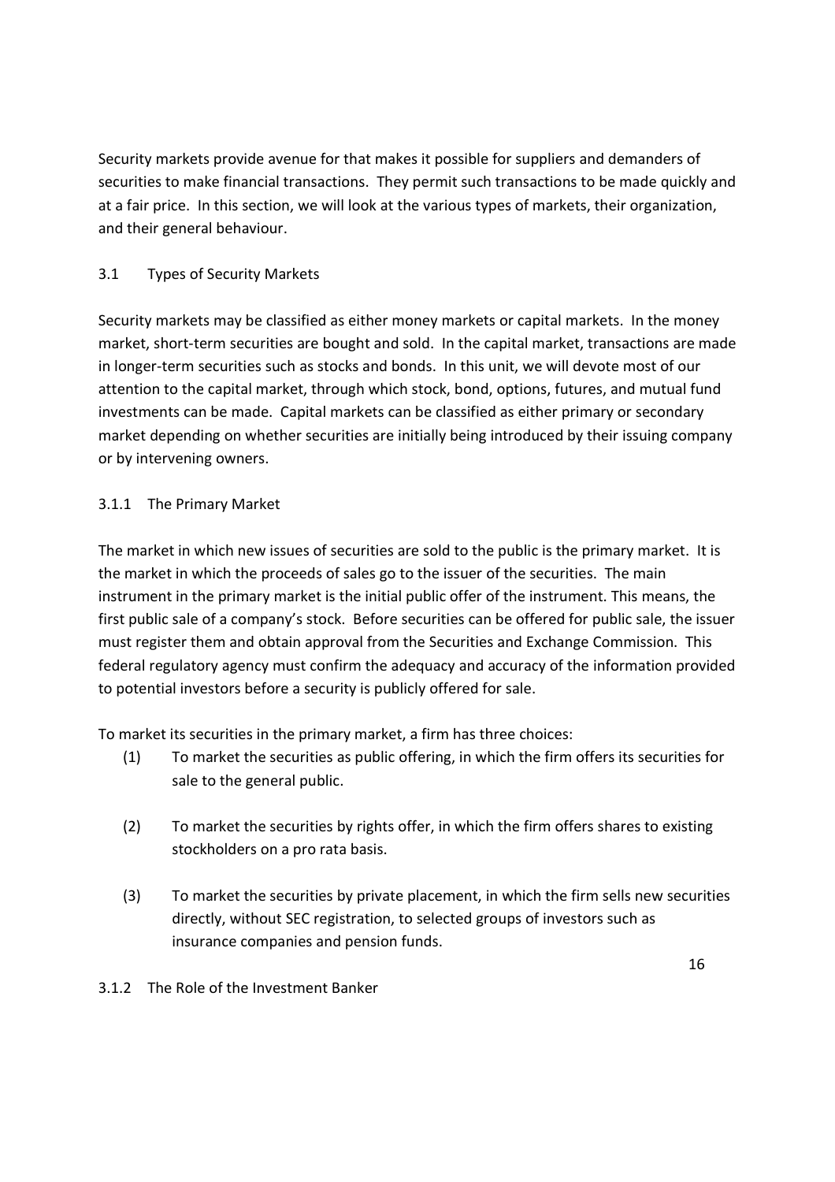Security markets provide avenue for that makes it possible for suppliers and demanders of securities to make financial transactions. They permit such transactions to be made quickly and at a fair price. In this section, we will look at the various types of markets, their organization, and their general behaviour.

## 3.1 Types of Security Markets

Security markets may be classified as either money markets or capital markets. In the money market, short-term securities are bought and sold. In the capital market, transactions are made in longer-term securities such as stocks and bonds. In this unit, we will devote most of our attention to the capital market, through which stock, bond, options, futures, and mutual fund investments can be made. Capital markets can be classified as either primary or secondary market depending on whether securities are initially being introduced by their issuing company or by intervening owners.

### 3.1.1 The Primary Market

The market in which new issues of securities are sold to the public is the primary market. It is the market in which the proceeds of sales go to the issuer of the securities. The main instrument in the primary market is the initial public offer of the instrument. This means, the first public sale of a company's stock. Before securities can be offered for public sale, the issuer must register them and obtain approval from the Securities and Exchange Commission. This federal regulatory agency must confirm the adequacy and accuracy of the information provided to potential investors before a security is publicly offered for sale.

To market its securities in the primary market, a firm has three choices:

(1) To market the securities as public offering, in which the firm offers its securities for sale to the general public.

(2) To market the securities by rights offer, in which the firm offers shares to existing stockholders on a pro rata basis.

(3) To market the securities by private placement, in which the firm sells new securities directly, without SEC registration, to selected groups of investors such as insurance companies and pension funds.

### 3.1.2 The Role of the Investment Banker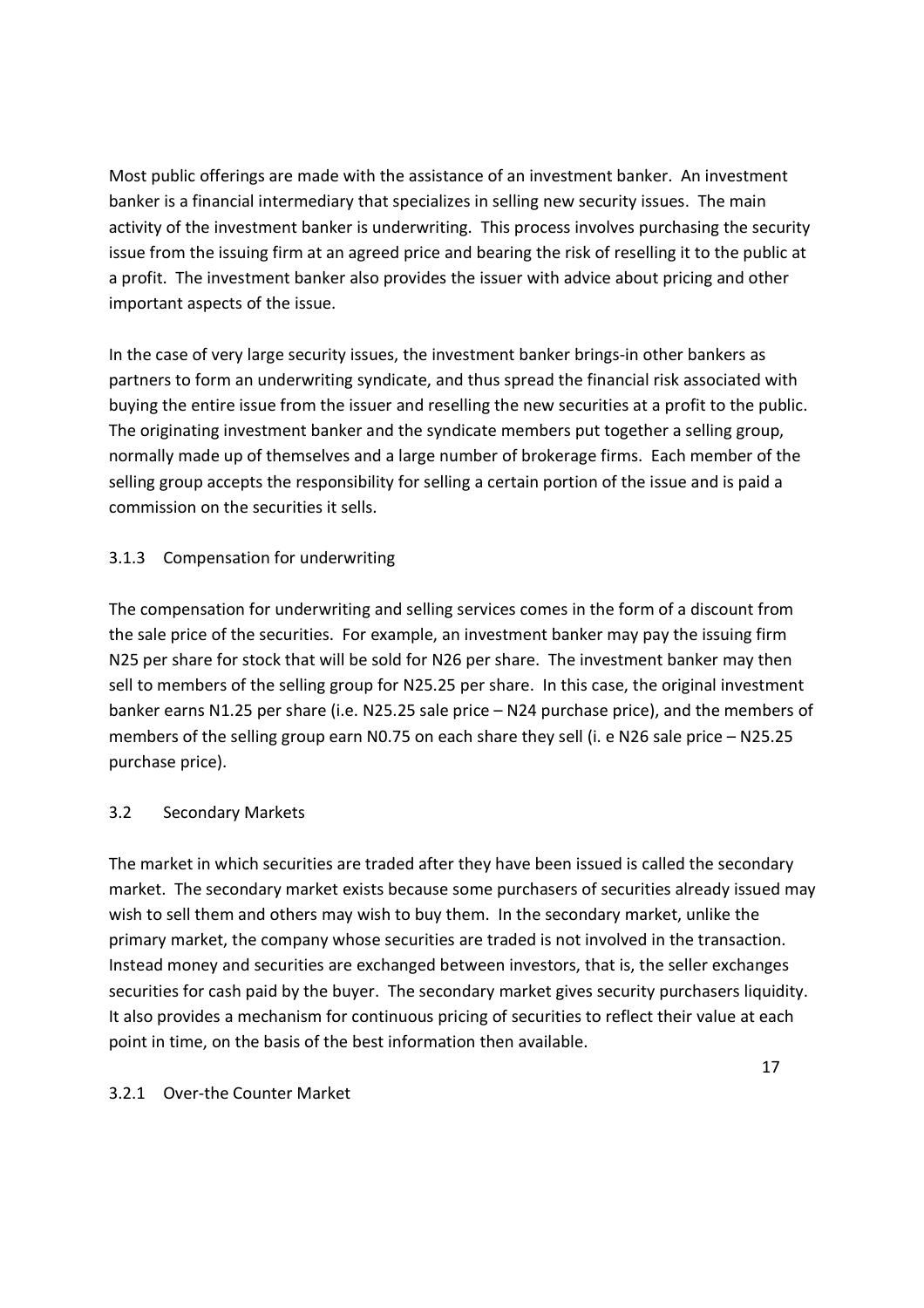Most public offerings are made with the assistance of an investment banker. An investment banker is a financial intermediary that specializes in selling new security issues. The main activity of the investment banker is underwriting. This process involves purchasing the security issue from the issuing firm at an agreed price and bearing the risk of reselling it to the public at a profit. The investment banker also provides the issuer with advice about pricing and other important aspects of the issue.

In the case of very large security issues, the investment banker brings-in other bankers as partners to form an underwriting syndicate, and thus spread the financial risk associated with buying the entire issue from the issuer and reselling the new securities at a profit to the public. The originating investment banker and the syndicate members put together a selling group, normally made up of themselves and a large number of brokerage firms. Each member of the selling group accepts the responsibility for selling a certain portion of the issue and is paid a commission on the securities it sells.

### 3.1.3 Compensation for underwriting

The compensation for underwriting and selling services comes in the form of a discount from the sale price of the securities. For example, an investment banker may pay the issuing firm N25 per share for stock that will be sold for N26 per share. The investment banker may then sell to members of the selling group for N25.25 per share. In this case, the original investment banker earns N1.25 per share (i.e. N25.25 sale price – N24 purchase price), and the members of members of the selling group earn N0.75 on each share they sell (i. e N26 sale price – N25.25 purchase price).

## 3.2 Secondary Markets

The market in which securities are traded after they have been issued is called the secondary market. The secondary market exists because some purchasers of securities already issued may wish to sell them and others may wish to buy them. In the secondary market, unlike the primary market, the company whose securities are traded is not involved in the transaction. Instead money and securities are exchanged between investors, that is, the seller exchanges securities for cash paid by the buyer. The secondary market gives security purchasers liquidity. It also provides a mechanism for continuous pricing of securities to reflect their value at each point in time, on the basis of the best information then available.

### 3.2.1 Over-the Counter Market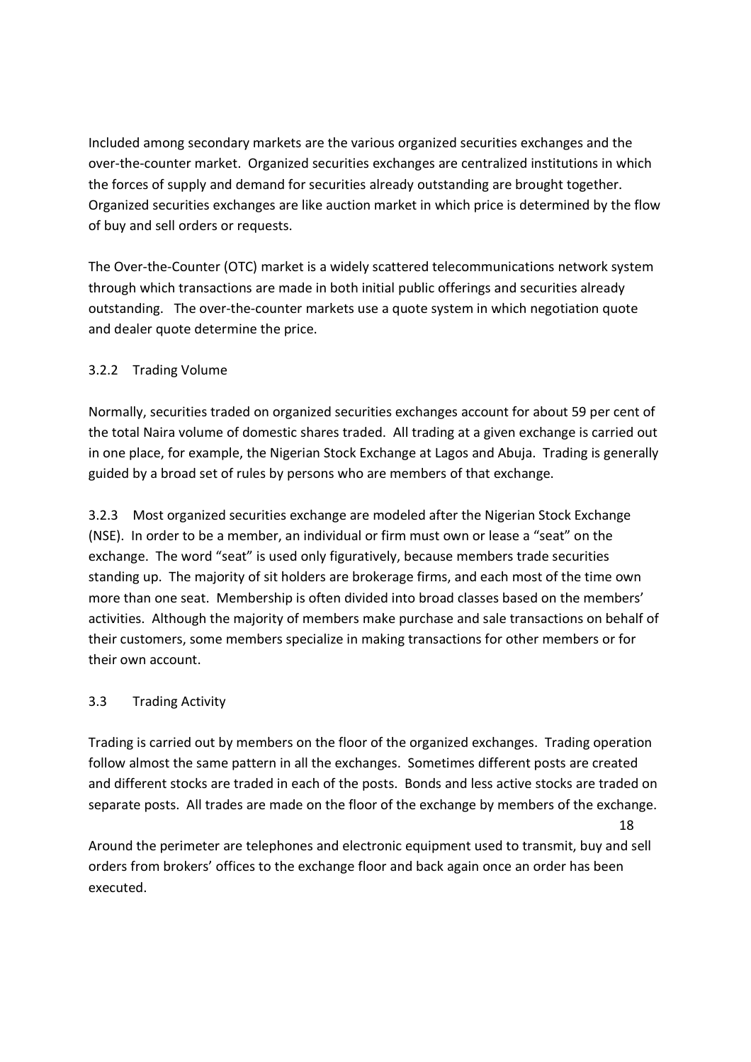Included among secondary markets are the various organized securities exchanges and the over-the-counter market. Organized securities exchanges are centralized institutions in which the forces of supply and demand for securities already outstanding are brought together. Organized securities exchanges are like auction market in which price is determined by the flow of buy and sell orders or requests.

The Over-the-Counter (OTC) market is a widely scattered telecommunications network system through which transactions are made in both initial public offerings and securities already outstanding. The over-the-counter markets use a quote system in which negotiation quote and dealer quote determine the price.

### 3.2.2 Trading Volume

Normally, securities traded on organized securities exchanges account for about 59 per cent of the total Naira volume of domestic shares traded. All trading at a given exchange is carried out in one place, for example, the Nigerian Stock Exchange at Lagos and Abuja. Trading is generally guided by a broad set of rules by persons who are members of that exchange.

3.2.3 Most organized securities exchange are modeled after the Nigerian Stock Exchange (NSE). In order to be a member, an individual or firm must own or lease a "seat" on the exchange. The word "seat" is used only figuratively, because members trade securities standing up. The majority of sit holders are brokerage firms, and each most of the time own more than one seat. Membership is often divided into broad classes based on the members' activities. Although the majority of members make purchase and sale transactions on behalf of their customers, some members specialize in making transactions for other members or for their own account.

## 3.3 Trading Activity

Trading is carried out by members on the floor of the organized exchanges. Trading operation follow almost the same pattern in all the exchanges. Sometimes different posts are created and different stocks are traded in each of the posts. Bonds and less active stocks are traded on separate posts. All trades are made on the floor of the exchange by members of the exchange.

Around the perimeter are telephones and electronic equipment used to transmit, buy and sell orders from brokers' offices to the exchange floor and back again once an order has been executed.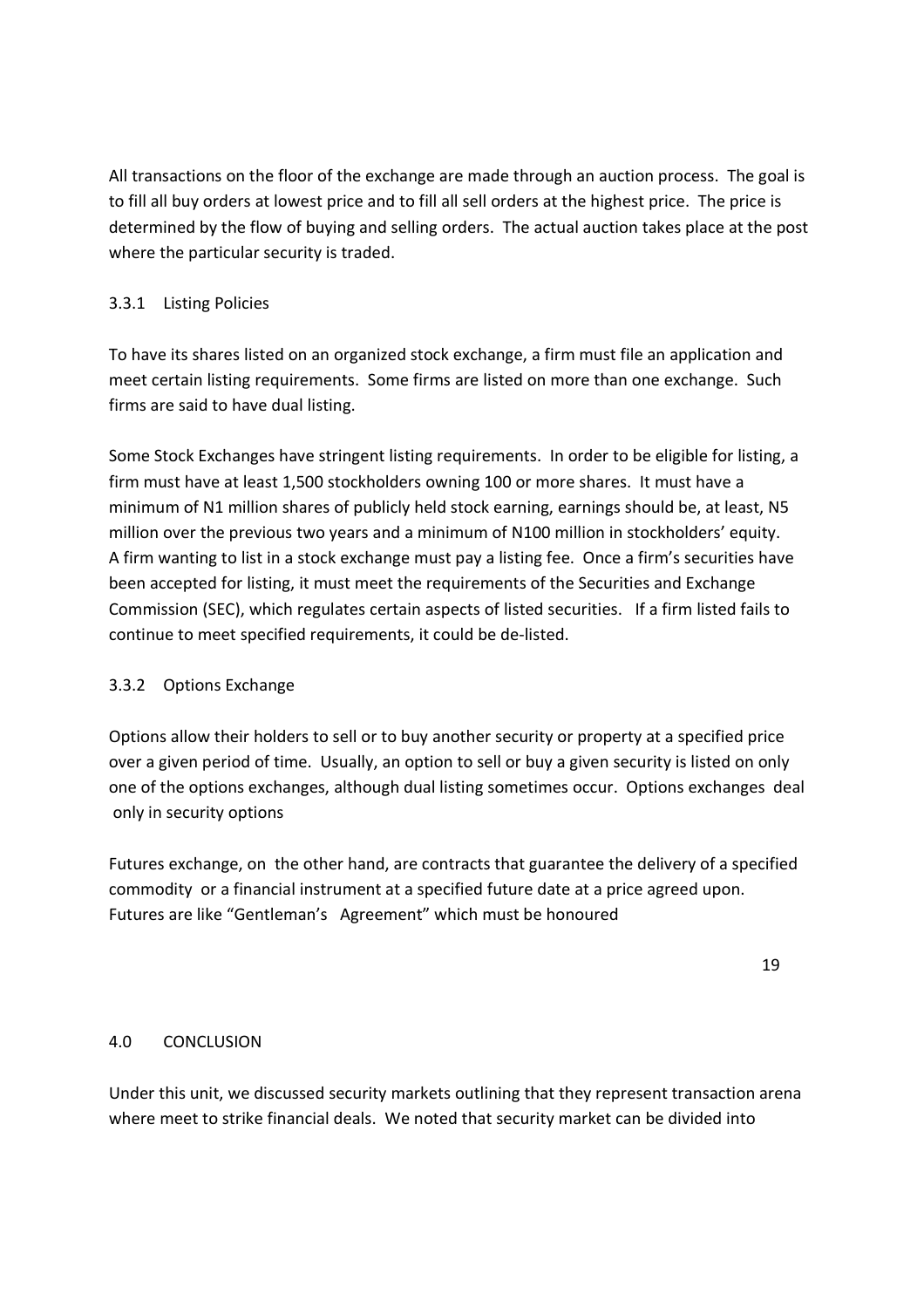All transactions on the floor of the exchange are made through an auction process. The goal is to fill all buy orders at lowest price and to fill all sell orders at the highest price. The price is determined by the flow of buying and selling orders. The actual auction takes place at the post where the particular security is traded.

### 3.3.1 Listing Policies

To have its shares listed on an organized stock exchange, a firm must file an application and meet certain listing requirements. Some firms are listed on more than one exchange. Such firms are said to have dual listing.

Some Stock Exchanges have stringent listing requirements. In order to be eligible for listing, a firm must have at least 1,500 stockholders owning 100 or more shares. It must have a minimum of N1 million shares of publicly held stock earning, earnings should be, at least, N5 million over the previous two years and a minimum of N100 million in stockholders' equity. A firm wanting to list in a stock exchange must pay a listing fee. Once a firm's securities have been accepted for listing, it must meet the requirements of the Securities and Exchange Commission (SEC), which regulates certain aspects of listed securities. If a firm listed fails to continue to meet specified requirements, it could be de-listed.

### 3.3.2 Options Exchange

Options allow their holders to sell or to buy another security or property at a specified price over a given period of time. Usually, an option to sell or buy a given security is listed on only one of the options exchanges, although dual listing sometimes occur. Options exchanges deal only in security options

Futures exchange, on the other hand, are contracts that guarantee the delivery of a specified commodity or a financial instrument at a specified future date at a price agreed upon. Futures are like "Gentleman's Agreement" which must be honoured

## 4.0 CONCLUSION

Under this unit, we discussed security markets outlining that they represent transaction arena where meet to strike financial deals. We noted that security market can be divided into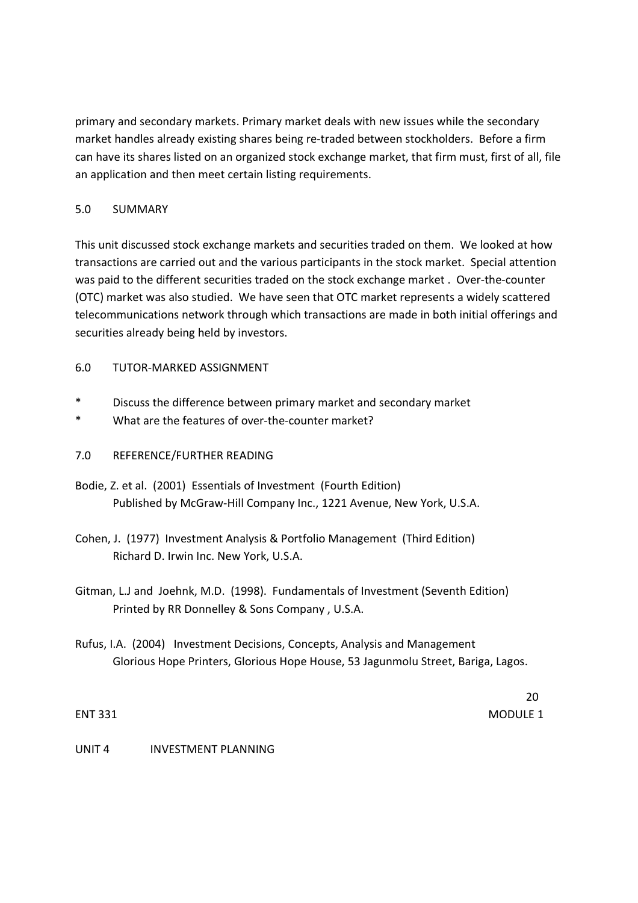primary and secondary markets. Primary market deals with new issues while the secondary market handles already existing shares being re-traded between stockholders. Before a firm can have its shares listed on an organized stock exchange market, that firm must, first of all, file an application and then meet certain listing requirements.

## 5.0 SUMMARY

This unit discussed stock exchange markets and securities traded on them. We looked at how transactions are carried out and the various participants in the stock market. Special attention was paid to the different securities traded on the stock exchange market . Over-the-counter (OTC) market was also studied. We have seen that OTC market represents a widely scattered telecommunications network through which transactions are made in both initial offerings and securities already being held by investors.

## 6.0 TUTOR-MARKED ASSIGNMENT

* Discuss the difference between primary market and secondary market
* What are the features of over-the-counter market?

## 7.0 REFERENCE/FURTHER READING

Bodie, Z. et al. (2001) Essentials of Investment (Fourth Edition)
Published by McGraw-Hill Company Inc., 1221 Avenue, New York, U.S.A.

Cohen, J. (1977) Investment Analysis & Portfolio Management (Third Edition)
Richard D. Irwin Inc. New York, U.S.A.

Gitman, L.J and Joehnk, M.D. (1998). Fundamentals of Investment (Seventh Edition)
Printed by RR Donnelley & Sons Company , U.S.A.

Rufus, I.A. (2004) Investment Decisions, Concepts, Analysis and Management
Glorious Hope Printers, Glorious Hope House, 53 Jagunmolu Street, Bariga, Lagos.

# UNIT 4 INVESTMENT PLANNING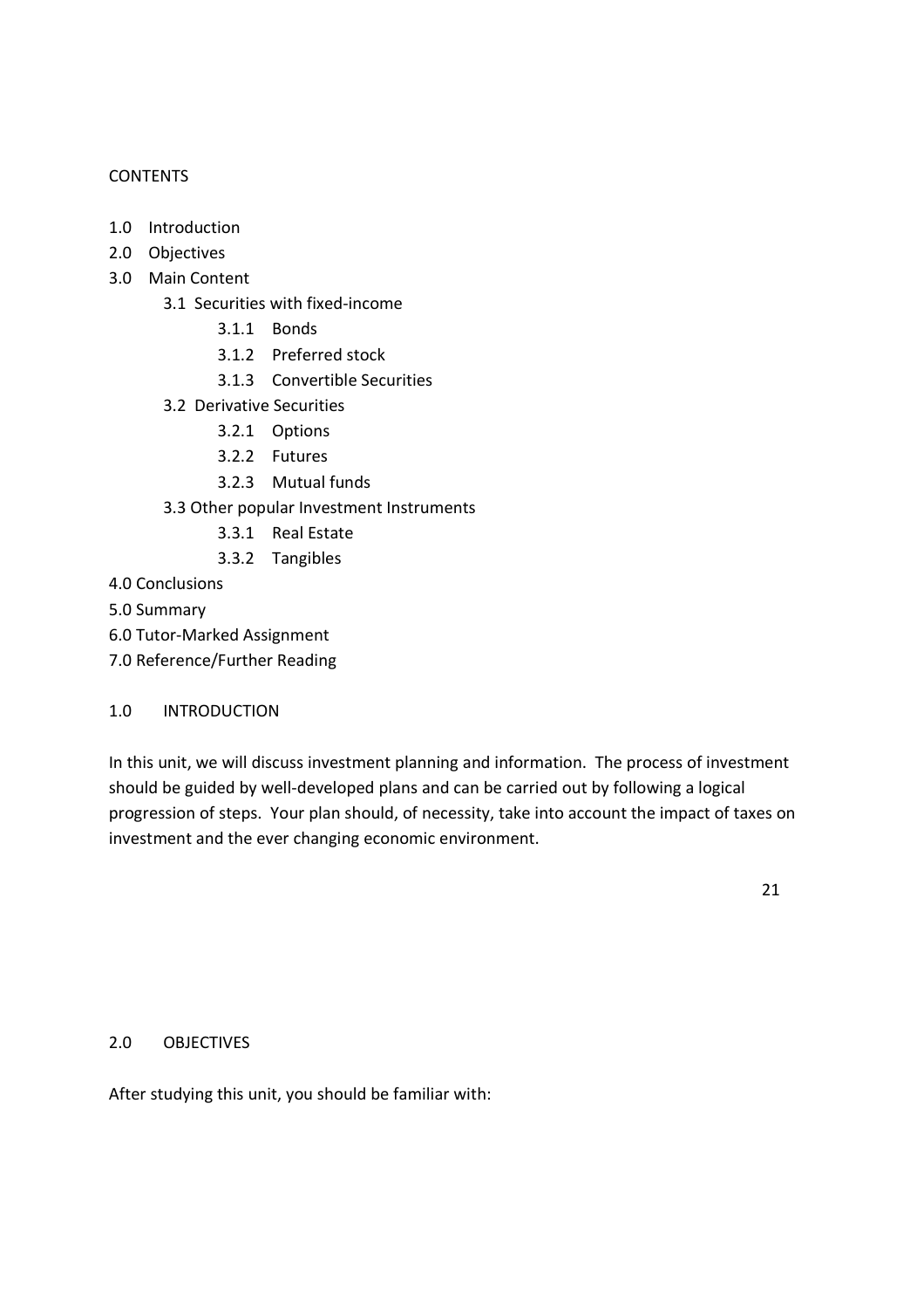CONTENTS

- 1.0 Introduction
- 2.0 Objectives
- 3.0 Main Content
    - 3.1 Securities with fixed-income
        - 3.1.1 Bonds
        - 3.1.2 Preferred stock
        - 3.1.3 Convertible Securities
    - 3.2 Derivative Securities
        - 3.2.1 Options
        - 3.2.2 Futures
        - 3.2.3 Mutual funds
    - 3.3 Other popular Investment Instruments
        - 3.3.1 Real Estate
        - 3.3.2 Tangibles
- 4.0 Conclusions
- 5.0 Summary
- 6.0 Tutor-Marked Assignment
- 7.0 Reference/Further Reading

## 1.0 INTRODUCTION

In this unit, we will discuss investment planning and information. The process of investment should be guided by well-developed plans and can be carried out by following a logical progression of steps. Your plan should, of necessity, take into account the impact of taxes on investment and the ever changing economic environment.

## 2.0 OBJECTIVES

After studying this unit, you should be familiar with: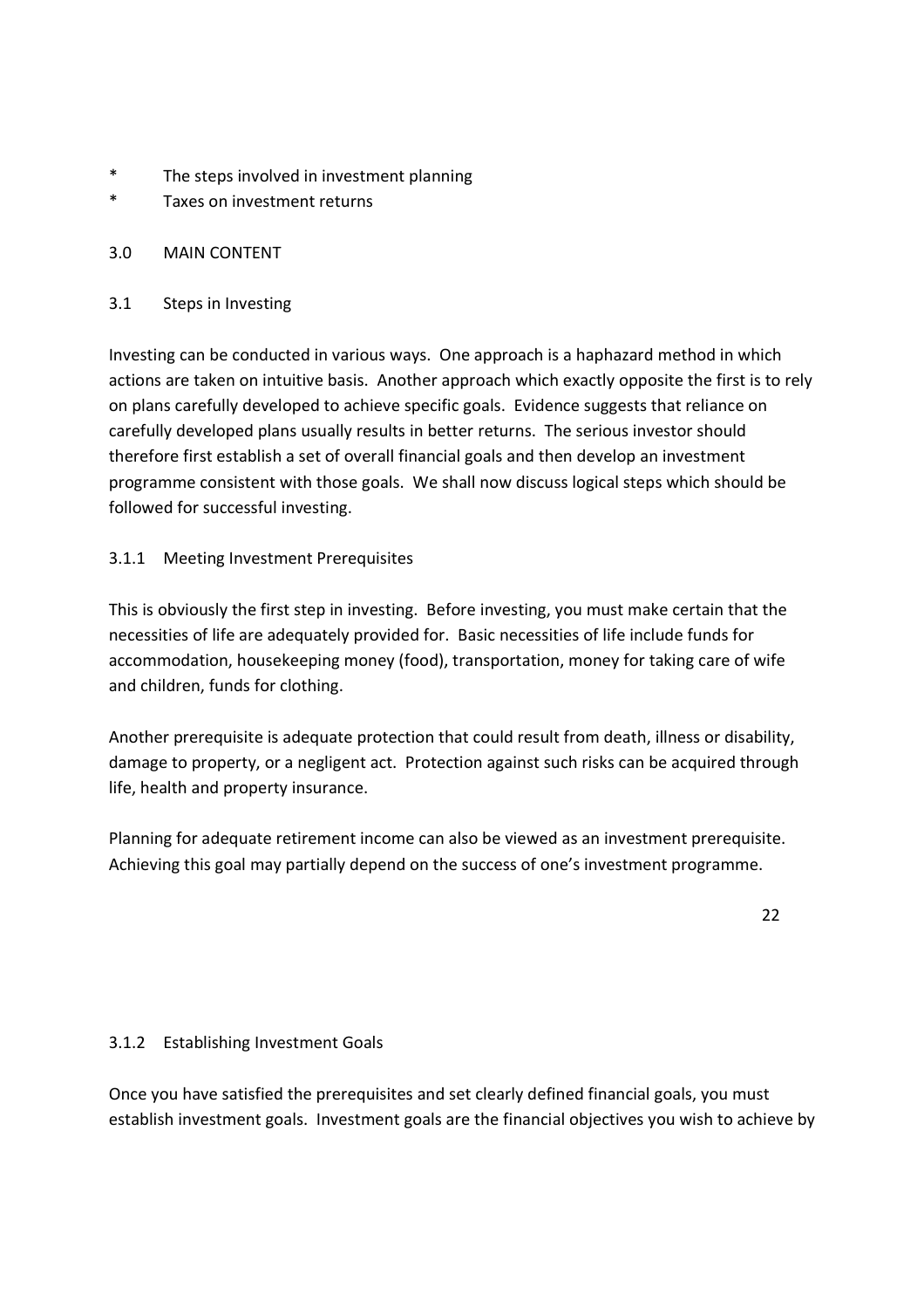* The steps involved in investment planning
* Taxes on investment returns

## 3.0 MAIN CONTENT

### 3.1 Steps in Investing

Investing can be conducted in various ways. One approach is a haphazard method in which actions are taken on intuitive basis. Another approach which exactly opposite the first is to rely on plans carefully developed to achieve specific goals. Evidence suggests that reliance on carefully developed plans usually results in better returns. The serious investor should therefore first establish a set of overall financial goals and then develop an investment programme consistent with those goals. We shall now discuss logical steps which should be followed for successful investing.

#### 3.1.1 Meeting Investment Prerequisites

This is obviously the first step in investing. Before investing, you must make certain that the necessities of life are adequately provided for. Basic necessities of life include funds for accommodation, housekeeping money (food), transportation, money for taking care of wife and children, funds for clothing.

Another prerequisite is adequate protection that could result from death, illness or disability, damage to property, or a negligent act. Protection against such risks can be acquired through life, health and property insurance.

Planning for adequate retirement income can also be viewed as an investment prerequisite. Achieving this goal may partially depend on the success of one's investment programme.

#### 3.1.2 Establishing Investment Goals

Once you have satisfied the prerequisites and set clearly defined financial goals, you must establish investment goals. Investment goals are the financial objectives you wish to achieve by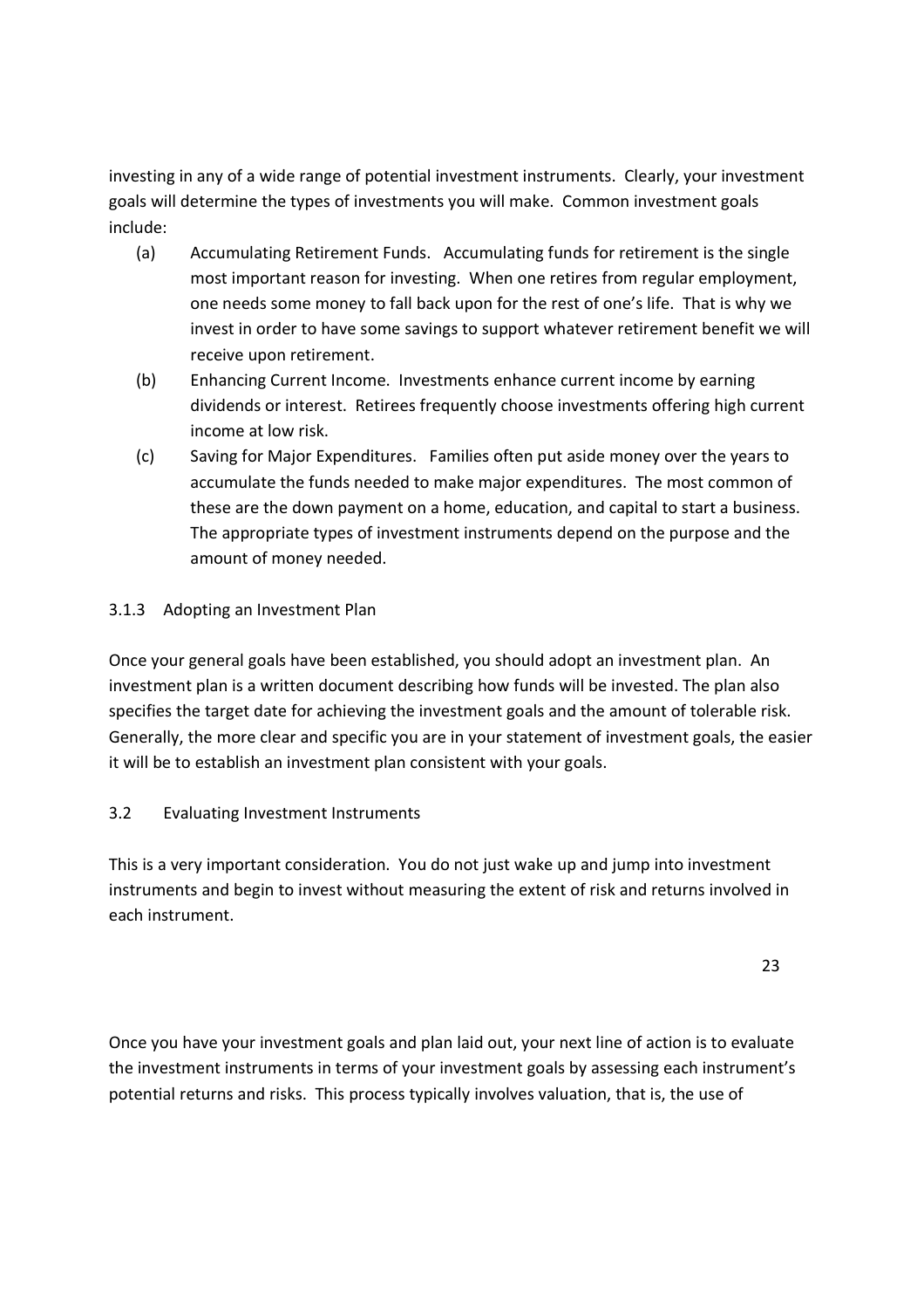investing in any of a wide range of potential investment instruments. Clearly, your investment goals will determine the types of investments you will make. Common investment goals include:

(a) Accumulating Retirement Funds. Accumulating funds for retirement is the single most important reason for investing. When one retires from regular employment, one needs some money to fall back upon for the rest of one's life. That is why we invest in order to have some savings to support whatever retirement benefit we will receive upon retirement.

(b) Enhancing Current Income. Investments enhance current income by earning dividends or interest. Retirees frequently choose investments offering high current income at low risk.

(c) Saving for Major Expenditures. Families often put aside money over the years to accumulate the funds needed to make major expenditures. The most common of these are the down payment on a home, education, and capital to start a business. The appropriate types of investment instruments depend on the purpose and the amount of money needed.

### 3.1.3 Adopting an Investment Plan

Once your general goals have been established, you should adopt an investment plan. An investment plan is a written document describing how funds will be invested. The plan also specifies the target date for achieving the investment goals and the amount of tolerable risk. Generally, the more clear and specific you are in your statement of investment goals, the easier it will be to establish an investment plan consistent with your goals.

## 3.2 Evaluating Investment Instruments

This is a very important consideration. You do not just wake up and jump into investment instruments and begin to invest without measuring the extent of risk and returns involved in each instrument.

Once you have your investment goals and plan laid out, your next line of action is to evaluate the investment instruments in terms of your investment goals by assessing each instrument's potential returns and risks. This process typically involves valuation, that is, the use of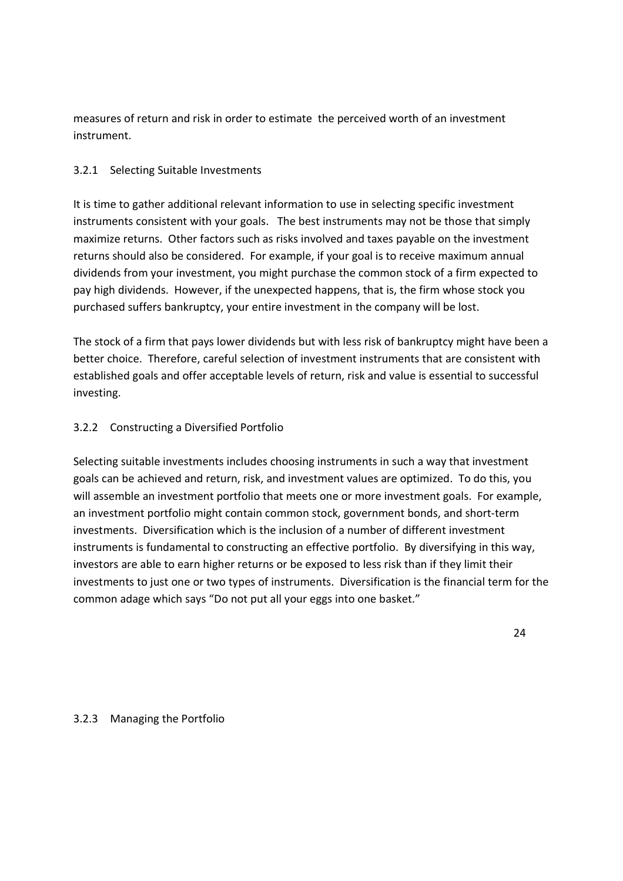measures of return and risk in order to estimate the perceived worth of an investment instrument.

### 3.2.1 Selecting Suitable Investments

It is time to gather additional relevant information to use in selecting specific investment instruments consistent with your goals. The best instruments may not be those that simply maximize returns. Other factors such as risks involved and taxes payable on the investment returns should also be considered. For example, if your goal is to receive maximum annual dividends from your investment, you might purchase the common stock of a firm expected to pay high dividends. However, if the unexpected happens, that is, the firm whose stock you purchased suffers bankruptcy, your entire investment in the company will be lost.

The stock of a firm that pays lower dividends but with less risk of bankruptcy might have been a better choice. Therefore, careful selection of investment instruments that are consistent with established goals and offer acceptable levels of return, risk and value is essential to successful investing.

### 3.2.2 Constructing a Diversified Portfolio

Selecting suitable investments includes choosing instruments in such a way that investment goals can be achieved and return, risk, and investment values are optimized. To do this, you will assemble an investment portfolio that meets one or more investment goals. For example, an investment portfolio might contain common stock, government bonds, and short-term investments. Diversification which is the inclusion of a number of different investment instruments is fundamental to constructing an effective portfolio. By diversifying in this way, investors are able to earn higher returns or be exposed to less risk than if they limit their investments to just one or two types of instruments. Diversification is the financial term for the common adage which says "Do not put all your eggs into one basket."

### 3.2.3 Managing the Portfolio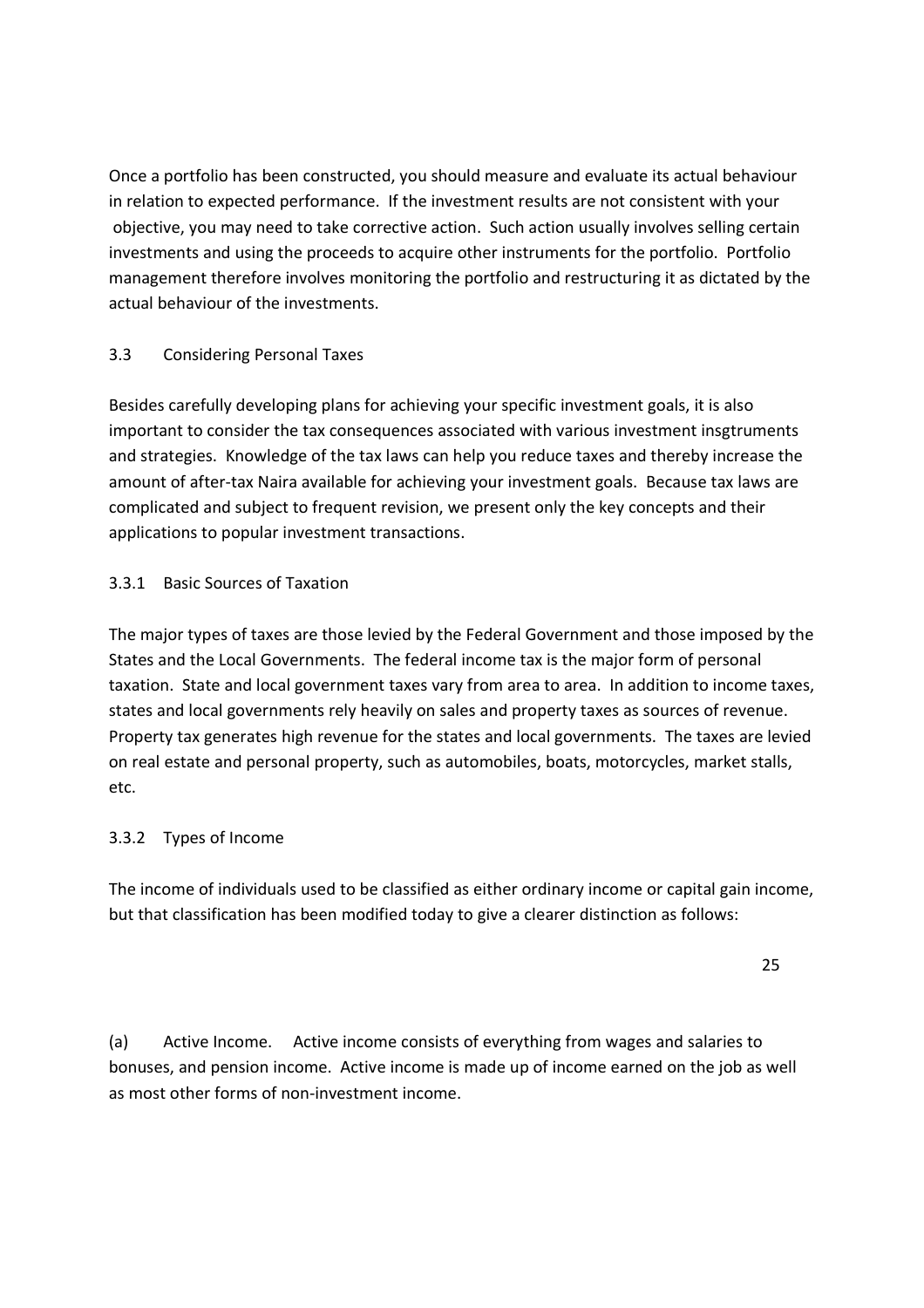Once a portfolio has been constructed, you should measure and evaluate its actual behaviour in relation to expected performance. If the investment results are not consistent with your objective, you may need to take corrective action. Such action usually involves selling certain investments and using the proceeds to acquire other instruments for the portfolio. Portfolio management therefore involves monitoring the portfolio and restructuring it as dictated by the actual behaviour of the investments.

### 3.3 Considering Personal Taxes

Besides carefully developing plans for achieving your specific investment goals, it is also important to consider the tax consequences associated with various investment insgtruments and strategies. Knowledge of the tax laws can help you reduce taxes and thereby increase the amount of after-tax Naira available for achieving your investment goals. Because tax laws are complicated and subject to frequent revision, we present only the key concepts and their applications to popular investment transactions.

#### 3.3.1 Basic Sources of Taxation

The major types of taxes are those levied by the Federal Government and those imposed by the States and the Local Governments. The federal income tax is the major form of personal taxation. State and local government taxes vary from area to area. In addition to income taxes, states and local governments rely heavily on sales and property taxes as sources of revenue. Property tax generates high revenue for the states and local governments. The taxes are levied on real estate and personal property, such as automobiles, boats, motorcycles, market stalls, etc.

#### 3.3.2 Types of Income

The income of individuals used to be classified as either ordinary income or capital gain income, but that classification has been modified today to give a clearer distinction as follows:

(a) Active Income. Active income consists of everything from wages and salaries to bonuses, and pension income. Active income is made up of income earned on the job as well as most other forms of non-investment income.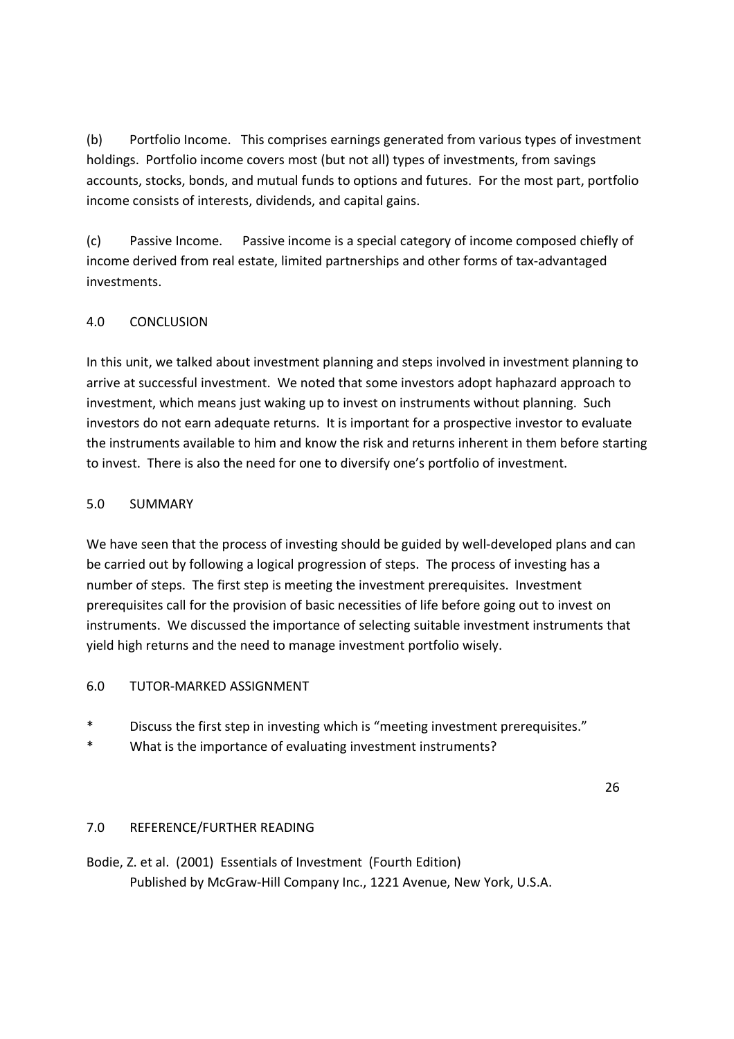(b) Portfolio Income. This comprises earnings generated from various types of investment holdings. Portfolio income covers most (but not all) types of investments, from savings accounts, stocks, bonds, and mutual funds to options and futures. For the most part, portfolio income consists of interests, dividends, and capital gains.

(c) Passive Income. Passive income is a special category of income composed chiefly of income derived from real estate, limited partnerships and other forms of tax-advantaged investments.

## 4.0 CONCLUSION

In this unit, we talked about investment planning and steps involved in investment planning to arrive at successful investment. We noted that some investors adopt haphazard approach to investment, which means just waking up to invest on instruments without planning. Such investors do not earn adequate returns. It is important for a prospective investor to evaluate the instruments available to him and know the risk and returns inherent in them before starting to invest. There is also the need for one to diversify one's portfolio of investment.

## 5.0 SUMMARY

We have seen that the process of investing should be guided by well-developed plans and can be carried out by following a logical progression of steps. The process of investing has a number of steps. The first step is meeting the investment prerequisites. Investment prerequisites call for the provision of basic necessities of life before going out to invest on instruments. We discussed the importance of selecting suitable investment instruments that yield high returns and the need to manage investment portfolio wisely.

## 6.0 TUTOR-MARKED ASSIGNMENT

* Discuss the first step in investing which is "meeting investment prerequisites."
* What is the importance of evaluating investment instruments?

## 7.0 REFERENCE/FURTHER READING

Bodie, Z. et al. (2001) Essentials of Investment (Fourth Edition) Published by McGraw-Hill Company Inc., 1221 Avenue, New York, U.S.A.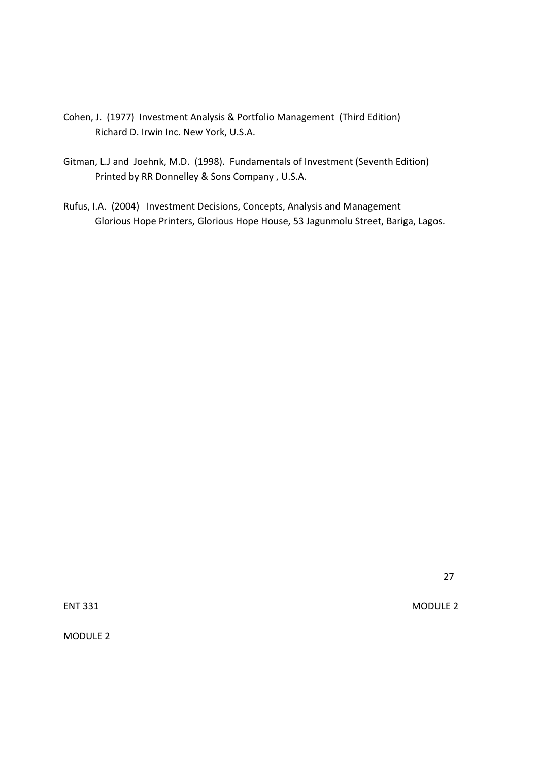Cohen, J. (1977) Investment Analysis & Portfolio Management (Third Edition)
Richard D. Irwin Inc. New York, U.S.A.

Gitman, L.J and Joehnk, M.D. (1998). Fundamentals of Investment (Seventh Edition)
Printed by RR Donnelley & Sons Company , U.S.A.

Rufus, I.A. (2004) Investment Decisions, Concepts, Analysis and Management
Glorious Hope Printers, Glorious Hope House, 53 Jagunmolu Street, Bariga, Lagos.

MODULE 2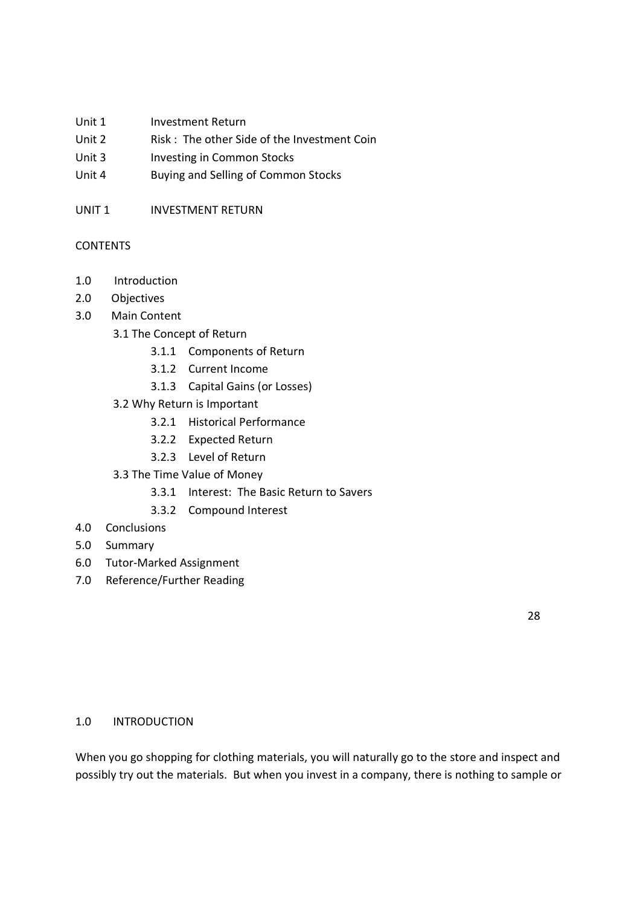Unit 1 Investment Return

Unit 2 Risk : The other Side of the Investment Coin

Unit 3 Investing in Common Stocks

Unit 4 Buying and Selling of Common Stocks

## UNIT 1 INVESTMENT RETURN

### CONTENTS

- 1.0 Introduction
- 2.0 Objectives
- 3.0 Main Content
  - 3.1 The Concept of Return
    - 3.1.1 Components of Return
    - 3.1.2 Current Income
    - 3.1.3 Capital Gains (or Losses)
  - 3.2 Why Return is Important
    - 3.2.1 Historical Performance
    - 3.2.2 Expected Return
    - 3.2.3 Level of Return
  - 3.3 The Time Value of Money
    - 3.3.1 Interest: The Basic Return to Savers
    - 3.3.2 Compound Interest
- 4.0 Conclusions
- 5.0 Summary
- 6.0 Tutor-Marked Assignment
- 7.0 Reference/Further Reading

### 1.0 INTRODUCTION

When you go shopping for clothing materials, you will naturally go to the store and inspect and possibly try out the materials. But when you invest in a company, there is nothing to sample or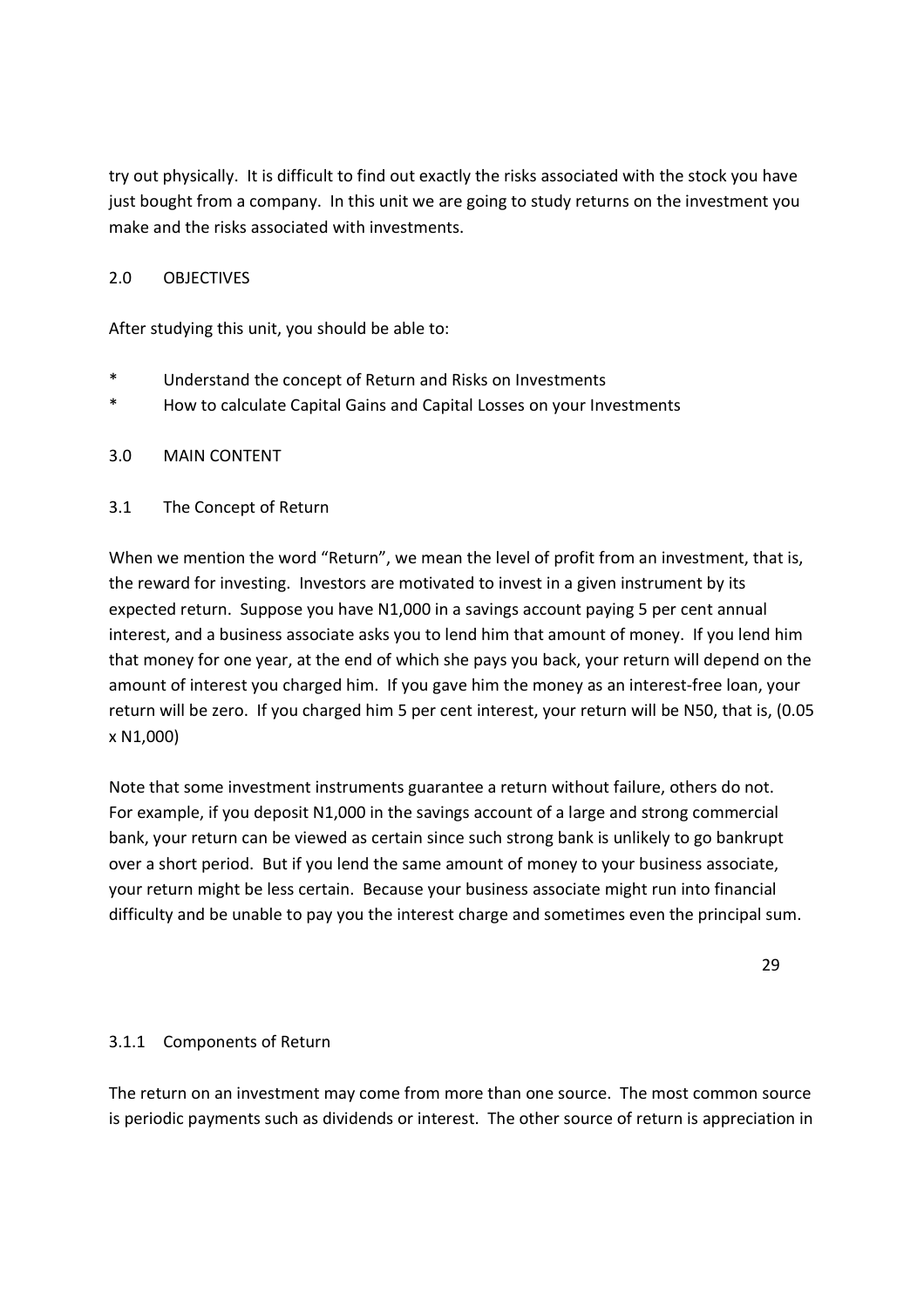try out physically. It is difficult to find out exactly the risks associated with the stock you have just bought from a company. In this unit we are going to study returns on the investment you make and the risks associated with investments.

## 2.0 OBJECTIVES

After studying this unit, you should be able to:

* Understand the concept of Return and Risks on Investments
* How to calculate Capital Gains and Capital Losses on your Investments

## 3.0 MAIN CONTENT

### 3.1 The Concept of Return

When we mention the word "Return", we mean the level of profit from an investment, that is, the reward for investing. Investors are motivated to invest in a given instrument by its expected return. Suppose you have N1,000 in a savings account paying 5 per cent annual interest, and a business associate asks you to lend him that amount of money. If you lend him that money for one year, at the end of which she pays you back, your return will depend on the amount of interest you charged him. If you gave him the money as an interest-free loan, your return will be zero. If you charged him 5 per cent interest, your return will be N50, that is, (0.05 x N1,000)

Note that some investment instruments guarantee a return without failure, others do not. For example, if you deposit N1,000 in the savings account of a large and strong commercial bank, your return can be viewed as certain since such strong bank is unlikely to go bankrupt over a short period. But if you lend the same amount of money to your business associate, your return might be less certain. Because your business associate might run into financial difficulty and be unable to pay you the interest charge and sometimes even the principal sum.

#### 3.1.1 Components of Return

The return on an investment may come from more than one source. The most common source is periodic payments such as dividends or interest. The other source of return is appreciation in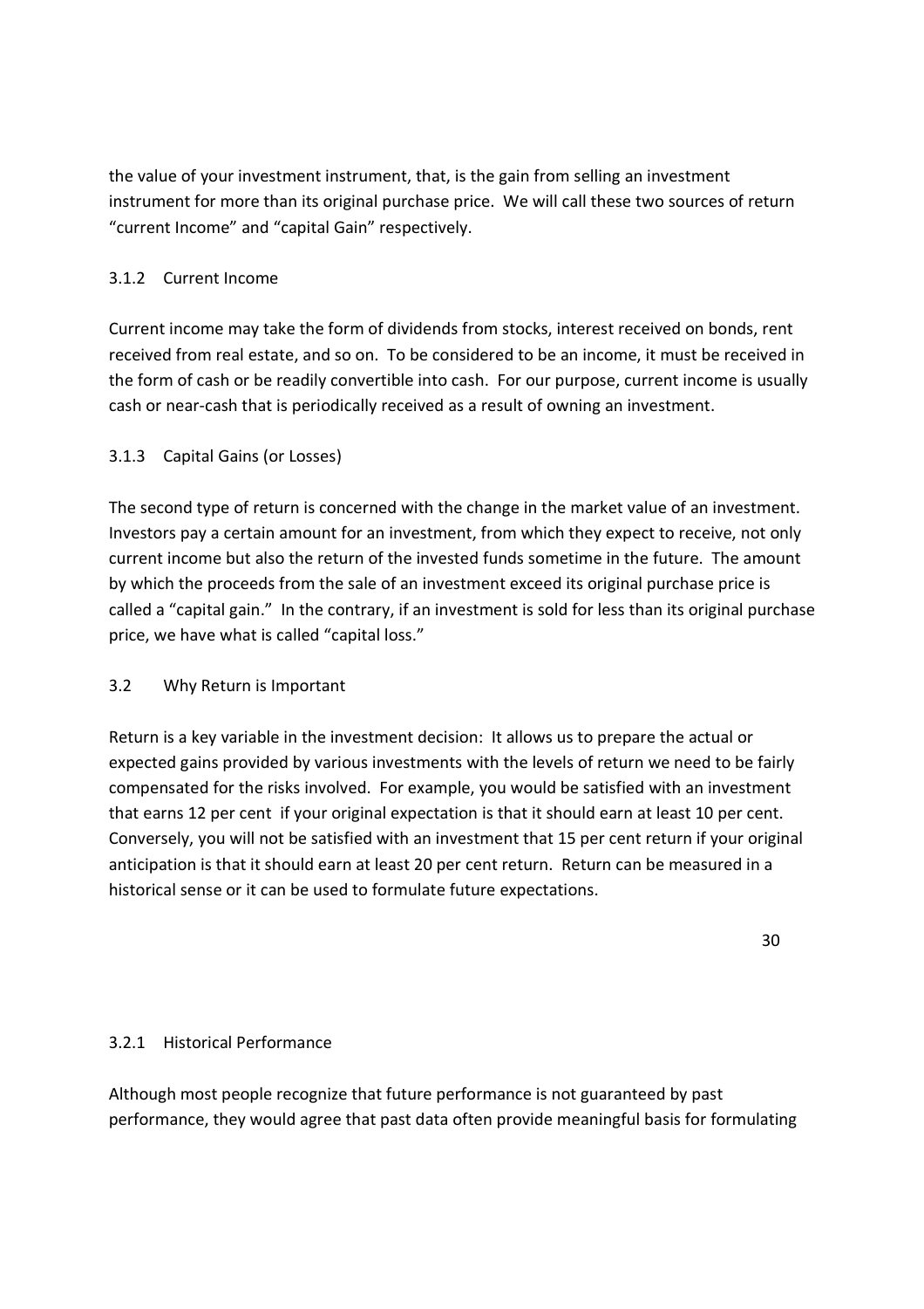the value of your investment instrument, that, is the gain from selling an investment instrument for more than its original purchase price. We will call these two sources of return “current Income” and “capital Gain” respectively.

### 3.1.2 Current Income

Current income may take the form of dividends from stocks, interest received on bonds, rent received from real estate, and so on. To be considered to be an income, it must be received in the form of cash or be readily convertible into cash. For our purpose, current income is usually cash or near-cash that is periodically received as a result of owning an investment.

### 3.1.3 Capital Gains (or Losses)

The second type of return is concerned with the change in the market value of an investment. Investors pay a certain amount for an investment, from which they expect to receive, not only current income but also the return of the invested funds sometime in the future. The amount by which the proceeds from the sale of an investment exceed its original purchase price is called a “capital gain.” In the contrary, if an investment is sold for less than its original purchase price, we have what is called “capital loss.”

## 3.2 Why Return is Important

Return is a key variable in the investment decision: It allows us to prepare the actual or expected gains provided by various investments with the levels of return we need to be fairly compensated for the risks involved. For example, you would be satisfied with an investment that earns 12 per cent if your original expectation is that it should earn at least 10 per cent. Conversely, you will not be satisfied with an investment that 15 per cent return if your original anticipation is that it should earn at least 20 per cent return. Return can be measured in a historical sense or it can be used to formulate future expectations.

### 3.2.1 Historical Performance

Although most people recognize that future performance is not guaranteed by past performance, they would agree that past data often provide meaningful basis for formulating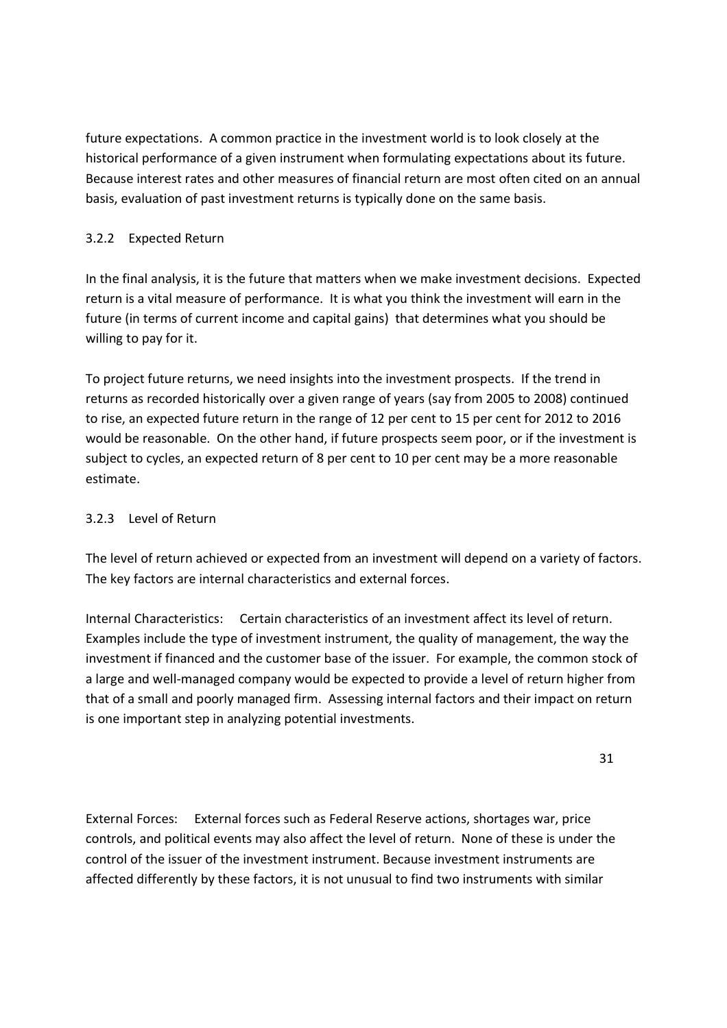future expectations. A common practice in the investment world is to look closely at the historical performance of a given instrument when formulating expectations about its future. Because interest rates and other measures of financial return are most often cited on an annual basis, evaluation of past investment returns is typically done on the same basis.

### 3.2.2 Expected Return

In the final analysis, it is the future that matters when we make investment decisions. Expected return is a vital measure of performance. It is what you think the investment will earn in the future (in terms of current income and capital gains) that determines what you should be willing to pay for it.

To project future returns, we need insights into the investment prospects. If the trend in returns as recorded historically over a given range of years (say from 2005 to 2008) continued to rise, an expected future return in the range of 12 per cent to 15 per cent for 2012 to 2016 would be reasonable. On the other hand, if future prospects seem poor, or if the investment is subject to cycles, an expected return of 8 per cent to 10 per cent may be a more reasonable estimate.

### 3.2.3 Level of Return

The level of return achieved or expected from an investment will depend on a variety of factors. The key factors are internal characteristics and external forces.

Internal Characteristics: Certain characteristics of an investment affect its level of return. Examples include the type of investment instrument, the quality of management, the way the investment if financed and the customer base of the issuer. For example, the common stock of a large and well-managed company would be expected to provide a level of return higher from that of a small and poorly managed firm. Assessing internal factors and their impact on return is one important step in analyzing potential investments.

External Forces: External forces such as Federal Reserve actions, shortages war, price controls, and political events may also affect the level of return. None of these is under the control of the issuer of the investment instrument. Because investment instruments are affected differently by these factors, it is not unusual to find two instruments with similar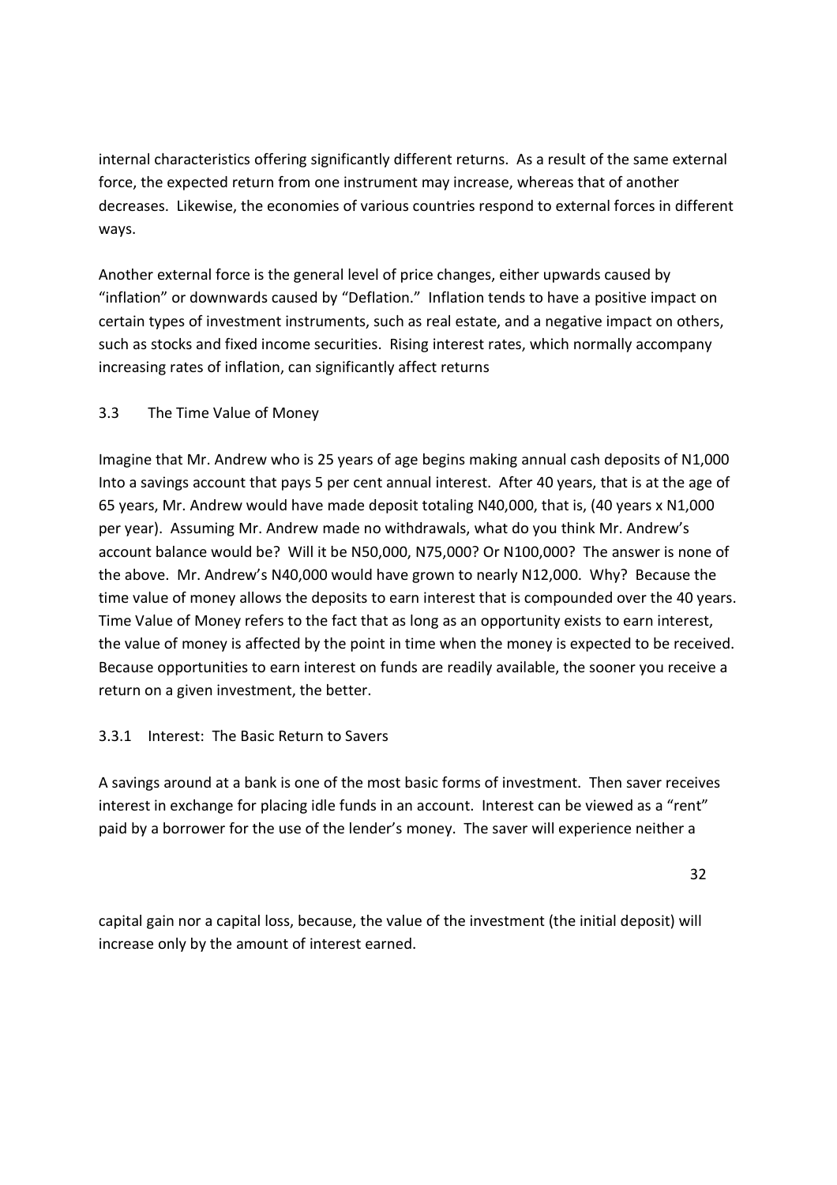internal characteristics offering significantly different returns. As a result of the same external force, the expected return from one instrument may increase, whereas that of another decreases. Likewise, the economies of various countries respond to external forces in different ways.

Another external force is the general level of price changes, either upwards caused by "inflation" or downwards caused by "Deflation." Inflation tends to have a positive impact on certain types of investment instruments, such as real estate, and a negative impact on others, such as stocks and fixed income securities. Rising interest rates, which normally accompany increasing rates of inflation, can significantly affect returns

## 3.3 The Time Value of Money

Imagine that Mr. Andrew who is 25 years of age begins making annual cash deposits of N1,000 Into a savings account that pays 5 per cent annual interest. After 40 years, that is at the age of 65 years, Mr. Andrew would have made deposit totaling N40,000, that is, (40 years x N1,000 per year). Assuming Mr. Andrew made no withdrawals, what do you think Mr. Andrew's account balance would be? Will it be N50,000, N75,000? Or N100,000? The answer is none of the above. Mr. Andrew's N40,000 would have grown to nearly N12,000. Why? Because the time value of money allows the deposits to earn interest that is compounded over the 40 years. Time Value of Money refers to the fact that as long as an opportunity exists to earn interest, the value of money is affected by the point in time when the money is expected to be received. Because opportunities to earn interest on funds are readily available, the sooner you receive a return on a given investment, the better.

### 3.3.1 Interest: The Basic Return to Savers

A savings around at a bank is one of the most basic forms of investment. Then saver receives interest in exchange for placing idle funds in an account. Interest can be viewed as a "rent" paid by a borrower for the use of the lender's money. The saver will experience neither a capital gain nor a capital loss, because, the value of the investment (the initial deposit) will increase only by the amount of interest earned.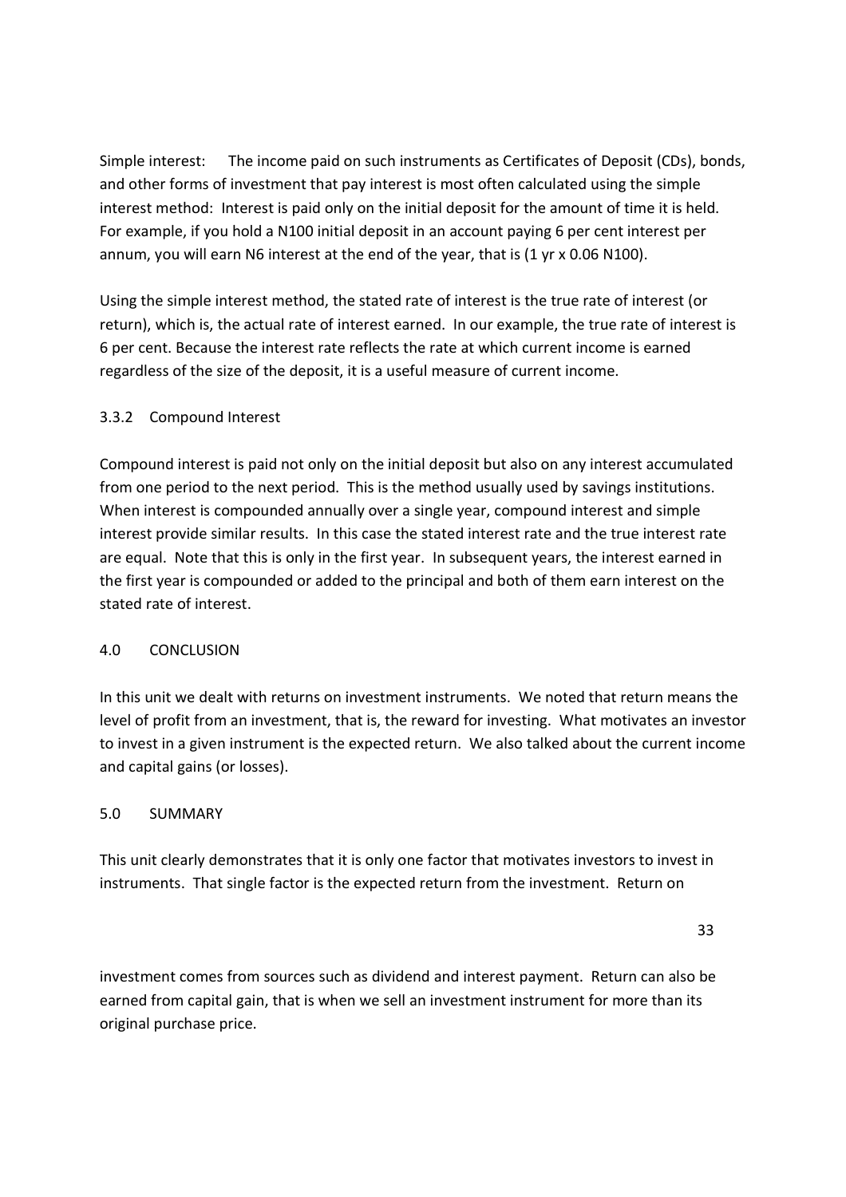Simple interest: The income paid on such instruments as Certificates of Deposit (CDs), bonds, and other forms of investment that pay interest is most often calculated using the simple interest method: Interest is paid only on the initial deposit for the amount of time it is held. For example, if you hold a N100 initial deposit in an account paying 6 per cent interest per annum, you will earn N6 interest at the end of the year, that is (1 yr x 0.06 N100).

Using the simple interest method, the stated rate of interest is the true rate of interest (or return), which is, the actual rate of interest earned. In our example, the true rate of interest is 6 per cent. Because the interest rate reflects the rate at which current income is earned regardless of the size of the deposit, it is a useful measure of current income.

### 3.3.2 Compound Interest

Compound interest is paid not only on the initial deposit but also on any interest accumulated from one period to the next period. This is the method usually used by savings institutions. When interest is compounded annually over a single year, compound interest and simple interest provide similar results. In this case the stated interest rate and the true interest rate are equal. Note that this is only in the first year. In subsequent years, the interest earned in the first year is compounded or added to the principal and both of them earn interest on the stated rate of interest.

## 4.0 CONCLUSION

In this unit we dealt with returns on investment instruments. We noted that return means the level of profit from an investment, that is, the reward for investing. What motivates an investor to invest in a given instrument is the expected return. We also talked about the current income and capital gains (or losses).

## 5.0 SUMMARY

This unit clearly demonstrates that it is only one factor that motivates investors to invest in instruments. That single factor is the expected return from the investment. Return on investment comes from sources such as dividend and interest payment. Return can also be earned from capital gain, that is when we sell an investment instrument for more than its original purchase price.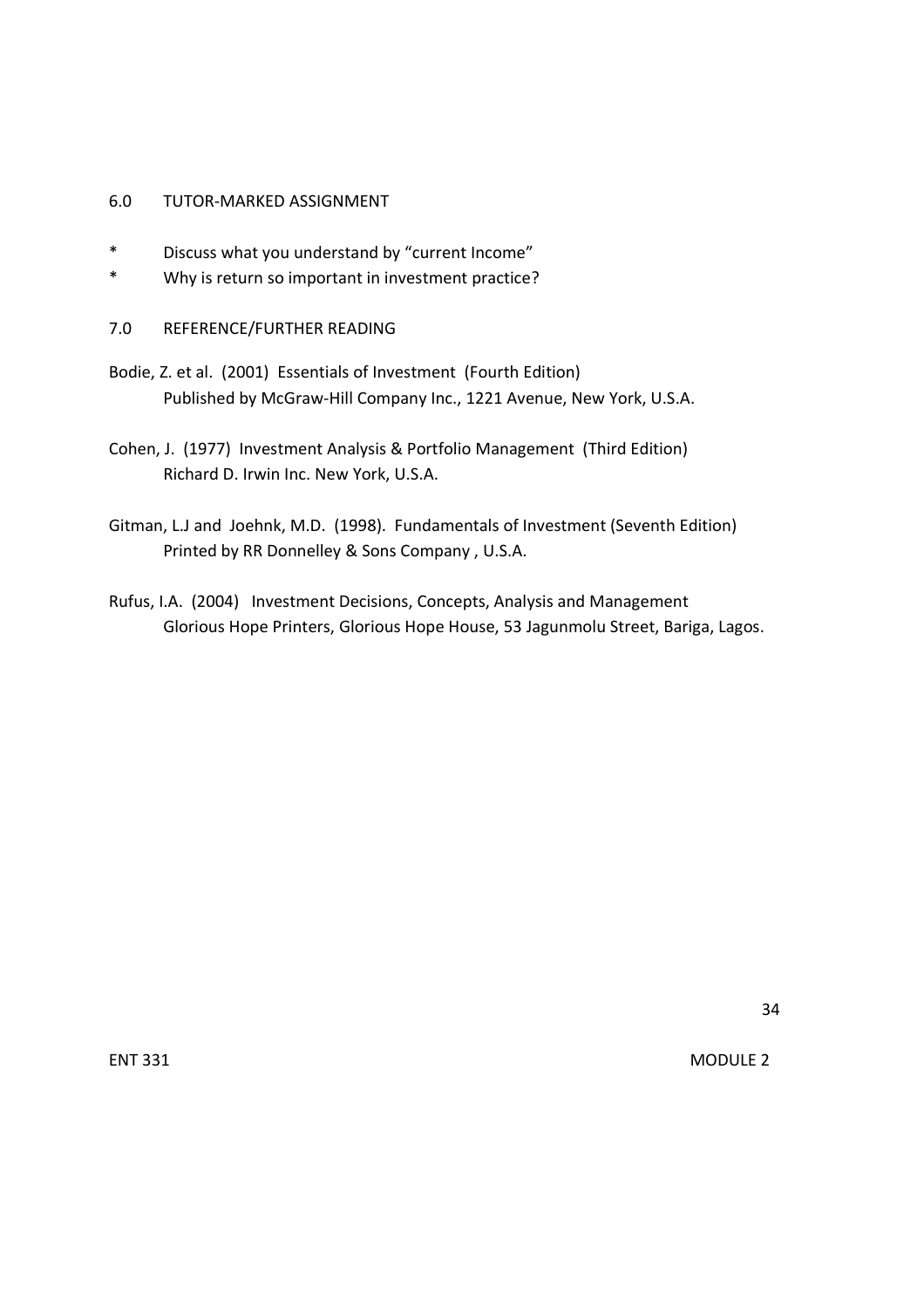## 6.0 TUTOR-MARKED ASSIGNMENT

* Discuss what you understand by "current Income"
* Why is return so important in investment practice?

## 7.0 REFERENCE/FURTHER READING

Bodie, Z. et al. (2001) Essentials of Investment (Fourth Edition) Published by McGraw-Hill Company Inc., 1221 Avenue, New York, U.S.A.

Cohen, J. (1977) Investment Analysis & Portfolio Management (Third Edition) Richard D. Irwin Inc. New York, U.S.A.

Gitman, L.J and Joehnk, M.D. (1998). Fundamentals of Investment (Seventh Edition) Printed by RR Donnelley & Sons Company , U.S.A.

Rufus, I.A. (2004) Investment Decisions, Concepts, Analysis and Management Glorious Hope Printers, Glorious Hope House, 53 Jagunmolu Street, Bariga, Lagos.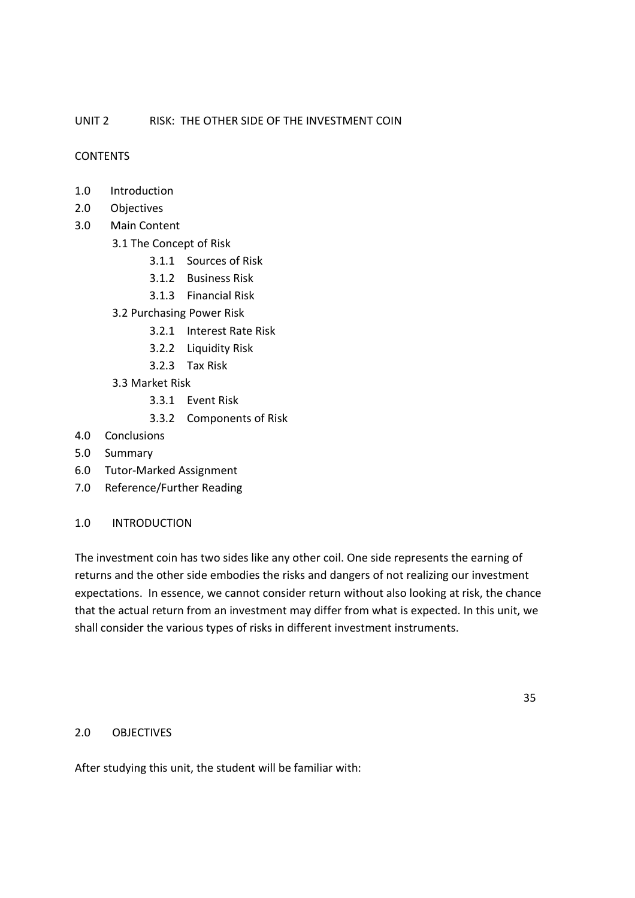## UNIT 2 RISK: THE OTHER SIDE OF THE INVESTMENT COIN

### CONTENTS

- 1.0 Introduction
- 2.0 Objectives
- 3.0 Main Content
  - 3.1 The Concept of Risk
    - 3.1.1 Sources of Risk
    - 3.1.2 Business Risk
    - 3.1.3 Financial Risk
  - 3.2 Purchasing Power Risk
    - 3.2.1 Interest Rate Risk
    - 3.2.2 Liquidity Risk
    - 3.2.3 Tax Risk
  - 3.3 Market Risk
    - 3.3.1 Event Risk
    - 3.3.2 Components of Risk
- 4.0 Conclusions
- 5.0 Summary
- 6.0 Tutor-Marked Assignment
- 7.0 Reference/Further Reading

### 1.0 INTRODUCTION

The investment coin has two sides like any other coil. One side represents the earning of returns and the other side embodies the risks and dangers of not realizing our investment expectations. In essence, we cannot consider return without also looking at risk, the chance that the actual return from an investment may differ from what is expected. In this unit, we shall consider the various types of risks in different investment instruments.

### 2.0 OBJECTIVES

After studying this unit, the student will be familiar with: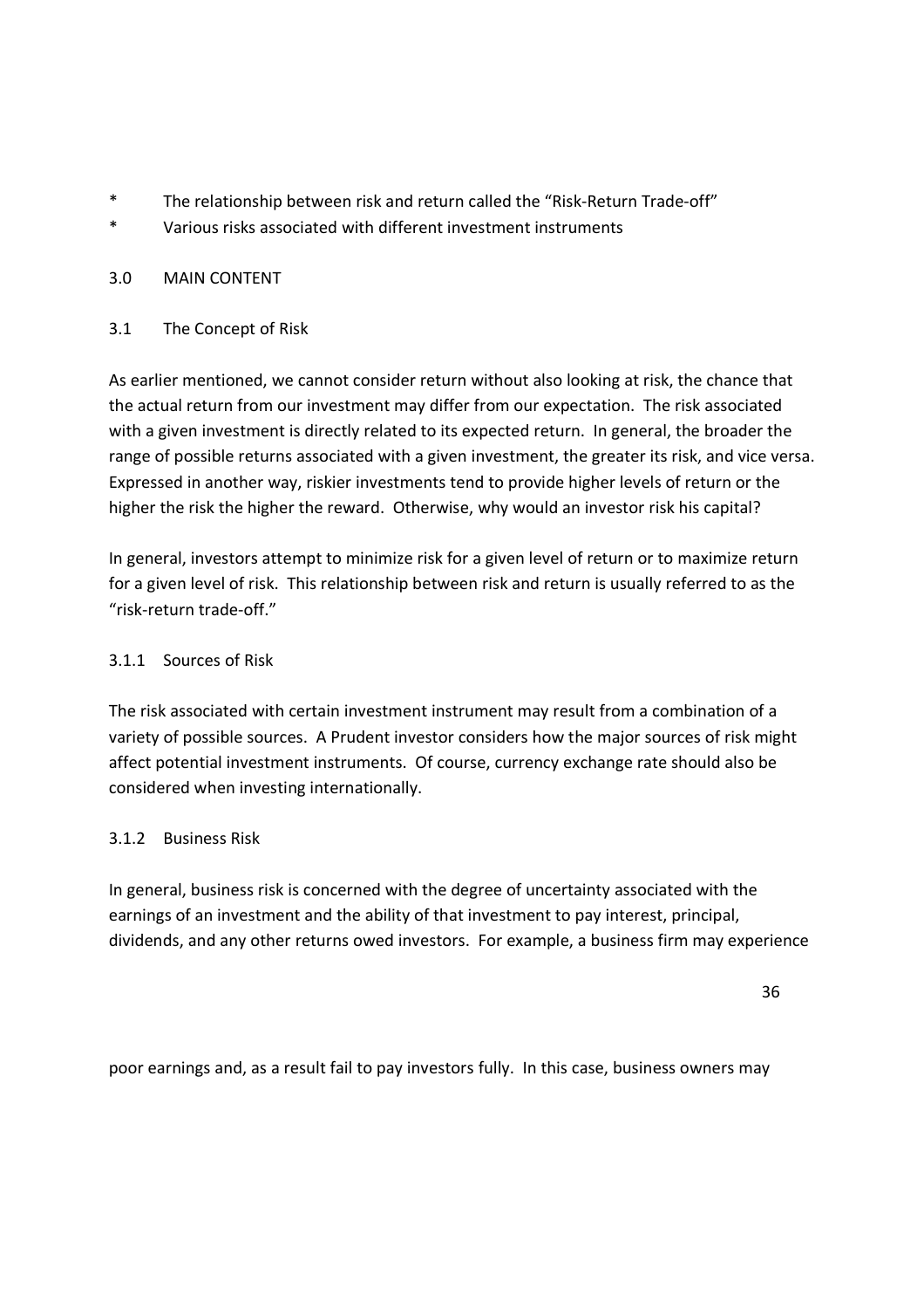- The relationship between risk and return called the “Risk-Return Trade-off”
- Various risks associated with different investment instruments

## 3.0 MAIN CONTENT

### 3.1 The Concept of Risk

As earlier mentioned, we cannot consider return without also looking at risk, the chance that the actual return from our investment may differ from our expectation. The risk associated with a given investment is directly related to its expected return. In general, the broader the range of possible returns associated with a given investment, the greater its risk, and vice versa. Expressed in another way, riskier investments tend to provide higher levels of return or the higher the risk the higher the reward. Otherwise, why would an investor risk his capital?

In general, investors attempt to minimize risk for a given level of return or to maximize return for a given level of risk. This relationship between risk and return is usually referred to as the “risk-return trade-off.”

#### 3.1.1 Sources of Risk

The risk associated with certain investment instrument may result from a combination of a variety of possible sources. A Prudent investor considers how the major sources of risk might affect potential investment instruments. Of course, currency exchange rate should also be considered when investing internationally.

#### 3.1.2 Business Risk

In general, business risk is concerned with the degree of uncertainty associated with the earnings of an investment and the ability of that investment to pay interest, principal, dividends, and any other returns owed investors. For example, a business firm may experience

poor earnings and, as a result fail to pay investors fully. In this case, business owners may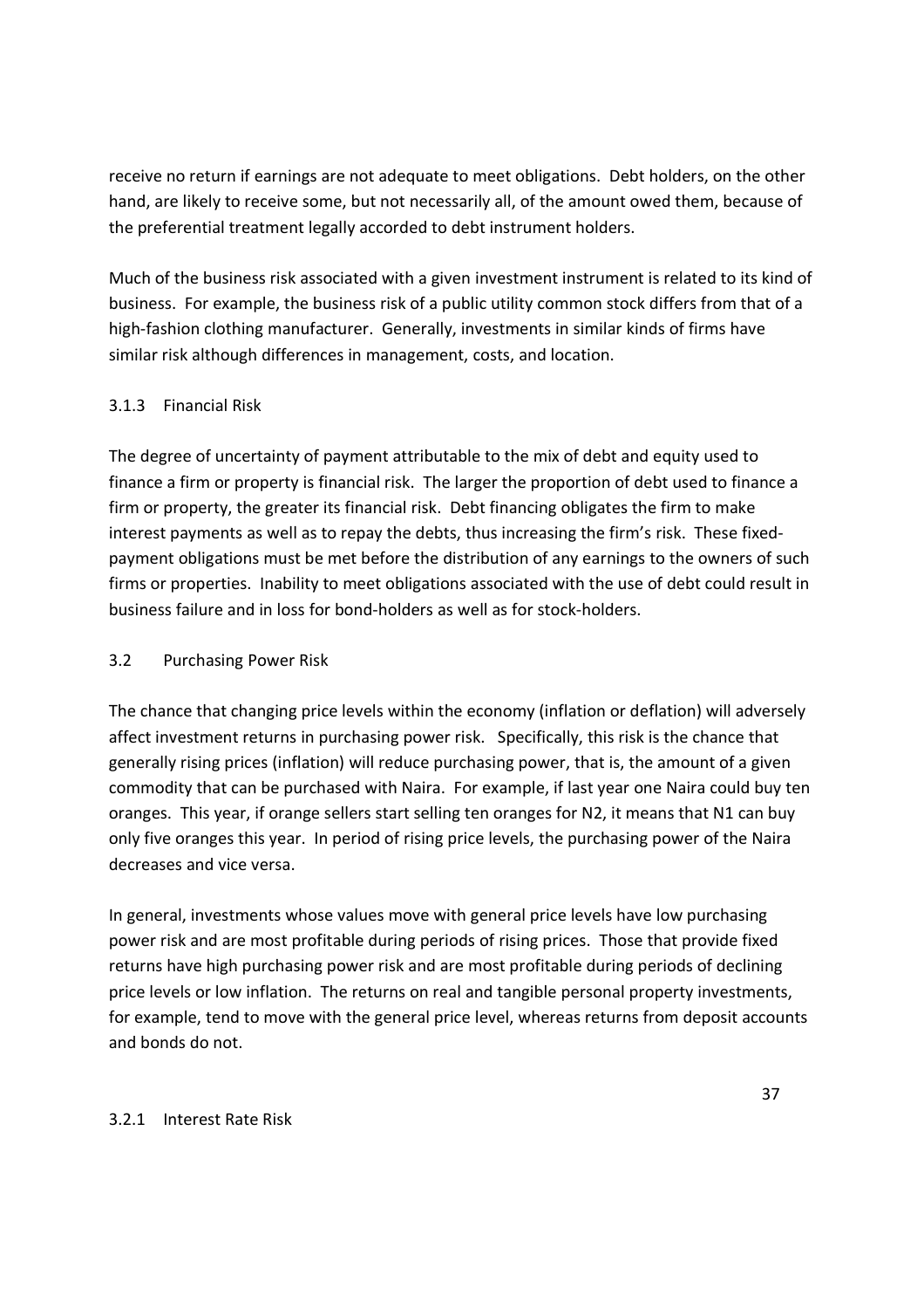receive no return if earnings are not adequate to meet obligations. Debt holders, on the other hand, are likely to receive some, but not necessarily all, of the amount owed them, because of the preferential treatment legally accorded to debt instrument holders.

Much of the business risk associated with a given investment instrument is related to its kind of business. For example, the business risk of a public utility common stock differs from that of a high-fashion clothing manufacturer. Generally, investments in similar kinds of firms have similar risk although differences in management, costs, and location.

### 3.1.3 Financial Risk

The degree of uncertainty of payment attributable to the mix of debt and equity used to finance a firm or property is financial risk. The larger the proportion of debt used to finance a firm or property, the greater its financial risk. Debt financing obligates the firm to make interest payments as well as to repay the debts, thus increasing the firm's risk. These fixed-payment obligations must be met before the distribution of any earnings to the owners of such firms or properties. Inability to meet obligations associated with the use of debt could result in business failure and in loss for bond-holders as well as for stock-holders.

## 3.2 Purchasing Power Risk

The chance that changing price levels within the economy (inflation or deflation) will adversely affect investment returns in purchasing power risk. Specifically, this risk is the chance that generally rising prices (inflation) will reduce purchasing power, that is, the amount of a given commodity that can be purchased with Naira. For example, if last year one Naira could buy ten oranges. This year, if orange sellers start selling ten oranges for N2, it means that N1 can buy only five oranges this year. In period of rising price levels, the purchasing power of the Naira decreases and vice versa.

In general, investments whose values move with general price levels have low purchasing power risk and are most profitable during periods of rising prices. Those that provide fixed returns have high purchasing power risk and are most profitable during periods of declining price levels or low inflation. The returns on real and tangible personal property investments, for example, tend to move with the general price level, whereas returns from deposit accounts and bonds do not.

### 3.2.1 Interest Rate Risk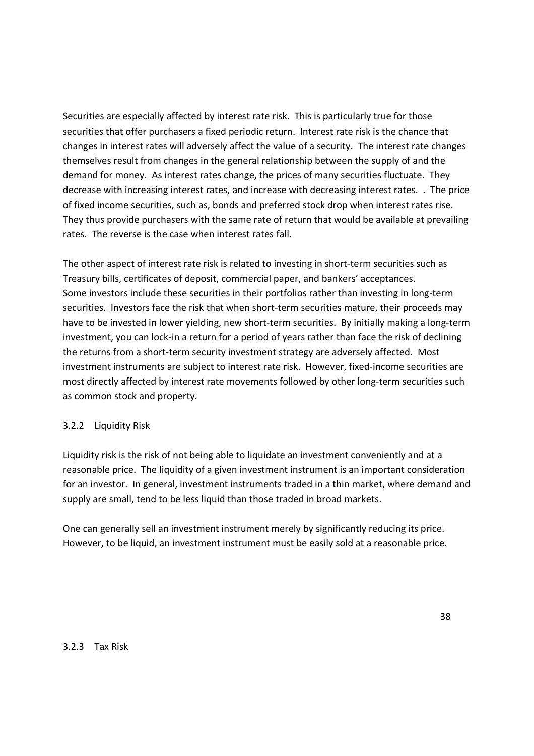Securities are especially affected by interest rate risk. This is particularly true for those securities that offer purchasers a fixed periodic return. Interest rate risk is the chance that changes in interest rates will adversely affect the value of a security. The interest rate changes themselves result from changes in the general relationship between the supply of and the demand for money. As interest rates change, the prices of many securities fluctuate. They decrease with increasing interest rates, and increase with decreasing interest rates. . The price of fixed income securities, such as, bonds and preferred stock drop when interest rates rise. They thus provide purchasers with the same rate of return that would be available at prevailing rates. The reverse is the case when interest rates fall.

The other aspect of interest rate risk is related to investing in short-term securities such as Treasury bills, certificates of deposit, commercial paper, and bankers' acceptances. Some investors include these securities in their portfolios rather than investing in long-term securities. Investors face the risk that when short-term securities mature, their proceeds may have to be invested in lower yielding, new short-term securities. By initially making a long-term investment, you can lock-in a return for a period of years rather than face the risk of declining the returns from a short-term security investment strategy are adversely affected. Most investment instruments are subject to interest rate risk. However, fixed-income securities are most directly affected by interest rate movements followed by other long-term securities such as common stock and property.

### 3.2.2 Liquidity Risk

Liquidity risk is the risk of not being able to liquidate an investment conveniently and at a reasonable price. The liquidity of a given investment instrument is an important consideration for an investor. In general, investment instruments traded in a thin market, where demand and supply are small, tend to be less liquid than those traded in broad markets.

One can generally sell an investment instrument merely by significantly reducing its price. However, to be liquid, an investment instrument must be easily sold at a reasonable price.

### 3.2.3 Tax Risk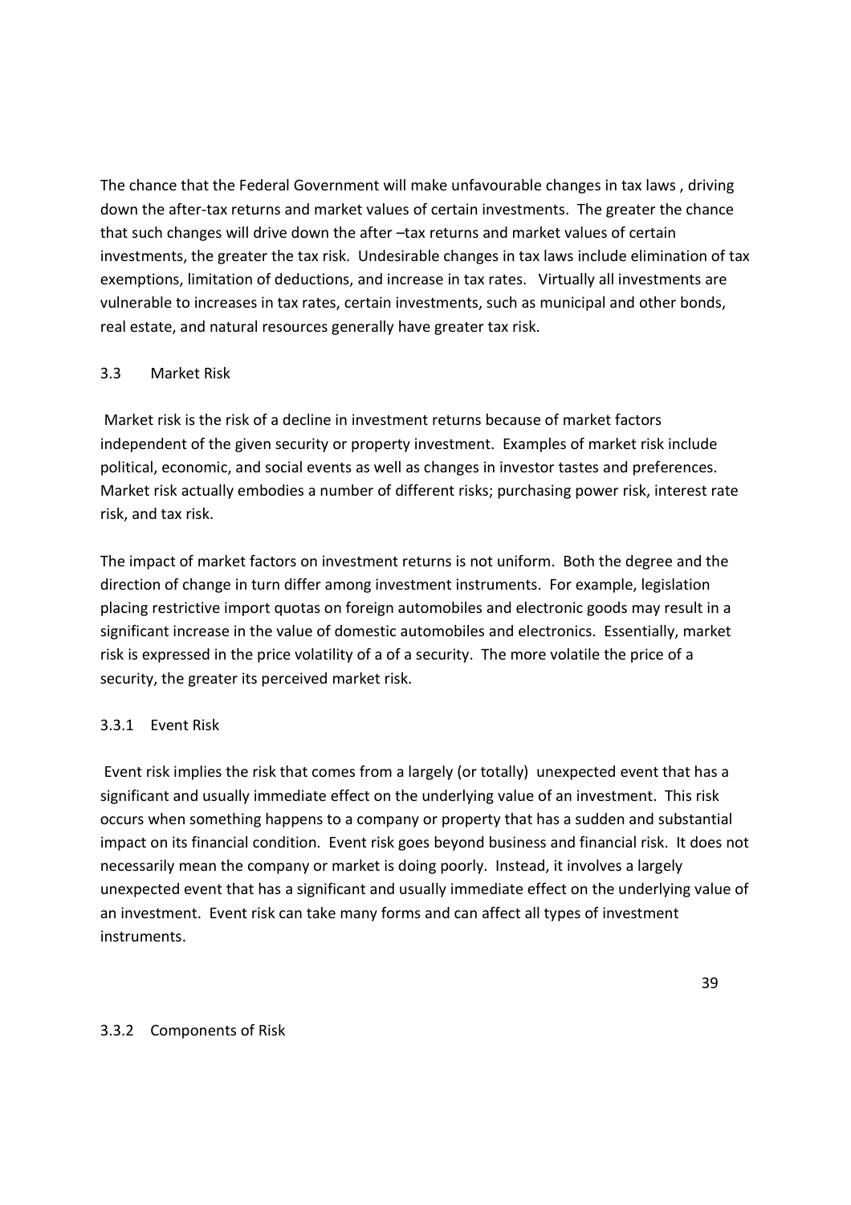The chance that the Federal Government will make unfavourable changes in tax laws , driving down the after-tax returns and market values of certain investments. The greater the chance that such changes will drive down the after –tax returns and market values of certain investments, the greater the tax risk. Undesirable changes in tax laws include elimination of tax exemptions, limitation of deductions, and increase in tax rates. Virtually all investments are vulnerable to increases in tax rates, certain investments, such as municipal and other bonds, real estate, and natural resources generally have greater tax risk.

### 3.3 Market Risk

Market risk is the risk of a decline in investment returns because of market factors independent of the given security or property investment. Examples of market risk include political, economic, and social events as well as changes in investor tastes and preferences. Market risk actually embodies a number of different risks; purchasing power risk, interest rate risk, and tax risk.

The impact of market factors on investment returns is not uniform. Both the degree and the direction of change in turn differ among investment instruments. For example, legislation placing restrictive import quotas on foreign automobiles and electronic goods may result in a significant increase in the value of domestic automobiles and electronics. Essentially, market risk is expressed in the price volatility of a of a security. The more volatile the price of a security, the greater its perceived market risk.

#### 3.3.1 Event Risk

Event risk implies the risk that comes from a largely (or totally) unexpected event that has a significant and usually immediate effect on the underlying value of an investment. This risk occurs when something happens to a company or property that has a sudden and substantial impact on its financial condition. Event risk goes beyond business and financial risk. It does not necessarily mean the company or market is doing poorly. Instead, it involves a largely unexpected event that has a significant and usually immediate effect on the underlying value of an investment. Event risk can take many forms and can affect all types of investment instruments.

#### 3.3.2 Components of Risk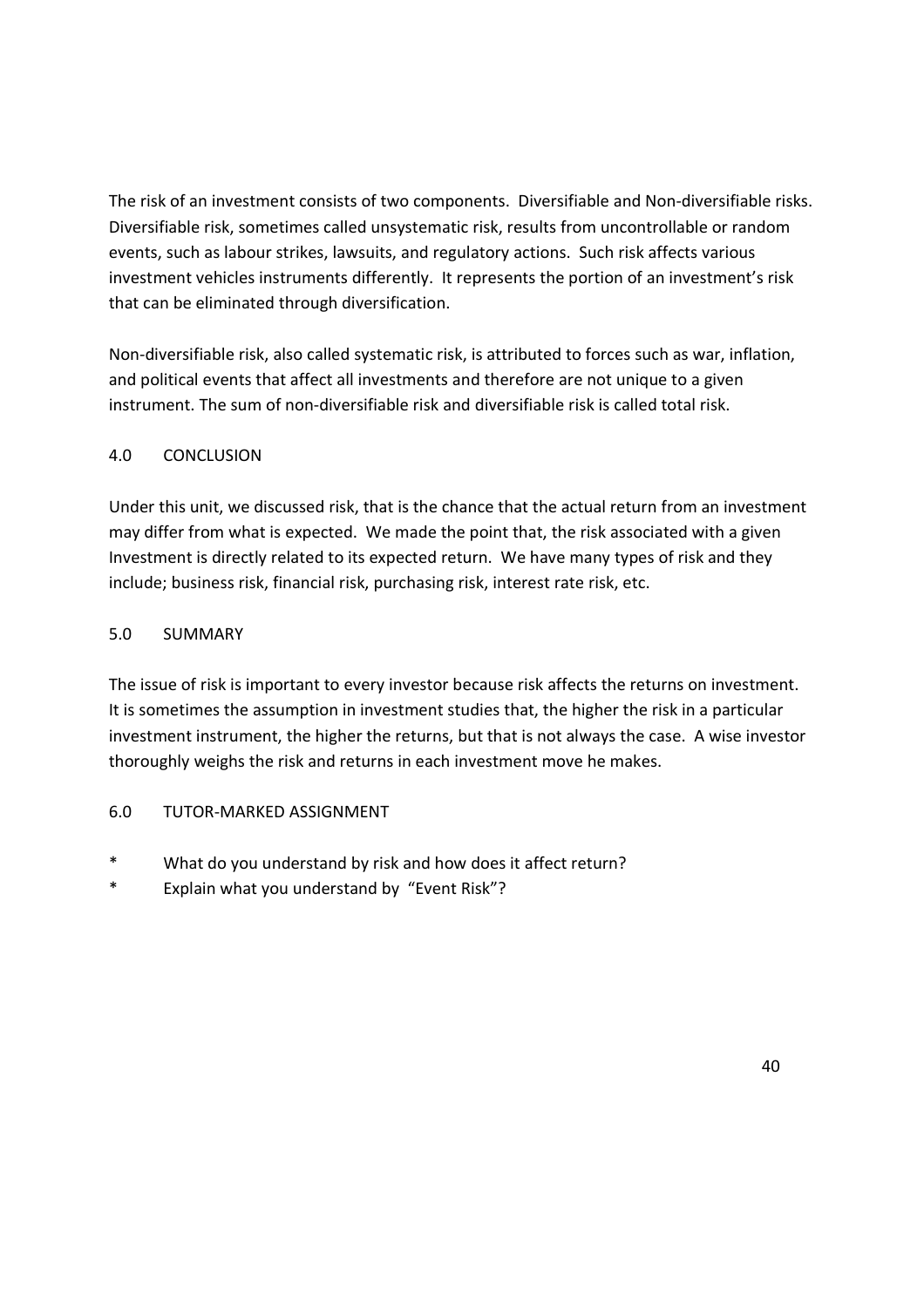The risk of an investment consists of two components. Diversifiable and Non-diversifiable risks. Diversifiable risk, sometimes called unsystematic risk, results from uncontrollable or random events, such as labour strikes, lawsuits, and regulatory actions. Such risk affects various investment vehicles instruments differently. It represents the portion of an investment's risk that can be eliminated through diversification.

Non-diversifiable risk, also called systematic risk, is attributed to forces such as war, inflation, and political events that affect all investments and therefore are not unique to a given instrument. The sum of non-diversifiable risk and diversifiable risk is called total risk.

## 4.0 CONCLUSION

Under this unit, we discussed risk, that is the chance that the actual return from an investment may differ from what is expected. We made the point that, the risk associated with a given Investment is directly related to its expected return. We have many types of risk and they include; business risk, financial risk, purchasing risk, interest rate risk, etc.

## 5.0 SUMMARY

The issue of risk is important to every investor because risk affects the returns on investment. It is sometimes the assumption in investment studies that, the higher the risk in a particular investment instrument, the higher the returns, but that is not always the case. A wise investor thoroughly weighs the risk and returns in each investment move he makes.

## 6.0 TUTOR-MARKED ASSIGNMENT

* What do you understand by risk and how does it affect return?
* Explain what you understand by "Event Risk"?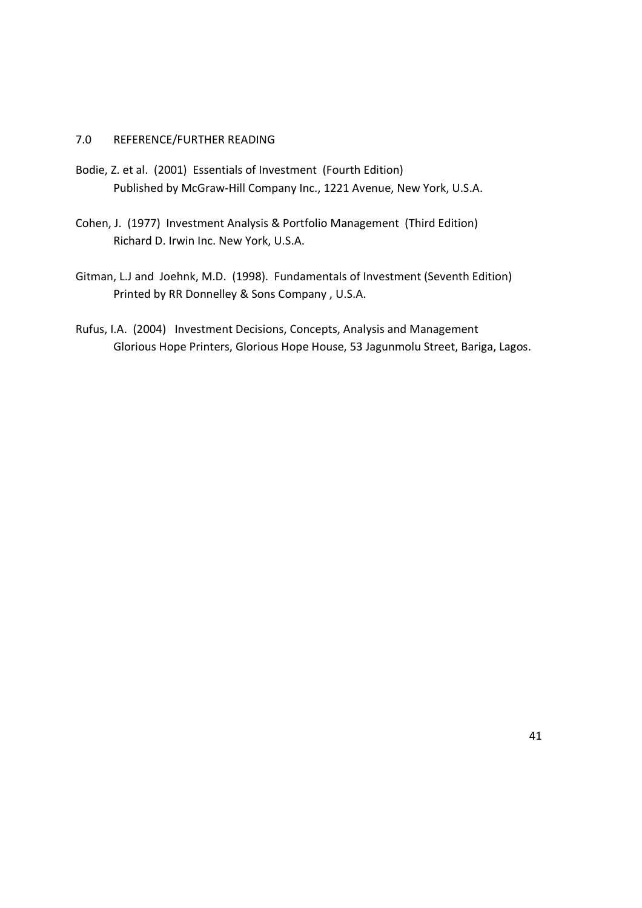## 7.0 REFERENCE/FURTHER READING

Bodie, Z. et al. (2001) Essentials of Investment (Fourth Edition)
Published by McGraw-Hill Company Inc., 1221 Avenue, New York, U.S.A.

Cohen, J. (1977) Investment Analysis & Portfolio Management (Third Edition)
Richard D. Irwin Inc. New York, U.S.A.

Gitman, L.J and Joehnk, M.D. (1998). Fundamentals of Investment (Seventh Edition)
Printed by RR Donnelley & Sons Company , U.S.A.

Rufus, I.A. (2004) Investment Decisions, Concepts, Analysis and Management
Glorious Hope Printers, Glorious Hope House, 53 Jagunmolu Street, Bariga, Lagos.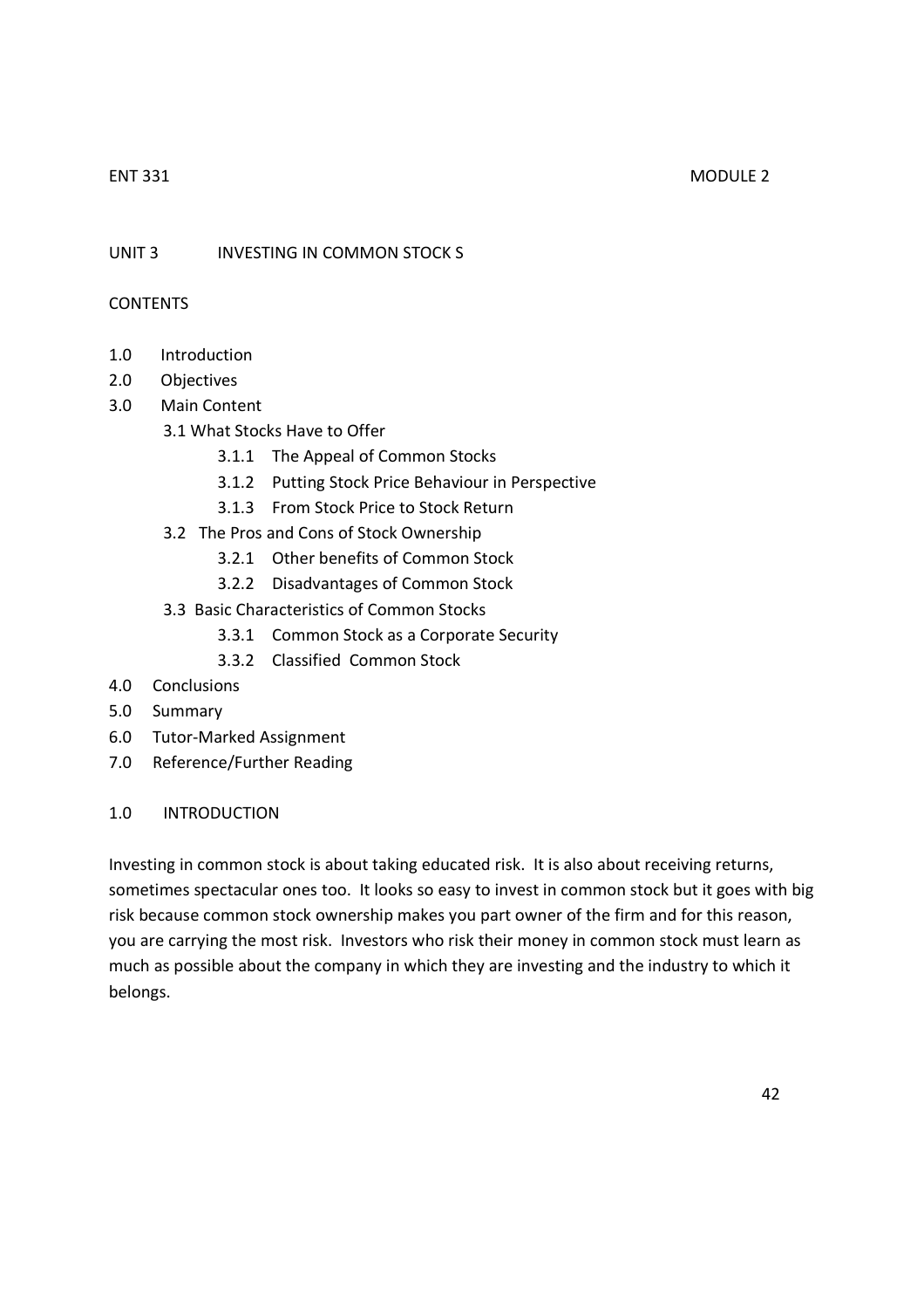## UNIT 3 INVESTING IN COMMON STOCK S

### CONTENTS

- 1.0 Introduction
- 2.0 Objectives
- 3.0 Main Content
  - 3.1 What Stocks Have to Offer
    - 3.1.1 The Appeal of Common Stocks
    - 3.1.2 Putting Stock Price Behaviour in Perspective
    - 3.1.3 From Stock Price to Stock Return
  - 3.2 The Pros and Cons of Stock Ownership
    - 3.2.1 Other benefits of Common Stock
    - 3.2.2 Disadvantages of Common Stock
  - 3.3 Basic Characteristics of Common Stocks
    - 3.3.1 Common Stock as a Corporate Security
    - 3.3.2 Classified Common Stock
- 4.0 Conclusions
- 5.0 Summary
- 6.0 Tutor-Marked Assignment
- 7.0 Reference/Further Reading

### 1.0 INTRODUCTION

Investing in common stock is about taking educated risk. It is also about receiving returns, sometimes spectacular ones too. It looks so easy to invest in common stock but it goes with big risk because common stock ownership makes you part owner of the firm and for this reason, you are carrying the most risk. Investors who risk their money in common stock must learn as much as possible about the company in which they are investing and the industry to which it belongs.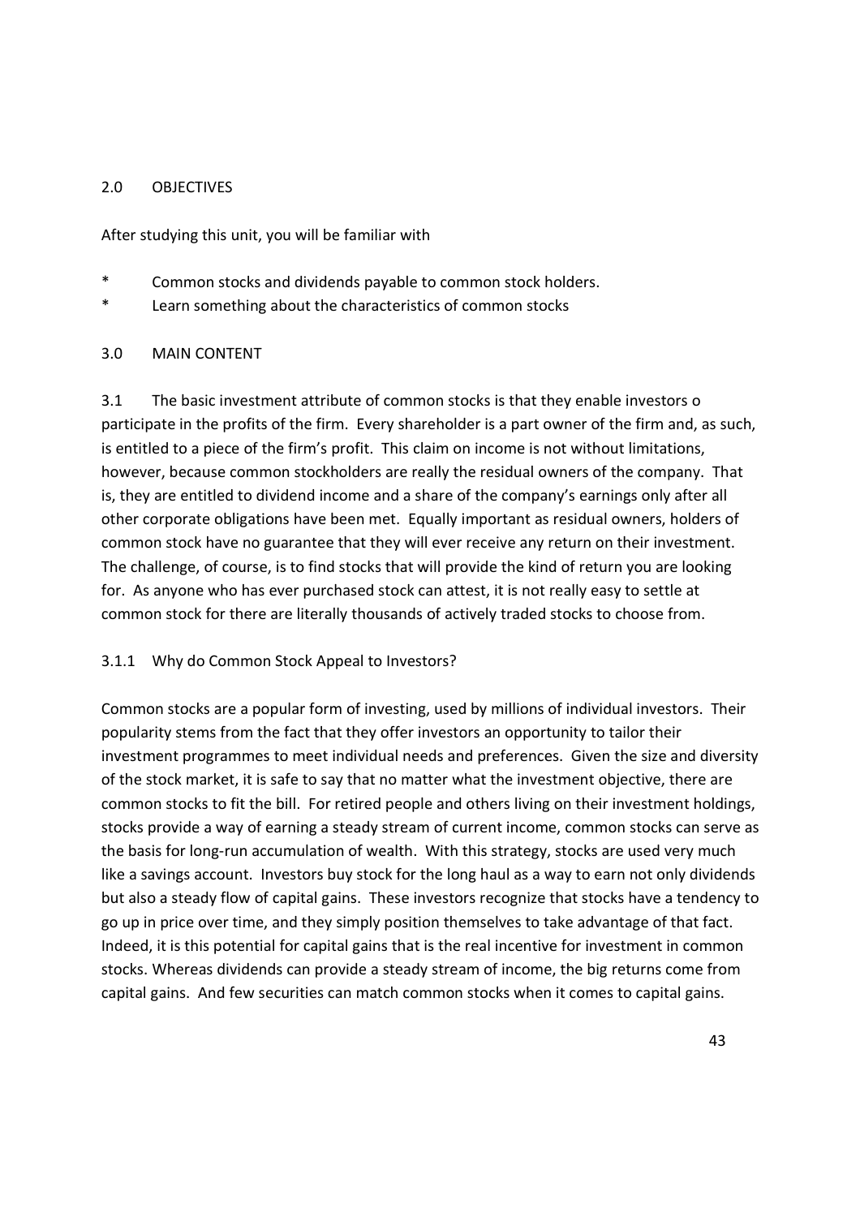## 2.0 OBJECTIVES

After studying this unit, you will be familiar with

* Common stocks and dividends payable to common stock holders.
* Learn something about the characteristics of common stocks

## 3.0 MAIN CONTENT

3.1 The basic investment attribute of common stocks is that they enable investors o participate in the profits of the firm. Every shareholder is a part owner of the firm and, as such, is entitled to a piece of the firm's profit. This claim on income is not without limitations, however, because common stockholders are really the residual owners of the company. That is, they are entitled to dividend income and a share of the company's earnings only after all other corporate obligations have been met. Equally important as residual owners, holders of common stock have no guarantee that they will ever receive any return on their investment. The challenge, of course, is to find stocks that will provide the kind of return you are looking for. As anyone who has ever purchased stock can attest, it is not really easy to settle at common stock for there are literally thousands of actively traded stocks to choose from.

### 3.1.1 Why do Common Stock Appeal to Investors?

Common stocks are a popular form of investing, used by millions of individual investors. Their popularity stems from the fact that they offer investors an opportunity to tailor their investment programmes to meet individual needs and preferences. Given the size and diversity of the stock market, it is safe to say that no matter what the investment objective, there are common stocks to fit the bill. For retired people and others living on their investment holdings, stocks provide a way of earning a steady stream of current income, common stocks can serve as the basis for long-run accumulation of wealth. With this strategy, stocks are used very much like a savings account. Investors buy stock for the long haul as a way to earn not only dividends but also a steady flow of capital gains. These investors recognize that stocks have a tendency to go up in price over time, and they simply position themselves to take advantage of that fact. Indeed, it is this potential for capital gains that is the real incentive for investment in common stocks. Whereas dividends can provide a steady stream of income, the big returns come from capital gains. And few securities can match common stocks when it comes to capital gains.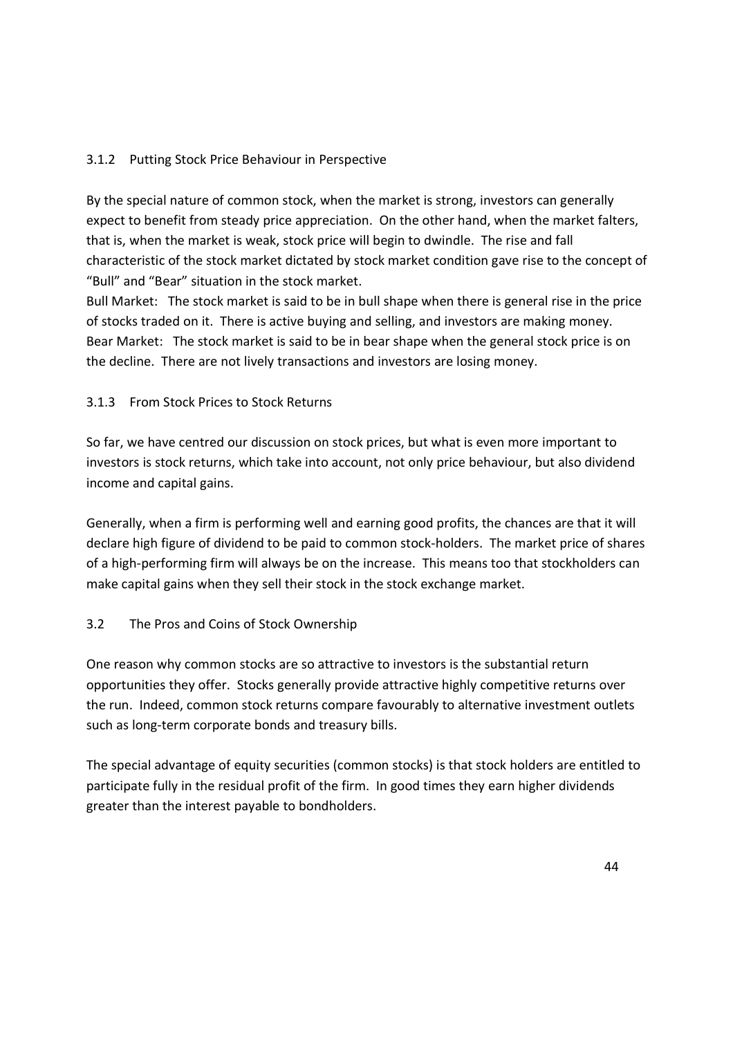### 3.1.2 Putting Stock Price Behaviour in Perspective

By the special nature of common stock, when the market is strong, investors can generally expect to benefit from steady price appreciation. On the other hand, when the market falters, that is, when the market is weak, stock price will begin to dwindle. The rise and fall characteristic of the stock market dictated by stock market condition gave rise to the concept of "Bull" and "Bear" situation in the stock market.

Bull Market: The stock market is said to be in bull shape when there is general rise in the price of stocks traded on it. There is active buying and selling, and investors are making money.

Bear Market: The stock market is said to be in bear shape when the general stock price is on the decline. There are not lively transactions and investors are losing money.

### 3.1.3 From Stock Prices to Stock Returns

So far, we have centred our discussion on stock prices, but what is even more important to investors is stock returns, which take into account, not only price behaviour, but also dividend income and capital gains.

Generally, when a firm is performing well and earning good profits, the chances are that it will declare high figure of dividend to be paid to common stock-holders. The market price of shares of a high-performing firm will always be on the increase. This means too that stockholders can make capital gains when they sell their stock in the stock exchange market.

## 3.2 The Pros and Coins of Stock Ownership

One reason why common stocks are so attractive to investors is the substantial return opportunities they offer. Stocks generally provide attractive highly competitive returns over the run. Indeed, common stock returns compare favourably to alternative investment outlets such as long-term corporate bonds and treasury bills.

The special advantage of equity securities (common stocks) is that stock holders are entitled to participate fully in the residual profit of the firm. In good times they earn higher dividends greater than the interest payable to bondholders.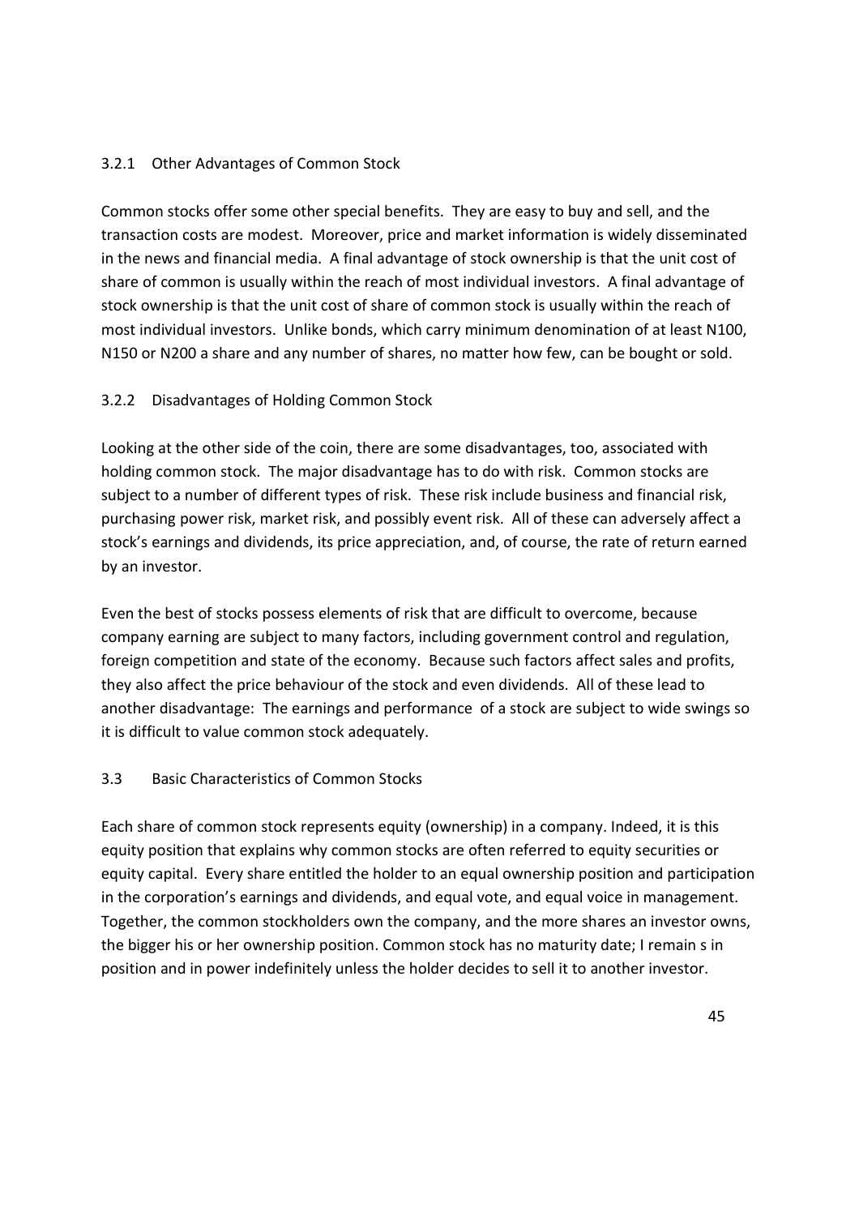### 3.2.1 Other Advantages of Common Stock

Common stocks offer some other special benefits. They are easy to buy and sell, and the transaction costs are modest. Moreover, price and market information is widely disseminated in the news and financial media. A final advantage of stock ownership is that the unit cost of share of common is usually within the reach of most individual investors. A final advantage of stock ownership is that the unit cost of share of common stock is usually within the reach of most individual investors. Unlike bonds, which carry minimum denomination of at least N100, N150 or N200 a share and any number of shares, no matter how few, can be bought or sold.

### 3.2.2 Disadvantages of Holding Common Stock

Looking at the other side of the coin, there are some disadvantages, too, associated with holding common stock. The major disadvantage has to do with risk. Common stocks are subject to a number of different types of risk. These risk include business and financial risk, purchasing power risk, market risk, and possibly event risk. All of these can adversely affect a stock's earnings and dividends, its price appreciation, and, of course, the rate of return earned by an investor.

Even the best of stocks possess elements of risk that are difficult to overcome, because company earning are subject to many factors, including government control and regulation, foreign competition and state of the economy. Because such factors affect sales and profits, they also affect the price behaviour of the stock and even dividends. All of these lead to another disadvantage: The earnings and performance of a stock are subject to wide swings so it is difficult to value common stock adequately.

## 3.3 Basic Characteristics of Common Stocks

Each share of common stock represents equity (ownership) in a company. Indeed, it is this equity position that explains why common stocks are often referred to equity securities or equity capital. Every share entitled the holder to an equal ownership position and participation in the corporation's earnings and dividends, and equal vote, and equal voice in management. Together, the common stockholders own the company, and the more shares an investor owns, the bigger his or her ownership position. Common stock has no maturity date; I remain s in position and in power indefinitely unless the holder decides to sell it to another investor.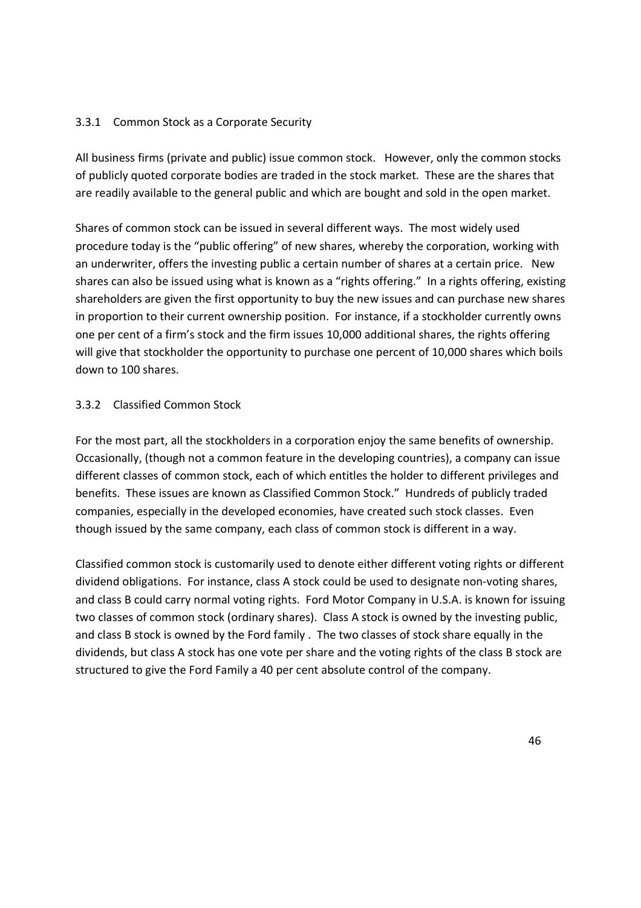### 3.3.1 Common Stock as a Corporate Security

All business firms (private and public) issue common stock. However, only the common stocks of publicly quoted corporate bodies are traded in the stock market. These are the shares that are readily available to the general public and which are bought and sold in the open market.

Shares of common stock can be issued in several different ways. The most widely used procedure today is the "public offering" of new shares, whereby the corporation, working with an underwriter, offers the investing public a certain number of shares at a certain price. New shares can also be issued using what is known as a "rights offering." In a rights offering, existing shareholders are given the first opportunity to buy the new issues and can purchase new shares in proportion to their current ownership position. For instance, if a stockholder currently owns one per cent of a firm's stock and the firm issues 10,000 additional shares, the rights offering will give that stockholder the opportunity to purchase one percent of 10,000 shares which boils down to 100 shares.

### 3.3.2 Classified Common Stock

For the most part, all the stockholders in a corporation enjoy the same benefits of ownership. Occasionally, (though not a common feature in the developing countries), a company can issue different classes of common stock, each of which entitles the holder to different privileges and benefits. These issues are known as Classified Common Stock." Hundreds of publicly traded companies, especially in the developed economies, have created such stock classes. Even though issued by the same company, each class of common stock is different in a way.

Classified common stock is customarily used to denote either different voting rights or different dividend obligations. For instance, class A stock could be used to designate non-voting shares, and class B could carry normal voting rights. Ford Motor Company in U.S.A. is known for issuing two classes of common stock (ordinary shares). Class A stock is owned by the investing public, and class B stock is owned by the Ford family . The two classes of stock share equally in the dividends, but class A stock has one vote per share and the voting rights of the class B stock are structured to give the Ford Family a 40 per cent absolute control of the company.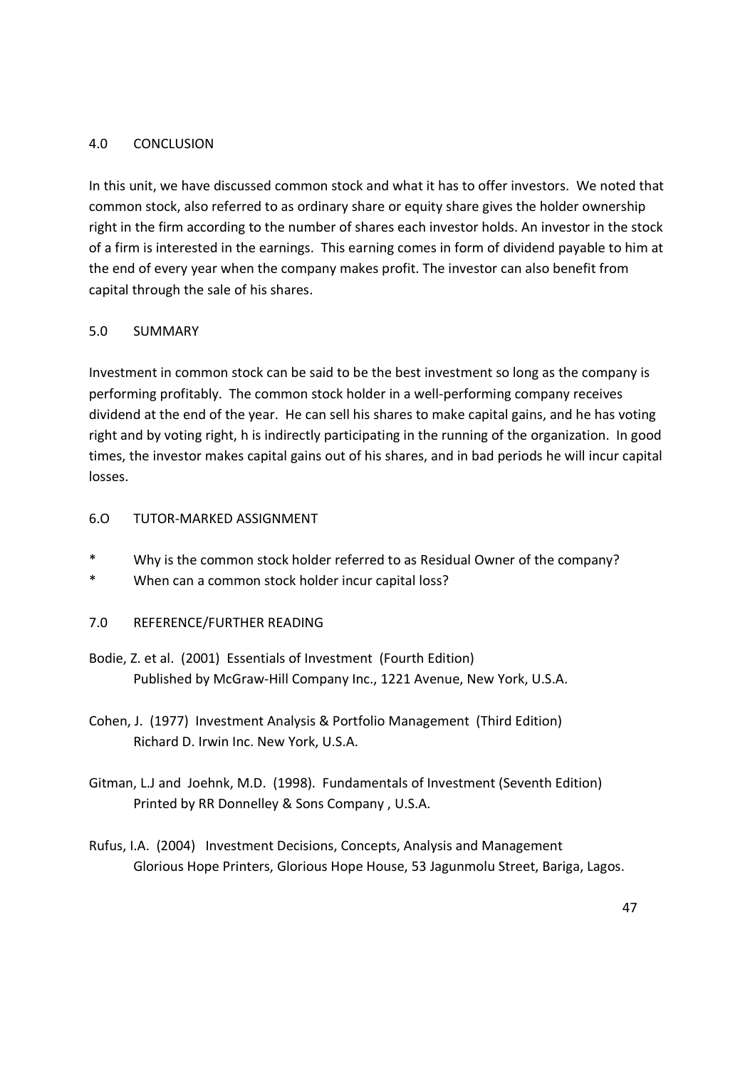## 4.0 CONCLUSION

In this unit, we have discussed common stock and what it has to offer investors. We noted that common stock, also referred to as ordinary share or equity share gives the holder ownership right in the firm according to the number of shares each investor holds. An investor in the stock of a firm is interested in the earnings. This earning comes in form of dividend payable to him at the end of every year when the company makes profit. The investor can also benefit from capital through the sale of his shares.

## 5.0 SUMMARY

Investment in common stock can be said to be the best investment so long as the company is performing profitably. The common stock holder in a well-performing company receives dividend at the end of the year. He can sell his shares to make capital gains, and he has voting right and by voting right, h is indirectly participating in the running of the organization. In good times, the investor makes capital gains out of his shares, and in bad periods he will incur capital losses.

## 6.O TUTOR-MARKED ASSIGNMENT

* Why is the common stock holder referred to as Residual Owner of the company?
* When can a common stock holder incur capital loss?

## 7.0 REFERENCE/FURTHER READING

Bodie, Z. et al. (2001) Essentials of Investment (Fourth Edition) Published by McGraw-Hill Company Inc., 1221 Avenue, New York, U.S.A.

Cohen, J. (1977) Investment Analysis & Portfolio Management (Third Edition) Richard D. Irwin Inc. New York, U.S.A.

Gitman, L.J and Joehnk, M.D. (1998). Fundamentals of Investment (Seventh Edition) Printed by RR Donnelley & Sons Company , U.S.A.

Rufus, I.A. (2004) Investment Decisions, Concepts, Analysis and Management Glorious Hope Printers, Glorious Hope House, 53 Jagunmolu Street, Bariga, Lagos.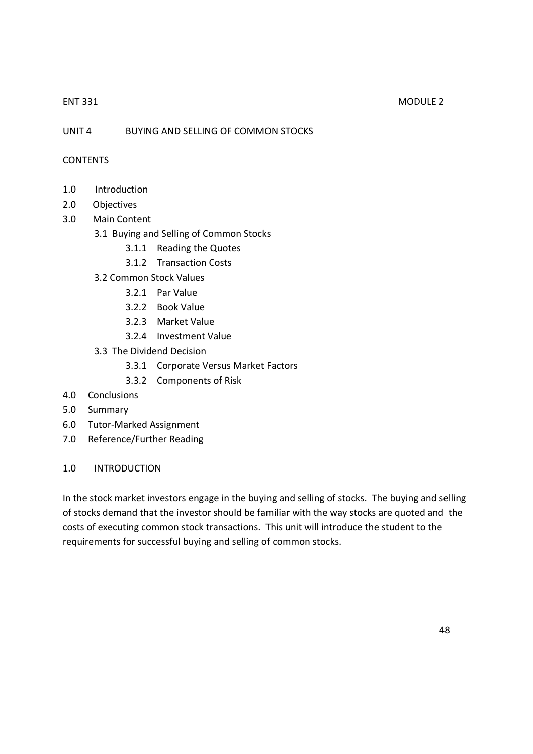## UNIT 4 BUYING AND SELLING OF COMMON STOCKS

### CONTENTS

- 1.0 Introduction
- 2.0 Objectives
- 3.0 Main Content
  - 3.1 Buying and Selling of Common Stocks
    - 3.1.1 Reading the Quotes
    - 3.1.2 Transaction Costs
  - 3.2 Common Stock Values
    - 3.2.1 Par Value
    - 3.2.2 Book Value
    - 3.2.3 Market Value
    - 3.2.4 Investment Value
  - 3.3 The Dividend Decision
    - 3.3.1 Corporate Versus Market Factors
    - 3.3.2 Components of Risk
- 4.0 Conclusions
- 5.0 Summary
- 6.0 Tutor-Marked Assignment
- 7.0 Reference/Further Reading

### 1.0 INTRODUCTION

In the stock market investors engage in the buying and selling of stocks. The buying and selling of stocks demand that the investor should be familiar with the way stocks are quoted and the costs of executing common stock transactions. This unit will introduce the student to the requirements for successful buying and selling of common stocks.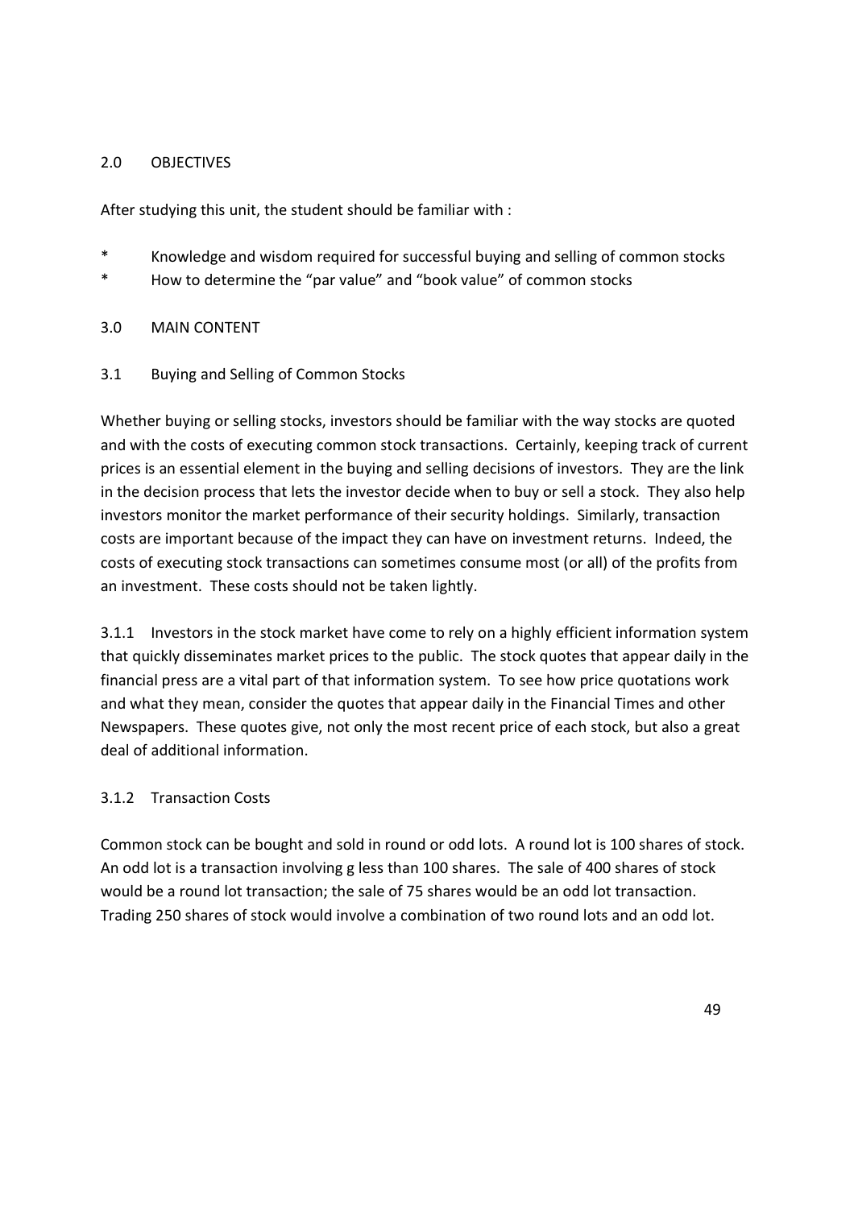## 2.0 OBJECTIVES

After studying this unit, the student should be familiar with :

* Knowledge and wisdom required for successful buying and selling of common stocks
* How to determine the "par value" and "book value" of common stocks

## 3.0 MAIN CONTENT

### 3.1 Buying and Selling of Common Stocks

Whether buying or selling stocks, investors should be familiar with the way stocks are quoted and with the costs of executing common stock transactions. Certainly, keeping track of current prices is an essential element in the buying and selling decisions of investors. They are the link in the decision process that lets the investor decide when to buy or sell a stock. They also help investors monitor the market performance of their security holdings. Similarly, transaction costs are important because of the impact they can have on investment returns. Indeed, the costs of executing stock transactions can sometimes consume most (or all) of the profits from an investment. These costs should not be taken lightly.

3.1.1 Investors in the stock market have come to rely on a highly efficient information system that quickly disseminates market prices to the public. The stock quotes that appear daily in the financial press are a vital part of that information system. To see how price quotations work and what they mean, consider the quotes that appear daily in the Financial Times and other Newspapers. These quotes give, not only the most recent price of each stock, but also a great deal of additional information.

#### 3.1.2 Transaction Costs

Common stock can be bought and sold in round or odd lots. A round lot is 100 shares of stock. An odd lot is a transaction involving g less than 100 shares. The sale of 400 shares of stock would be a round lot transaction; the sale of 75 shares would be an odd lot transaction. Trading 250 shares of stock would involve a combination of two round lots and an odd lot.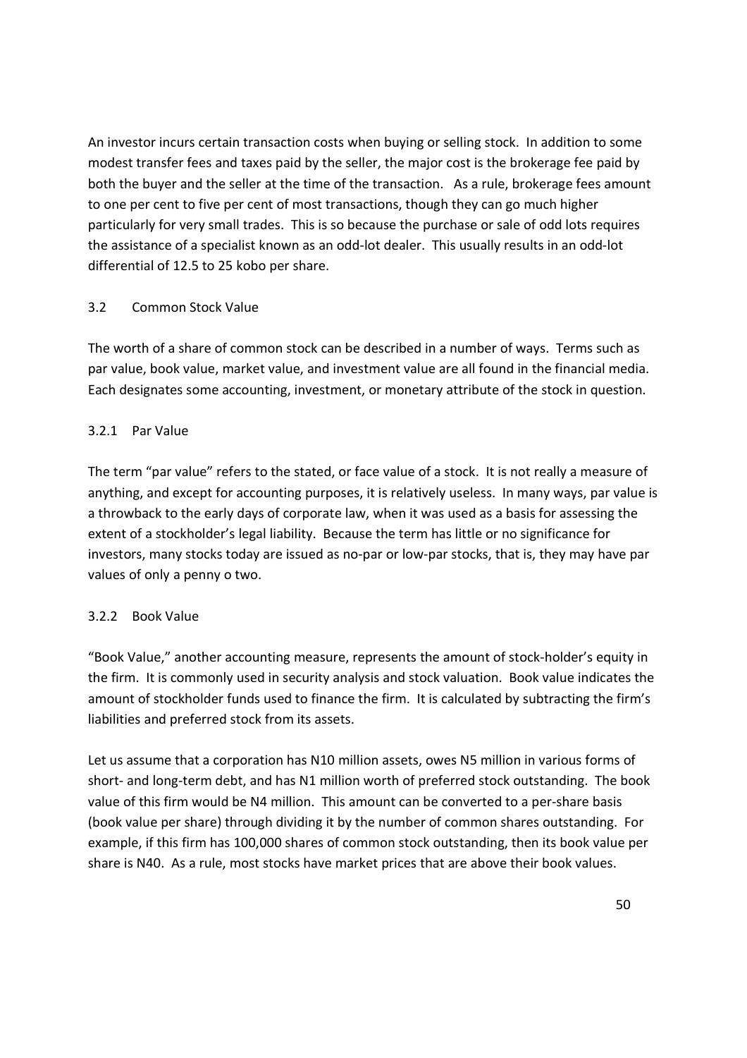An investor incurs certain transaction costs when buying or selling stock. In addition to some modest transfer fees and taxes paid by the seller, the major cost is the brokerage fee paid by both the buyer and the seller at the time of the transaction. As a rule, brokerage fees amount to one per cent to five per cent of most transactions, though they can go much higher particularly for very small trades. This is so because the purchase or sale of odd lots requires the assistance of a specialist known as an odd-lot dealer. This usually results in an odd-lot differential of 12.5 to 25 kobo per share.

### 3.2 Common Stock Value

The worth of a share of common stock can be described in a number of ways. Terms such as par value, book value, market value, and investment value are all found in the financial media. Each designates some accounting, investment, or monetary attribute of the stock in question.

#### 3.2.1 Par Value

The term "par value" refers to the stated, or face value of a stock. It is not really a measure of anything, and except for accounting purposes, it is relatively useless. In many ways, par value is a throwback to the early days of corporate law, when it was used as a basis for assessing the extent of a stockholder's legal liability. Because the term has little or no significance for investors, many stocks today are issued as no-par or low-par stocks, that is, they may have par values of only a penny o two.

#### 3.2.2 Book Value

"Book Value," another accounting measure, represents the amount of stock-holder's equity in the firm. It is commonly used in security analysis and stock valuation. Book value indicates the amount of stockholder funds used to finance the firm. It is calculated by subtracting the firm's liabilities and preferred stock from its assets.

Let us assume that a corporation has N10 million assets, owes N5 million in various forms of short- and long-term debt, and has N1 million worth of preferred stock outstanding. The book value of this firm would be N4 million. This amount can be converted to a per-share basis (book value per share) through dividing it by the number of common shares outstanding. For example, if this firm has 100,000 shares of common stock outstanding, then its book value per share is N40. As a rule, most stocks have market prices that are above their book values.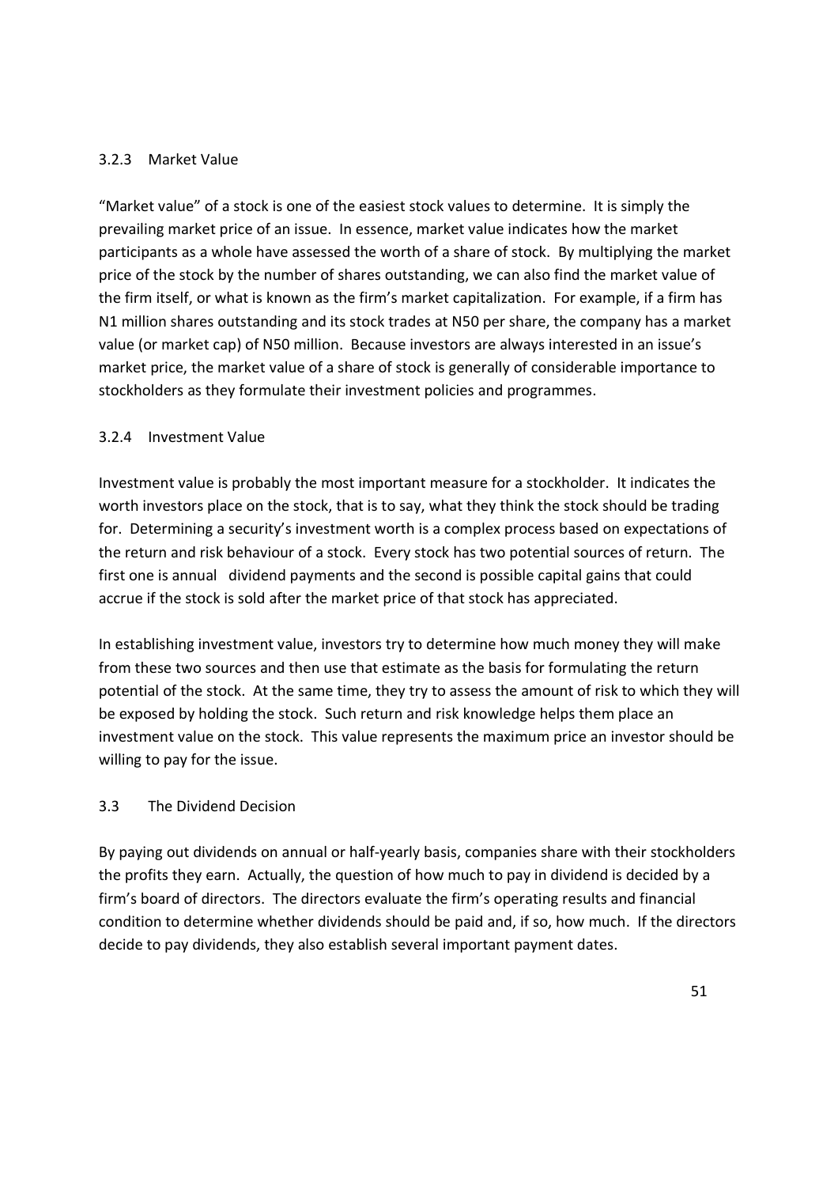### 3.2.3 Market Value

"Market value" of a stock is one of the easiest stock values to determine. It is simply the prevailing market price of an issue. In essence, market value indicates how the market participants as a whole have assessed the worth of a share of stock. By multiplying the market price of the stock by the number of shares outstanding, we can also find the market value of the firm itself, or what is known as the firm's market capitalization. For example, if a firm has N1 million shares outstanding and its stock trades at N50 per share, the company has a market value (or market cap) of N50 million. Because investors are always interested in an issue's market price, the market value of a share of stock is generally of considerable importance to stockholders as they formulate their investment policies and programmes.

### 3.2.4 Investment Value

Investment value is probably the most important measure for a stockholder. It indicates the worth investors place on the stock, that is to say, what they think the stock should be trading for. Determining a security's investment worth is a complex process based on expectations of the return and risk behaviour of a stock. Every stock has two potential sources of return. The first one is annual dividend payments and the second is possible capital gains that could accrue if the stock is sold after the market price of that stock has appreciated.

In establishing investment value, investors try to determine how much money they will make from these two sources and then use that estimate as the basis for formulating the return potential of the stock. At the same time, they try to assess the amount of risk to which they will be exposed by holding the stock. Such return and risk knowledge helps them place an investment value on the stock. This value represents the maximum price an investor should be willing to pay for the issue.

## 3.3 The Dividend Decision

By paying out dividends on annual or half-yearly basis, companies share with their stockholders the profits they earn. Actually, the question of how much to pay in dividend is decided by a firm's board of directors. The directors evaluate the firm's operating results and financial condition to determine whether dividends should be paid and, if so, how much. If the directors decide to pay dividends, they also establish several important payment dates.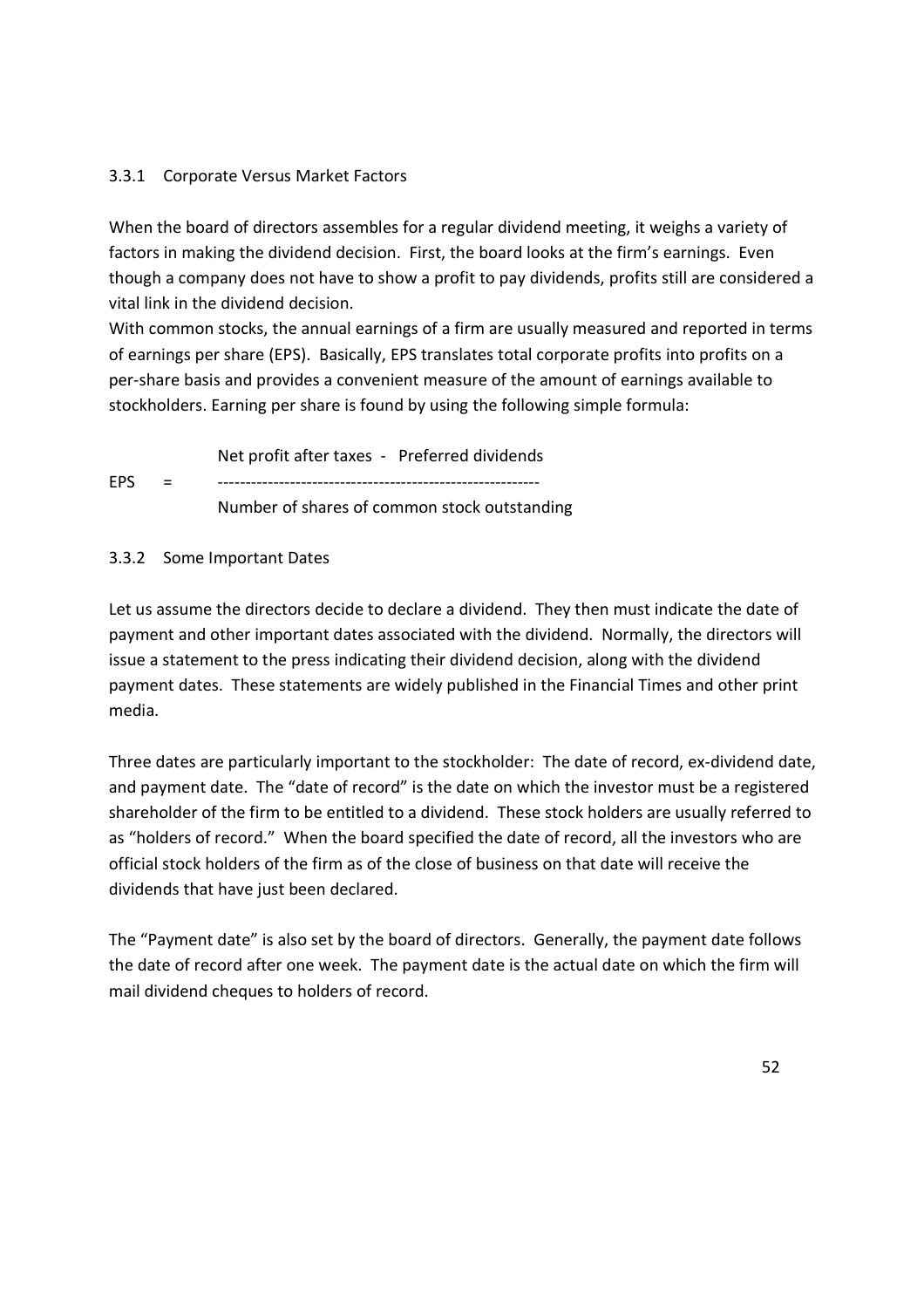### 3.3.1 Corporate Versus Market Factors

When the board of directors assembles for a regular dividend meeting, it weighs a variety of factors in making the dividend decision. First, the board looks at the firm's earnings. Even though a company does not have to show a profit to pay dividends, profits still are considered a vital link in the dividend decision.

With common stocks, the annual earnings of a firm are usually measured and reported in terms of earnings per share (EPS). Basically, EPS translates total corporate profits into profits on a per-share basis and provides a convenient measure of the amount of earnings available to stockholders. Earning per share is found by using the following simple formula:

$$EPS = \frac{\text{Net profit after taxes} - \text{Preferred dividends}}{\text{Number of shares of common stock outstanding}}$$

### 3.3.2 Some Important Dates

Let us assume the directors decide to declare a dividend. They then must indicate the date of payment and other important dates associated with the dividend. Normally, the directors will issue a statement to the press indicating their dividend decision, along with the dividend payment dates. These statements are widely published in the Financial Times and other print media.

Three dates are particularly important to the stockholder: The date of record, ex-dividend date, and payment date. The "date of record" is the date on which the investor must be a registered shareholder of the firm to be entitled to a dividend. These stock holders are usually referred to as "holders of record." When the board specified the date of record, all the investors who are official stock holders of the firm as of the close of business on that date will receive the dividends that have just been declared.

The "Payment date" is also set by the board of directors. Generally, the payment date follows the date of record after one week. The payment date is the actual date on which the firm will mail dividend cheques to holders of record.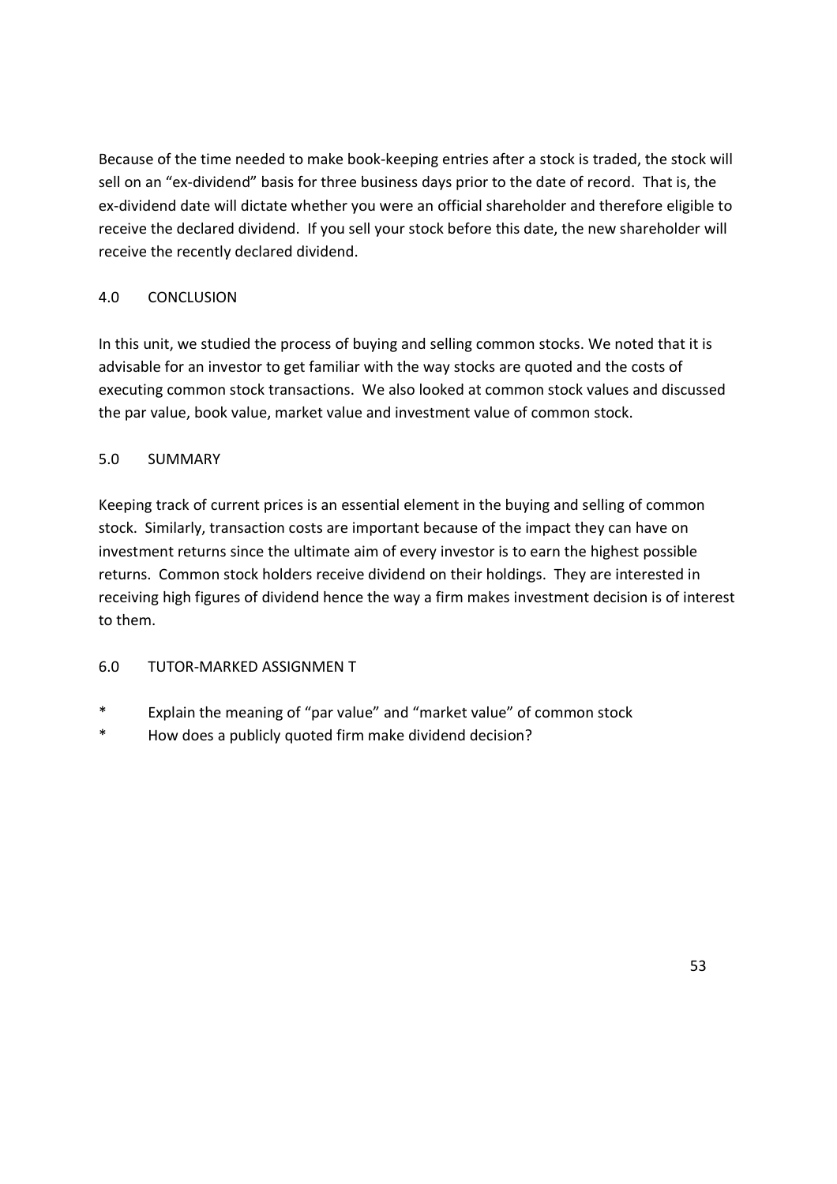Because of the time needed to make book-keeping entries after a stock is traded, the stock will sell on an "ex-dividend" basis for three business days prior to the date of record. That is, the ex-dividend date will dictate whether you were an official shareholder and therefore eligible to receive the declared dividend. If you sell your stock before this date, the new shareholder will receive the recently declared dividend.

## 4.0 CONCLUSION

In this unit, we studied the process of buying and selling common stocks. We noted that it is advisable for an investor to get familiar with the way stocks are quoted and the costs of executing common stock transactions. We also looked at common stock values and discussed the par value, book value, market value and investment value of common stock.

## 5.0 SUMMARY

Keeping track of current prices is an essential element in the buying and selling of common stock. Similarly, transaction costs are important because of the impact they can have on investment returns since the ultimate aim of every investor is to earn the highest possible returns. Common stock holders receive dividend on their holdings. They are interested in receiving high figures of dividend hence the way a firm makes investment decision is of interest to them.

## 6.0 TUTOR-MARKED ASSIGNMEN T

* Explain the meaning of "par value" and "market value" of common stock
* How does a publicly quoted firm make dividend decision?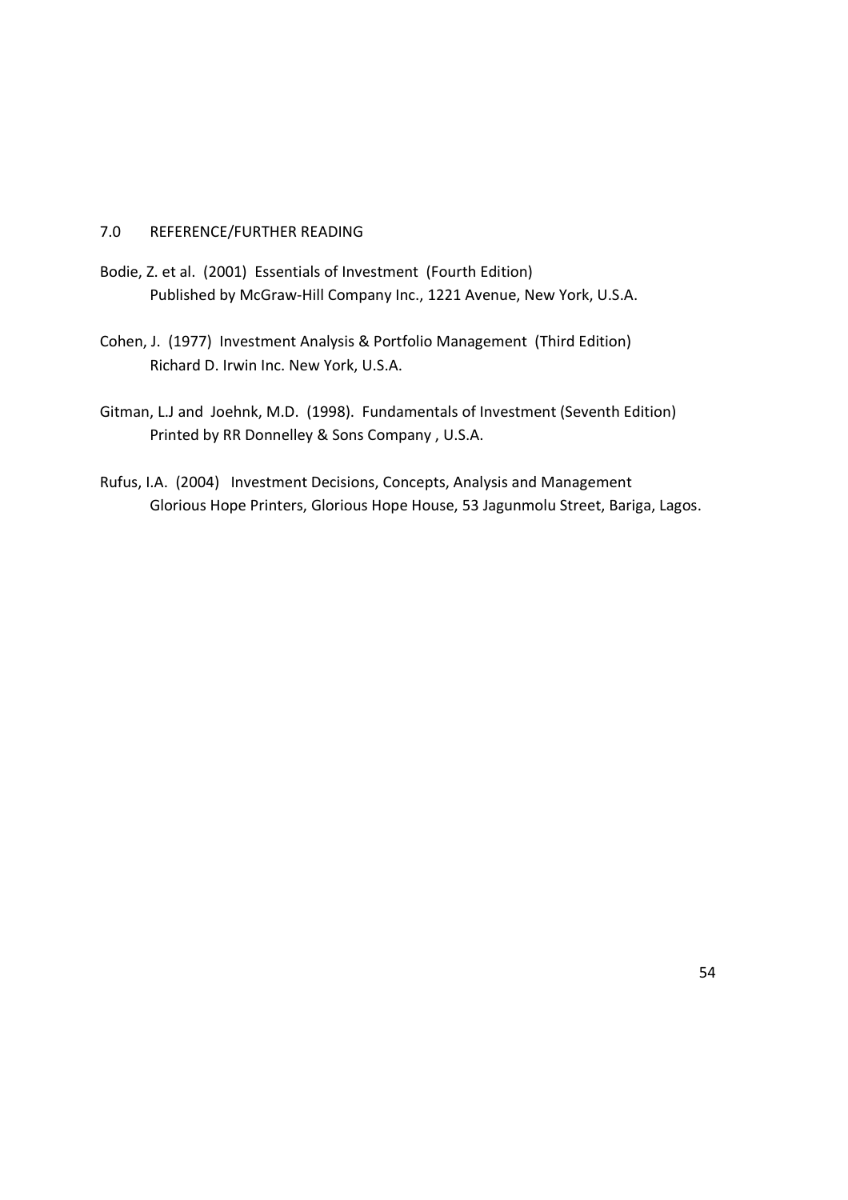## 7.0 REFERENCE/FURTHER READING

Bodie, Z. et al. (2001) Essentials of Investment (Fourth Edition)
Published by McGraw-Hill Company Inc., 1221 Avenue, New York, U.S.A.

Cohen, J. (1977) Investment Analysis & Portfolio Management (Third Edition)
Richard D. Irwin Inc. New York, U.S.A.

Gitman, L.J and Joehnk, M.D. (1998). Fundamentals of Investment (Seventh Edition)
Printed by RR Donnelley & Sons Company , U.S.A.

Rufus, I.A. (2004) Investment Decisions, Concepts, Analysis and Management
Glorious Hope Printers, Glorious Hope House, 53 Jagunmolu Street, Bariga, Lagos.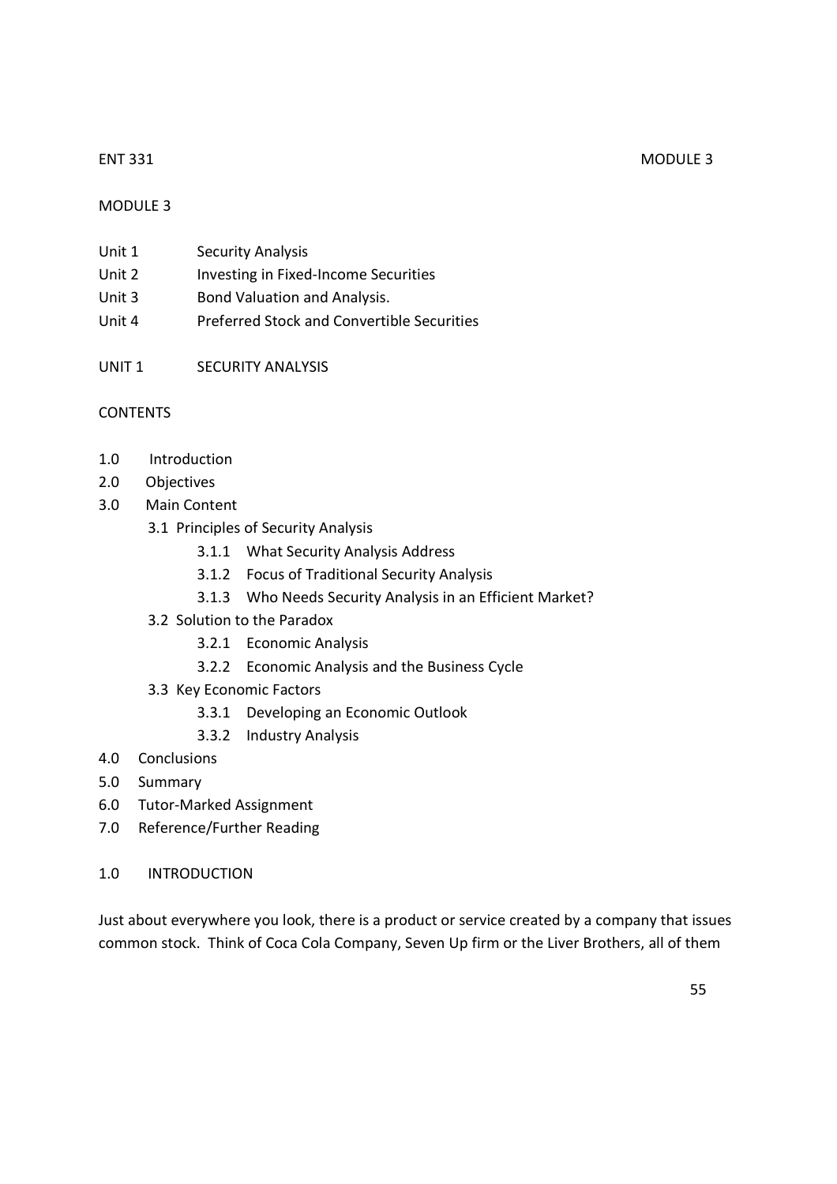# MODULE 3

Unit 1 Security Analysis
Unit 2 Investing in Fixed-Income Securities
Unit 3 Bond Valuation and Analysis.
Unit 4 Preferred Stock and Convertible Securities

## UNIT 1 SECURITY ANALYSIS

### CONTENTS

1.0 Introduction
2.0 Objectives
3.0 Main Content
  3.1 Principles of Security Analysis
    3.1.1 What Security Analysis Address
    3.1.2 Focus of Traditional Security Analysis
    3.1.3 Who Needs Security Analysis in an Efficient Market?
  3.2 Solution to the Paradox
    3.2.1 Economic Analysis
    3.2.2 Economic Analysis and the Business Cycle
  3.3 Key Economic Factors
    3.3.1 Developing an Economic Outlook
    3.3.2 Industry Analysis
4.0 Conclusions
5.0 Summary
6.0 Tutor-Marked Assignment
7.0 Reference/Further Reading

### 1.0 INTRODUCTION

Just about everywhere you look, there is a product or service created by a company that issues common stock. Think of Coca Cola Company, Seven Up firm or the Liver Brothers, all of them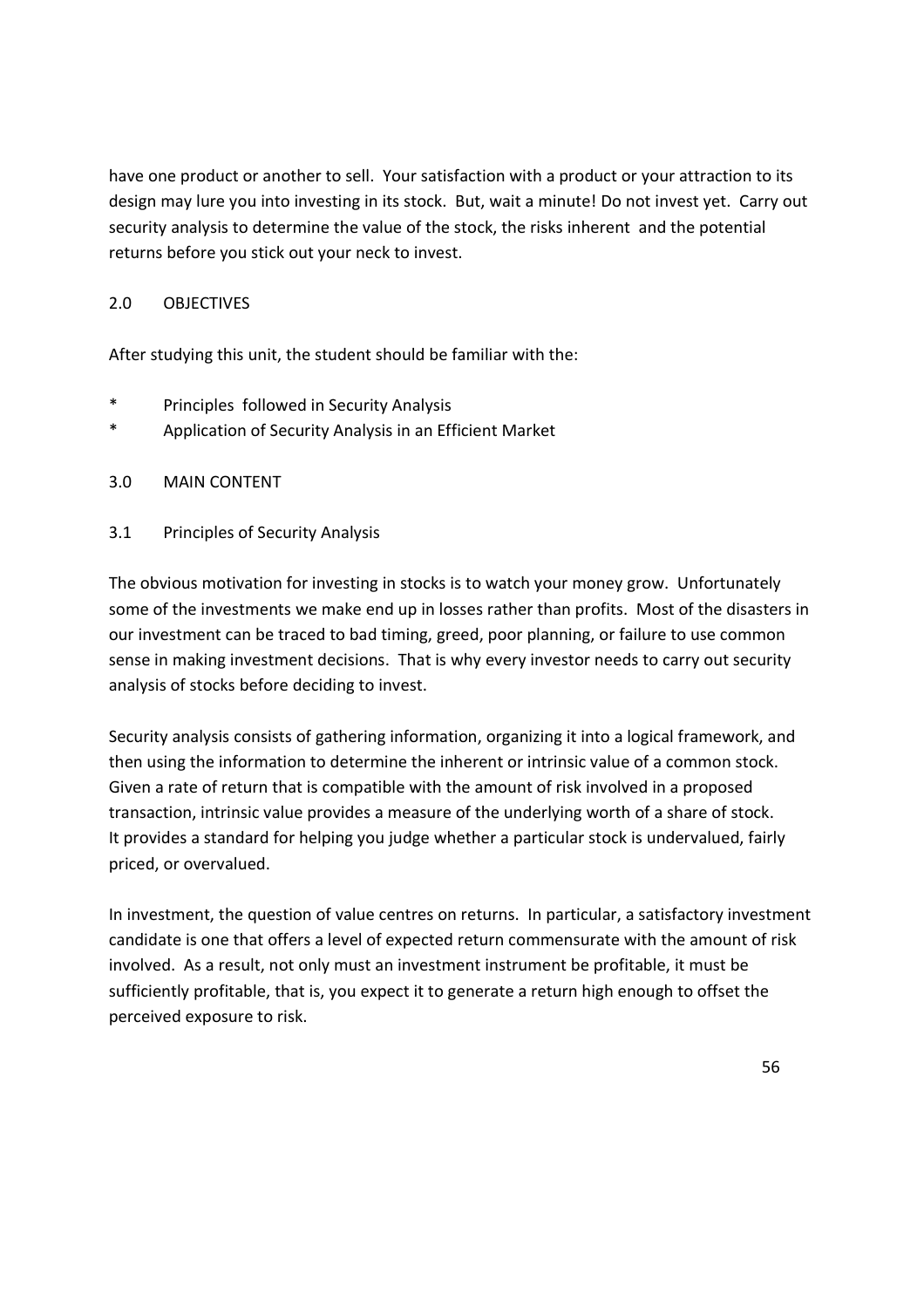have one product or another to sell. Your satisfaction with a product or your attraction to its design may lure you into investing in its stock. But, wait a minute! Do not invest yet. Carry out security analysis to determine the value of the stock, the risks inherent and the potential returns before you stick out your neck to invest.

## 2.0 OBJECTIVES

After studying this unit, the student should be familiar with the:

* Principles followed in Security Analysis
* Application of Security Analysis in an Efficient Market

## 3.0 MAIN CONTENT

### 3.1 Principles of Security Analysis

The obvious motivation for investing in stocks is to watch your money grow. Unfortunately some of the investments we make end up in losses rather than profits. Most of the disasters in our investment can be traced to bad timing, greed, poor planning, or failure to use common sense in making investment decisions. That is why every investor needs to carry out security analysis of stocks before deciding to invest.

Security analysis consists of gathering information, organizing it into a logical framework, and then using the information to determine the inherent or intrinsic value of a common stock. Given a rate of return that is compatible with the amount of risk involved in a proposed transaction, intrinsic value provides a measure of the underlying worth of a share of stock. It provides a standard for helping you judge whether a particular stock is undervalued, fairly priced, or overvalued.

In investment, the question of value centres on returns. In particular, a satisfactory investment candidate is one that offers a level of expected return commensurate with the amount of risk involved. As a result, not only must an investment instrument be profitable, it must be sufficiently profitable, that is, you expect it to generate a return high enough to offset the perceived exposure to risk.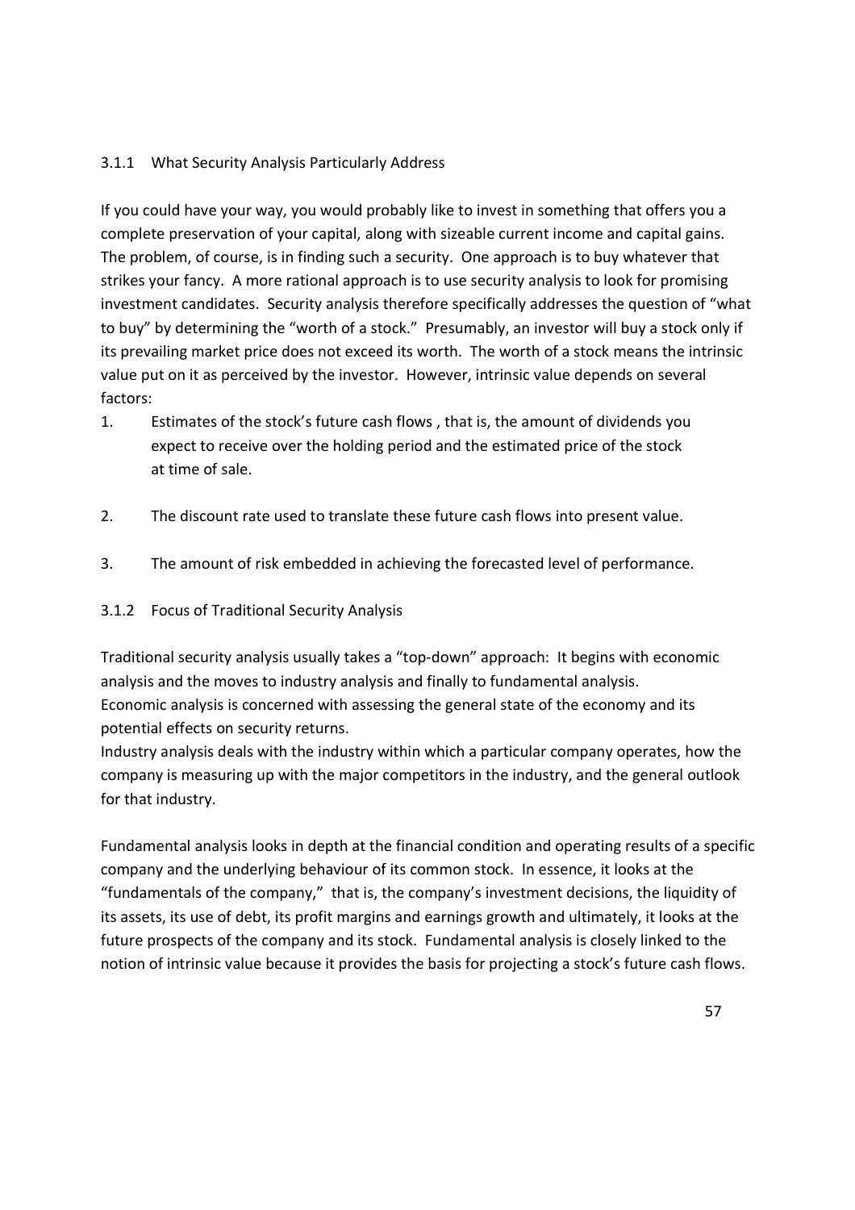### 3.1.1 What Security Analysis Particularly Address

If you could have your way, you would probably like to invest in something that offers you a complete preservation of your capital, along with sizeable current income and capital gains. The problem, of course, is in finding such a security. One approach is to buy whatever that strikes your fancy. A more rational approach is to use security analysis to look for promising investment candidates. Security analysis therefore specifically addresses the question of "what to buy" by determining the "worth of a stock." Presumably, an investor will buy a stock only if its prevailing market price does not exceed its worth. The worth of a stock means the intrinsic value put on it as perceived by the investor. However, intrinsic value depends on several factors:

1. Estimates of the stock's future cash flows , that is, the amount of dividends you expect to receive over the holding period and the estimated price of the stock at time of sale.
2. The discount rate used to translate these future cash flows into present value.
3. The amount of risk embedded in achieving the forecasted level of performance.

### 3.1.2 Focus of Traditional Security Analysis

Traditional security analysis usually takes a "top-down" approach: It begins with economic analysis and the moves to industry analysis and finally to fundamental analysis.
Economic analysis is concerned with assessing the general state of the economy and its potential effects on security returns.
Industry analysis deals with the industry within which a particular company operates, how the company is measuring up with the major competitors in the industry, and the general outlook for that industry.

Fundamental analysis looks in depth at the financial condition and operating results of a specific company and the underlying behaviour of its common stock. In essence, it looks at the "fundamentals of the company," that is, the company's investment decisions, the liquidity of its assets, its use of debt, its profit margins and earnings growth and ultimately, it looks at the future prospects of the company and its stock. Fundamental analysis is closely linked to the notion of intrinsic value because it provides the basis for projecting a stock's future cash flows.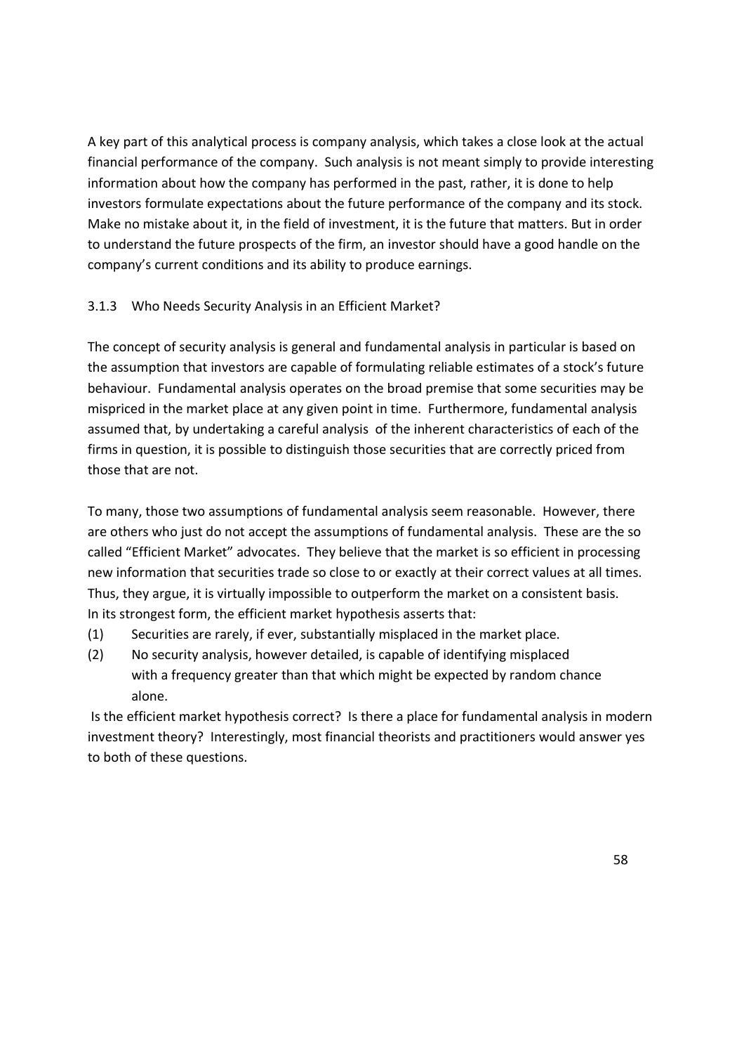A key part of this analytical process is company analysis, which takes a close look at the actual financial performance of the company. Such analysis is not meant simply to provide interesting information about how the company has performed in the past, rather, it is done to help investors formulate expectations about the future performance of the company and its stock. Make no mistake about it, in the field of investment, it is the future that matters. But in order to understand the future prospects of the firm, an investor should have a good handle on the company's current conditions and its ability to produce earnings.

### 3.1.3 Who Needs Security Analysis in an Efficient Market?

The concept of security analysis is general and fundamental analysis in particular is based on the assumption that investors are capable of formulating reliable estimates of a stock's future behaviour. Fundamental analysis operates on the broad premise that some securities may be mispriced in the market place at any given point in time. Furthermore, fundamental analysis assumed that, by undertaking a careful analysis of the inherent characteristics of each of the firms in question, it is possible to distinguish those securities that are correctly priced from those that are not.

To many, those two assumptions of fundamental analysis seem reasonable. However, there are others who just do not accept the assumptions of fundamental analysis. These are the so called "Efficient Market" advocates. They believe that the market is so efficient in processing new information that securities trade so close to or exactly at their correct values at all times. Thus, they argue, it is virtually impossible to outperform the market on a consistent basis. In its strongest form, the efficient market hypothesis asserts that:

(1) Securities are rarely, if ever, substantially misplaced in the market place.

(2) No security analysis, however detailed, is capable of identifying misplaced with a frequency greater than that which might be expected by random chance alone.

Is the efficient market hypothesis correct? Is there a place for fundamental analysis in modern investment theory? Interestingly, most financial theorists and practitioners would answer yes to both of these questions.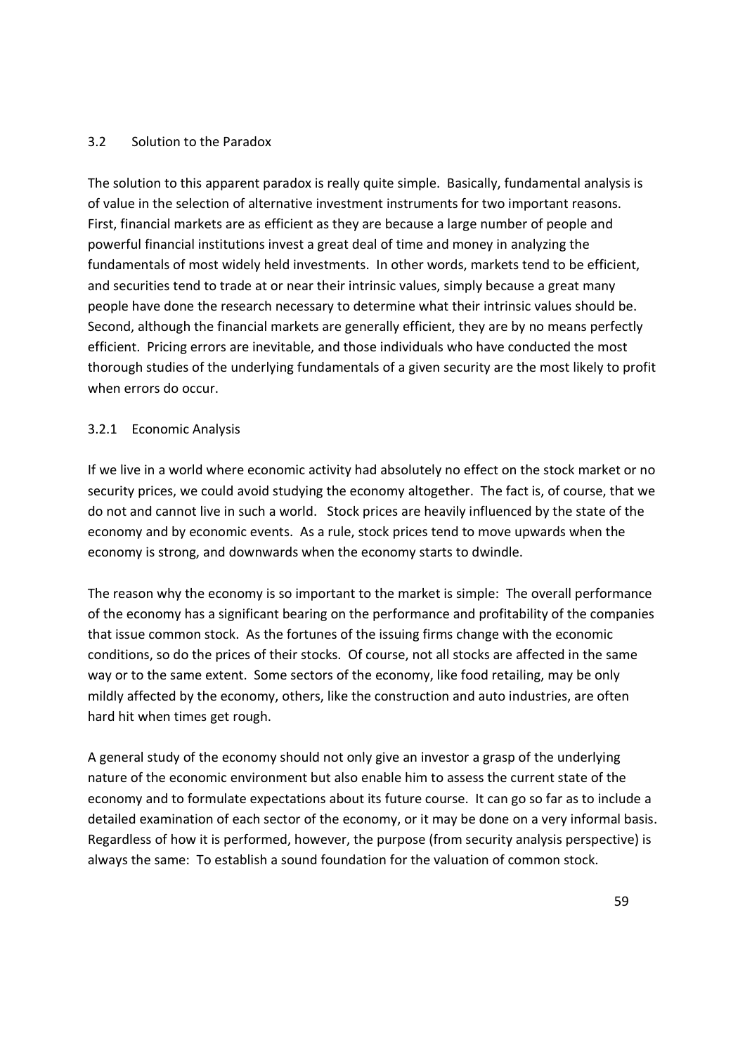## 3.2 Solution to the Paradox

The solution to this apparent paradox is really quite simple. Basically, fundamental analysis is of value in the selection of alternative investment instruments for two important reasons. First, financial markets are as efficient as they are because a large number of people and powerful financial institutions invest a great deal of time and money in analyzing the fundamentals of most widely held investments. In other words, markets tend to be efficient, and securities tend to trade at or near their intrinsic values, simply because a great many people have done the research necessary to determine what their intrinsic values should be. Second, although the financial markets are generally efficient, they are by no means perfectly efficient. Pricing errors are inevitable, and those individuals who have conducted the most thorough studies of the underlying fundamentals of a given security are the most likely to profit when errors do occur.

### 3.2.1 Economic Analysis

If we live in a world where economic activity had absolutely no effect on the stock market or no security prices, we could avoid studying the economy altogether. The fact is, of course, that we do not and cannot live in such a world. Stock prices are heavily influenced by the state of the economy and by economic events. As a rule, stock prices tend to move upwards when the economy is strong, and downwards when the economy starts to dwindle.

The reason why the economy is so important to the market is simple: The overall performance of the economy has a significant bearing on the performance and profitability of the companies that issue common stock. As the fortunes of the issuing firms change with the economic conditions, so do the prices of their stocks. Of course, not all stocks are affected in the same way or to the same extent. Some sectors of the economy, like food retailing, may be only mildly affected by the economy, others, like the construction and auto industries, are often hard hit when times get rough.

A general study of the economy should not only give an investor a grasp of the underlying nature of the economic environment but also enable him to assess the current state of the economy and to formulate expectations about its future course. It can go so far as to include a detailed examination of each sector of the economy, or it may be done on a very informal basis. Regardless of how it is performed, however, the purpose (from security analysis perspective) is always the same: To establish a sound foundation for the valuation of common stock.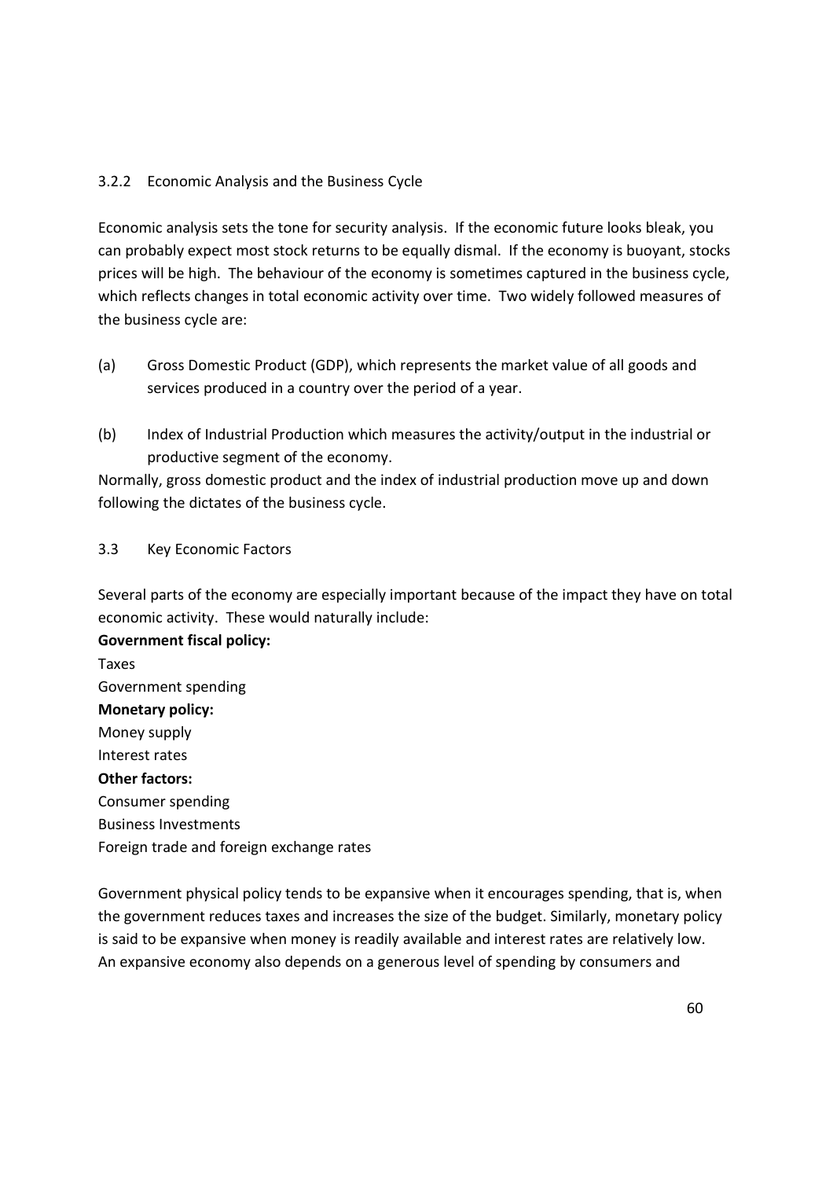### 3.2.2 Economic Analysis and the Business Cycle

Economic analysis sets the tone for security analysis. If the economic future looks bleak, you can probably expect most stock returns to be equally dismal. If the economy is buoyant, stocks prices will be high. The behaviour of the economy is sometimes captured in the business cycle, which reflects changes in total economic activity over time. Two widely followed measures of the business cycle are:

(a) Gross Domestic Product (GDP), which represents the market value of all goods and services produced in a country over the period of a year.

(b) Index of Industrial Production which measures the activity/output in the industrial or productive segment of the economy.

Normally, gross domestic product and the index of industrial production move up and down following the dictates of the business cycle.

## 3.3 Key Economic Factors

Several parts of the economy are especially important because of the impact they have on total economic activity. These would naturally include:

**Government fiscal policy:**
Taxes
Government spending
**Monetary policy:**
Money supply
Interest rates
**Other factors:**
Consumer spending
Business Investments
Foreign trade and foreign exchange rates

Government physical policy tends to be expansive when it encourages spending, that is, when the government reduces taxes and increases the size of the budget. Similarly, monetary policy is said to be expansive when money is readily available and interest rates are relatively low. An expansive economy also depends on a generous level of spending by consumers and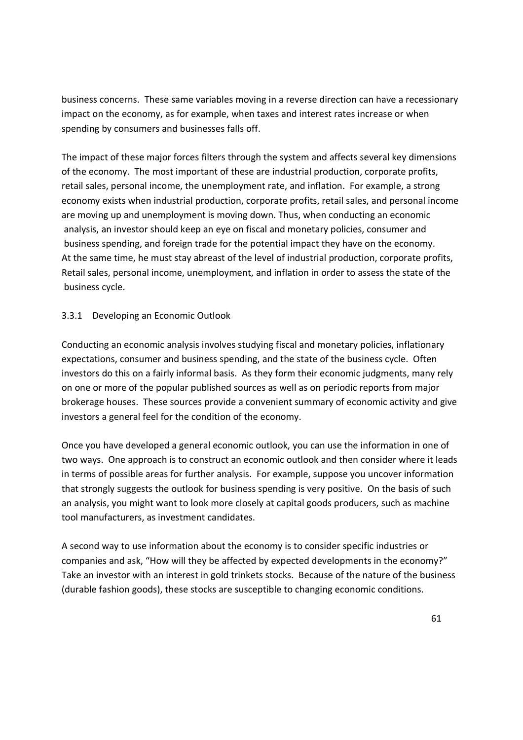business concerns. These same variables moving in a reverse direction can have a recessionary impact on the economy, as for example, when taxes and interest rates increase or when spending by consumers and businesses falls off.

The impact of these major forces filters through the system and affects several key dimensions of the economy. The most important of these are industrial production, corporate profits, retail sales, personal income, the unemployment rate, and inflation. For example, a strong economy exists when industrial production, corporate profits, retail sales, and personal income are moving up and unemployment is moving down. Thus, when conducting an economic analysis, an investor should keep an eye on fiscal and monetary policies, consumer and business spending, and foreign trade for the potential impact they have on the economy. At the same time, he must stay abreast of the level of industrial production, corporate profits, Retail sales, personal income, unemployment, and inflation in order to assess the state of the business cycle.

### 3.3.1 Developing an Economic Outlook

Conducting an economic analysis involves studying fiscal and monetary policies, inflationary expectations, consumer and business spending, and the state of the business cycle. Often investors do this on a fairly informal basis. As they form their economic judgments, many rely on one or more of the popular published sources as well as on periodic reports from major brokerage houses. These sources provide a convenient summary of economic activity and give investors a general feel for the condition of the economy.

Once you have developed a general economic outlook, you can use the information in one of two ways. One approach is to construct an economic outlook and then consider where it leads in terms of possible areas for further analysis. For example, suppose you uncover information that strongly suggests the outlook for business spending is very positive. On the basis of such an analysis, you might want to look more closely at capital goods producers, such as machine tool manufacturers, as investment candidates.

A second way to use information about the economy is to consider specific industries or companies and ask, "How will they be affected by expected developments in the economy?" Take an investor with an interest in gold trinkets stocks. Because of the nature of the business (durable fashion goods), these stocks are susceptible to changing economic conditions.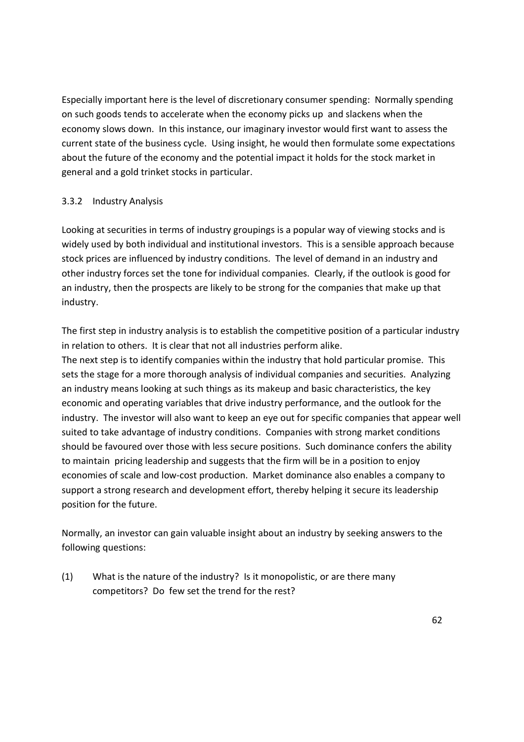Especially important here is the level of discretionary consumer spending: Normally spending on such goods tends to accelerate when the economy picks up and slackens when the economy slows down. In this instance, our imaginary investor would first want to assess the current state of the business cycle. Using insight, he would then formulate some expectations about the future of the economy and the potential impact it holds for the stock market in general and a gold trinket stocks in particular.

### 3.3.2 Industry Analysis

Looking at securities in terms of industry groupings is a popular way of viewing stocks and is widely used by both individual and institutional investors. This is a sensible approach because stock prices are influenced by industry conditions. The level of demand in an industry and other industry forces set the tone for individual companies. Clearly, if the outlook is good for an industry, then the prospects are likely to be strong for the companies that make up that industry.

The first step in industry analysis is to establish the competitive position of a particular industry in relation to others. It is clear that not all industries perform alike.
The next step is to identify companies within the industry that hold particular promise. This sets the stage for a more thorough analysis of individual companies and securities. Analyzing an industry means looking at such things as its makeup and basic characteristics, the key economic and operating variables that drive industry performance, and the outlook for the industry. The investor will also want to keep an eye out for specific companies that appear well suited to take advantage of industry conditions. Companies with strong market conditions should be favoured over those with less secure positions. Such dominance confers the ability to maintain pricing leadership and suggests that the firm will be in a position to enjoy economies of scale and low-cost production. Market dominance also enables a company to support a strong research and development effort, thereby helping it secure its leadership position for the future.

Normally, an investor can gain valuable insight about an industry by seeking answers to the following questions:

(1) What is the nature of the industry? Is it monopolistic, or are there many competitors? Do few set the trend for the rest?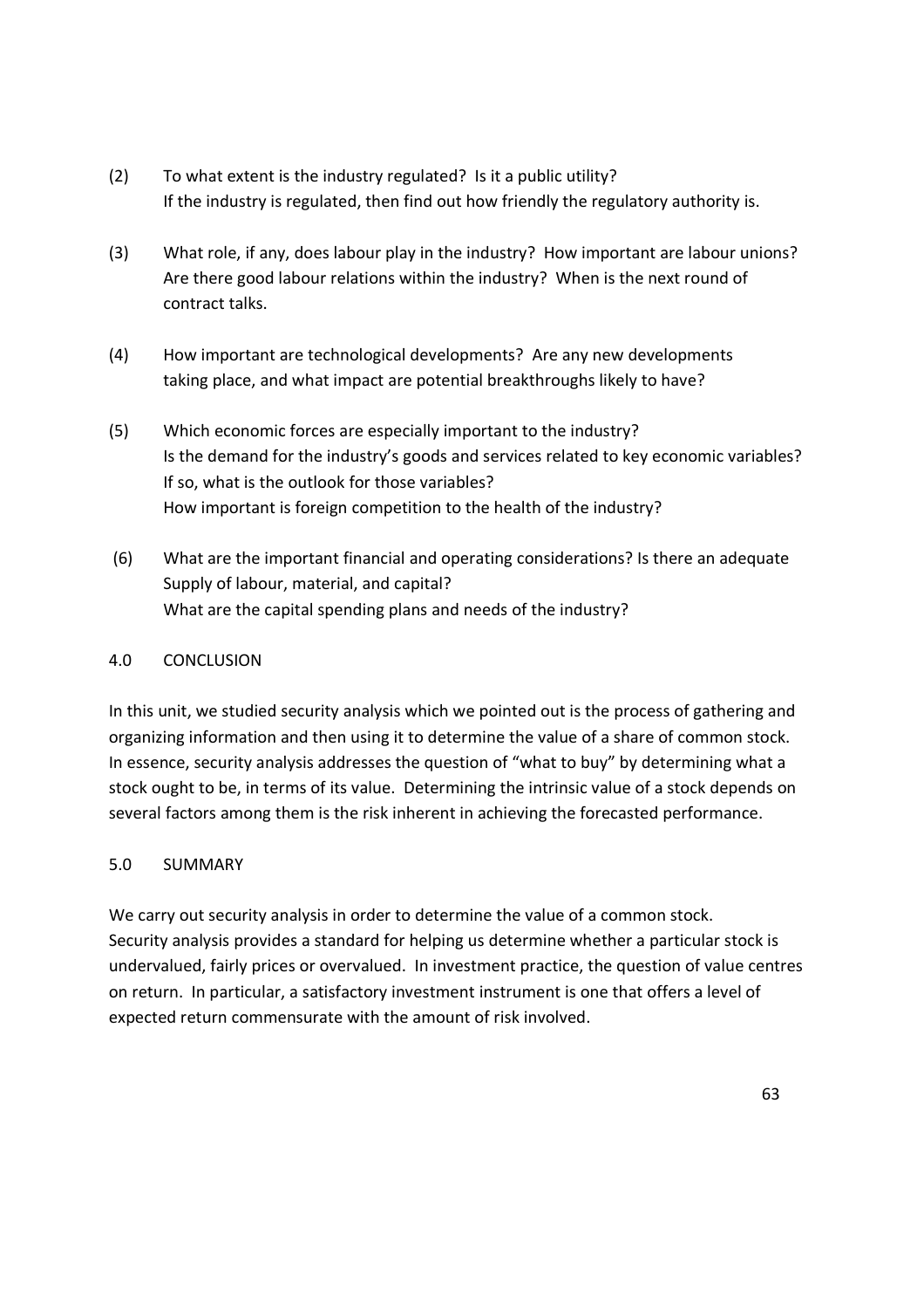(2) To what extent is the industry regulated? Is it a public utility?
If the industry is regulated, then find out how friendly the regulatory authority is.

(3) What role, if any, does labour play in the industry? How important are labour unions? Are there good labour relations within the industry? When is the next round of contract talks.

(4) How important are technological developments? Are any new developments taking place, and what impact are potential breakthroughs likely to have?

(5) Which economic forces are especially important to the industry?
Is the demand for the industry's goods and services related to key economic variables?
If so, what is the outlook for those variables?
How important is foreign competition to the health of the industry?

(6) What are the important financial and operating considerations? Is there an adequate Supply of labour, material, and capital?
What are the capital spending plans and needs of the industry?

## 4.0 CONCLUSION

In this unit, we studied security analysis which we pointed out is the process of gathering and organizing information and then using it to determine the value of a share of common stock. In essence, security analysis addresses the question of "what to buy" by determining what a stock ought to be, in terms of its value. Determining the intrinsic value of a stock depends on several factors among them is the risk inherent in achieving the forecasted performance.

## 5.0 SUMMARY

We carry out security analysis in order to determine the value of a common stock. Security analysis provides a standard for helping us determine whether a particular stock is undervalued, fairly prices or overvalued. In investment practice, the question of value centres on return. In particular, a satisfactory investment instrument is one that offers a level of expected return commensurate with the amount of risk involved.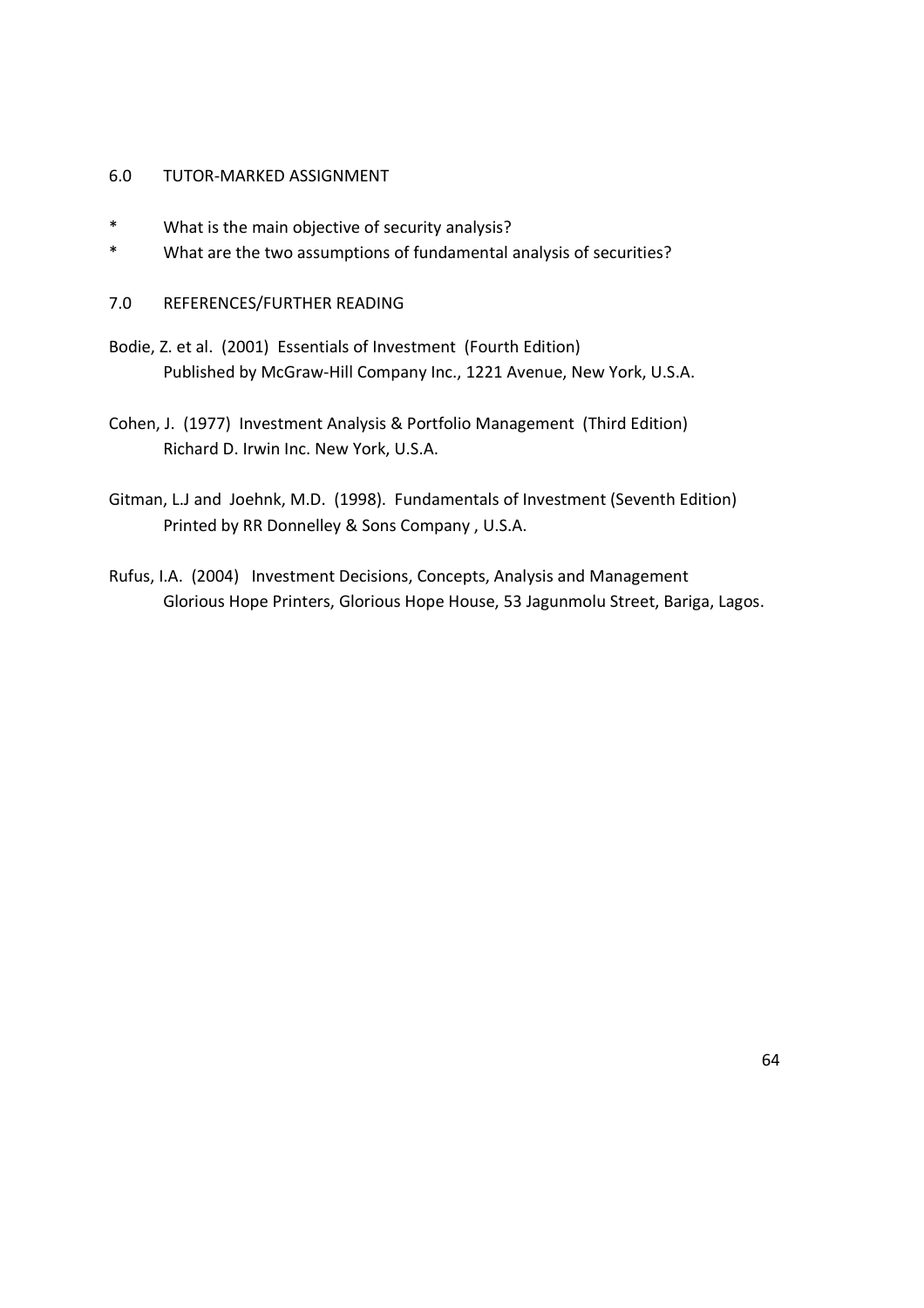## 6.0 TUTOR-MARKED ASSIGNMENT

* What is the main objective of security analysis?
* What are the two assumptions of fundamental analysis of securities?

## 7.0 REFERENCES/FURTHER READING

Bodie, Z. et al. (2001) Essentials of Investment (Fourth Edition) Published by McGraw-Hill Company Inc., 1221 Avenue, New York, U.S.A.

Cohen, J. (1977) Investment Analysis & Portfolio Management (Third Edition) Richard D. Irwin Inc. New York, U.S.A.

Gitman, L.J and Joehnk, M.D. (1998). Fundamentals of Investment (Seventh Edition) Printed by RR Donnelley & Sons Company , U.S.A.

Rufus, I.A. (2004) Investment Decisions, Concepts, Analysis and Management Glorious Hope Printers, Glorious Hope House, 53 Jagunmolu Street, Bariga, Lagos.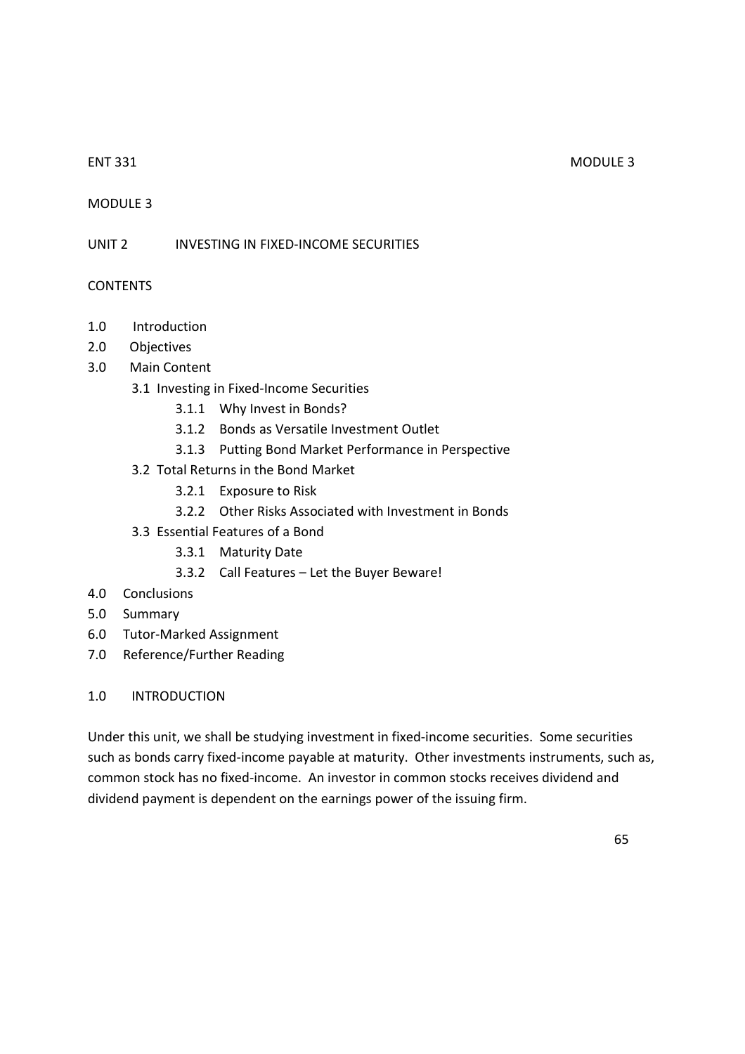MODULE 3

## UNIT 2 INVESTING IN FIXED-INCOME SECURITIES

CONTENTS

1.0 Introduction
2.0 Objectives
3.0 Main Content
  - 3.1 Investing in Fixed-Income Securities
    - 3.1.1 Why Invest in Bonds?
    - 3.1.2 Bonds as Versatile Investment Outlet
    - 3.1.3 Putting Bond Market Performance in Perspective
  - 3.2 Total Returns in the Bond Market
    - 3.2.1 Exposure to Risk
    - 3.2.2 Other Risks Associated with Investment in Bonds
  - 3.3 Essential Features of a Bond
    - 3.3.1 Maturity Date
    - 3.3.2 Call Features – Let the Buyer Beware!

4.0 Conclusions
5.0 Summary
6.0 Tutor-Marked Assignment
7.0 Reference/Further Reading

### 1.0 INTRODUCTION

Under this unit, we shall be studying investment in fixed-income securities. Some securities such as bonds carry fixed-income payable at maturity. Other investments instruments, such as, common stock has no fixed-income. An investor in common stocks receives dividend and dividend payment is dependent on the earnings power of the issuing firm.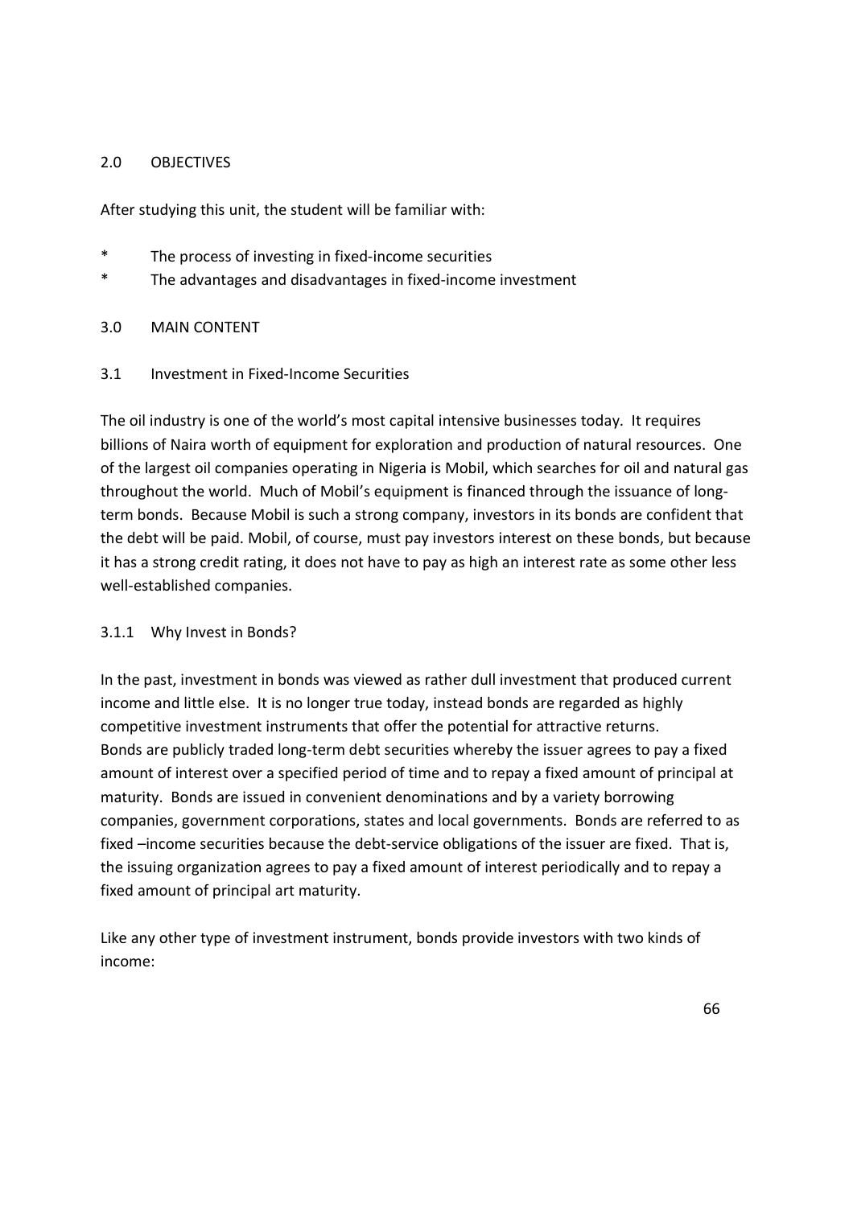## 2.0 OBJECTIVES

After studying this unit, the student will be familiar with:

* The process of investing in fixed-income securities
* The advantages and disadvantages in fixed-income investment

## 3.0 MAIN CONTENT

### 3.1 Investment in Fixed-Income Securities

The oil industry is one of the world's most capital intensive businesses today. It requires billions of Naira worth of equipment for exploration and production of natural resources. One of the largest oil companies operating in Nigeria is Mobil, which searches for oil and natural gas throughout the world. Much of Mobil's equipment is financed through the issuance of long-term bonds. Because Mobil is such a strong company, investors in its bonds are confident that the debt will be paid. Mobil, of course, must pay investors interest on these bonds, but because it has a strong credit rating, it does not have to pay as high an interest rate as some other less well-established companies.

#### 3.1.1 Why Invest in Bonds?

In the past, investment in bonds was viewed as rather dull investment that produced current income and little else. It is no longer true today, instead bonds are regarded as highly competitive investment instruments that offer the potential for attractive returns.
Bonds are publicly traded long-term debt securities whereby the issuer agrees to pay a fixed amount of interest over a specified period of time and to repay a fixed amount of principal at maturity. Bonds are issued in convenient denominations and by a variety borrowing companies, government corporations, states and local governments. Bonds are referred to as fixed –income securities because the debt-service obligations of the issuer are fixed. That is, the issuing organization agrees to pay a fixed amount of interest periodically and to repay a fixed amount of principal art maturity.

Like any other type of investment instrument, bonds provide investors with two kinds of income: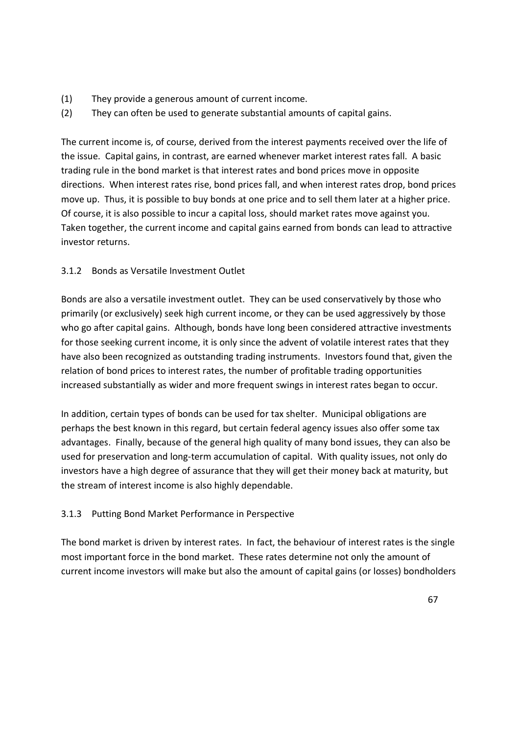(1) They provide a generous amount of current income.
(2) They can often be used to generate substantial amounts of capital gains.

The current income is, of course, derived from the interest payments received over the life of the issue. Capital gains, in contrast, are earned whenever market interest rates fall. A basic trading rule in the bond market is that interest rates and bond prices move in opposite directions. When interest rates rise, bond prices fall, and when interest rates drop, bond prices move up. Thus, it is possible to buy bonds at one price and to sell them later at a higher price. Of course, it is also possible to incur a capital loss, should market rates move against you. Taken together, the current income and capital gains earned from bonds can lead to attractive investor returns.

### 3.1.2 Bonds as Versatile Investment Outlet

Bonds are also a versatile investment outlet. They can be used conservatively by those who primarily (or exclusively) seek high current income, or they can be used aggressively by those who go after capital gains. Although, bonds have long been considered attractive investments for those seeking current income, it is only since the advent of volatile interest rates that they have also been recognized as outstanding trading instruments. Investors found that, given the relation of bond prices to interest rates, the number of profitable trading opportunities increased substantially as wider and more frequent swings in interest rates began to occur.

In addition, certain types of bonds can be used for tax shelter. Municipal obligations are perhaps the best known in this regard, but certain federal agency issues also offer some tax advantages. Finally, because of the general high quality of many bond issues, they can also be used for preservation and long-term accumulation of capital. With quality issues, not only do investors have a high degree of assurance that they will get their money back at maturity, but the stream of interest income is also highly dependable.

### 3.1.3 Putting Bond Market Performance in Perspective

The bond market is driven by interest rates. In fact, the behaviour of interest rates is the single most important force in the bond market. These rates determine not only the amount of current income investors will make but also the amount of capital gains (or losses) bondholders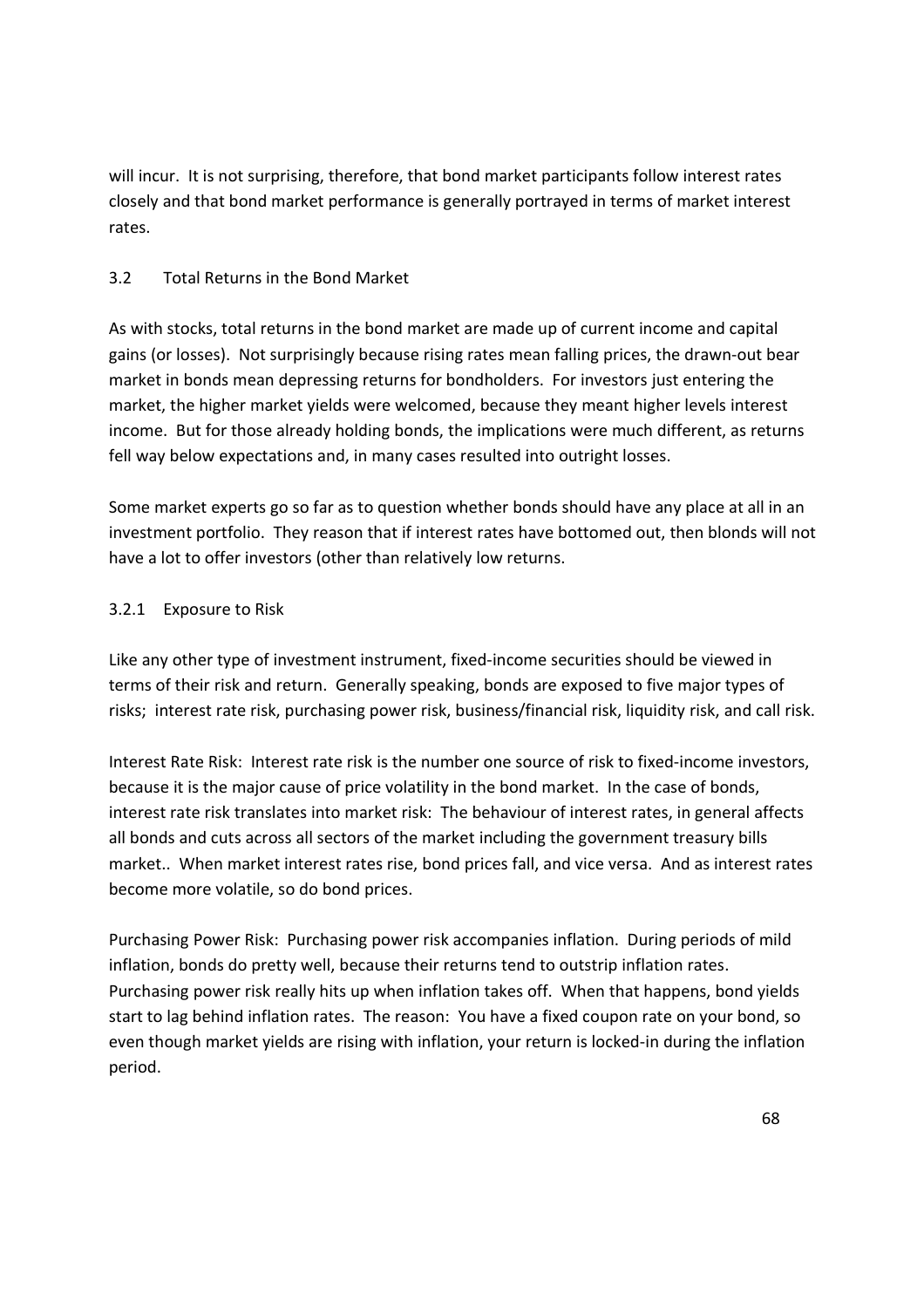will incur. It is not surprising, therefore, that bond market participants follow interest rates closely and that bond market performance is generally portrayed in terms of market interest rates.

## 3.2 Total Returns in the Bond Market

As with stocks, total returns in the bond market are made up of current income and capital gains (or losses). Not surprisingly because rising rates mean falling prices, the drawn-out bear market in bonds mean depressing returns for bondholders. For investors just entering the market, the higher market yields were welcomed, because they meant higher levels interest income. But for those already holding bonds, the implications were much different, as returns fell way below expectations and, in many cases resulted into outright losses.

Some market experts go so far as to question whether bonds should have any place at all in an investment portfolio. They reason that if interest rates have bottomed out, then blonds will not have a lot to offer investors (other than relatively low returns.

### 3.2.1 Exposure to Risk

Like any other type of investment instrument, fixed-income securities should be viewed in terms of their risk and return. Generally speaking, bonds are exposed to five major types of risks; interest rate risk, purchasing power risk, business/financial risk, liquidity risk, and call risk.

Interest Rate Risk: Interest rate risk is the number one source of risk to fixed-income investors, because it is the major cause of price volatility in the bond market. In the case of bonds, interest rate risk translates into market risk: The behaviour of interest rates, in general affects all bonds and cuts across all sectors of the market including the government treasury bills market.. When market interest rates rise, bond prices fall, and vice versa. And as interest rates become more volatile, so do bond prices.

Purchasing Power Risk: Purchasing power risk accompanies inflation. During periods of mild inflation, bonds do pretty well, because their returns tend to outstrip inflation rates. Purchasing power risk really hits up when inflation takes off. When that happens, bond yields start to lag behind inflation rates. The reason: You have a fixed coupon rate on your bond, so even though market yields are rising with inflation, your return is locked-in during the inflation period.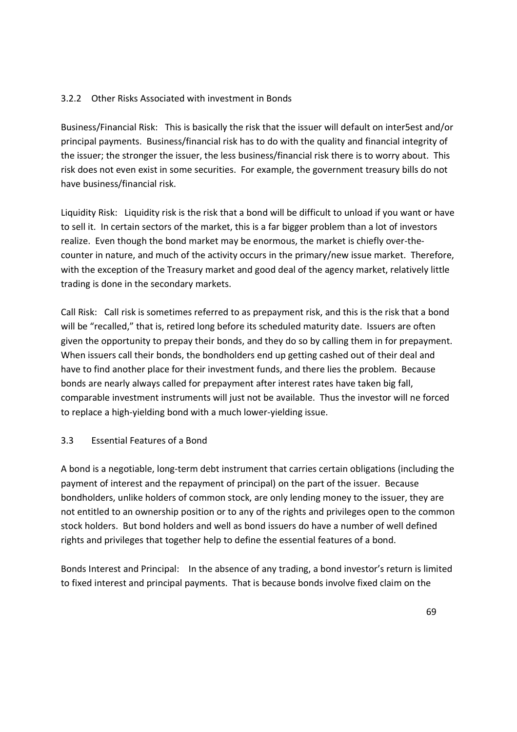### 3.2.2 Other Risks Associated with investment in Bonds

Business/Financial Risk: This is basically the risk that the issuer will default on inter5est and/or principal payments. Business/financial risk has to do with the quality and financial integrity of the issuer; the stronger the issuer, the less business/financial risk there is to worry about. This risk does not even exist in some securities. For example, the government treasury bills do not have business/financial risk.

Liquidity Risk: Liquidity risk is the risk that a bond will be difficult to unload if you want or have to sell it. In certain sectors of the market, this is a far bigger problem than a lot of investors realize. Even though the bond market may be enormous, the market is chiefly over-the-counter in nature, and much of the activity occurs in the primary/new issue market. Therefore, with the exception of the Treasury market and good deal of the agency market, relatively little trading is done in the secondary markets.

Call Risk: Call risk is sometimes referred to as prepayment risk, and this is the risk that a bond will be "recalled," that is, retired long before its scheduled maturity date. Issuers are often given the opportunity to prepay their bonds, and they do so by calling them in for prepayment. When issuers call their bonds, the bondholders end up getting cashed out of their deal and have to find another place for their investment funds, and there lies the problem. Because bonds are nearly always called for prepayment after interest rates have taken big fall, comparable investment instruments will just not be available. Thus the investor will ne forced to replace a high-yielding bond with a much lower-yielding issue.

## 3.3 Essential Features of a Bond

A bond is a negotiable, long-term debt instrument that carries certain obligations (including the payment of interest and the repayment of principal) on the part of the issuer. Because bondholders, unlike holders of common stock, are only lending money to the issuer, they are not entitled to an ownership position or to any of the rights and privileges open to the common stock holders. But bond holders and well as bond issuers do have a number of well defined rights and privileges that together help to define the essential features of a bond.

Bonds Interest and Principal: In the absence of any trading, a bond investor's return is limited to fixed interest and principal payments. That is because bonds involve fixed claim on the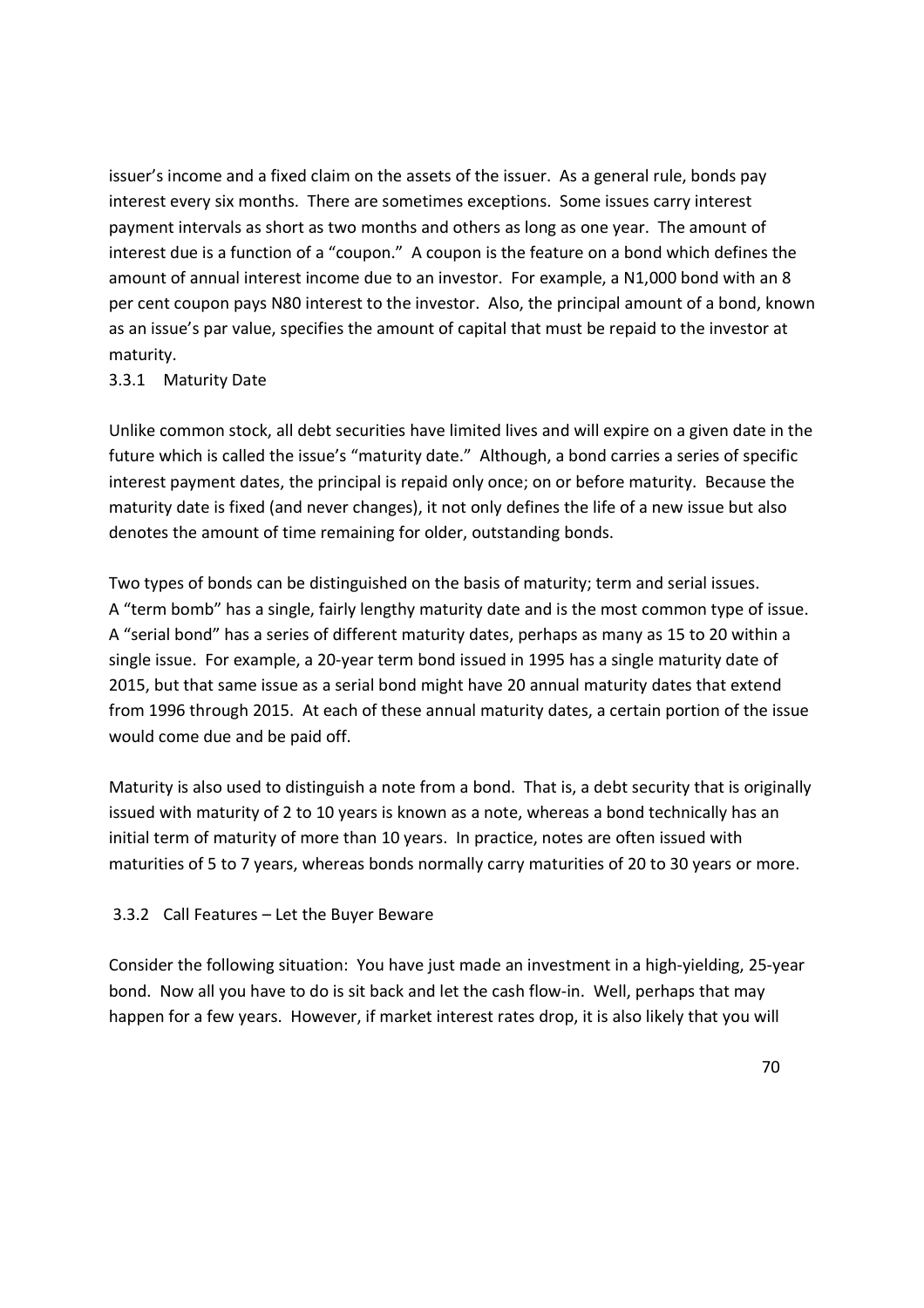issuer's income and a fixed claim on the assets of the issuer. As a general rule, bonds pay interest every six months. There are sometimes exceptions. Some issues carry interest payment intervals as short as two months and others as long as one year. The amount of interest due is a function of a "coupon." A coupon is the feature on a bond which defines the amount of annual interest income due to an investor. For example, a N1,000 bond with an 8 per cent coupon pays N80 interest to the investor. Also, the principal amount of a bond, known as an issue's par value, specifies the amount of capital that must be repaid to the investor at maturity.

### 3.3.1 Maturity Date

Unlike common stock, all debt securities have limited lives and will expire on a given date in the future which is called the issue's "maturity date." Although, a bond carries a series of specific interest payment dates, the principal is repaid only once; on or before maturity. Because the maturity date is fixed (and never changes), it not only defines the life of a new issue but also denotes the amount of time remaining for older, outstanding bonds.

Two types of bonds can be distinguished on the basis of maturity; term and serial issues. A "term bomb" has a single, fairly lengthy maturity date and is the most common type of issue. A "serial bond" has a series of different maturity dates, perhaps as many as 15 to 20 within a single issue. For example, a 20-year term bond issued in 1995 has a single maturity date of 2015, but that same issue as a serial bond might have 20 annual maturity dates that extend from 1996 through 2015. At each of these annual maturity dates, a certain portion of the issue would come due and be paid off.

Maturity is also used to distinguish a note from a bond. That is, a debt security that is originally issued with maturity of 2 to 10 years is known as a note, whereas a bond technically has an initial term of maturity of more than 10 years. In practice, notes are often issued with maturities of 5 to 7 years, whereas bonds normally carry maturities of 20 to 30 years or more.

### 3.3.2 Call Features – Let the Buyer Beware

Consider the following situation: You have just made an investment in a high-yielding, 25-year bond. Now all you have to do is sit back and let the cash flow-in. Well, perhaps that may happen for a few years. However, if market interest rates drop, it is also likely that you will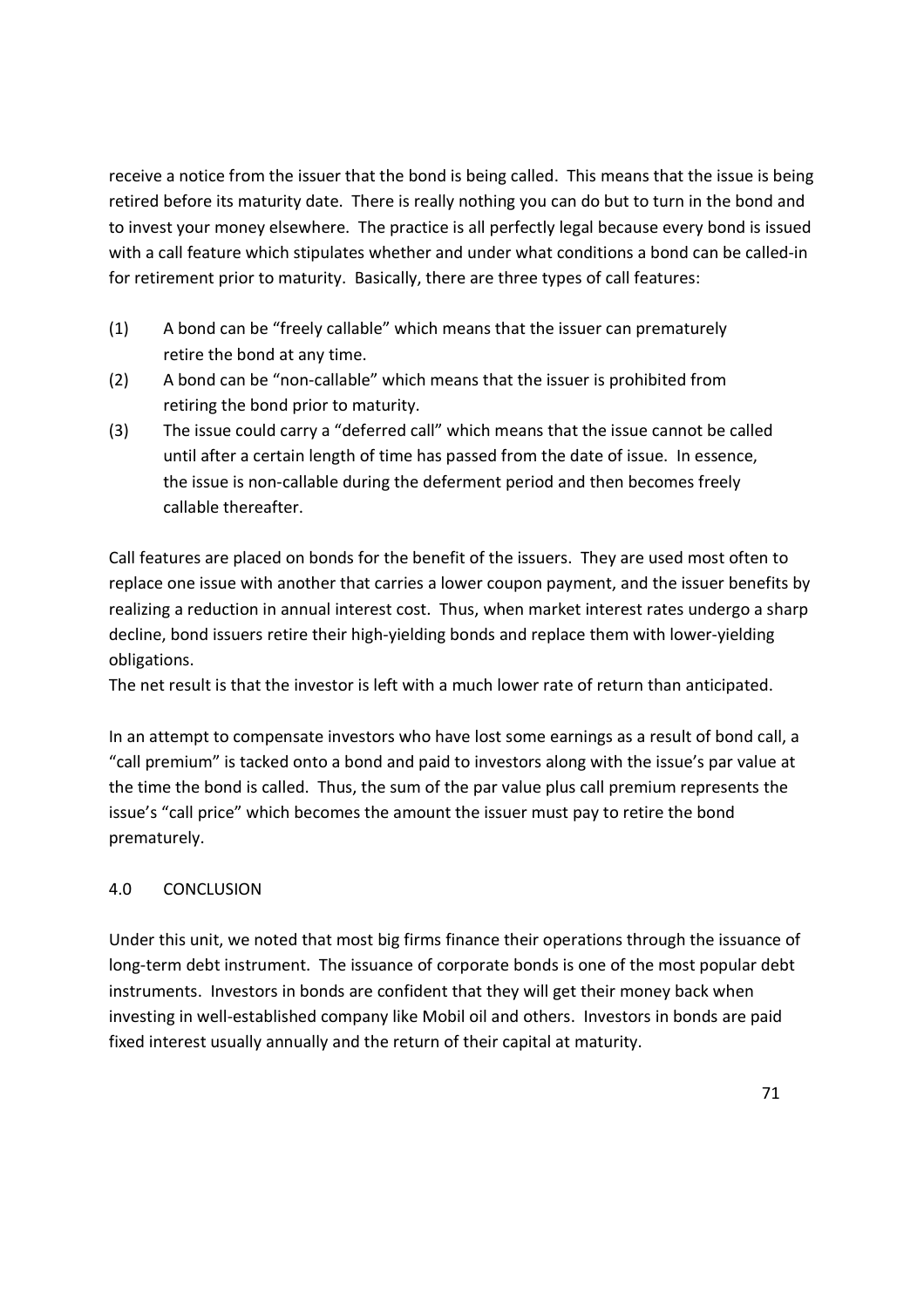receive a notice from the issuer that the bond is being called. This means that the issue is being retired before its maturity date. There is really nothing you can do but to turn in the bond and to invest your money elsewhere. The practice is all perfectly legal because every bond is issued with a call feature which stipulates whether and under what conditions a bond can be called-in for retirement prior to maturity. Basically, there are three types of call features:

(1) A bond can be "freely callable" which means that the issuer can prematurely retire the bond at any time.

(2) A bond can be "non-callable" which means that the issuer is prohibited from retiring the bond prior to maturity.

(3) The issue could carry a "deferred call" which means that the issue cannot be called until after a certain length of time has passed from the date of issue. In essence, the issue is non-callable during the deferment period and then becomes freely callable thereafter.

Call features are placed on bonds for the benefit of the issuers. They are used most often to replace one issue with another that carries a lower coupon payment, and the issuer benefits by realizing a reduction in annual interest cost. Thus, when market interest rates undergo a sharp decline, bond issuers retire their high-yielding bonds and replace them with lower-yielding obligations.

The net result is that the investor is left with a much lower rate of return than anticipated.

In an attempt to compensate investors who have lost some earnings as a result of bond call, a "call premium" is tacked onto a bond and paid to investors along with the issue's par value at the time the bond is called. Thus, the sum of the par value plus call premium represents the issue's "call price" which becomes the amount the issuer must pay to retire the bond prematurely.

## 4.0 CONCLUSION

Under this unit, we noted that most big firms finance their operations through the issuance of long-term debt instrument. The issuance of corporate bonds is one of the most popular debt instruments. Investors in bonds are confident that they will get their money back when investing in well-established company like Mobil oil and others. Investors in bonds are paid fixed interest usually annually and the return of their capital at maturity.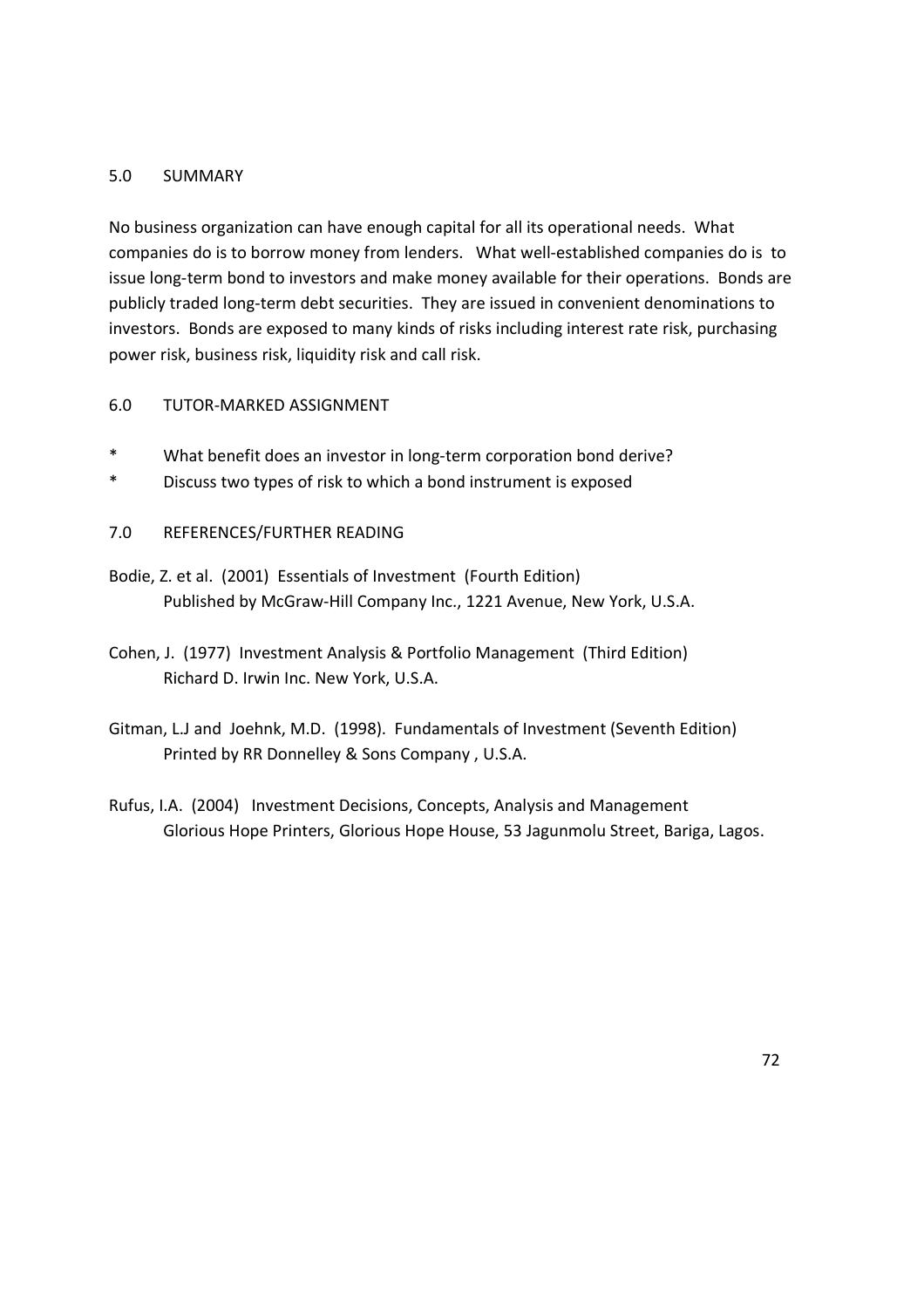## 5.0 SUMMARY

No business organization can have enough capital for all its operational needs. What companies do is to borrow money from lenders. What well-established companies do is to issue long-term bond to investors and make money available for their operations. Bonds are publicly traded long-term debt securities. They are issued in convenient denominations to investors. Bonds are exposed to many kinds of risks including interest rate risk, purchasing power risk, business risk, liquidity risk and call risk.

## 6.0 TUTOR-MARKED ASSIGNMENT

* What benefit does an investor in long-term corporation bond derive?
* Discuss two types of risk to which a bond instrument is exposed

## 7.0 REFERENCES/FURTHER READING

Bodie, Z. et al. (2001) Essentials of Investment (Fourth Edition) Published by McGraw-Hill Company Inc., 1221 Avenue, New York, U.S.A.

Cohen, J. (1977) Investment Analysis & Portfolio Management (Third Edition) Richard D. Irwin Inc. New York, U.S.A.

Gitman, L.J and Joehnk, M.D. (1998). Fundamentals of Investment (Seventh Edition) Printed by RR Donnelley & Sons Company , U.S.A.

Rufus, I.A. (2004) Investment Decisions, Concepts, Analysis and Management Glorious Hope Printers, Glorious Hope House, 53 Jagunmolu Street, Bariga, Lagos.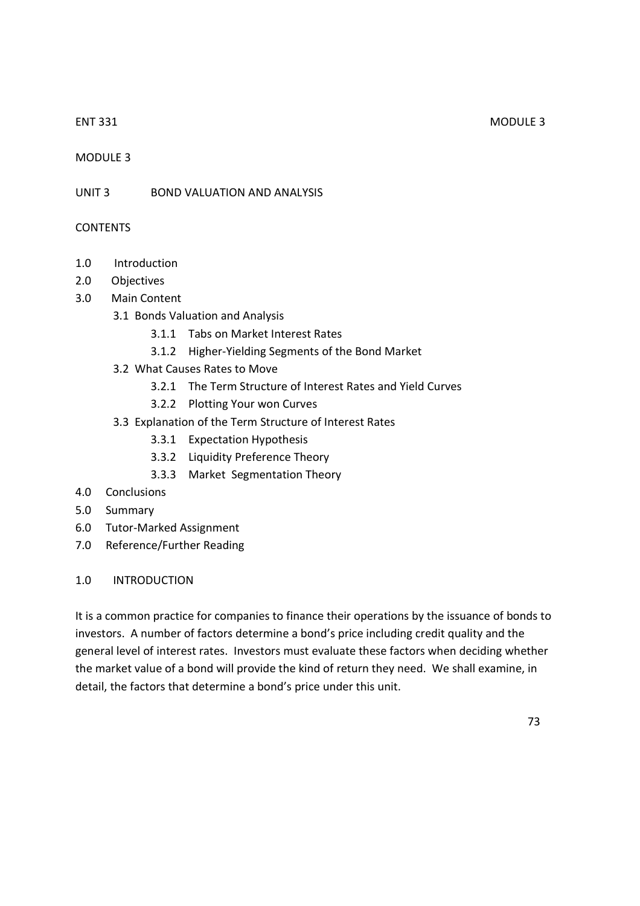MODULE 3

UNIT 3 BOND VALUATION AND ANALYSIS

CONTENTS

- 1.0 Introduction
- 2.0 Objectives
- 3.0 Main Content
  - 3.1 Bonds Valuation and Analysis
    - 3.1.1 Tabs on Market Interest Rates
    - 3.1.2 Higher-Yielding Segments of the Bond Market
  - 3.2 What Causes Rates to Move
    - 3.2.1 The Term Structure of Interest Rates and Yield Curves
    - 3.2.2 Plotting Your won Curves
  - 3.3 Explanation of the Term Structure of Interest Rates
    - 3.3.1 Expectation Hypothesis
    - 3.3.2 Liquidity Preference Theory
    - 3.3.3 Market Segmentation Theory
- 4.0 Conclusions
- 5.0 Summary
- 6.0 Tutor-Marked Assignment
- 7.0 Reference/Further Reading

## 1.0 INTRODUCTION

It is a common practice for companies to finance their operations by the issuance of bonds to investors. A number of factors determine a bond's price including credit quality and the general level of interest rates. Investors must evaluate these factors when deciding whether the market value of a bond will provide the kind of return they need. We shall examine, in detail, the factors that determine a bond's price under this unit.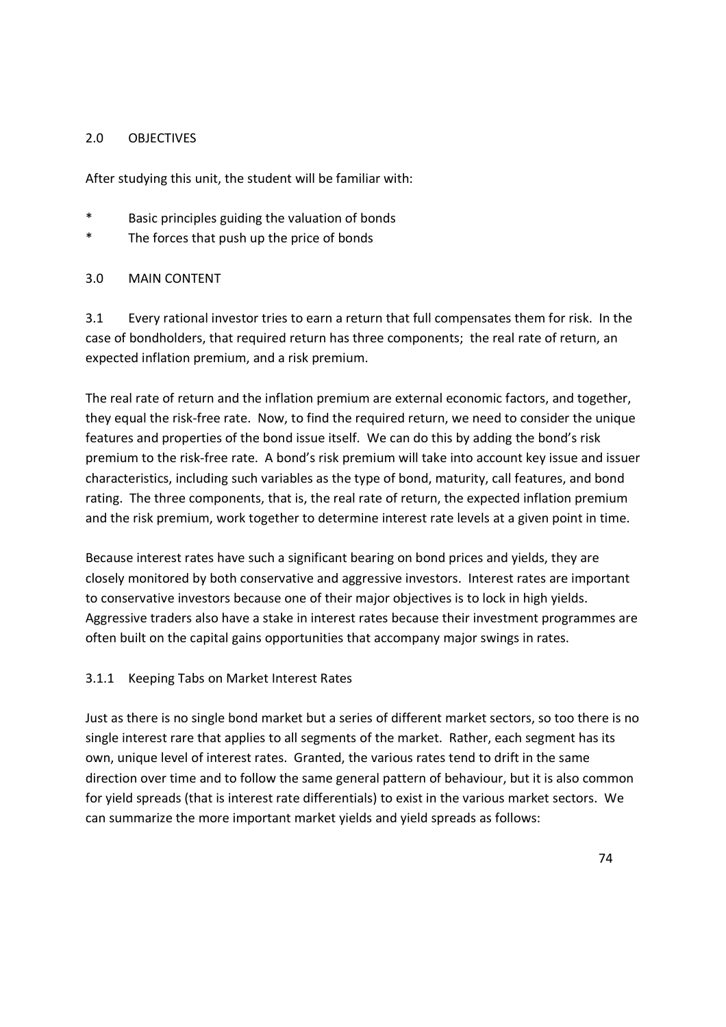## 2.0 OBJECTIVES

After studying this unit, the student will be familiar with:

* Basic principles guiding the valuation of bonds
* The forces that push up the price of bonds

## 3.0 MAIN CONTENT

3.1 Every rational investor tries to earn a return that full compensates them for risk. In the case of bondholders, that required return has three components; the real rate of return, an expected inflation premium, and a risk premium.

The real rate of return and the inflation premium are external economic factors, and together, they equal the risk-free rate. Now, to find the required return, we need to consider the unique features and properties of the bond issue itself. We can do this by adding the bond's risk premium to the risk-free rate. A bond's risk premium will take into account key issue and issuer characteristics, including such variables as the type of bond, maturity, call features, and bond rating. The three components, that is, the real rate of return, the expected inflation premium and the risk premium, work together to determine interest rate levels at a given point in time.

Because interest rates have such a significant bearing on bond prices and yields, they are closely monitored by both conservative and aggressive investors. Interest rates are important to conservative investors because one of their major objectives is to lock in high yields. Aggressive traders also have a stake in interest rates because their investment programmes are often built on the capital gains opportunities that accompany major swings in rates.

### 3.1.1 Keeping Tabs on Market Interest Rates

Just as there is no single bond market but a series of different market sectors, so too there is no single interest rare that applies to all segments of the market. Rather, each segment has its own, unique level of interest rates. Granted, the various rates tend to drift in the same direction over time and to follow the same general pattern of behaviour, but it is also common for yield spreads (that is interest rate differentials) to exist in the various market sectors. We can summarize the more important market yields and yield spreads as follows: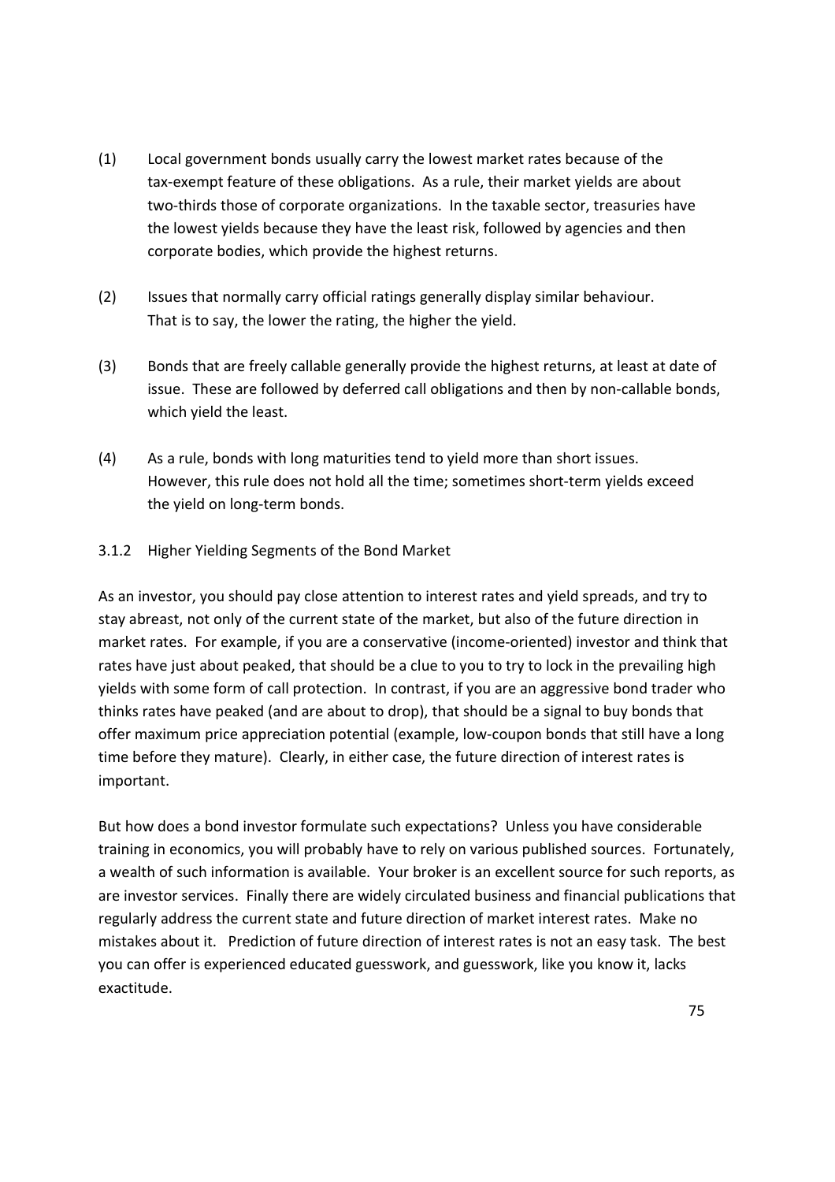(1) Local government bonds usually carry the lowest market rates because of the tax-exempt feature of these obligations. As a rule, their market yields are about two-thirds those of corporate organizations. In the taxable sector, treasuries have the lowest yields because they have the least risk, followed by agencies and then corporate bodies, which provide the highest returns.

(2) Issues that normally carry official ratings generally display similar behaviour. That is to say, the lower the rating, the higher the yield.

(3) Bonds that are freely callable generally provide the highest returns, at least at date of issue. These are followed by deferred call obligations and then by non-callable bonds, which yield the least.

(4) As a rule, bonds with long maturities tend to yield more than short issues. However, this rule does not hold all the time; sometimes short-term yields exceed the yield on long-term bonds.

### 3.1.2 Higher Yielding Segments of the Bond Market

As an investor, you should pay close attention to interest rates and yield spreads, and try to stay abreast, not only of the current state of the market, but also of the future direction in market rates. For example, if you are a conservative (income-oriented) investor and think that rates have just about peaked, that should be a clue to you to try to lock in the prevailing high yields with some form of call protection. In contrast, if you are an aggressive bond trader who thinks rates have peaked (and are about to drop), that should be a signal to buy bonds that offer maximum price appreciation potential (example, low-coupon bonds that still have a long time before they mature). Clearly, in either case, the future direction of interest rates is important.

But how does a bond investor formulate such expectations? Unless you have considerable training in economics, you will probably have to rely on various published sources. Fortunately, a wealth of such information is available. Your broker is an excellent source for such reports, as are investor services. Finally there are widely circulated business and financial publications that regularly address the current state and future direction of market interest rates. Make no mistakes about it. Prediction of future direction of interest rates is not an easy task. The best you can offer is experienced educated guesswork, and guesswork, like you know it, lacks exactitude.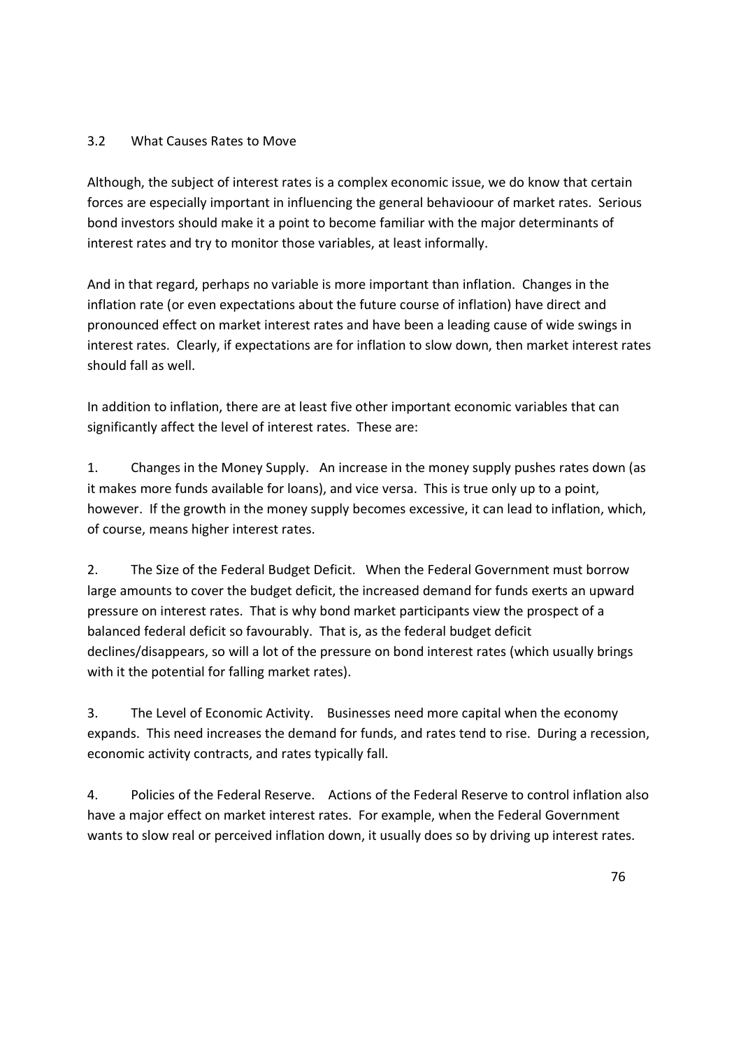## 3.2 What Causes Rates to Move

Although, the subject of interest rates is a complex economic issue, we do know that certain forces are especially important in influencing the general behavioour of market rates. Serious bond investors should make it a point to become familiar with the major determinants of interest rates and try to monitor those variables, at least informally.

And in that regard, perhaps no variable is more important than inflation. Changes in the inflation rate (or even expectations about the future course of inflation) have direct and pronounced effect on market interest rates and have been a leading cause of wide swings in interest rates. Clearly, if expectations are for inflation to slow down, then market interest rates should fall as well.

In addition to inflation, there are at least five other important economic variables that can significantly affect the level of interest rates. These are:

1. Changes in the Money Supply. An increase in the money supply pushes rates down (as it makes more funds available for loans), and vice versa. This is true only up to a point, however. If the growth in the money supply becomes excessive, it can lead to inflation, which, of course, means higher interest rates.

2. The Size of the Federal Budget Deficit. When the Federal Government must borrow large amounts to cover the budget deficit, the increased demand for funds exerts an upward pressure on interest rates. That is why bond market participants view the prospect of a balanced federal deficit so favourably. That is, as the federal budget deficit declines/disappears, so will a lot of the pressure on bond interest rates (which usually brings with it the potential for falling market rates).

3. The Level of Economic Activity. Businesses need more capital when the economy expands. This need increases the demand for funds, and rates tend to rise. During a recession, economic activity contracts, and rates typically fall.

4. Policies of the Federal Reserve. Actions of the Federal Reserve to control inflation also have a major effect on market interest rates. For example, when the Federal Government wants to slow real or perceived inflation down, it usually does so by driving up interest rates.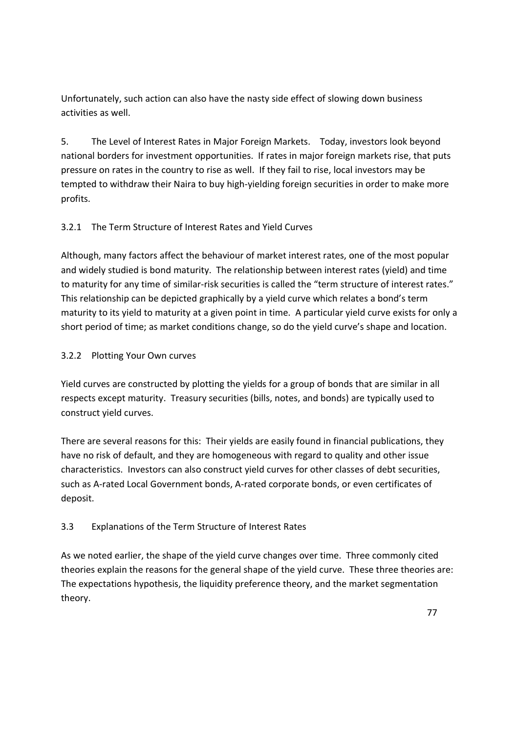Unfortunately, such action can also have the nasty side effect of slowing down business activities as well.

5. The Level of Interest Rates in Major Foreign Markets. Today, investors look beyond national borders for investment opportunities. If rates in major foreign markets rise, that puts pressure on rates in the country to rise as well. If they fail to rise, local investors may be tempted to withdraw their Naira to buy high-yielding foreign securities in order to make more profits.

### 3.2.1 The Term Structure of Interest Rates and Yield Curves

Although, many factors affect the behaviour of market interest rates, one of the most popular and widely studied is bond maturity. The relationship between interest rates (yield) and time to maturity for any time of similar-risk securities is called the "term structure of interest rates." This relationship can be depicted graphically by a yield curve which relates a bond's term maturity to its yield to maturity at a given point in time. A particular yield curve exists for only a short period of time; as market conditions change, so do the yield curve's shape and location.

### 3.2.2 Plotting Your Own curves

Yield curves are constructed by plotting the yields for a group of bonds that are similar in all respects except maturity. Treasury securities (bills, notes, and bonds) are typically used to construct yield curves.

There are several reasons for this: Their yields are easily found in financial publications, they have no risk of default, and they are homogeneous with regard to quality and other issue characteristics. Investors can also construct yield curves for other classes of debt securities, such as A-rated Local Government bonds, A-rated corporate bonds, or even certificates of deposit.

## 3.3 Explanations of the Term Structure of Interest Rates

As we noted earlier, the shape of the yield curve changes over time. Three commonly cited theories explain the reasons for the general shape of the yield curve. These three theories are: The expectations hypothesis, the liquidity preference theory, and the market segmentation theory.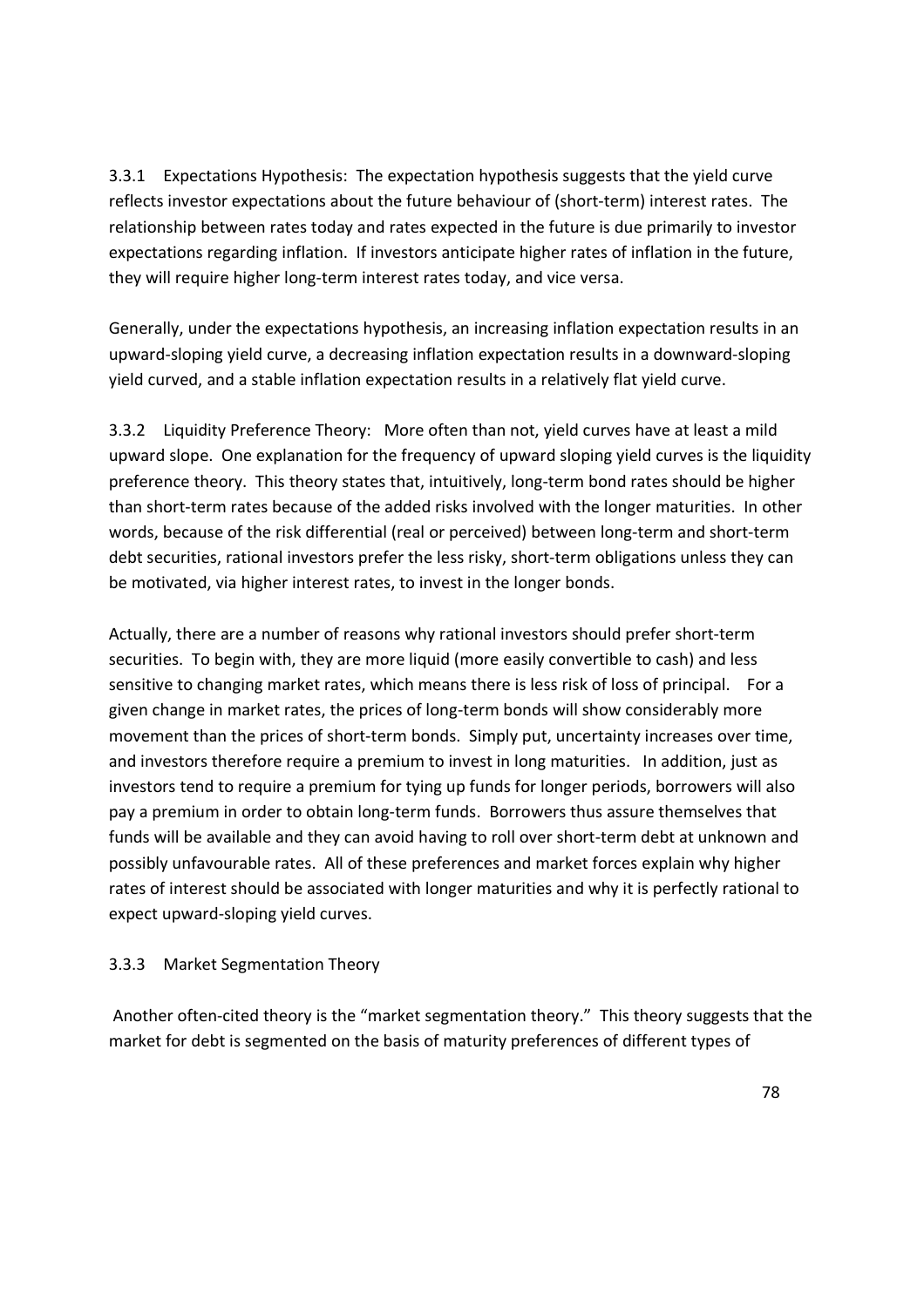3.3.1 Expectations Hypothesis: The expectation hypothesis suggests that the yield curve reflects investor expectations about the future behaviour of (short-term) interest rates. The relationship between rates today and rates expected in the future is due primarily to investor expectations regarding inflation. If investors anticipate higher rates of inflation in the future, they will require higher long-term interest rates today, and vice versa.

Generally, under the expectations hypothesis, an increasing inflation expectation results in an upward-sloping yield curve, a decreasing inflation expectation results in a downward-sloping yield curved, and a stable inflation expectation results in a relatively flat yield curve.

3.3.2 Liquidity Preference Theory: More often than not, yield curves have at least a mild upward slope. One explanation for the frequency of upward sloping yield curves is the liquidity preference theory. This theory states that, intuitively, long-term bond rates should be higher than short-term rates because of the added risks involved with the longer maturities. In other words, because of the risk differential (real or perceived) between long-term and short-term debt securities, rational investors prefer the less risky, short-term obligations unless they can be motivated, via higher interest rates, to invest in the longer bonds.

Actually, there are a number of reasons why rational investors should prefer short-term securities. To begin with, they are more liquid (more easily convertible to cash) and less sensitive to changing market rates, which means there is less risk of loss of principal. For a given change in market rates, the prices of long-term bonds will show considerably more movement than the prices of short-term bonds. Simply put, uncertainty increases over time, and investors therefore require a premium to invest in long maturities. In addition, just as investors tend to require a premium for tying up funds for longer periods, borrowers will also pay a premium in order to obtain long-term funds. Borrowers thus assure themselves that funds will be available and they can avoid having to roll over short-term debt at unknown and possibly unfavourable rates. All of these preferences and market forces explain why higher rates of interest should be associated with longer maturities and why it is perfectly rational to expect upward-sloping yield curves.

3.3.3 Market Segmentation Theory

Another often-cited theory is the "market segmentation theory." This theory suggests that the market for debt is segmented on the basis of maturity preferences of different types of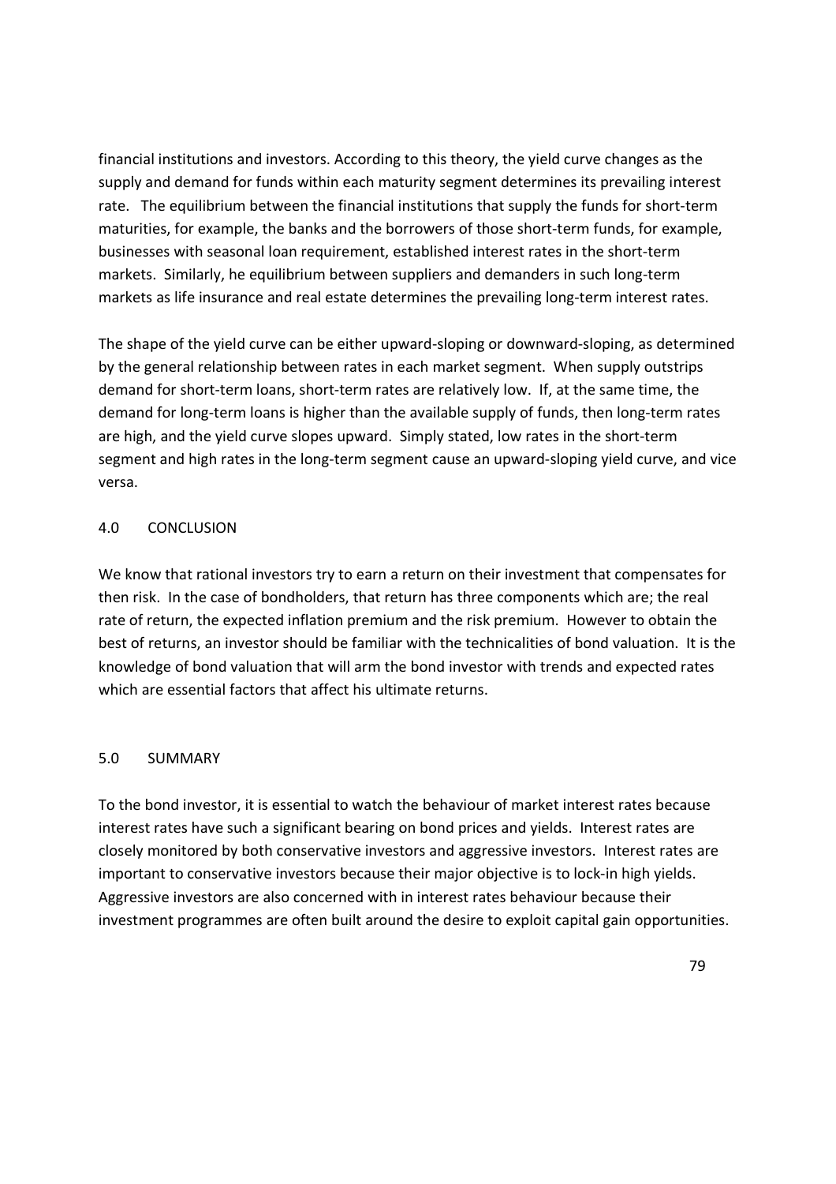financial institutions and investors. According to this theory, the yield curve changes as the supply and demand for funds within each maturity segment determines its prevailing interest rate. The equilibrium between the financial institutions that supply the funds for short-term maturities, for example, the banks and the borrowers of those short-term funds, for example, businesses with seasonal loan requirement, established interest rates in the short-term markets. Similarly, he equilibrium between suppliers and demanders in such long-term markets as life insurance and real estate determines the prevailing long-term interest rates.

The shape of the yield curve can be either upward-sloping or downward-sloping, as determined by the general relationship between rates in each market segment. When supply outstrips demand for short-term loans, short-term rates are relatively low. If, at the same time, the demand for long-term loans is higher than the available supply of funds, then long-term rates are high, and the yield curve slopes upward. Simply stated, low rates in the short-term segment and high rates in the long-term segment cause an upward-sloping yield curve, and vice versa.

## 4.0 CONCLUSION

We know that rational investors try to earn a return on their investment that compensates for then risk. In the case of bondholders, that return has three components which are; the real rate of return, the expected inflation premium and the risk premium. However to obtain the best of returns, an investor should be familiar with the technicalities of bond valuation. It is the knowledge of bond valuation that will arm the bond investor with trends and expected rates which are essential factors that affect his ultimate returns.

## 5.0 SUMMARY

To the bond investor, it is essential to watch the behaviour of market interest rates because interest rates have such a significant bearing on bond prices and yields. Interest rates are closely monitored by both conservative investors and aggressive investors. Interest rates are important to conservative investors because their major objective is to lock-in high yields. Aggressive investors are also concerned with in interest rates behaviour because their investment programmes are often built around the desire to exploit capital gain opportunities.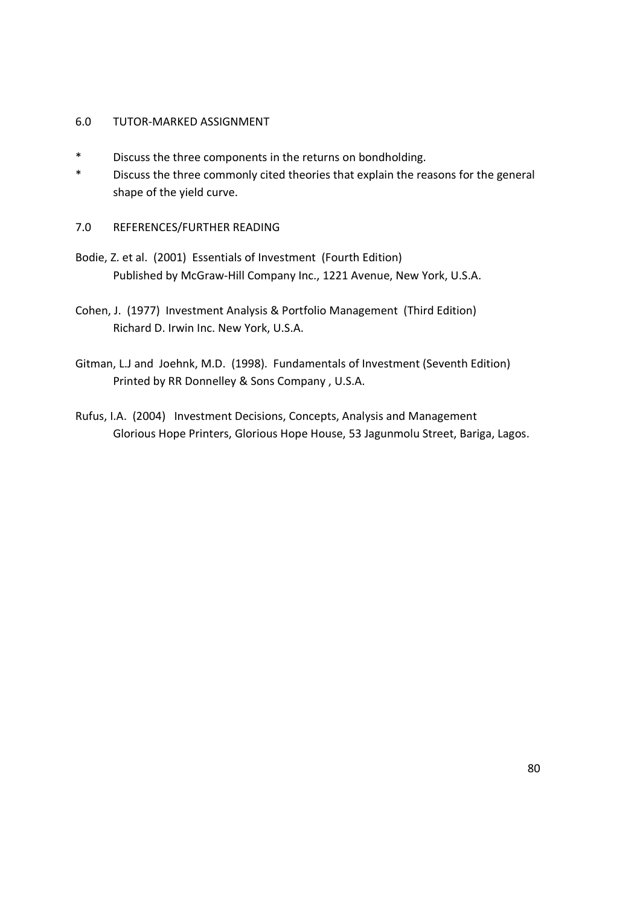## 6.0 TUTOR-MARKED ASSIGNMENT

* Discuss the three components in the returns on bondholding.
* Discuss the three commonly cited theories that explain the reasons for the general shape of the yield curve.

## 7.0 REFERENCES/FURTHER READING

Bodie, Z. et al. (2001) Essentials of Investment (Fourth Edition) Published by McGraw-Hill Company Inc., 1221 Avenue, New York, U.S.A.

Cohen, J. (1977) Investment Analysis & Portfolio Management (Third Edition) Richard D. Irwin Inc. New York, U.S.A.

Gitman, L.J and Joehnk, M.D. (1998). Fundamentals of Investment (Seventh Edition) Printed by RR Donnelley & Sons Company , U.S.A.

Rufus, I.A. (2004) Investment Decisions, Concepts, Analysis and Management Glorious Hope Printers, Glorious Hope House, 53 Jagunmolu Street, Bariga, Lagos.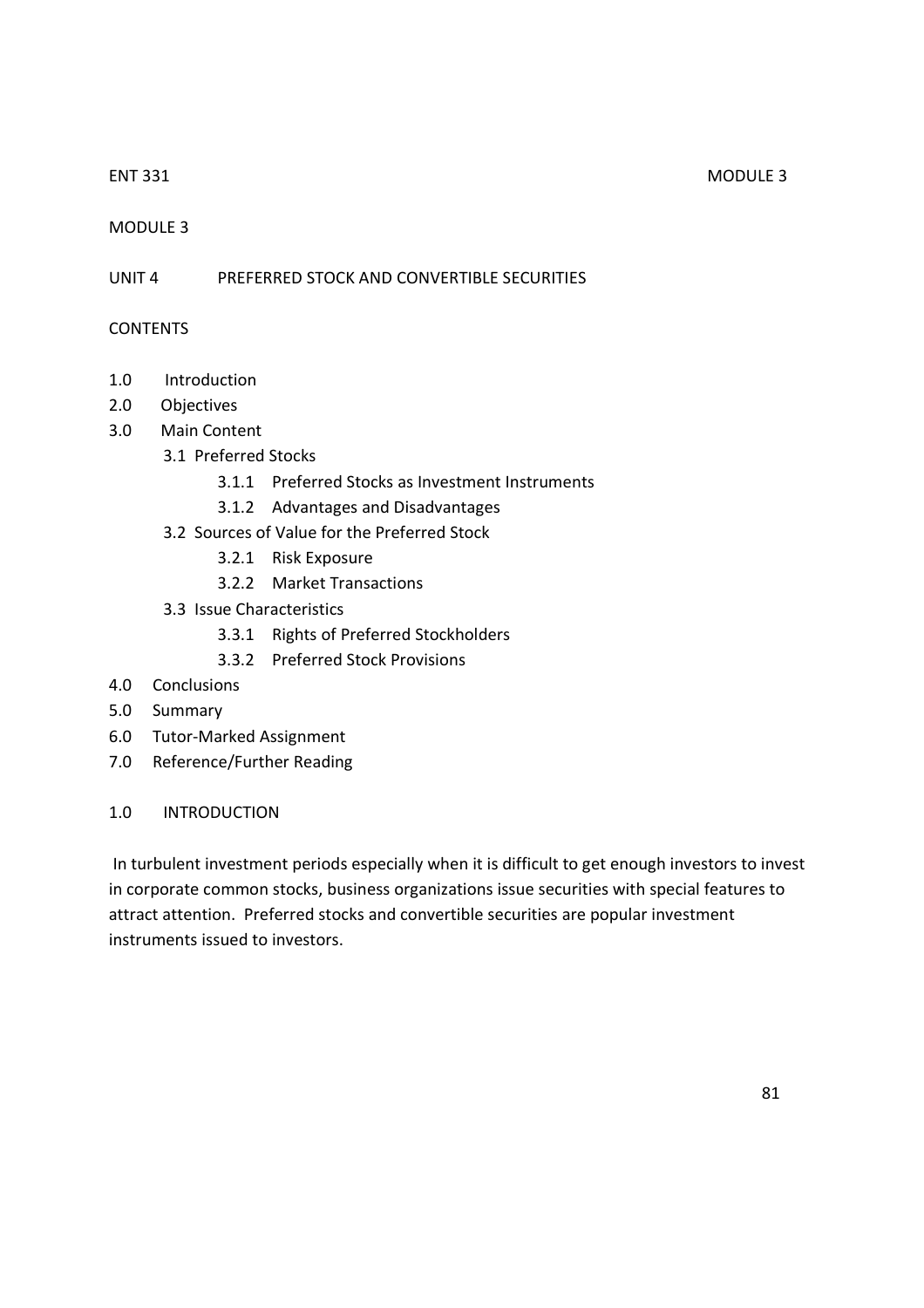## MODULE 3

## UNIT 4 PREFERRED STOCK AND CONVERTIBLE SECURITIES

### CONTENTS

- 1.0 Introduction
- 2.0 Objectives
- 3.0 Main Content
  - 3.1 Preferred Stocks
    - 3.1.1 Preferred Stocks as Investment Instruments
    - 3.1.2 Advantages and Disadvantages
  - 3.2 Sources of Value for the Preferred Stock
    - 3.2.1 Risk Exposure
    - 3.2.2 Market Transactions
  - 3.3 Issue Characteristics
    - 3.3.1 Rights of Preferred Stockholders
    - 3.3.2 Preferred Stock Provisions
- 4.0 Conclusions
- 5.0 Summary
- 6.0 Tutor-Marked Assignment
- 7.0 Reference/Further Reading

### 1.0 INTRODUCTION

In turbulent investment periods especially when it is difficult to get enough investors to invest in corporate common stocks, business organizations issue securities with special features to attract attention. Preferred stocks and convertible securities are popular investment instruments issued to investors.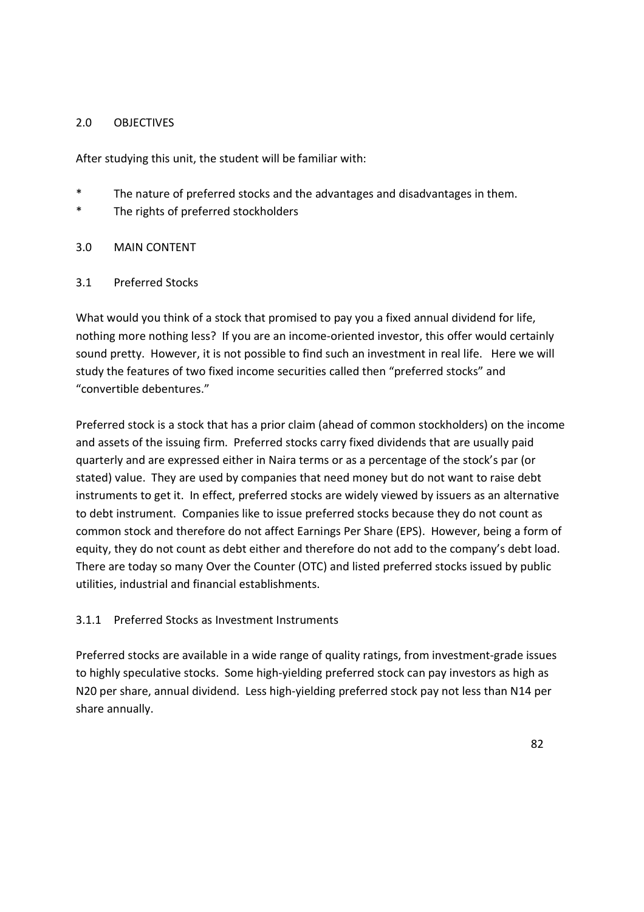## 2.0 OBJECTIVES

After studying this unit, the student will be familiar with:

* The nature of preferred stocks and the advantages and disadvantages in them.
* The rights of preferred stockholders

## 3.0 MAIN CONTENT

### 3.1 Preferred Stocks

What would you think of a stock that promised to pay you a fixed annual dividend for life, nothing more nothing less? If you are an income-oriented investor, this offer would certainly sound pretty. However, it is not possible to find such an investment in real life. Here we will study the features of two fixed income securities called then "preferred stocks" and "convertible debentures."

Preferred stock is a stock that has a prior claim (ahead of common stockholders) on the income and assets of the issuing firm. Preferred stocks carry fixed dividends that are usually paid quarterly and are expressed either in Naira terms or as a percentage of the stock's par (or stated) value. They are used by companies that need money but do not want to raise debt instruments to get it. In effect, preferred stocks are widely viewed by issuers as an alternative to debt instrument. Companies like to issue preferred stocks because they do not count as common stock and therefore do not affect Earnings Per Share (EPS). However, being a form of equity, they do not count as debt either and therefore do not add to the company's debt load. There are today so many Over the Counter (OTC) and listed preferred stocks issued by public utilities, industrial and financial establishments.

#### 3.1.1 Preferred Stocks as Investment Instruments

Preferred stocks are available in a wide range of quality ratings, from investment-grade issues to highly speculative stocks. Some high-yielding preferred stock can pay investors as high as N20 per share, annual dividend. Less high-yielding preferred stock pay not less than N14 per share annually.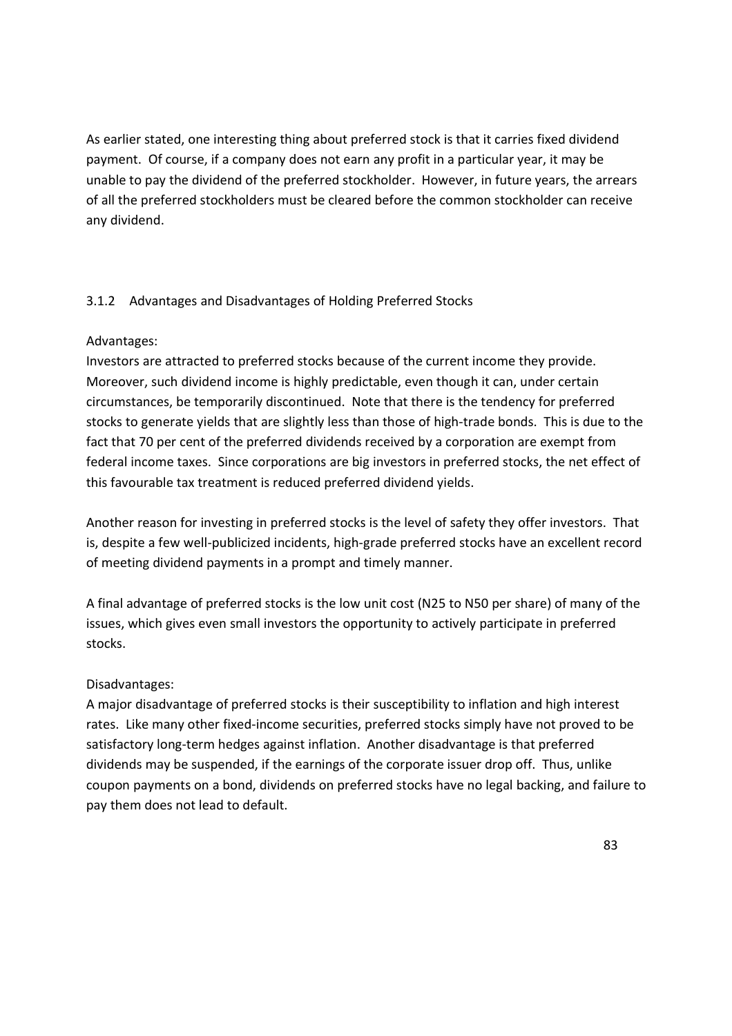As earlier stated, one interesting thing about preferred stock is that it carries fixed dividend payment. Of course, if a company does not earn any profit in a particular year, it may be unable to pay the dividend of the preferred stockholder. However, in future years, the arrears of all the preferred stockholders must be cleared before the common stockholder can receive any dividend.

### 3.1.2 Advantages and Disadvantages of Holding Preferred Stocks

Advantages:

Investors are attracted to preferred stocks because of the current income they provide. Moreover, such dividend income is highly predictable, even though it can, under certain circumstances, be temporarily discontinued. Note that there is the tendency for preferred stocks to generate yields that are slightly less than those of high-trade bonds. This is due to the fact that 70 per cent of the preferred dividends received by a corporation are exempt from federal income taxes. Since corporations are big investors in preferred stocks, the net effect of this favourable tax treatment is reduced preferred dividend yields.

Another reason for investing in preferred stocks is the level of safety they offer investors. That is, despite a few well-publicized incidents, high-grade preferred stocks have an excellent record of meeting dividend payments in a prompt and timely manner.

A final advantage of preferred stocks is the low unit cost (N25 to N50 per share) of many of the issues, which gives even small investors the opportunity to actively participate in preferred stocks.

Disadvantages:

A major disadvantage of preferred stocks is their susceptibility to inflation and high interest rates. Like many other fixed-income securities, preferred stocks simply have not proved to be satisfactory long-term hedges against inflation. Another disadvantage is that preferred dividends may be suspended, if the earnings of the corporate issuer drop off. Thus, unlike coupon payments on a bond, dividends on preferred stocks have no legal backing, and failure to pay them does not lead to default.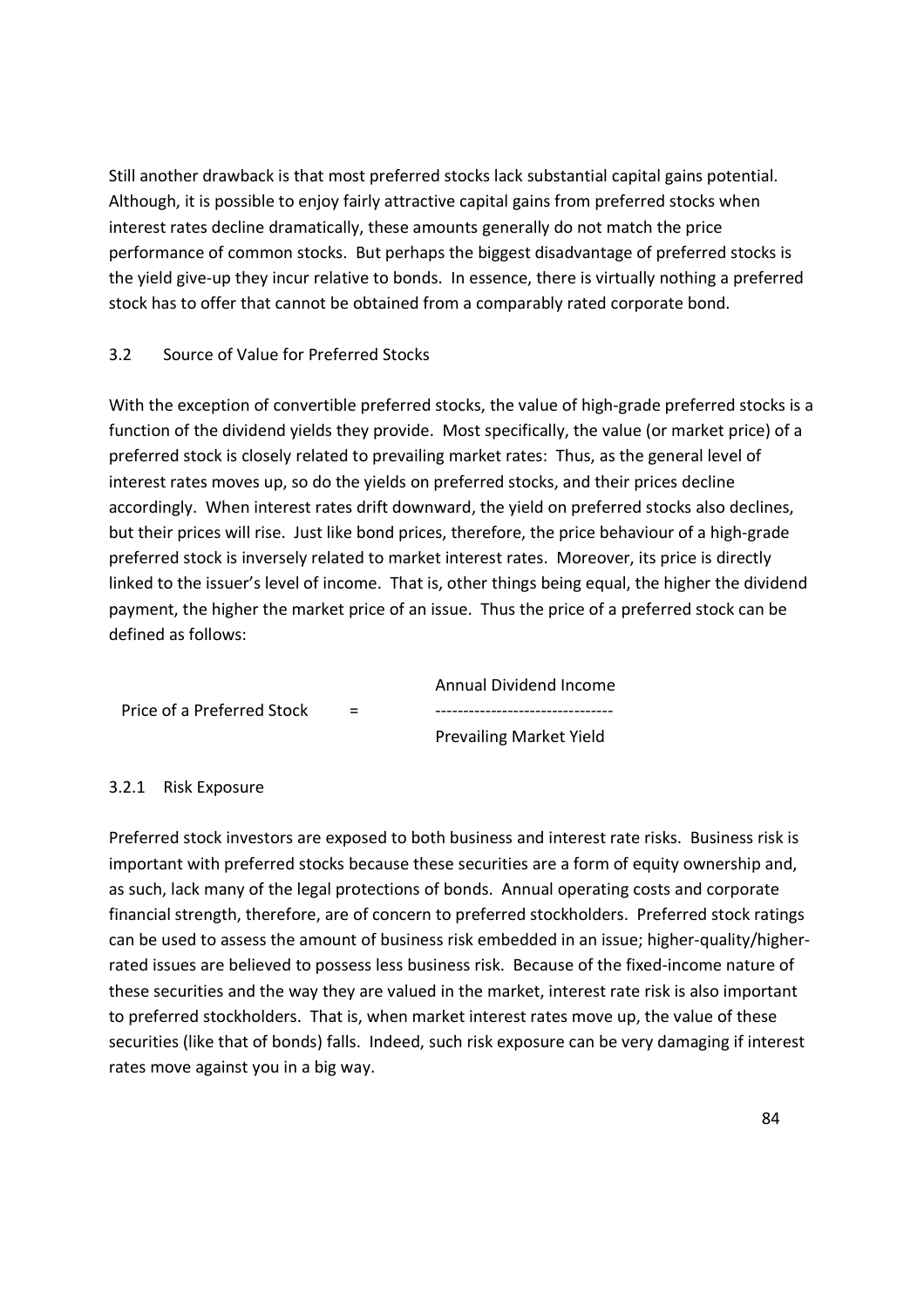Still another drawback is that most preferred stocks lack substantial capital gains potential. Although, it is possible to enjoy fairly attractive capital gains from preferred stocks when interest rates decline dramatically, these amounts generally do not match the price performance of common stocks. But perhaps the biggest disadvantage of preferred stocks is the yield give-up they incur relative to bonds. In essence, there is virtually nothing a preferred stock has to offer that cannot be obtained from a comparably rated corporate bond.

## 3.2 Source of Value for Preferred Stocks

With the exception of convertible preferred stocks, the value of high-grade preferred stocks is a function of the dividend yields they provide. Most specifically, the value (or market price) of a preferred stock is closely related to prevailing market rates: Thus, as the general level of interest rates moves up, so do the yields on preferred stocks, and their prices decline accordingly. When interest rates drift downward, the yield on preferred stocks also declines, but their prices will rise. Just like bond prices, therefore, the price behaviour of a high-grade preferred stock is inversely related to market interest rates. Moreover, its price is directly linked to the issuer's level of income. That is, other things being equal, the higher the dividend payment, the higher the market price of an issue. Thus the price of a preferred stock can be defined as follows:

$$\text{Price of a Preferred Stock} = \frac{\text{Annual Dividend Income}}{\text{Prevailing Market Yield}}$$

### 3.2.1 Risk Exposure

Preferred stock investors are exposed to both business and interest rate risks. Business risk is important with preferred stocks because these securities are a form of equity ownership and, as such, lack many of the legal protections of bonds. Annual operating costs and corporate financial strength, therefore, are of concern to preferred stockholders. Preferred stock ratings can be used to assess the amount of business risk embedded in an issue; higher-quality/higher-rated issues are believed to possess less business risk. Because of the fixed-income nature of these securities and the way they are valued in the market, interest rate risk is also important to preferred stockholders. That is, when market interest rates move up, the value of these securities (like that of bonds) falls. Indeed, such risk exposure can be very damaging if interest rates move against you in a big way.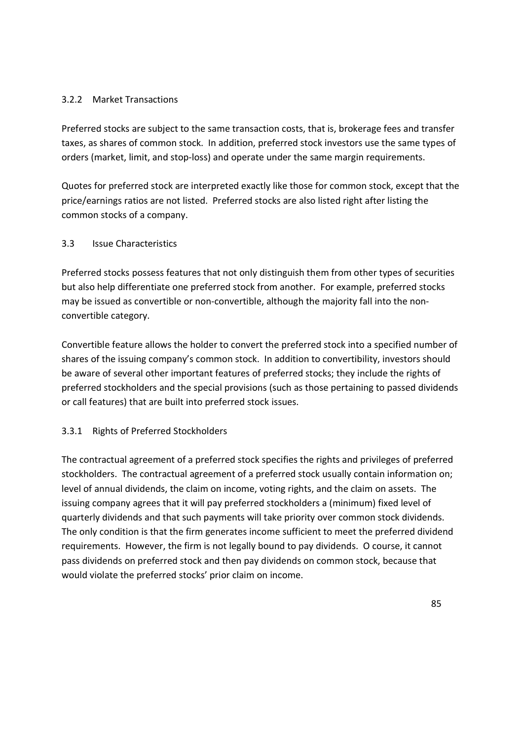### 3.2.2 Market Transactions

Preferred stocks are subject to the same transaction costs, that is, brokerage fees and transfer taxes, as shares of common stock. In addition, preferred stock investors use the same types of orders (market, limit, and stop-loss) and operate under the same margin requirements.

Quotes for preferred stock are interpreted exactly like those for common stock, except that the price/earnings ratios are not listed. Preferred stocks are also listed right after listing the common stocks of a company.

## 3.3 Issue Characteristics

Preferred stocks possess features that not only distinguish them from other types of securities but also help differentiate one preferred stock from another. For example, preferred stocks may be issued as convertible or non-convertible, although the majority fall into the non-convertible category.

Convertible feature allows the holder to convert the preferred stock into a specified number of shares of the issuing company's common stock. In addition to convertibility, investors should be aware of several other important features of preferred stocks; they include the rights of preferred stockholders and the special provisions (such as those pertaining to passed dividends or call features) that are built into preferred stock issues.

### 3.3.1 Rights of Preferred Stockholders

The contractual agreement of a preferred stock specifies the rights and privileges of preferred stockholders. The contractual agreement of a preferred stock usually contain information on; level of annual dividends, the claim on income, voting rights, and the claim on assets. The issuing company agrees that it will pay preferred stockholders a (minimum) fixed level of quarterly dividends and that such payments will take priority over common stock dividends. The only condition is that the firm generates income sufficient to meet the preferred dividend requirements. However, the firm is not legally bound to pay dividends. O course, it cannot pass dividends on preferred stock and then pay dividends on common stock, because that would violate the preferred stocks' prior claim on income.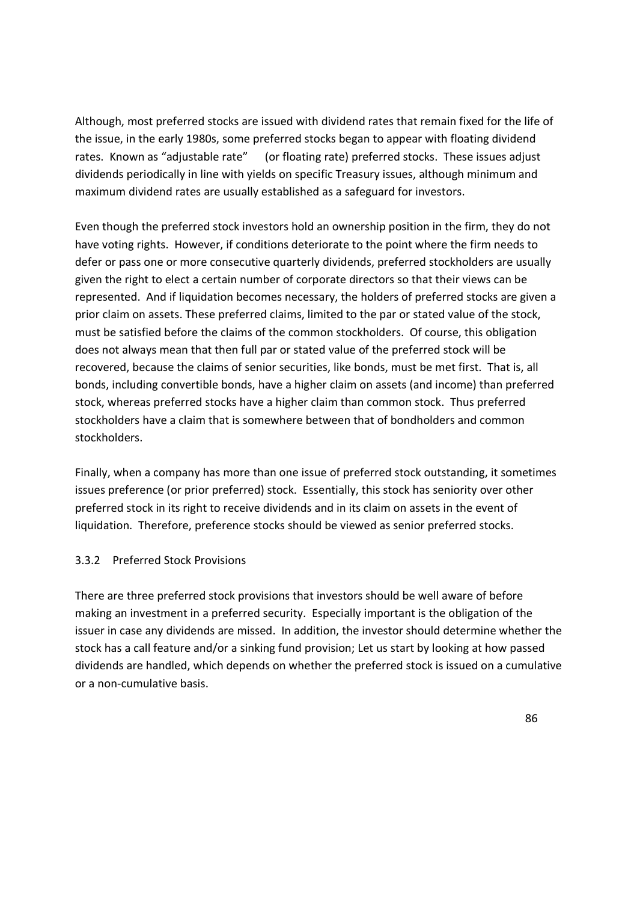Although, most preferred stocks are issued with dividend rates that remain fixed for the life of the issue, in the early 1980s, some preferred stocks began to appear with floating dividend rates. Known as "adjustable rate" (or floating rate) preferred stocks. These issues adjust dividends periodically in line with yields on specific Treasury issues, although minimum and maximum dividend rates are usually established as a safeguard for investors.

Even though the preferred stock investors hold an ownership position in the firm, they do not have voting rights. However, if conditions deteriorate to the point where the firm needs to defer or pass one or more consecutive quarterly dividends, preferred stockholders are usually given the right to elect a certain number of corporate directors so that their views can be represented. And if liquidation becomes necessary, the holders of preferred stocks are given a prior claim on assets. These preferred claims, limited to the par or stated value of the stock, must be satisfied before the claims of the common stockholders. Of course, this obligation does not always mean that then full par or stated value of the preferred stock will be recovered, because the claims of senior securities, like bonds, must be met first. That is, all bonds, including convertible bonds, have a higher claim on assets (and income) than preferred stock, whereas preferred stocks have a higher claim than common stock. Thus preferred stockholders have a claim that is somewhere between that of bondholders and common stockholders.

Finally, when a company has more than one issue of preferred stock outstanding, it sometimes issues preference (or prior preferred) stock. Essentially, this stock has seniority over other preferred stock in its right to receive dividends and in its claim on assets in the event of liquidation. Therefore, preference stocks should be viewed as senior preferred stocks.

### 3.3.2 Preferred Stock Provisions

There are three preferred stock provisions that investors should be well aware of before making an investment in a preferred security. Especially important is the obligation of the issuer in case any dividends are missed. In addition, the investor should determine whether the stock has a call feature and/or a sinking fund provision; Let us start by looking at how passed dividends are handled, which depends on whether the preferred stock is issued on a cumulative or a non-cumulative basis.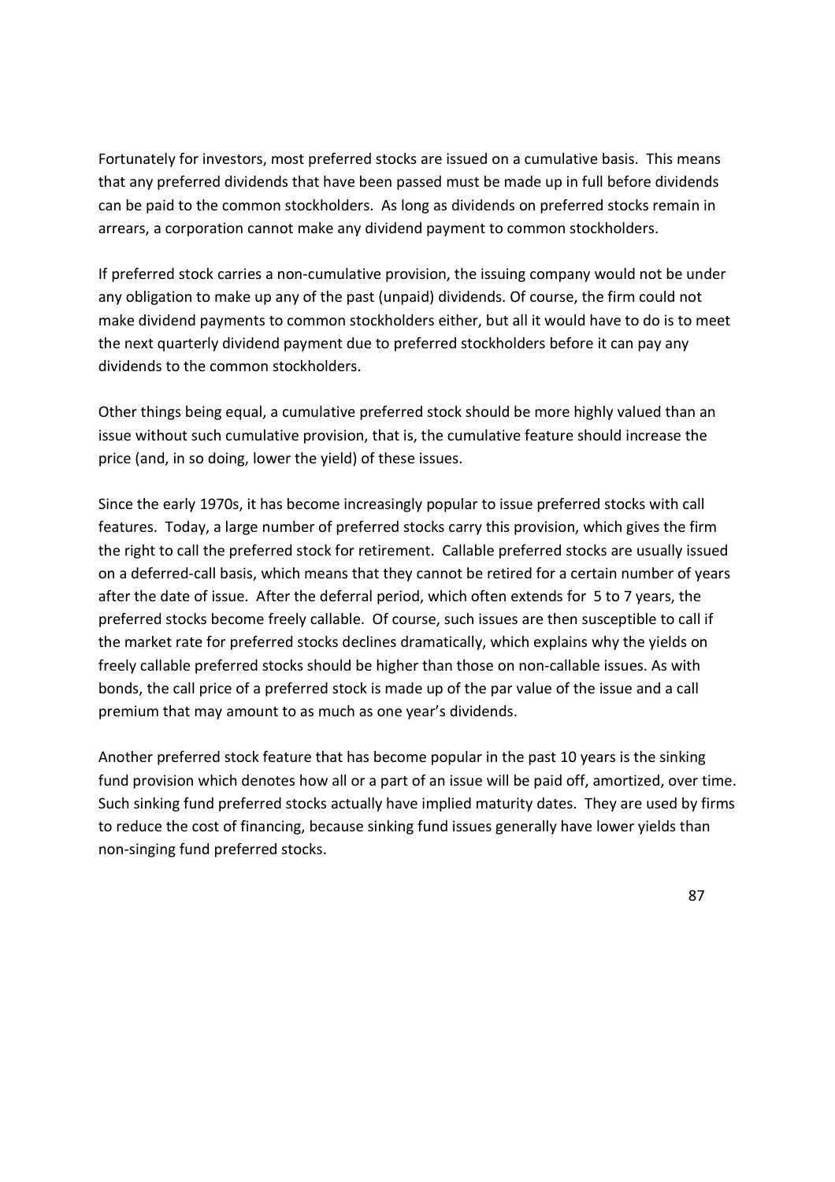Fortunately for investors, most preferred stocks are issued on a cumulative basis. This means that any preferred dividends that have been passed must be made up in full before dividends can be paid to the common stockholders. As long as dividends on preferred stocks remain in arrears, a corporation cannot make any dividend payment to common stockholders.

If preferred stock carries a non-cumulative provision, the issuing company would not be under any obligation to make up any of the past (unpaid) dividends. Of course, the firm could not make dividend payments to common stockholders either, but all it would have to do is to meet the next quarterly dividend payment due to preferred stockholders before it can pay any dividends to the common stockholders.

Other things being equal, a cumulative preferred stock should be more highly valued than an issue without such cumulative provision, that is, the cumulative feature should increase the price (and, in so doing, lower the yield) of these issues.

Since the early 1970s, it has become increasingly popular to issue preferred stocks with call features. Today, a large number of preferred stocks carry this provision, which gives the firm the right to call the preferred stock for retirement. Callable preferred stocks are usually issued on a deferred-call basis, which means that they cannot be retired for a certain number of years after the date of issue. After the deferral period, which often extends for 5 to 7 years, the preferred stocks become freely callable. Of course, such issues are then susceptible to call if the market rate for preferred stocks declines dramatically, which explains why the yields on freely callable preferred stocks should be higher than those on non-callable issues. As with bonds, the call price of a preferred stock is made up of the par value of the issue and a call premium that may amount to as much as one year's dividends.

Another preferred stock feature that has become popular in the past 10 years is the sinking fund provision which denotes how all or a part of an issue will be paid off, amortized, over time. Such sinking fund preferred stocks actually have implied maturity dates. They are used by firms to reduce the cost of financing, because sinking fund issues generally have lower yields than non-singing fund preferred stocks.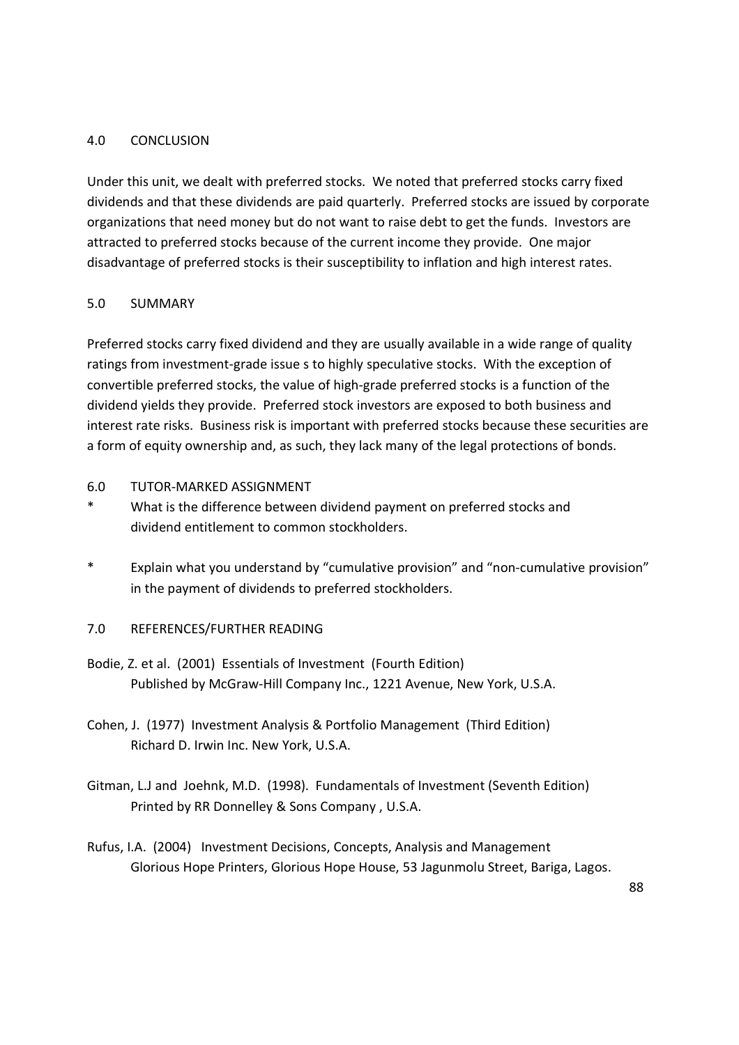## 4.0 CONCLUSION

Under this unit, we dealt with preferred stocks. We noted that preferred stocks carry fixed dividends and that these dividends are paid quarterly. Preferred stocks are issued by corporate organizations that need money but do not want to raise debt to get the funds. Investors are attracted to preferred stocks because of the current income they provide. One major disadvantage of preferred stocks is their susceptibility to inflation and high interest rates.

## 5.0 SUMMARY

Preferred stocks carry fixed dividend and they are usually available in a wide range of quality ratings from investment-grade issue s to highly speculative stocks. With the exception of convertible preferred stocks, the value of high-grade preferred stocks is a function of the dividend yields they provide. Preferred stock investors are exposed to both business and interest rate risks. Business risk is important with preferred stocks because these securities are a form of equity ownership and, as such, they lack many of the legal protections of bonds.

## 6.0 TUTOR-MARKED ASSIGNMENT

* What is the difference between dividend payment on preferred stocks and dividend entitlement to common stockholders.
* Explain what you understand by "cumulative provision" and "non-cumulative provision" in the payment of dividends to preferred stockholders.

## 7.0 REFERENCES/FURTHER READING

Bodie, Z. et al. (2001) Essentials of Investment (Fourth Edition) Published by McGraw-Hill Company Inc., 1221 Avenue, New York, U.S.A.

Cohen, J. (1977) Investment Analysis & Portfolio Management (Third Edition) Richard D. Irwin Inc. New York, U.S.A.

Gitman, L.J and Joehnk, M.D. (1998). Fundamentals of Investment (Seventh Edition) Printed by RR Donnelley & Sons Company , U.S.A.

Rufus, I.A. (2004) Investment Decisions, Concepts, Analysis and Management Glorious Hope Printers, Glorious Hope House, 53 Jagunmolu Street, Bariga, Lagos.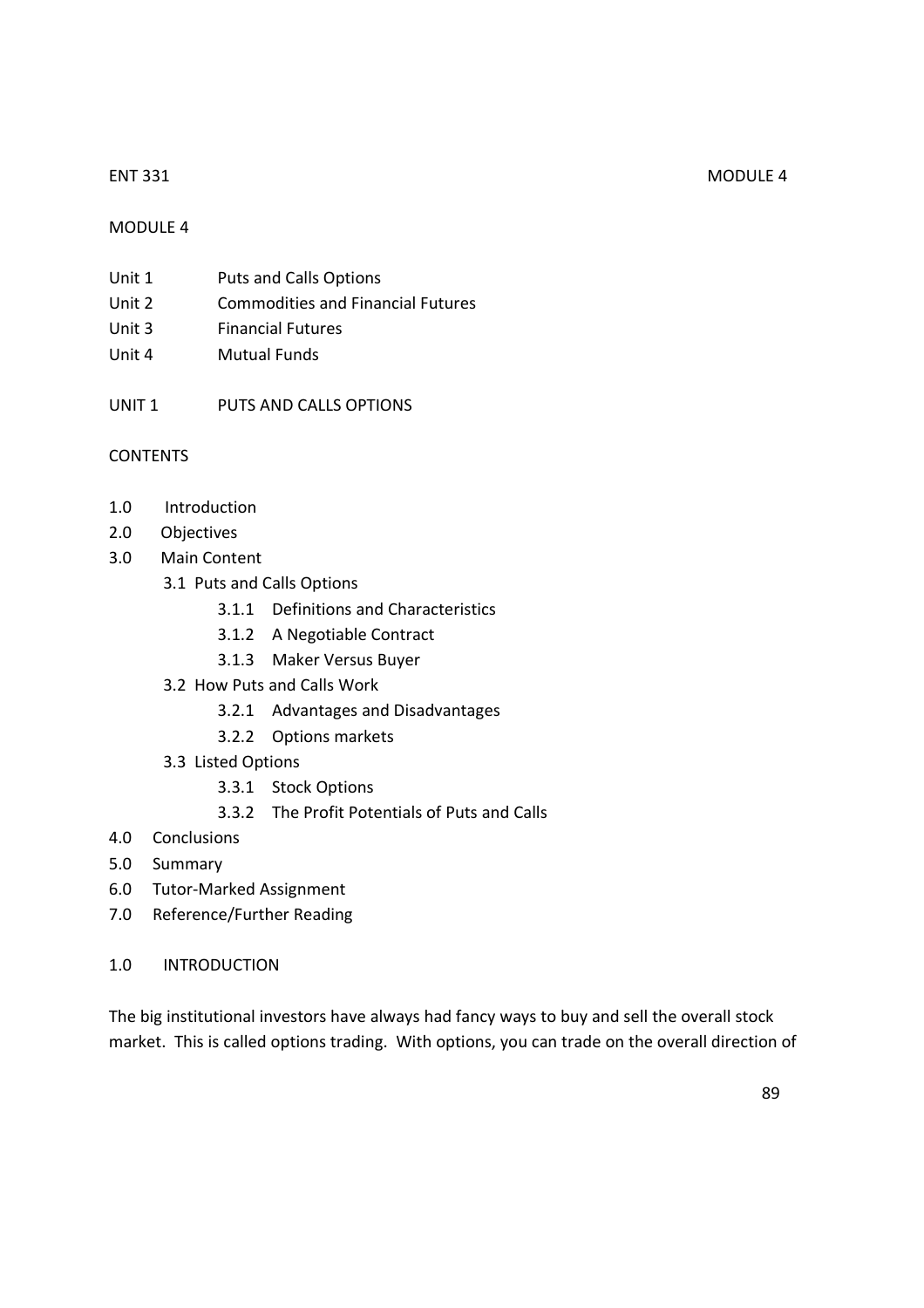# MODULE 4

Unit 1 Puts and Calls Options
Unit 2 Commodities and Financial Futures
Unit 3 Financial Futures
Unit 4 Mutual Funds

## UNIT 1 PUTS AND CALLS OPTIONS

### CONTENTS

- 1.0 Introduction
- 2.0 Objectives
- 3.0 Main Content
  - 3.1 Puts and Calls Options
    - 3.1.1 Definitions and Characteristics
    - 3.1.2 A Negotiable Contract
    - 3.1.3 Maker Versus Buyer
  - 3.2 How Puts and Calls Work
    - 3.2.1 Advantages and Disadvantages
    - 3.2.2 Options markets
  - 3.3 Listed Options
    - 3.3.1 Stock Options
    - 3.3.2 The Profit Potentials of Puts and Calls
- 4.0 Conclusions
- 5.0 Summary
- 6.0 Tutor-Marked Assignment
- 7.0 Reference/Further Reading

### 1.0 INTRODUCTION

The big institutional investors have always had fancy ways to buy and sell the overall stock market. This is called options trading. With options, you can trade on the overall direction of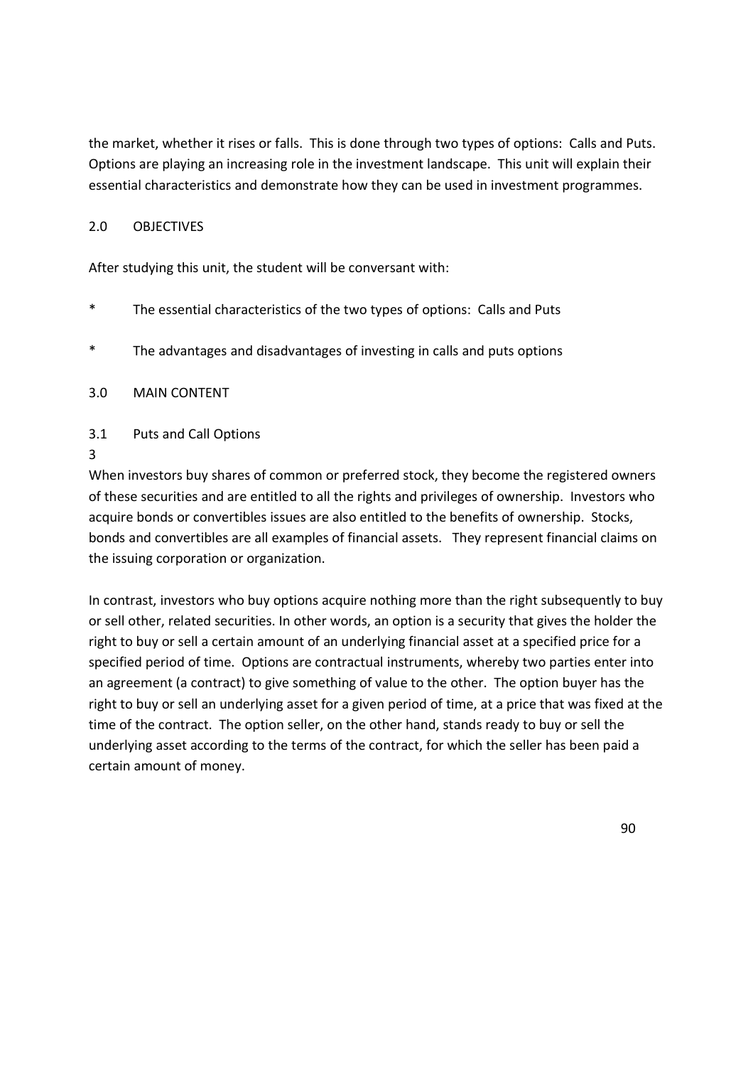the market, whether it rises or falls. This is done through two types of options: Calls and Puts. Options are playing an increasing role in the investment landscape. This unit will explain their essential characteristics and demonstrate how they can be used in investment programmes.

## 2.0 OBJECTIVES

After studying this unit, the student will be conversant with:

* The essential characteristics of the two types of options: Calls and Puts
* The advantages and disadvantages of investing in calls and puts options

## 3.0 MAIN CONTENT

### 3.1 Puts and Call Options

3

When investors buy shares of common or preferred stock, they become the registered owners of these securities and are entitled to all the rights and privileges of ownership. Investors who acquire bonds or convertibles issues are also entitled to the benefits of ownership. Stocks, bonds and convertibles are all examples of financial assets. They represent financial claims on the issuing corporation or organization.

In contrast, investors who buy options acquire nothing more than the right subsequently to buy or sell other, related securities. In other words, an option is a security that gives the holder the right to buy or sell a certain amount of an underlying financial asset at a specified price for a specified period of time. Options are contractual instruments, whereby two parties enter into an agreement (a contract) to give something of value to the other. The option buyer has the right to buy or sell an underlying asset for a given period of time, at a price that was fixed at the time of the contract. The option seller, on the other hand, stands ready to buy or sell the underlying asset according to the terms of the contract, for which the seller has been paid a certain amount of money.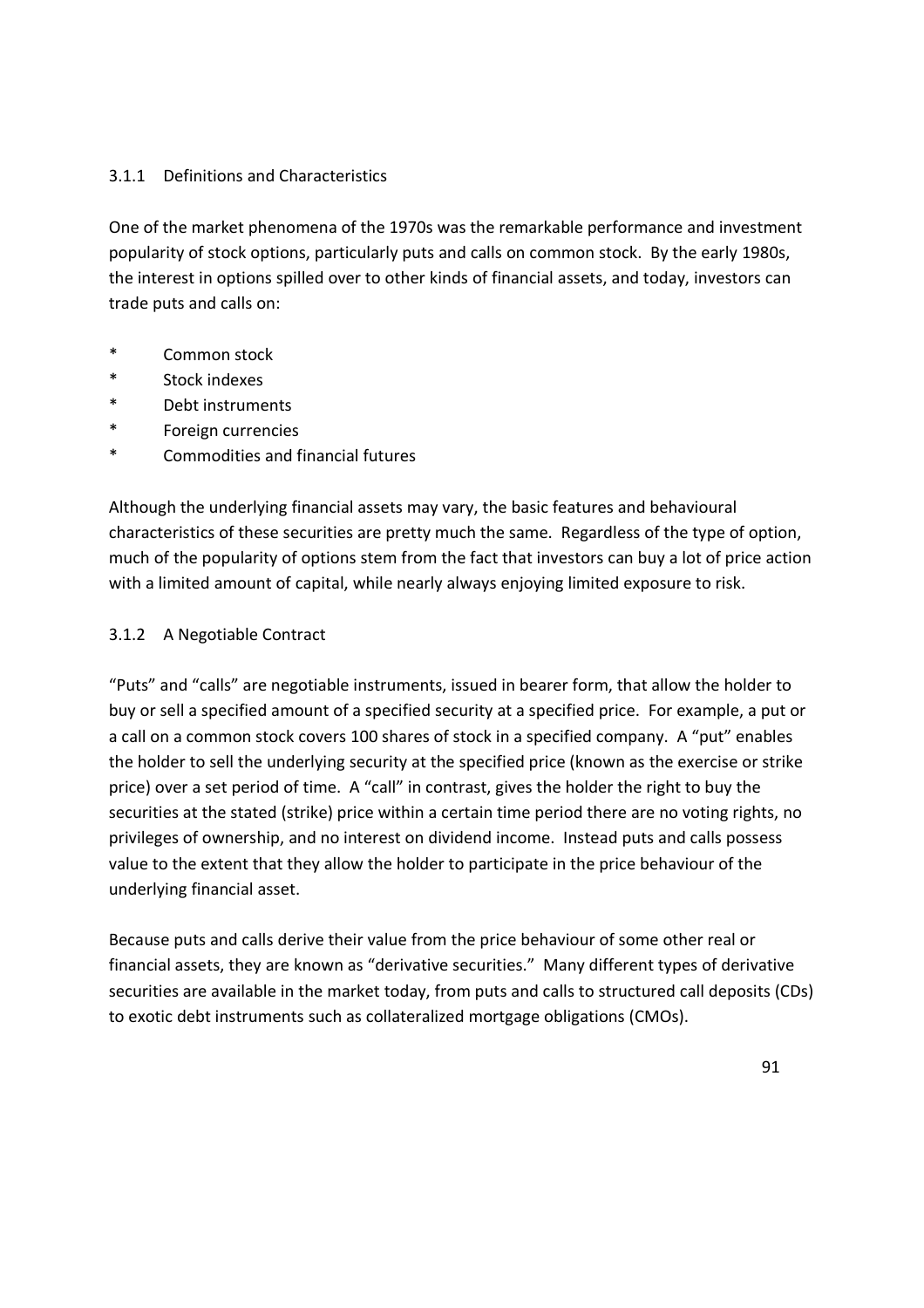### 3.1.1 Definitions and Characteristics

One of the market phenomena of the 1970s was the remarkable performance and investment popularity of stock options, particularly puts and calls on common stock. By the early 1980s, the interest in options spilled over to other kinds of financial assets, and today, investors can trade puts and calls on:

- Common stock
- Stock indexes
- Debt instruments
- Foreign currencies
- Commodities and financial futures

Although the underlying financial assets may vary, the basic features and behavioural characteristics of these securities are pretty much the same. Regardless of the type of option, much of the popularity of options stem from the fact that investors can buy a lot of price action with a limited amount of capital, while nearly always enjoying limited exposure to risk.

### 3.1.2 A Negotiable Contract

"Puts" and "calls" are negotiable instruments, issued in bearer form, that allow the holder to buy or sell a specified amount of a specified security at a specified price. For example, a put or a call on a common stock covers 100 shares of stock in a specified company. A "put" enables the holder to sell the underlying security at the specified price (known as the exercise or strike price) over a set period of time. A "call" in contrast, gives the holder the right to buy the securities at the stated (strike) price within a certain time period there are no voting rights, no privileges of ownership, and no interest on dividend income. Instead puts and calls possess value to the extent that they allow the holder to participate in the price behaviour of the underlying financial asset.

Because puts and calls derive their value from the price behaviour of some other real or financial assets, they are known as "derivative securities." Many different types of derivative securities are available in the market today, from puts and calls to structured call deposits (CDs) to exotic debt instruments such as collateralized mortgage obligations (CMOs).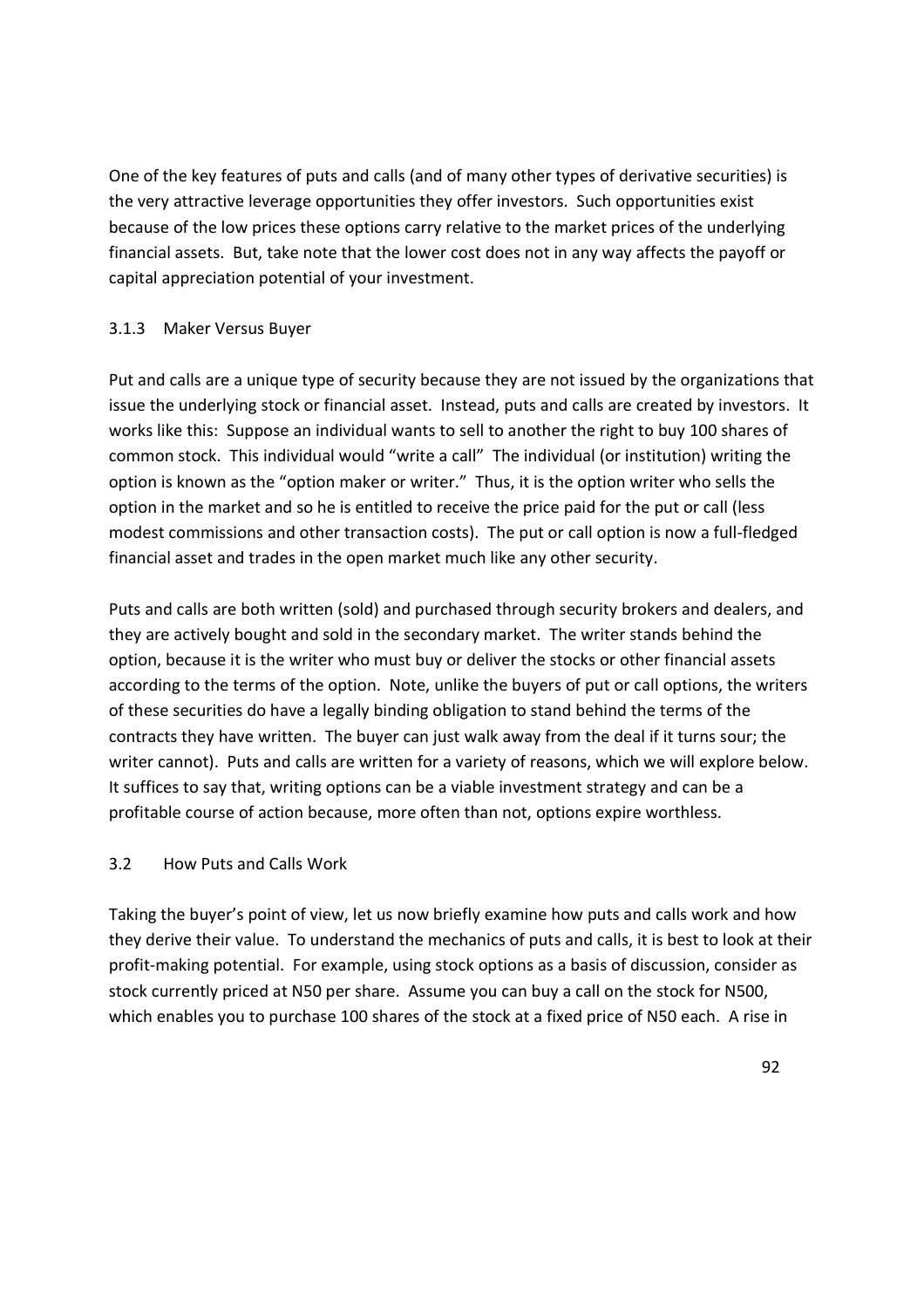One of the key features of puts and calls (and of many other types of derivative securities) is the very attractive leverage opportunities they offer investors. Such opportunities exist because of the low prices these options carry relative to the market prices of the underlying financial assets. But, take note that the lower cost does not in any way affects the payoff or capital appreciation potential of your investment.

### 3.1.3 Maker Versus Buyer

Put and calls are a unique type of security because they are not issued by the organizations that issue the underlying stock or financial asset. Instead, puts and calls are created by investors. It works like this: Suppose an individual wants to sell to another the right to buy 100 shares of common stock. This individual would "write a call" The individual (or institution) writing the option is known as the "option maker or writer." Thus, it is the option writer who sells the option in the market and so he is entitled to receive the price paid for the put or call (less modest commissions and other transaction costs). The put or call option is now a full-fledged financial asset and trades in the open market much like any other security.

Puts and calls are both written (sold) and purchased through security brokers and dealers, and they are actively bought and sold in the secondary market. The writer stands behind the option, because it is the writer who must buy or deliver the stocks or other financial assets according to the terms of the option. Note, unlike the buyers of put or call options, the writers of these securities do have a legally binding obligation to stand behind the terms of the contracts they have written. The buyer can just walk away from the deal if it turns sour; the writer cannot). Puts and calls are written for a variety of reasons, which we will explore below. It suffices to say that, writing options can be a viable investment strategy and can be a profitable course of action because, more often than not, options expire worthless.

## 3.2 How Puts and Calls Work

Taking the buyer's point of view, let us now briefly examine how puts and calls work and how they derive their value. To understand the mechanics of puts and calls, it is best to look at their profit-making potential. For example, using stock options as a basis of discussion, consider as stock currently priced at N50 per share. Assume you can buy a call on the stock for N500, which enables you to purchase 100 shares of the stock at a fixed price of N50 each. A rise in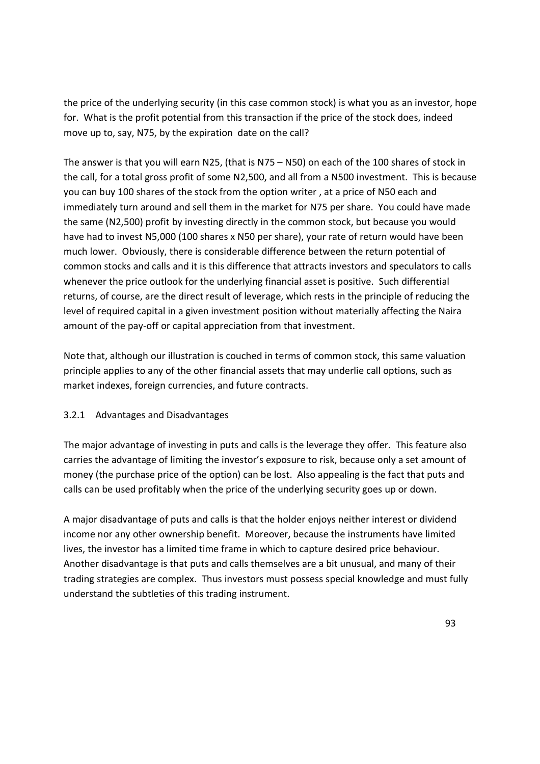the price of the underlying security (in this case common stock) is what you as an investor, hope for. What is the profit potential from this transaction if the price of the stock does, indeed move up to, say, N75, by the expiration date on the call?

The answer is that you will earn N25, (that is N75 – N50) on each of the 100 shares of stock in the call, for a total gross profit of some N2,500, and all from a N500 investment. This is because you can buy 100 shares of the stock from the option writer , at a price of N50 each and immediately turn around and sell them in the market for N75 per share. You could have made the same (N2,500) profit by investing directly in the common stock, but because you would have had to invest N5,000 (100 shares x N50 per share), your rate of return would have been much lower. Obviously, there is considerable difference between the return potential of common stocks and calls and it is this difference that attracts investors and speculators to calls whenever the price outlook for the underlying financial asset is positive. Such differential returns, of course, are the direct result of leverage, which rests in the principle of reducing the level of required capital in a given investment position without materially affecting the Naira amount of the pay-off or capital appreciation from that investment.

Note that, although our illustration is couched in terms of common stock, this same valuation principle applies to any of the other financial assets that may underlie call options, such as market indexes, foreign currencies, and future contracts.

### 3.2.1 Advantages and Disadvantages

The major advantage of investing in puts and calls is the leverage they offer. This feature also carries the advantage of limiting the investor's exposure to risk, because only a set amount of money (the purchase price of the option) can be lost. Also appealing is the fact that puts and calls can be used profitably when the price of the underlying security goes up or down.

A major disadvantage of puts and calls is that the holder enjoys neither interest or dividend income nor any other ownership benefit. Moreover, because the instruments have limited lives, the investor has a limited time frame in which to capture desired price behaviour. Another disadvantage is that puts and calls themselves are a bit unusual, and many of their trading strategies are complex. Thus investors must possess special knowledge and must fully understand the subtleties of this trading instrument.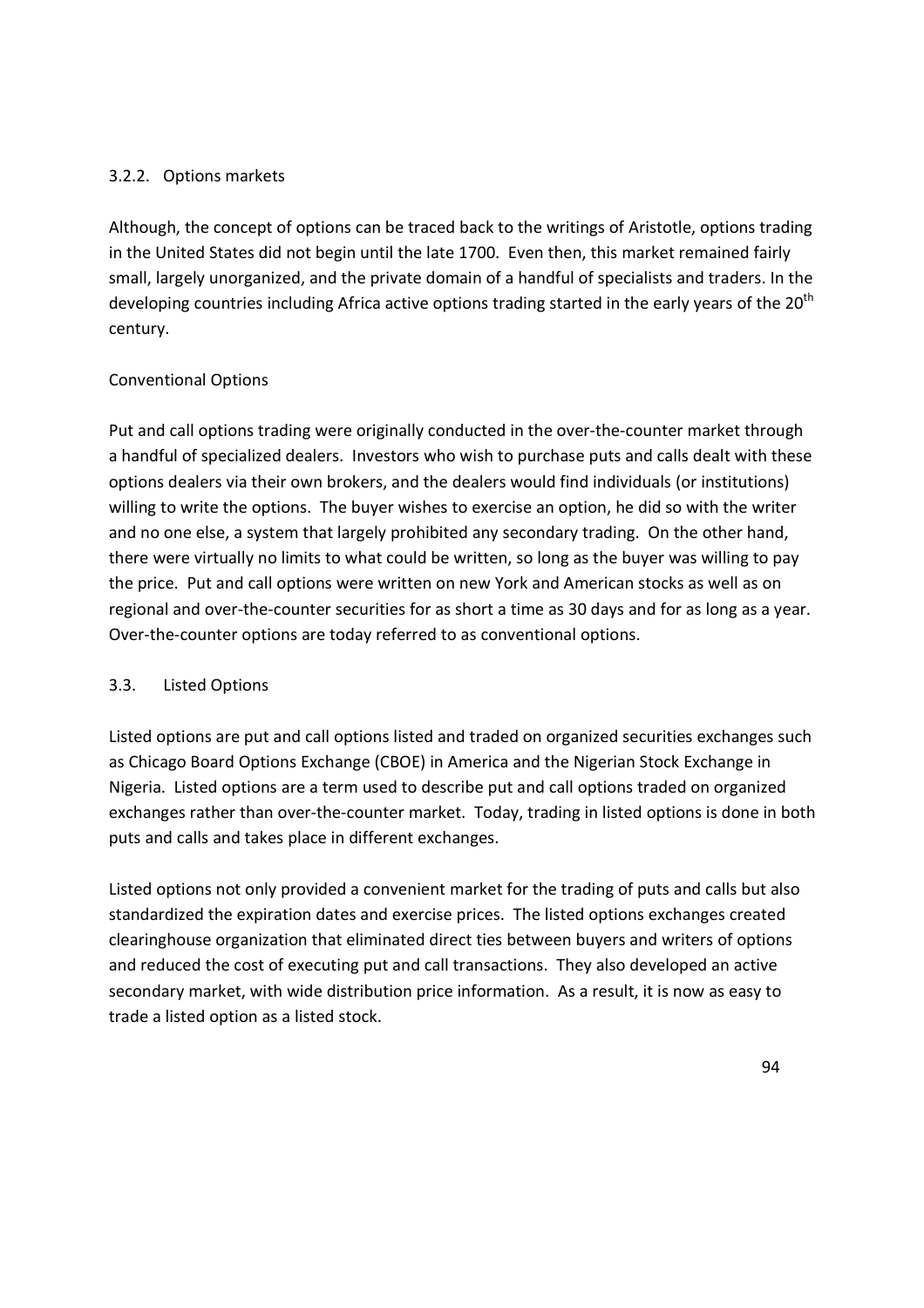### 3.2.2. Options markets

Although, the concept of options can be traced back to the writings of Aristotle, options trading in the United States did not begin until the late 1700. Even then, this market remained fairly small, largely unorganized, and the private domain of a handful of specialists and traders. In the developing countries including Africa active options trading started in the early years of the 20th century.

#### Conventional Options

Put and call options trading were originally conducted in the over-the-counter market through a handful of specialized dealers. Investors who wish to purchase puts and calls dealt with these options dealers via their own brokers, and the dealers would find individuals (or institutions) willing to write the options. The buyer wishes to exercise an option, he did so with the writer and no one else, a system that largely prohibited any secondary trading. On the other hand, there were virtually no limits to what could be written, so long as the buyer was willing to pay the price. Put and call options were written on new York and American stocks as well as on regional and over-the-counter securities for as short a time as 30 days and for as long as a year. Over-the-counter options are today referred to as conventional options.

## 3.3. Listed Options

Listed options are put and call options listed and traded on organized securities exchanges such as Chicago Board Options Exchange (CBOE) in America and the Nigerian Stock Exchange in Nigeria. Listed options are a term used to describe put and call options traded on organized exchanges rather than over-the-counter market. Today, trading in listed options is done in both puts and calls and takes place in different exchanges.

Listed options not only provided a convenient market for the trading of puts and calls but also standardized the expiration dates and exercise prices. The listed options exchanges created clearinghouse organization that eliminated direct ties between buyers and writers of options and reduced the cost of executing put and call transactions. They also developed an active secondary market, with wide distribution price information. As a result, it is now as easy to trade a listed option as a listed stock.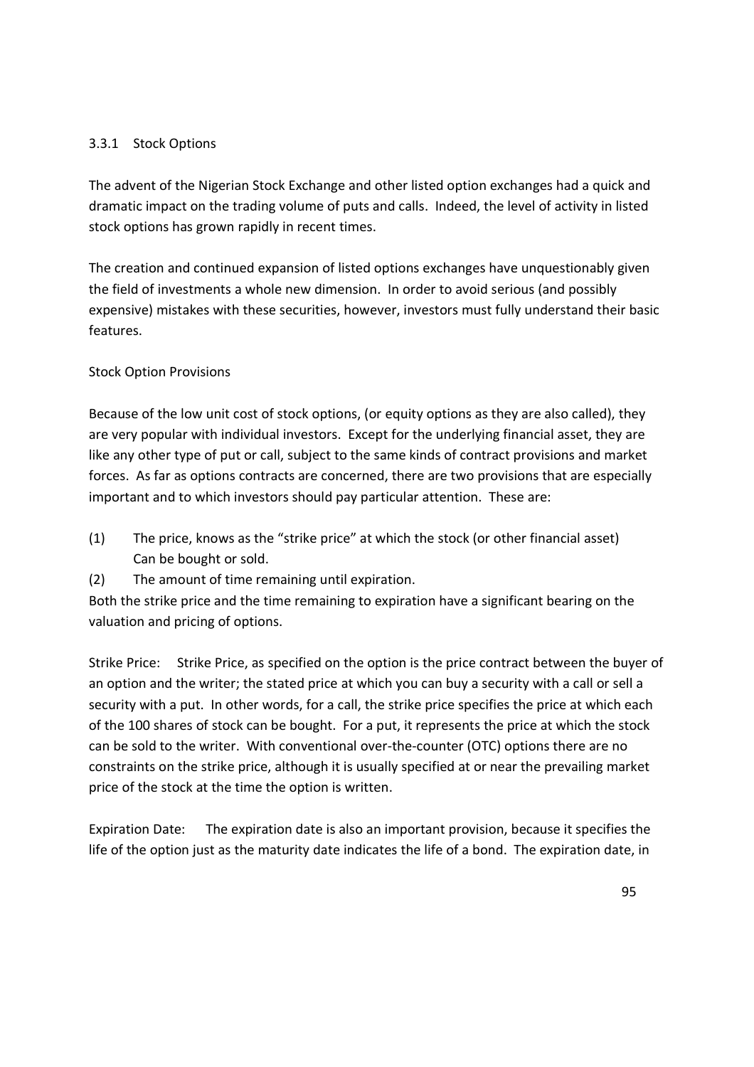### 3.3.1 Stock Options

The advent of the Nigerian Stock Exchange and other listed option exchanges had a quick and dramatic impact on the trading volume of puts and calls. Indeed, the level of activity in listed stock options has grown rapidly in recent times.

The creation and continued expansion of listed options exchanges have unquestionably given the field of investments a whole new dimension. In order to avoid serious (and possibly expensive) mistakes with these securities, however, investors must fully understand their basic features.

#### Stock Option Provisions

Because of the low unit cost of stock options, (or equity options as they are also called), they are very popular with individual investors. Except for the underlying financial asset, they are like any other type of put or call, subject to the same kinds of contract provisions and market forces. As far as options contracts are concerned, there are two provisions that are especially important and to which investors should pay particular attention. These are:

(1) The price, knows as the "strike price" at which the stock (or other financial asset) Can be bought or sold.

(2) The amount of time remaining until expiration.

Both the strike price and the time remaining to expiration have a significant bearing on the valuation and pricing of options.

Strike Price: Strike Price, as specified on the option is the price contract between the buyer of an option and the writer; the stated price at which you can buy a security with a call or sell a security with a put. In other words, for a call, the strike price specifies the price at which each of the 100 shares of stock can be bought. For a put, it represents the price at which the stock can be sold to the writer. With conventional over-the-counter (OTC) options there are no constraints on the strike price, although it is usually specified at or near the prevailing market price of the stock at the time the option is written.

Expiration Date: The expiration date is also an important provision, because it specifies the life of the option just as the maturity date indicates the life of a bond. The expiration date, in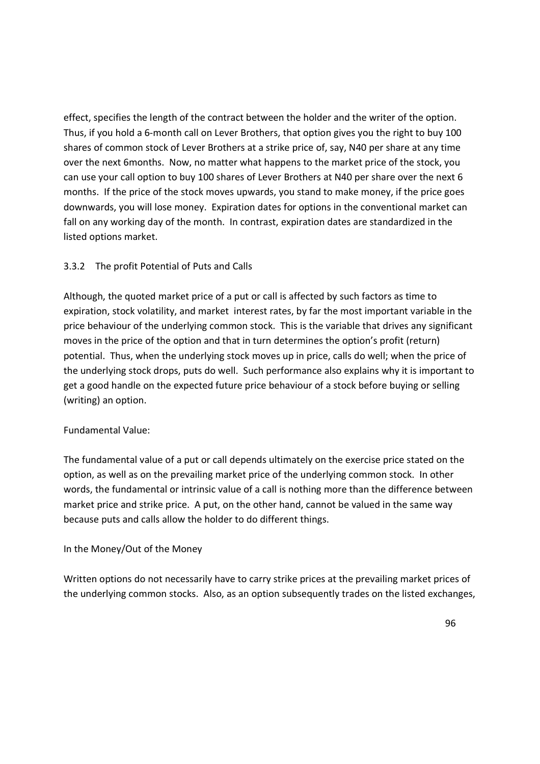effect, specifies the length of the contract between the holder and the writer of the option. Thus, if you hold a 6-month call on Lever Brothers, that option gives you the right to buy 100 shares of common stock of Lever Brothers at a strike price of, say, N40 per share at any time over the next 6months. Now, no matter what happens to the market price of the stock, you can use your call option to buy 100 shares of Lever Brothers at N40 per share over the next 6 months. If the price of the stock moves upwards, you stand to make money, if the price goes downwards, you will lose money. Expiration dates for options in the conventional market can fall on any working day of the month. In contrast, expiration dates are standardized in the listed options market.

### 3.3.2 The profit Potential of Puts and Calls

Although, the quoted market price of a put or call is affected by such factors as time to expiration, stock volatility, and market interest rates, by far the most important variable in the price behaviour of the underlying common stock. This is the variable that drives any significant moves in the price of the option and that in turn determines the option's profit (return) potential. Thus, when the underlying stock moves up in price, calls do well; when the price of the underlying stock drops, puts do well. Such performance also explains why it is important to get a good handle on the expected future price behaviour of a stock before buying or selling (writing) an option.

Fundamental Value:

The fundamental value of a put or call depends ultimately on the exercise price stated on the option, as well as on the prevailing market price of the underlying common stock. In other words, the fundamental or intrinsic value of a call is nothing more than the difference between market price and strike price. A put, on the other hand, cannot be valued in the same way because puts and calls allow the holder to do different things.

In the Money/Out of the Money

Written options do not necessarily have to carry strike prices at the prevailing market prices of the underlying common stocks. Also, as an option subsequently trades on the listed exchanges,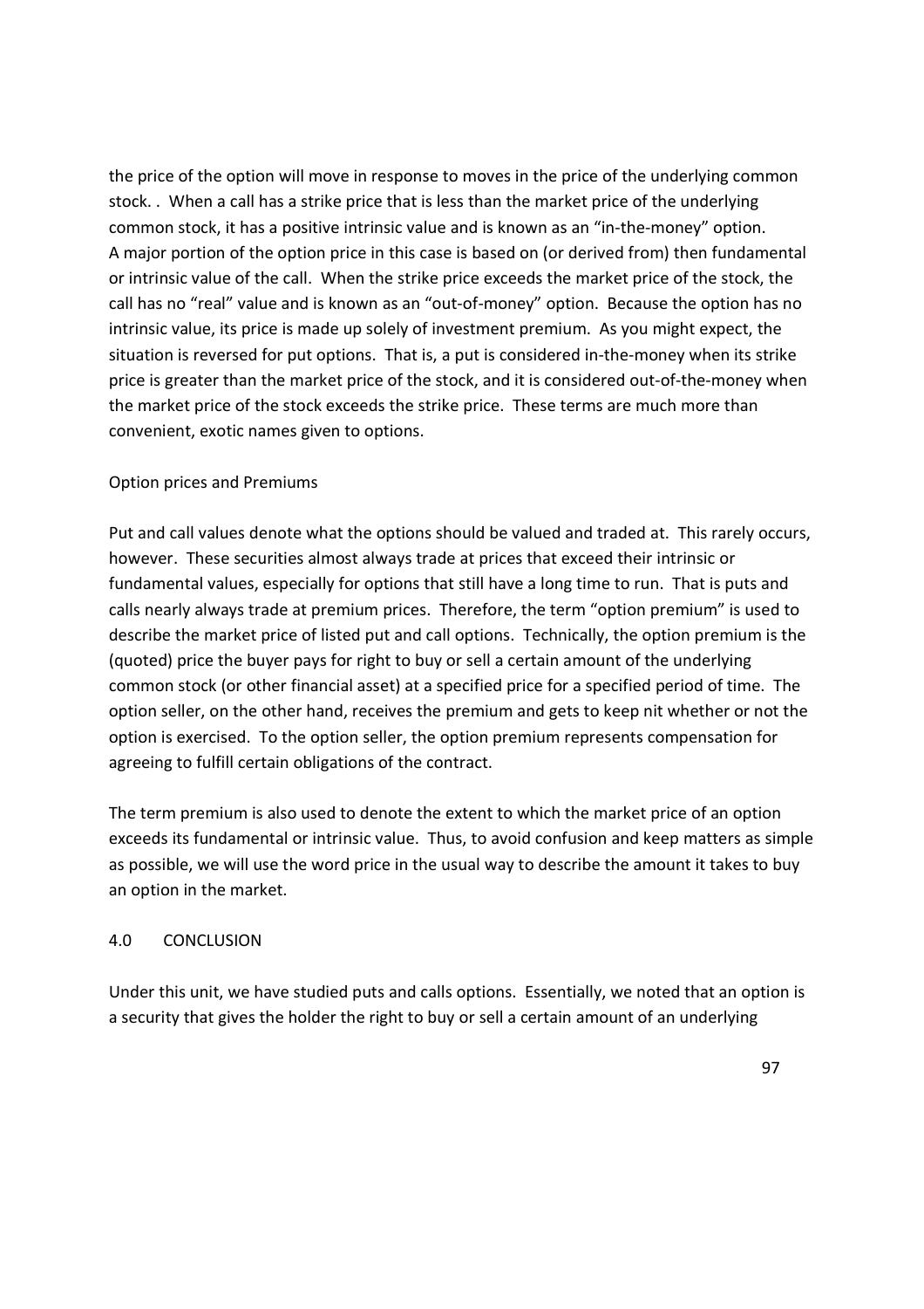the price of the option will move in response to moves in the price of the underlying common stock. . When a call has a strike price that is less than the market price of the underlying common stock, it has a positive intrinsic value and is known as an "in-the-money" option. A major portion of the option price in this case is based on (or derived from) then fundamental or intrinsic value of the call. When the strike price exceeds the market price of the stock, the call has no "real" value and is known as an "out-of-money" option. Because the option has no intrinsic value, its price is made up solely of investment premium. As you might expect, the situation is reversed for put options. That is, a put is considered in-the-money when its strike price is greater than the market price of the stock, and it is considered out-of-the-money when the market price of the stock exceeds the strike price. These terms are much more than convenient, exotic names given to options.

Option prices and Premiums

Put and call values denote what the options should be valued and traded at. This rarely occurs, however. These securities almost always trade at prices that exceed their intrinsic or fundamental values, especially for options that still have a long time to run. That is puts and calls nearly always trade at premium prices. Therefore, the term "option premium" is used to describe the market price of listed put and call options. Technically, the option premium is the (quoted) price the buyer pays for right to buy or sell a certain amount of the underlying common stock (or other financial asset) at a specified price for a specified period of time. The option seller, on the other hand, receives the premium and gets to keep nit whether or not the option is exercised. To the option seller, the option premium represents compensation for agreeing to fulfill certain obligations of the contract.

The term premium is also used to denote the extent to which the market price of an option exceeds its fundamental or intrinsic value. Thus, to avoid confusion and keep matters as simple as possible, we will use the word price in the usual way to describe the amount it takes to buy an option in the market.

## 4.0 CONCLUSION

Under this unit, we have studied puts and calls options. Essentially, we noted that an option is a security that gives the holder the right to buy or sell a certain amount of an underlying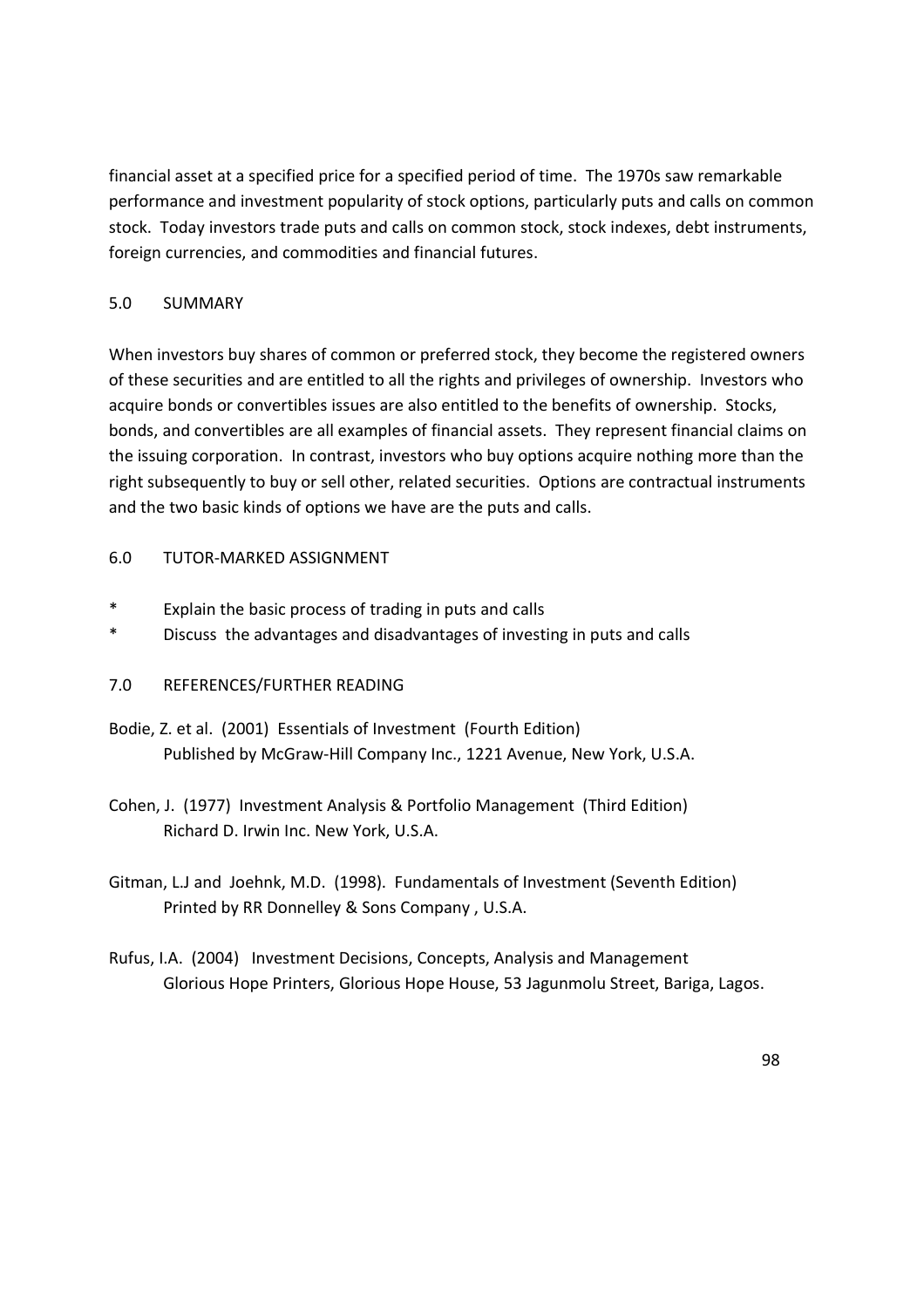financial asset at a specified price for a specified period of time. The 1970s saw remarkable performance and investment popularity of stock options, particularly puts and calls on common stock. Today investors trade puts and calls on common stock, stock indexes, debt instruments, foreign currencies, and commodities and financial futures.

## 5.0 SUMMARY

When investors buy shares of common or preferred stock, they become the registered owners of these securities and are entitled to all the rights and privileges of ownership. Investors who acquire bonds or convertibles issues are also entitled to the benefits of ownership. Stocks, bonds, and convertibles are all examples of financial assets. They represent financial claims on the issuing corporation. In contrast, investors who buy options acquire nothing more than the right subsequently to buy or sell other, related securities. Options are contractual instruments and the two basic kinds of options we have are the puts and calls.

## 6.0 TUTOR-MARKED ASSIGNMENT

* Explain the basic process of trading in puts and calls
* Discuss the advantages and disadvantages of investing in puts and calls

## 7.0 REFERENCES/FURTHER READING

Bodie, Z. et al. (2001) Essentials of Investment (Fourth Edition) Published by McGraw-Hill Company Inc., 1221 Avenue, New York, U.S.A.

Cohen, J. (1977) Investment Analysis & Portfolio Management (Third Edition) Richard D. Irwin Inc. New York, U.S.A.

Gitman, L.J and Joehnk, M.D. (1998). Fundamentals of Investment (Seventh Edition) Printed by RR Donnelley & Sons Company , U.S.A.

Rufus, I.A. (2004) Investment Decisions, Concepts, Analysis and Management Glorious Hope Printers, Glorious Hope House, 53 Jagunmolu Street, Bariga, Lagos.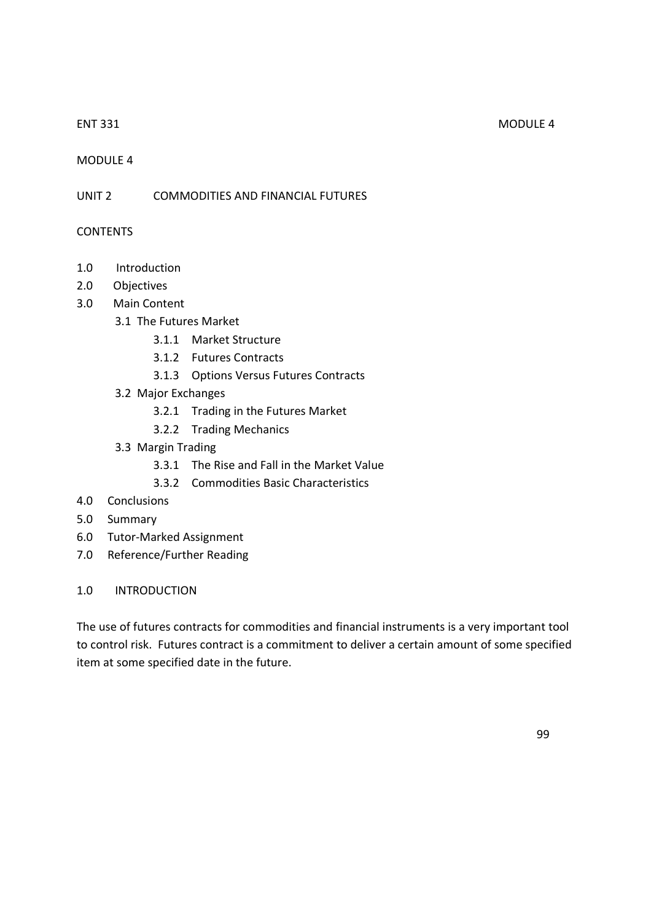# MODULE 4

## UNIT 2 COMMODITIES AND FINANCIAL FUTURES

### CONTENTS

- 1.0 Introduction
- 2.0 Objectives
- 3.0 Main Content
  - 3.1 The Futures Market
    - 3.1.1 Market Structure
    - 3.1.2 Futures Contracts
    - 3.1.3 Options Versus Futures Contracts
  - 3.2 Major Exchanges
    - 3.2.1 Trading in the Futures Market
    - 3.2.2 Trading Mechanics
  - 3.3 Margin Trading
    - 3.3.1 The Rise and Fall in the Market Value
    - 3.3.2 Commodities Basic Characteristics
- 4.0 Conclusions
- 5.0 Summary
- 6.0 Tutor-Marked Assignment
- 7.0 Reference/Further Reading

### 1.0 INTRODUCTION

The use of futures contracts for commodities and financial instruments is a very important tool to control risk. Futures contract is a commitment to deliver a certain amount of some specified item at some specified date in the future.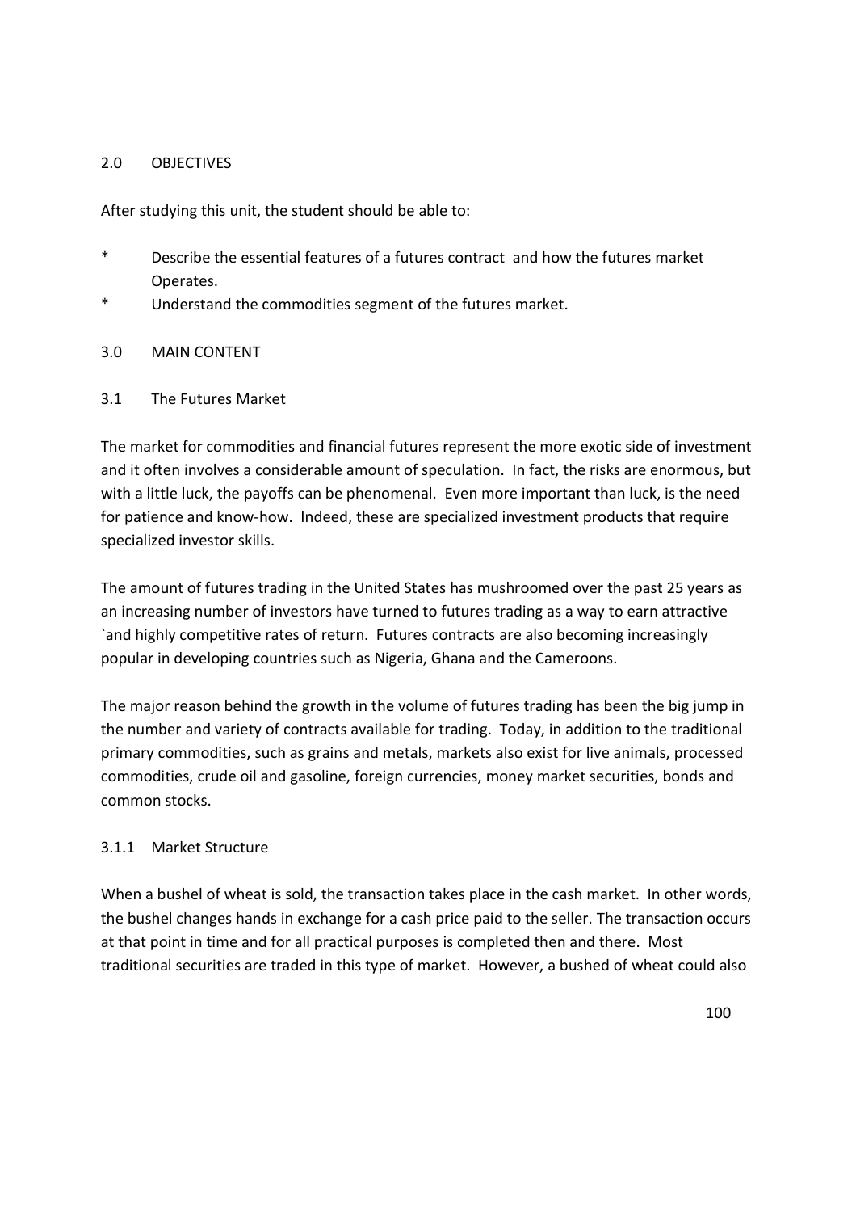## 2.0 OBJECTIVES

After studying this unit, the student should be able to:

* Describe the essential features of a futures contract and how the futures market Operates.
* Understand the commodities segment of the futures market.

## 3.0 MAIN CONTENT

### 3.1 The Futures Market

The market for commodities and financial futures represent the more exotic side of investment and it often involves a considerable amount of speculation. In fact, the risks are enormous, but with a little luck, the payoffs can be phenomenal. Even more important than luck, is the need for patience and know-how. Indeed, these are specialized investment products that require specialized investor skills.

The amount of futures trading in the United States has mushroomed over the past 25 years as an increasing number of investors have turned to futures trading as a way to earn attractive `and highly competitive rates of return. Futures contracts are also becoming increasingly popular in developing countries such as Nigeria, Ghana and the Cameroons.

The major reason behind the growth in the volume of futures trading has been the big jump in the number and variety of contracts available for trading. Today, in addition to the traditional primary commodities, such as grains and metals, markets also exist for live animals, processed commodities, crude oil and gasoline, foreign currencies, money market securities, bonds and common stocks.

#### 3.1.1 Market Structure

When a bushel of wheat is sold, the transaction takes place in the cash market. In other words, the bushel changes hands in exchange for a cash price paid to the seller. The transaction occurs at that point in time and for all practical purposes is completed then and there. Most traditional securities are traded in this type of market. However, a bushed of wheat could also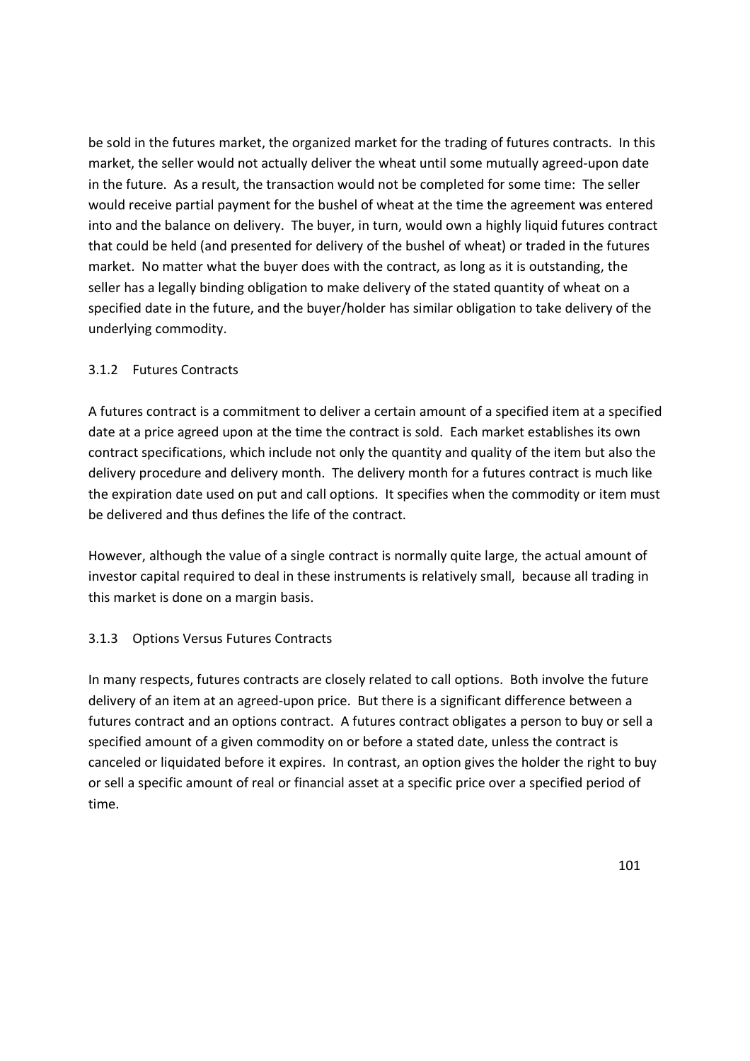be sold in the futures market, the organized market for the trading of futures contracts. In this market, the seller would not actually deliver the wheat until some mutually agreed-upon date in the future. As a result, the transaction would not be completed for some time: The seller would receive partial payment for the bushel of wheat at the time the agreement was entered into and the balance on delivery. The buyer, in turn, would own a highly liquid futures contract that could be held (and presented for delivery of the bushel of wheat) or traded in the futures market. No matter what the buyer does with the contract, as long as it is outstanding, the seller has a legally binding obligation to make delivery of the stated quantity of wheat on a specified date in the future, and the buyer/holder has similar obligation to take delivery of the underlying commodity.

### 3.1.2 Futures Contracts

A futures contract is a commitment to deliver a certain amount of a specified item at a specified date at a price agreed upon at the time the contract is sold. Each market establishes its own contract specifications, which include not only the quantity and quality of the item but also the delivery procedure and delivery month. The delivery month for a futures contract is much like the expiration date used on put and call options. It specifies when the commodity or item must be delivered and thus defines the life of the contract.

However, although the value of a single contract is normally quite large, the actual amount of investor capital required to deal in these instruments is relatively small, because all trading in this market is done on a margin basis.

### 3.1.3 Options Versus Futures Contracts

In many respects, futures contracts are closely related to call options. Both involve the future delivery of an item at an agreed-upon price. But there is a significant difference between a futures contract and an options contract. A futures contract obligates a person to buy or sell a specified amount of a given commodity on or before a stated date, unless the contract is canceled or liquidated before it expires. In contrast, an option gives the holder the right to buy or sell a specific amount of real or financial asset at a specific price over a specified period of time.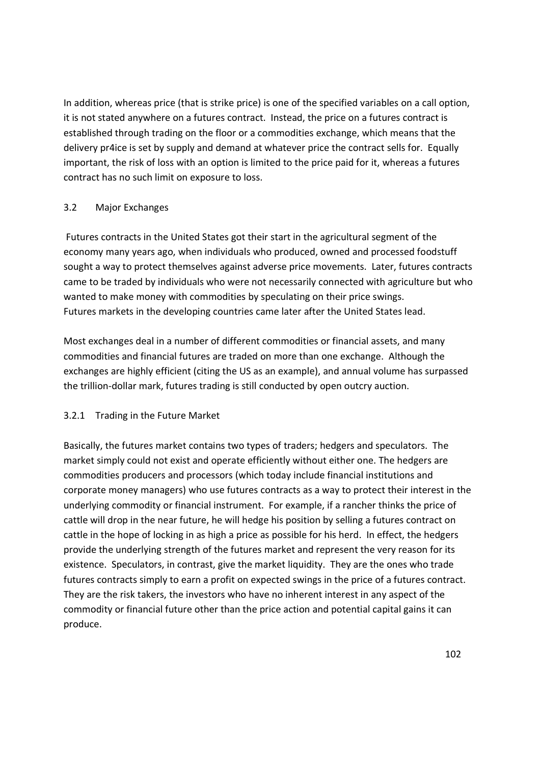In addition, whereas price (that is strike price) is one of the specified variables on a call option, it is not stated anywhere on a futures contract. Instead, the price on a futures contract is established through trading on the floor or a commodities exchange, which means that the delivery pr4ice is set by supply and demand at whatever price the contract sells for. Equally important, the risk of loss with an option is limited to the price paid for it, whereas a futures contract has no such limit on exposure to loss.

## 3.2 Major Exchanges

Futures contracts in the United States got their start in the agricultural segment of the economy many years ago, when individuals who produced, owned and processed foodstuff sought a way to protect themselves against adverse price movements. Later, futures contracts came to be traded by individuals who were not necessarily connected with agriculture but who wanted to make money with commodities by speculating on their price swings.
Futures markets in the developing countries came later after the United States lead.

Most exchanges deal in a number of different commodities or financial assets, and many commodities and financial futures are traded on more than one exchange. Although the exchanges are highly efficient (citing the US as an example), and annual volume has surpassed the trillion-dollar mark, futures trading is still conducted by open outcry auction.

### 3.2.1 Trading in the Future Market

Basically, the futures market contains two types of traders; hedgers and speculators. The market simply could not exist and operate efficiently without either one. The hedgers are commodities producers and processors (which today include financial institutions and corporate money managers) who use futures contracts as a way to protect their interest in the underlying commodity or financial instrument. For example, if a rancher thinks the price of cattle will drop in the near future, he will hedge his position by selling a futures contract on cattle in the hope of locking in as high a price as possible for his herd. In effect, the hedgers provide the underlying strength of the futures market and represent the very reason for its existence. Speculators, in contrast, give the market liquidity. They are the ones who trade futures contracts simply to earn a profit on expected swings in the price of a futures contract. They are the risk takers, the investors who have no inherent interest in any aspect of the commodity or financial future other than the price action and potential capital gains it can produce.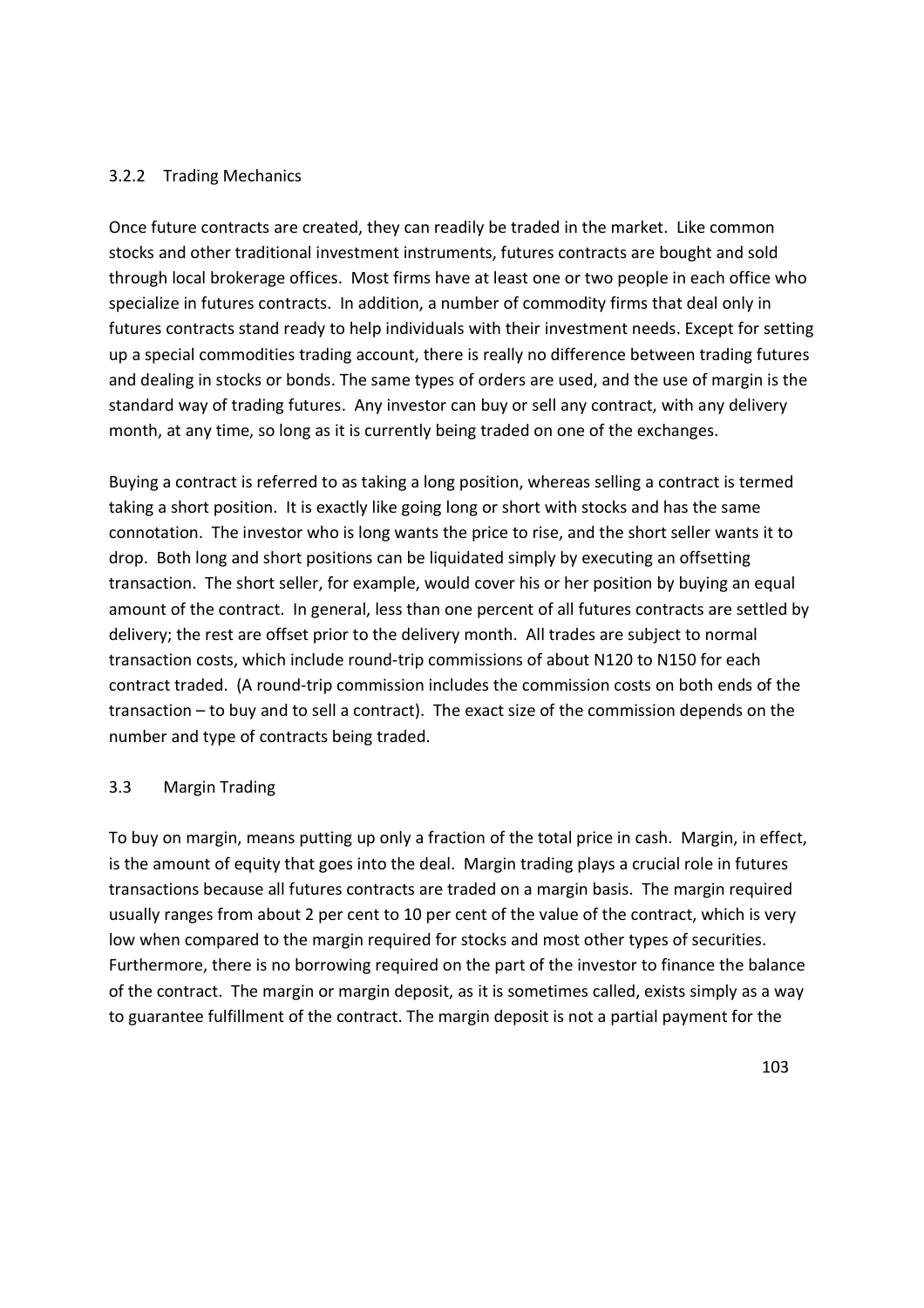### 3.2.2 Trading Mechanics

Once future contracts are created, they can readily be traded in the market. Like common stocks and other traditional investment instruments, futures contracts are bought and sold through local brokerage offices. Most firms have at least one or two people in each office who specialize in futures contracts. In addition, a number of commodity firms that deal only in futures contracts stand ready to help individuals with their investment needs. Except for setting up a special commodities trading account, there is really no difference between trading futures and dealing in stocks or bonds. The same types of orders are used, and the use of margin is the standard way of trading futures. Any investor can buy or sell any contract, with any delivery month, at any time, so long as it is currently being traded on one of the exchanges.

Buying a contract is referred to as taking a long position, whereas selling a contract is termed taking a short position. It is exactly like going long or short with stocks and has the same connotation. The investor who is long wants the price to rise, and the short seller wants it to drop. Both long and short positions can be liquidated simply by executing an offsetting transaction. The short seller, for example, would cover his or her position by buying an equal amount of the contract. In general, less than one percent of all futures contracts are settled by delivery; the rest are offset prior to the delivery month. All trades are subject to normal transaction costs, which include round-trip commissions of about N120 to N150 for each contract traded. (A round-trip commission includes the commission costs on both ends of the transaction – to buy and to sell a contract). The exact size of the commission depends on the number and type of contracts being traded.

## 3.3 Margin Trading

To buy on margin, means putting up only a fraction of the total price in cash. Margin, in effect, is the amount of equity that goes into the deal. Margin trading plays a crucial role in futures transactions because all futures contracts are traded on a margin basis. The margin required usually ranges from about 2 per cent to 10 per cent of the value of the contract, which is very low when compared to the margin required for stocks and most other types of securities. Furthermore, there is no borrowing required on the part of the investor to finance the balance of the contract. The margin or margin deposit, as it is sometimes called, exists simply as a way to guarantee fulfillment of the contract. The margin deposit is not a partial payment for the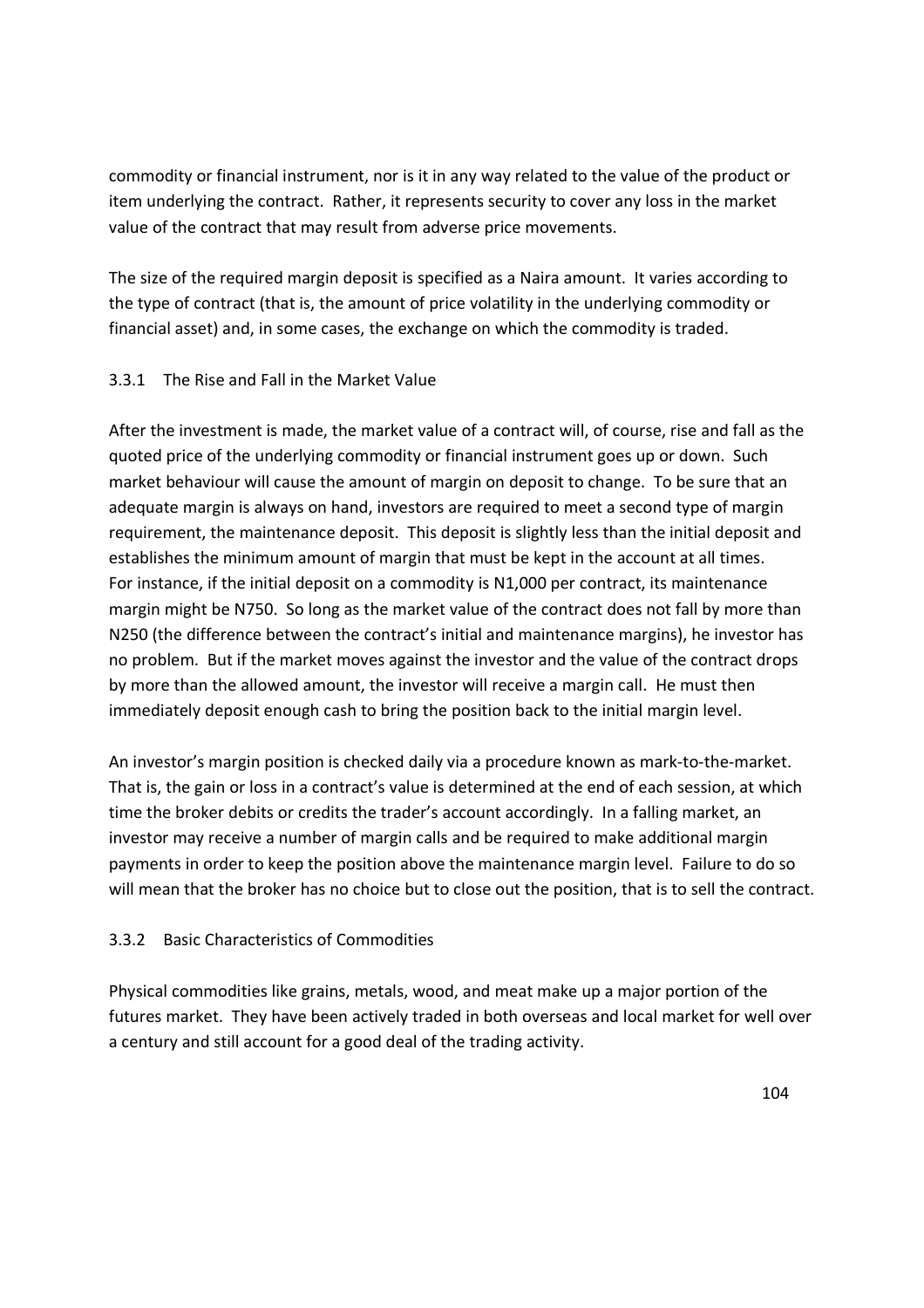commodity or financial instrument, nor is it in any way related to the value of the product or item underlying the contract. Rather, it represents security to cover any loss in the market value of the contract that may result from adverse price movements.

The size of the required margin deposit is specified as a Naira amount. It varies according to the type of contract (that is, the amount of price volatility in the underlying commodity or financial asset) and, in some cases, the exchange on which the commodity is traded.

### 3.3.1 The Rise and Fall in the Market Value

After the investment is made, the market value of a contract will, of course, rise and fall as the quoted price of the underlying commodity or financial instrument goes up or down. Such market behaviour will cause the amount of margin on deposit to change. To be sure that an adequate margin is always on hand, investors are required to meet a second type of margin requirement, the maintenance deposit. This deposit is slightly less than the initial deposit and establishes the minimum amount of margin that must be kept in the account at all times. For instance, if the initial deposit on a commodity is N1,000 per contract, its maintenance margin might be N750. So long as the market value of the contract does not fall by more than N250 (the difference between the contract's initial and maintenance margins), he investor has no problem. But if the market moves against the investor and the value of the contract drops by more than the allowed amount, the investor will receive a margin call. He must then immediately deposit enough cash to bring the position back to the initial margin level.

An investor's margin position is checked daily via a procedure known as mark-to-the-market. That is, the gain or loss in a contract's value is determined at the end of each session, at which time the broker debits or credits the trader's account accordingly. In a falling market, an investor may receive a number of margin calls and be required to make additional margin payments in order to keep the position above the maintenance margin level. Failure to do so will mean that the broker has no choice but to close out the position, that is to sell the contract.

### 3.3.2 Basic Characteristics of Commodities

Physical commodities like grains, metals, wood, and meat make up a major portion of the futures market. They have been actively traded in both overseas and local market for well over a century and still account for a good deal of the trading activity.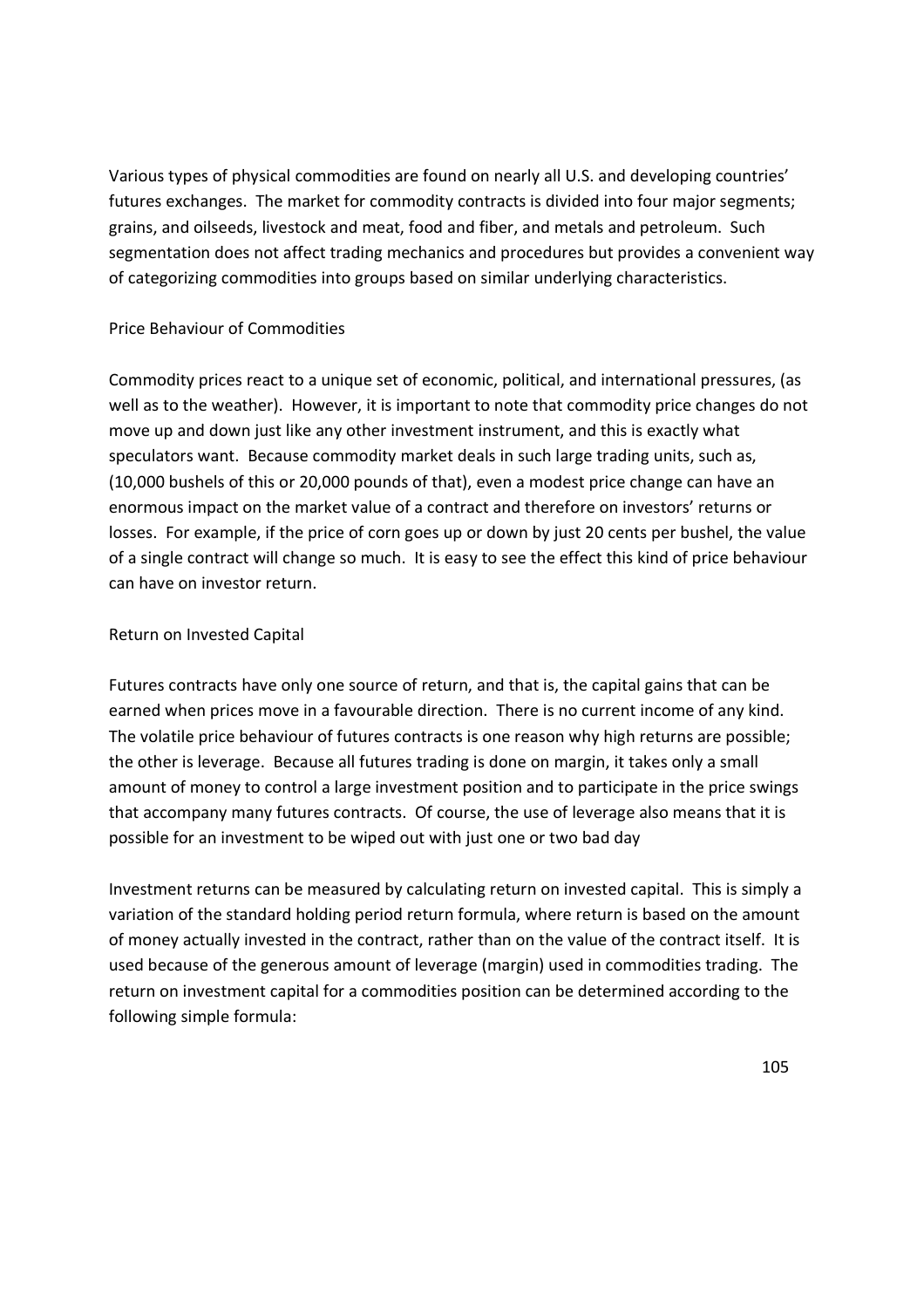Various types of physical commodities are found on nearly all U.S. and developing countries' futures exchanges. The market for commodity contracts is divided into four major segments; grains, and oilseeds, livestock and meat, food and fiber, and metals and petroleum. Such segmentation does not affect trading mechanics and procedures but provides a convenient way of categorizing commodities into groups based on similar underlying characteristics.

## Price Behaviour of Commodities

Commodity prices react to a unique set of economic, political, and international pressures, (as well as to the weather). However, it is important to note that commodity price changes do not move up and down just like any other investment instrument, and this is exactly what speculators want. Because commodity market deals in such large trading units, such as, (10,000 bushels of this or 20,000 pounds of that), even a modest price change can have an enormous impact on the market value of a contract and therefore on investors' returns or losses. For example, if the price of corn goes up or down by just 20 cents per bushel, the value of a single contract will change so much. It is easy to see the effect this kind of price behaviour can have on investor return.

## Return on Invested Capital

Futures contracts have only one source of return, and that is, the capital gains that can be earned when prices move in a favourable direction. There is no current income of any kind. The volatile price behaviour of futures contracts is one reason why high returns are possible; the other is leverage. Because all futures trading is done on margin, it takes only a small amount of money to control a large investment position and to participate in the price swings that accompany many futures contracts. Of course, the use of leverage also means that it is possible for an investment to be wiped out with just one or two bad day

Investment returns can be measured by calculating return on invested capital. This is simply a variation of the standard holding period return formula, where return is based on the amount of money actually invested in the contract, rather than on the value of the contract itself. It is used because of the generous amount of leverage (margin) used in commodities trading. The return on investment capital for a commodities position can be determined according to the following simple formula: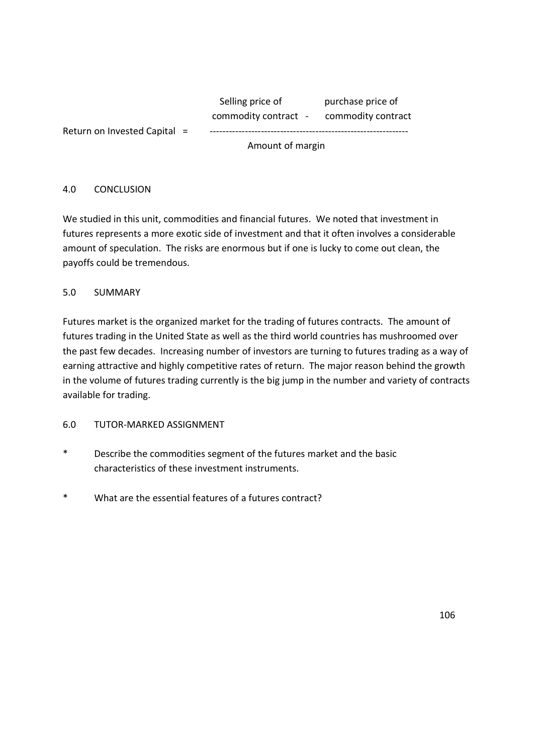$$\text{Return on Invested Capital} = \frac{\text{Selling price of commodity contract} - \text{purchase price of commodity contract}}{\text{Amount of margin}}$$

## 4.0 CONCLUSION

We studied in this unit, commodities and financial futures. We noted that investment in futures represents a more exotic side of investment and that it often involves a considerable amount of speculation. The risks are enormous but if one is lucky to come out clean, the payoffs could be tremendous.

## 5.0 SUMMARY

Futures market is the organized market for the trading of futures contracts. The amount of futures trading in the United State as well as the third world countries has mushroomed over the past few decades. Increasing number of investors are turning to futures trading as a way of earning attractive and highly competitive rates of return. The major reason behind the growth in the volume of futures trading currently is the big jump in the number and variety of contracts available for trading.

## 6.0 TUTOR-MARKED ASSIGNMENT

* Describe the commodities segment of the futures market and the basic characteristics of these investment instruments.
* What are the essential features of a futures contract?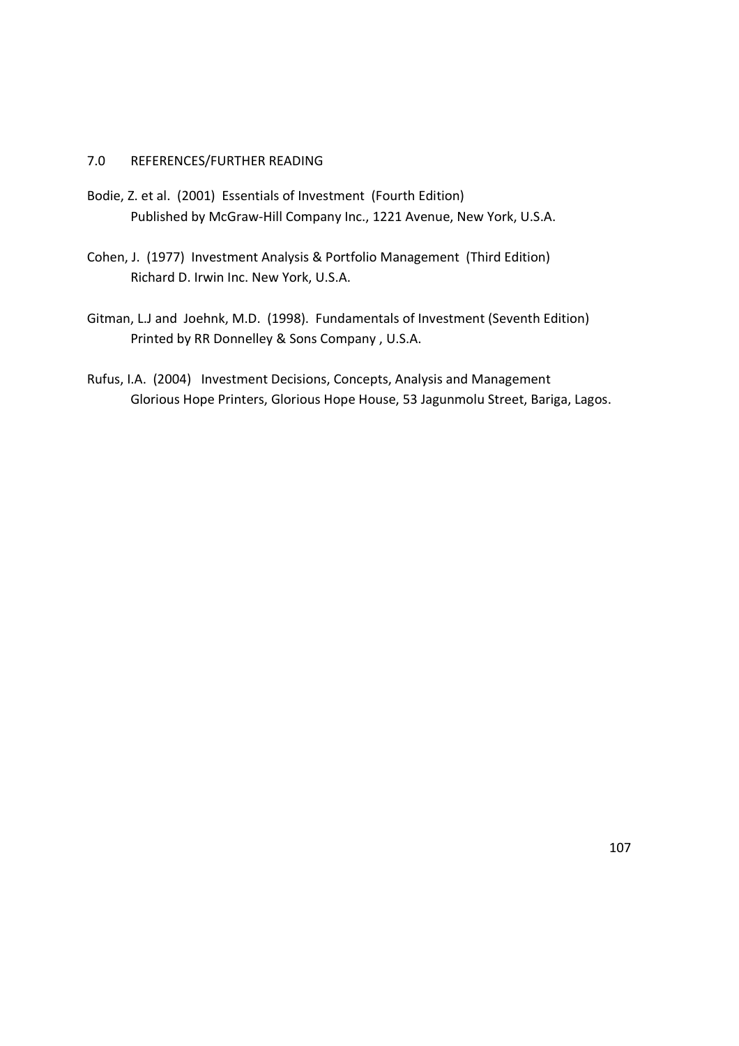## 7.0 REFERENCES/FURTHER READING

Bodie, Z. et al. (2001) Essentials of Investment (Fourth Edition)
Published by McGraw-Hill Company Inc., 1221 Avenue, New York, U.S.A.

Cohen, J. (1977) Investment Analysis & Portfolio Management (Third Edition)
Richard D. Irwin Inc. New York, U.S.A.

Gitman, L.J and Joehnk, M.D. (1998). Fundamentals of Investment (Seventh Edition)
Printed by RR Donnelley & Sons Company , U.S.A.

Rufus, I.A. (2004) Investment Decisions, Concepts, Analysis and Management
Glorious Hope Printers, Glorious Hope House, 53 Jagunmolu Street, Bariga, Lagos.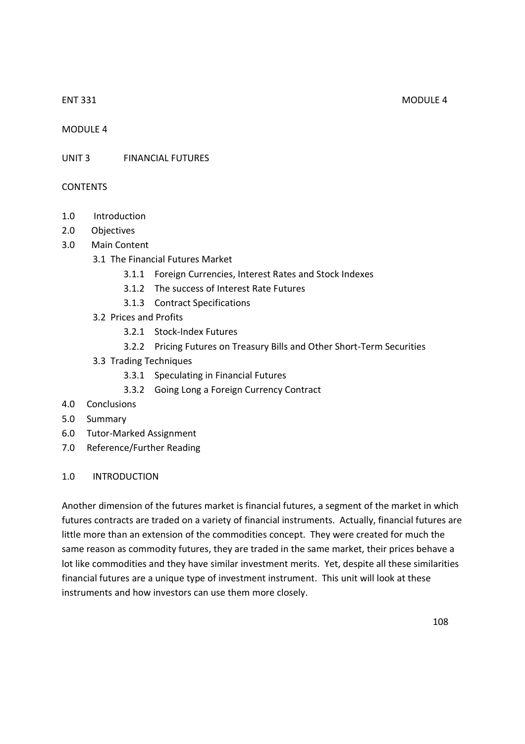MODULE 4

UNIT 3 FINANCIAL FUTURES

CONTENTS

- 1.0 Introduction
- 2.0 Objectives
- 3.0 Main Content
  - 3.1 The Financial Futures Market
    - 3.1.1 Foreign Currencies, Interest Rates and Stock Indexes
    - 3.1.2 The success of Interest Rate Futures
    - 3.1.3 Contract Specifications
  - 3.2 Prices and Profits
    - 3.2.1 Stock-Index Futures
    - 3.2.2 Pricing Futures on Treasury Bills and Other Short-Term Securities
  - 3.3 Trading Techniques
    - 3.3.1 Speculating in Financial Futures
    - 3.3.2 Going Long a Foreign Currency Contract
- 4.0 Conclusions
- 5.0 Summary
- 6.0 Tutor-Marked Assignment
- 7.0 Reference/Further Reading

## 1.0 INTRODUCTION

Another dimension of the futures market is financial futures, a segment of the market in which futures contracts are traded on a variety of financial instruments. Actually, financial futures are little more than an extension of the commodities concept. They were created for much the same reason as commodity futures, they are traded in the same market, their prices behave a lot like commodities and they have similar investment merits. Yet, despite all these similarities financial futures are a unique type of investment instrument. This unit will look at these instruments and how investors can use them more closely.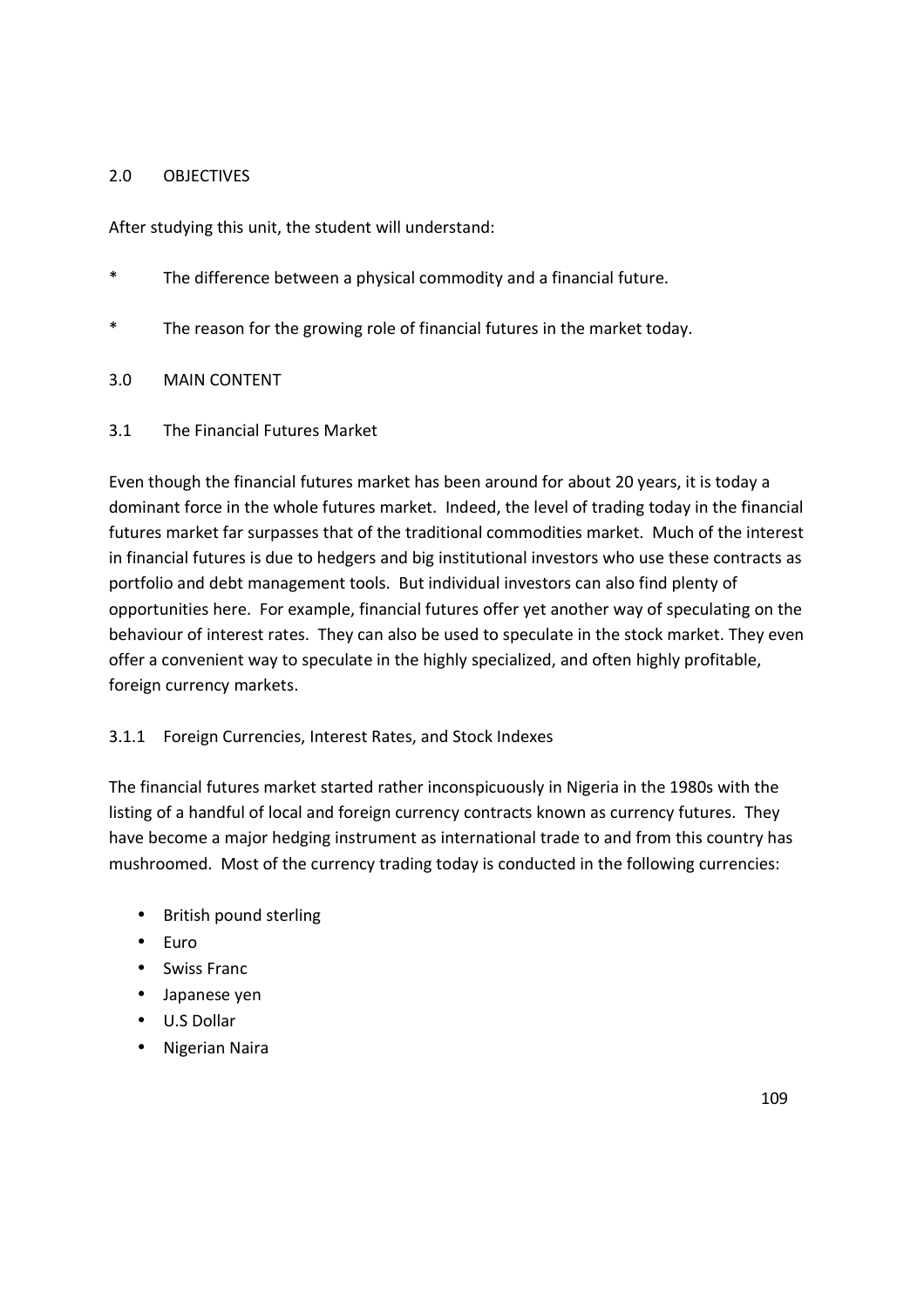## 2.0 OBJECTIVES

After studying this unit, the student will understand:

* The difference between a physical commodity and a financial future.

* The reason for the growing role of financial futures in the market today.

## 3.0 MAIN CONTENT

### 3.1 The Financial Futures Market

Even though the financial futures market has been around for about 20 years, it is today a dominant force in the whole futures market. Indeed, the level of trading today in the financial futures market far surpasses that of the traditional commodities market. Much of the interest in financial futures is due to hedgers and big institutional investors who use these contracts as portfolio and debt management tools. But individual investors can also find plenty of opportunities here. For example, financial futures offer yet another way of speculating on the behaviour of interest rates. They can also be used to speculate in the stock market. They even offer a convenient way to speculate in the highly specialized, and often highly profitable, foreign currency markets.

#### 3.1.1 Foreign Currencies, Interest Rates, and Stock Indexes

The financial futures market started rather inconspicuously in Nigeria in the 1980s with the listing of a handful of local and foreign currency contracts known as currency futures. They have become a major hedging instrument as international trade to and from this country has mushroomed. Most of the currency trading today is conducted in the following currencies:

- British pound sterling
- Euro
- Swiss Franc
- Japanese yen
- U.S Dollar
- Nigerian Naira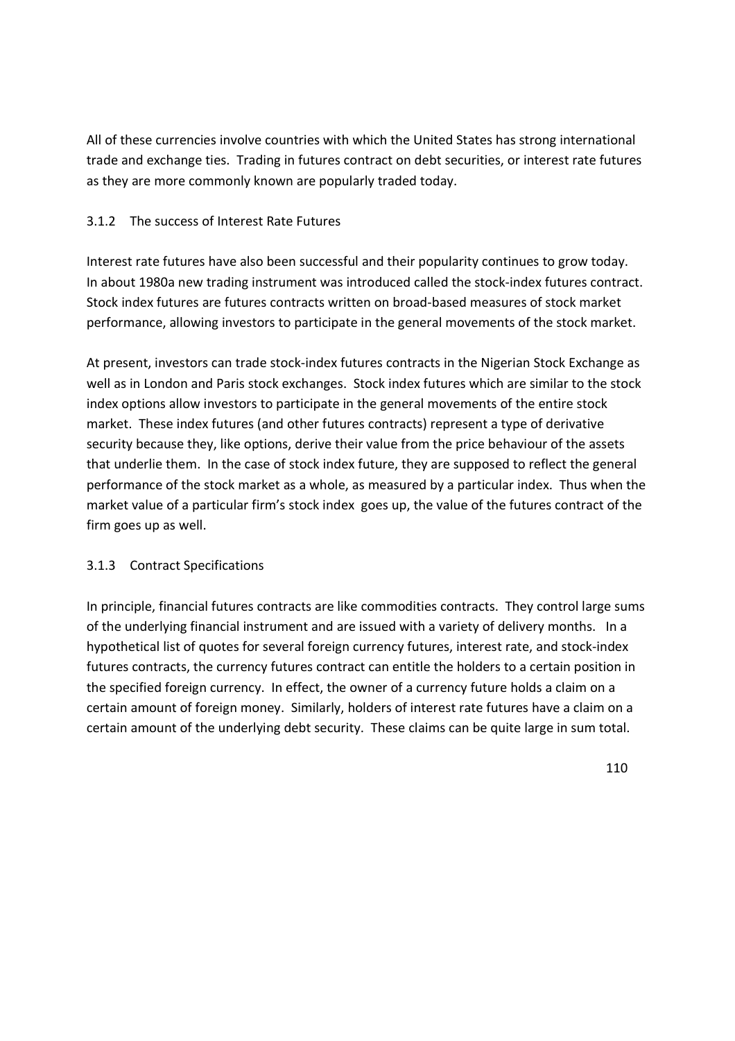All of these currencies involve countries with which the United States has strong international trade and exchange ties. Trading in futures contract on debt securities, or interest rate futures as they are more commonly known are popularly traded today.

### 3.1.2 The success of Interest Rate Futures

Interest rate futures have also been successful and their popularity continues to grow today. In about 1980a new trading instrument was introduced called the stock-index futures contract. Stock index futures are futures contracts written on broad-based measures of stock market performance, allowing investors to participate in the general movements of the stock market.

At present, investors can trade stock-index futures contracts in the Nigerian Stock Exchange as well as in London and Paris stock exchanges. Stock index futures which are similar to the stock index options allow investors to participate in the general movements of the entire stock market. These index futures (and other futures contracts) represent a type of derivative security because they, like options, derive their value from the price behaviour of the assets that underlie them. In the case of stock index future, they are supposed to reflect the general performance of the stock market as a whole, as measured by a particular index. Thus when the market value of a particular firm's stock index goes up, the value of the futures contract of the firm goes up as well.

### 3.1.3 Contract Specifications

In principle, financial futures contracts are like commodities contracts. They control large sums of the underlying financial instrument and are issued with a variety of delivery months. In a hypothetical list of quotes for several foreign currency futures, interest rate, and stock-index futures contracts, the currency futures contract can entitle the holders to a certain position in the specified foreign currency. In effect, the owner of a currency future holds a claim on a certain amount of foreign money. Similarly, holders of interest rate futures have a claim on a certain amount of the underlying debt security. These claims can be quite large in sum total.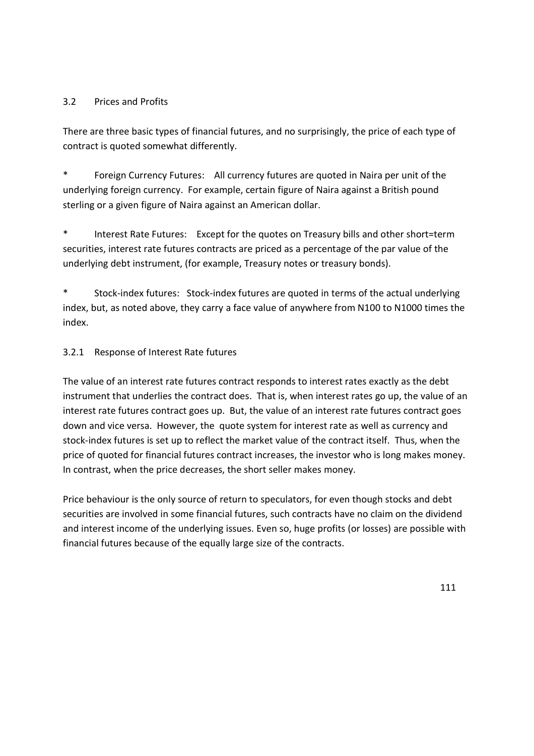### 3.2 Prices and Profits

There are three basic types of financial futures, and no surprisingly, the price of each type of contract is quoted somewhat differently.

* Foreign Currency Futures: All currency futures are quoted in Naira per unit of the underlying foreign currency. For example, certain figure of Naira against a British pound sterling or a given figure of Naira against an American dollar.

* Interest Rate Futures: Except for the quotes on Treasury bills and other short=term securities, interest rate futures contracts are priced as a percentage of the par value of the underlying debt instrument, (for example, Treasury notes or treasury bonds).

* Stock-index futures: Stock-index futures are quoted in terms of the actual underlying index, but, as noted above, they carry a face value of anywhere from N100 to N1000 times the index.

#### 3.2.1 Response of Interest Rate futures

The value of an interest rate futures contract responds to interest rates exactly as the debt instrument that underlies the contract does. That is, when interest rates go up, the value of an interest rate futures contract goes up. But, the value of an interest rate futures contract goes down and vice versa. However, the quote system for interest rate as well as currency and stock-index futures is set up to reflect the market value of the contract itself. Thus, when the price of quoted for financial futures contract increases, the investor who is long makes money. In contrast, when the price decreases, the short seller makes money.

Price behaviour is the only source of return to speculators, for even though stocks and debt securities are involved in some financial futures, such contracts have no claim on the dividend and interest income of the underlying issues. Even so, huge profits (or losses) are possible with financial futures because of the equally large size of the contracts.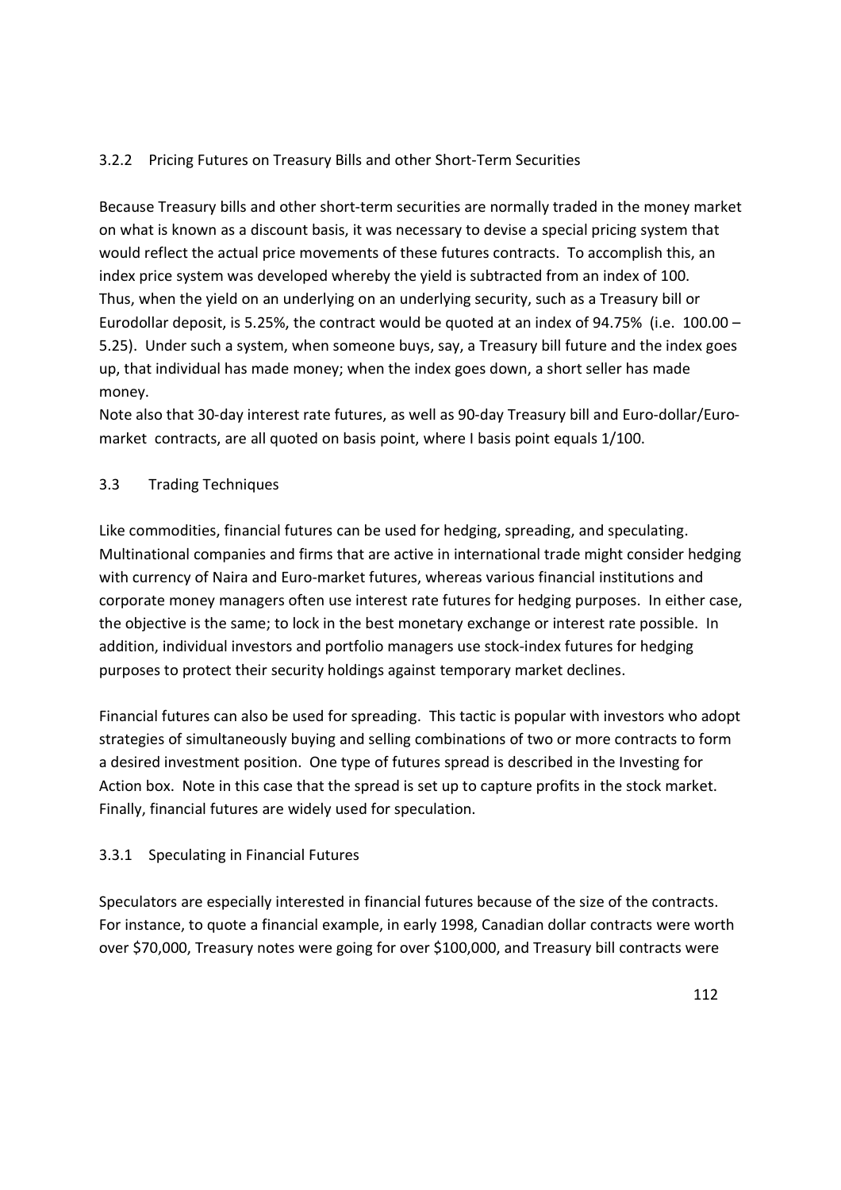### 3.2.2 Pricing Futures on Treasury Bills and other Short-Term Securities

Because Treasury bills and other short-term securities are normally traded in the money market on what is known as a discount basis, it was necessary to devise a special pricing system that would reflect the actual price movements of these futures contracts. To accomplish this, an index price system was developed whereby the yield is subtracted from an index of 100. Thus, when the yield on an underlying on an underlying security, such as a Treasury bill or Eurodollar deposit, is 5.25%, the contract would be quoted at an index of 94.75% (i.e. 100.00 – 5.25). Under such a system, when someone buys, say, a Treasury bill future and the index goes up, that individual has made money; when the index goes down, a short seller has made money.

Note also that 30-day interest rate futures, as well as 90-day Treasury bill and Euro-dollar/Euro-market contracts, are all quoted on basis point, where I basis point equals 1/100.

## 3.3 Trading Techniques

Like commodities, financial futures can be used for hedging, spreading, and speculating. Multinational companies and firms that are active in international trade might consider hedging with currency of Naira and Euro-market futures, whereas various financial institutions and corporate money managers often use interest rate futures for hedging purposes. In either case, the objective is the same; to lock in the best monetary exchange or interest rate possible. In addition, individual investors and portfolio managers use stock-index futures for hedging purposes to protect their security holdings against temporary market declines.

Financial futures can also be used for spreading. This tactic is popular with investors who adopt strategies of simultaneously buying and selling combinations of two or more contracts to form a desired investment position. One type of futures spread is described in the Investing for Action box. Note in this case that the spread is set up to capture profits in the stock market. Finally, financial futures are widely used for speculation.

### 3.3.1 Speculating in Financial Futures

Speculators are especially interested in financial futures because of the size of the contracts. For instance, to quote a financial example, in early 1998, Canadian dollar contracts were worth over $70,000, Treasury notes were going for over $100,000, and Treasury bill contracts were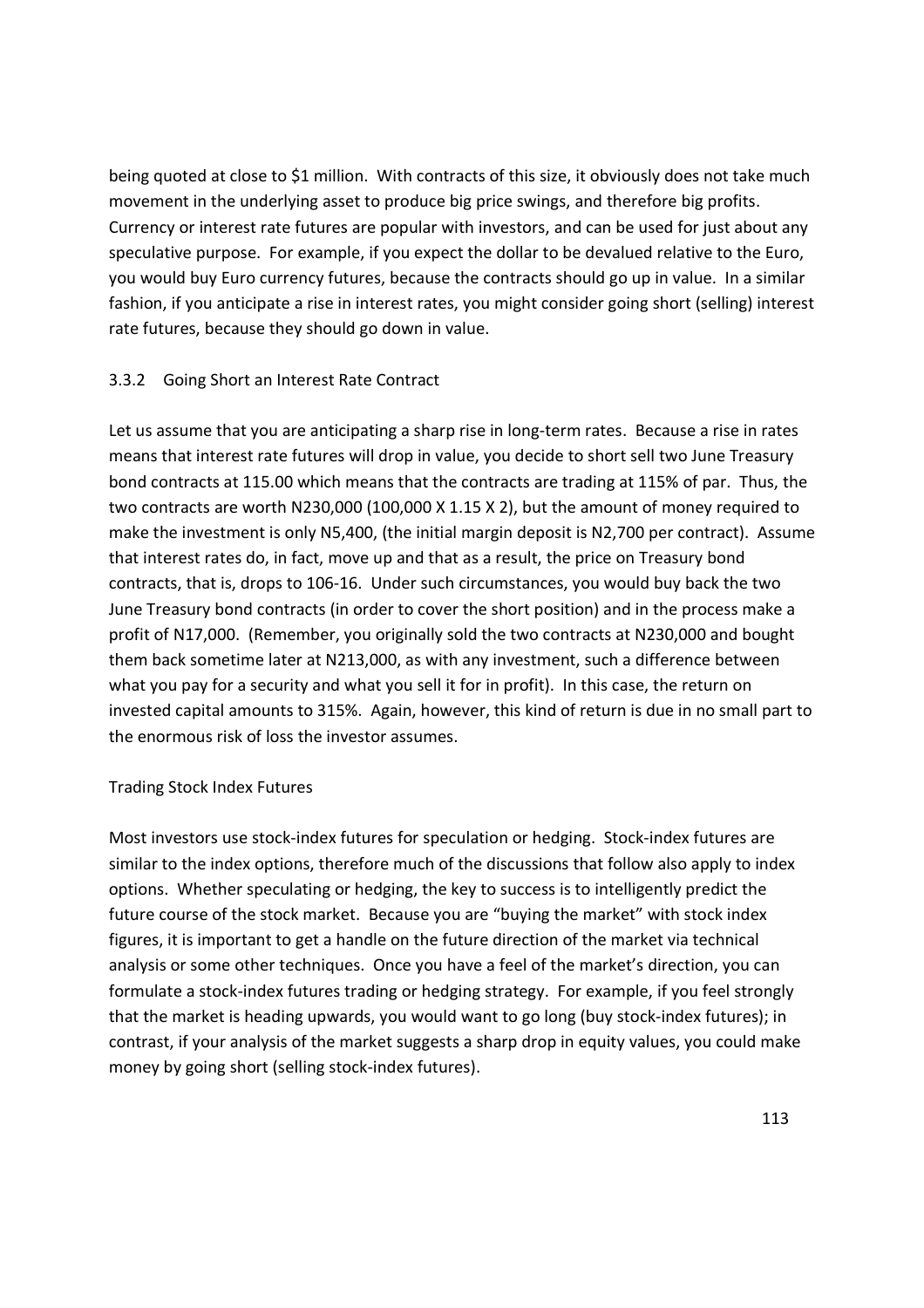being quoted at close to $1 million. With contracts of this size, it obviously does not take much movement in the underlying asset to produce big price swings, and therefore big profits. Currency or interest rate futures are popular with investors, and can be used for just about any speculative purpose. For example, if you expect the dollar to be devalued relative to the Euro, you would buy Euro currency futures, because the contracts should go up in value. In a similar fashion, if you anticipate a rise in interest rates, you might consider going short (selling) interest rate futures, because they should go down in value.

### 3.3.2 Going Short an Interest Rate Contract

Let us assume that you are anticipating a sharp rise in long-term rates. Because a rise in rates means that interest rate futures will drop in value, you decide to short sell two June Treasury bond contracts at 115.00 which means that the contracts are trading at 115% of par. Thus, the two contracts are worth N230,000 (100,000 X 1.15 X 2), but the amount of money required to make the investment is only N5,400, (the initial margin deposit is N2,700 per contract). Assume that interest rates do, in fact, move up and that as a result, the price on Treasury bond contracts, that is, drops to 106-16. Under such circumstances, you would buy back the two June Treasury bond contracts (in order to cover the short position) and in the process make a profit of N17,000. (Remember, you originally sold the two contracts at N230,000 and bought them back sometime later at N213,000, as with any investment, such a difference between what you pay for a security and what you sell it for in profit). In this case, the return on invested capital amounts to 315%. Again, however, this kind of return is due in no small part to the enormous risk of loss the investor assumes.

### Trading Stock Index Futures

Most investors use stock-index futures for speculation or hedging. Stock-index futures are similar to the index options, therefore much of the discussions that follow also apply to index options. Whether speculating or hedging, the key to success is to intelligently predict the future course of the stock market. Because you are "buying the market" with stock index figures, it is important to get a handle on the future direction of the market via technical analysis or some other techniques. Once you have a feel of the market's direction, you can formulate a stock-index futures trading or hedging strategy. For example, if you feel strongly that the market is heading upwards, you would want to go long (buy stock-index futures); in contrast, if your analysis of the market suggests a sharp drop in equity values, you could make money by going short (selling stock-index futures).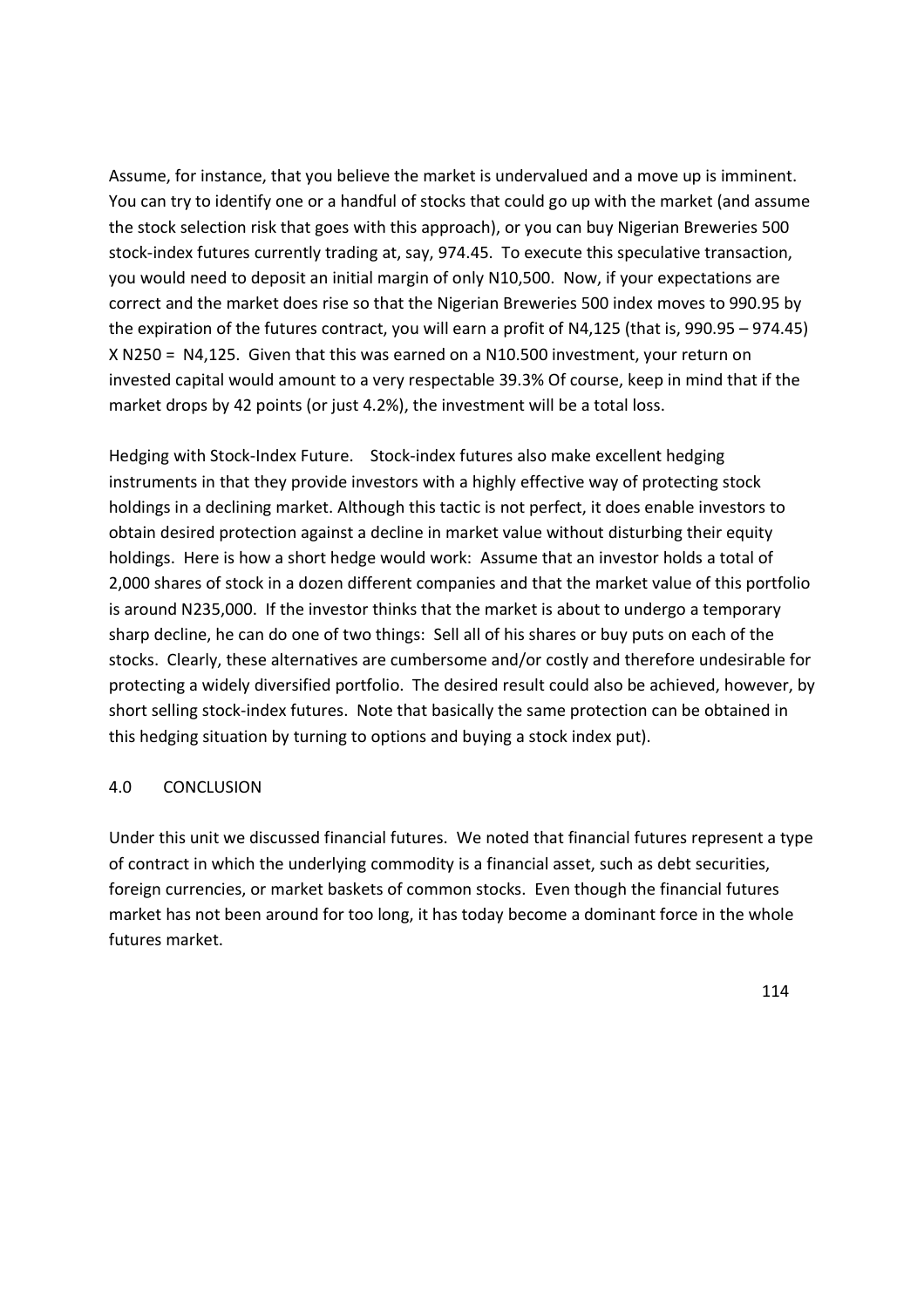Assume, for instance, that you believe the market is undervalued and a move up is imminent. You can try to identify one or a handful of stocks that could go up with the market (and assume the stock selection risk that goes with this approach), or you can buy Nigerian Breweries 500 stock-index futures currently trading at, say, 974.45. To execute this speculative transaction, you would need to deposit an initial margin of only N10,500. Now, if your expectations are correct and the market does rise so that the Nigerian Breweries 500 index moves to 990.95 by the expiration of the futures contract, you will earn a profit of N4,125 (that is, 990.95 – 974.45) X N250 = N4,125. Given that this was earned on a N10.500 investment, your return on invested capital would amount to a very respectable 39.3% Of course, keep in mind that if the market drops by 42 points (or just 4.2%), the investment will be a total loss.

Hedging with Stock-Index Future. Stock-index futures also make excellent hedging instruments in that they provide investors with a highly effective way of protecting stock holdings in a declining market. Although this tactic is not perfect, it does enable investors to obtain desired protection against a decline in market value without disturbing their equity holdings. Here is how a short hedge would work: Assume that an investor holds a total of 2,000 shares of stock in a dozen different companies and that the market value of this portfolio is around N235,000. If the investor thinks that the market is about to undergo a temporary sharp decline, he can do one of two things: Sell all of his shares or buy puts on each of the stocks. Clearly, these alternatives are cumbersome and/or costly and therefore undesirable for protecting a widely diversified portfolio. The desired result could also be achieved, however, by short selling stock-index futures. Note that basically the same protection can be obtained in this hedging situation by turning to options and buying a stock index put).

## 4.0 CONCLUSION

Under this unit we discussed financial futures. We noted that financial futures represent a type of contract in which the underlying commodity is a financial asset, such as debt securities, foreign currencies, or market baskets of common stocks. Even though the financial futures market has not been around for too long, it has today become a dominant force in the whole futures market.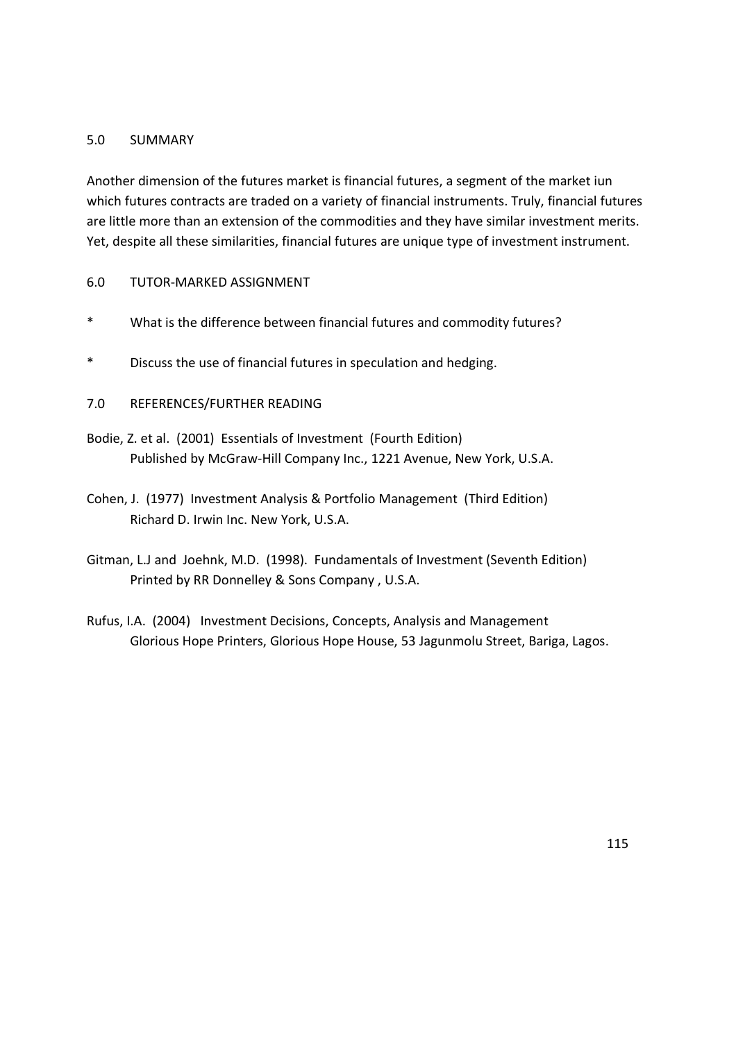## 5.0 SUMMARY

Another dimension of the futures market is financial futures, a segment of the market iun which futures contracts are traded on a variety of financial instruments. Truly, financial futures are little more than an extension of the commodities and they have similar investment merits. Yet, despite all these similarities, financial futures are unique type of investment instrument.

## 6.0 TUTOR-MARKED ASSIGNMENT

* What is the difference between financial futures and commodity futures?
* Discuss the use of financial futures in speculation and hedging.

## 7.0 REFERENCES/FURTHER READING

Bodie, Z. et al. (2001) Essentials of Investment (Fourth Edition)
Published by McGraw-Hill Company Inc., 1221 Avenue, New York, U.S.A.

Cohen, J. (1977) Investment Analysis & Portfolio Management (Third Edition)
Richard D. Irwin Inc. New York, U.S.A.

Gitman, L.J and Joehnk, M.D. (1998). Fundamentals of Investment (Seventh Edition)
Printed by RR Donnelley & Sons Company , U.S.A.

Rufus, I.A. (2004) Investment Decisions, Concepts, Analysis and Management
Glorious Hope Printers, Glorious Hope House, 53 Jagunmolu Street, Bariga, Lagos.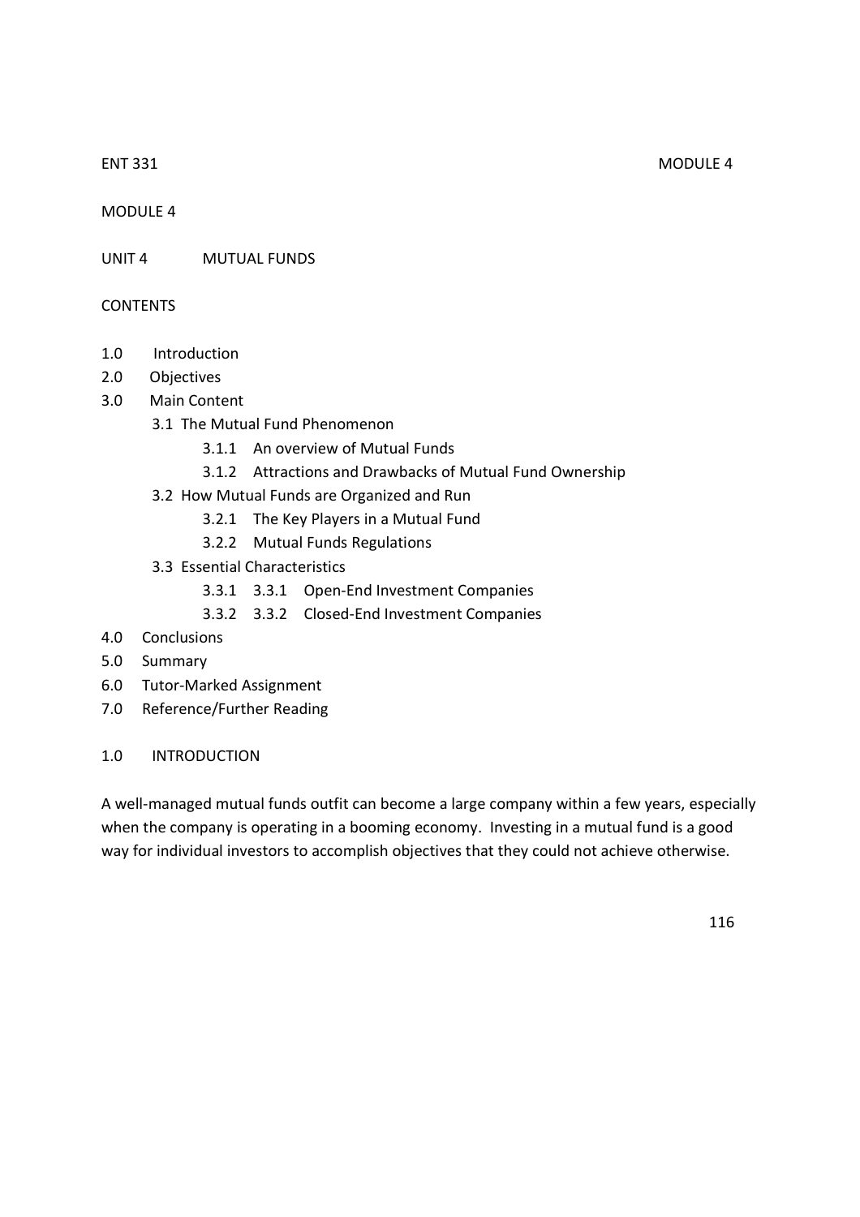## MODULE 4

## UNIT 4 MUTUAL FUNDS

### CONTENTS

- 1.0 Introduction
- 2.0 Objectives
- 3.0 Main Content
  - 3.1 The Mutual Fund Phenomenon
    - 3.1.1 An overview of Mutual Funds
    - 3.1.2 Attractions and Drawbacks of Mutual Fund Ownership
  - 3.2 How Mutual Funds are Organized and Run
    - 3.2.1 The Key Players in a Mutual Fund
    - 3.2.2 Mutual Funds Regulations
  - 3.3 Essential Characteristics
    - 3.3.1 3.3.1 Open-End Investment Companies
    - 3.3.2 3.3.2 Closed-End Investment Companies
- 4.0 Conclusions
- 5.0 Summary
- 6.0 Tutor-Marked Assignment
- 7.0 Reference/Further Reading

### 1.0 INTRODUCTION

A well-managed mutual funds outfit can become a large company within a few years, especially when the company is operating in a booming economy. Investing in a mutual fund is a good way for individual investors to accomplish objectives that they could not achieve otherwise.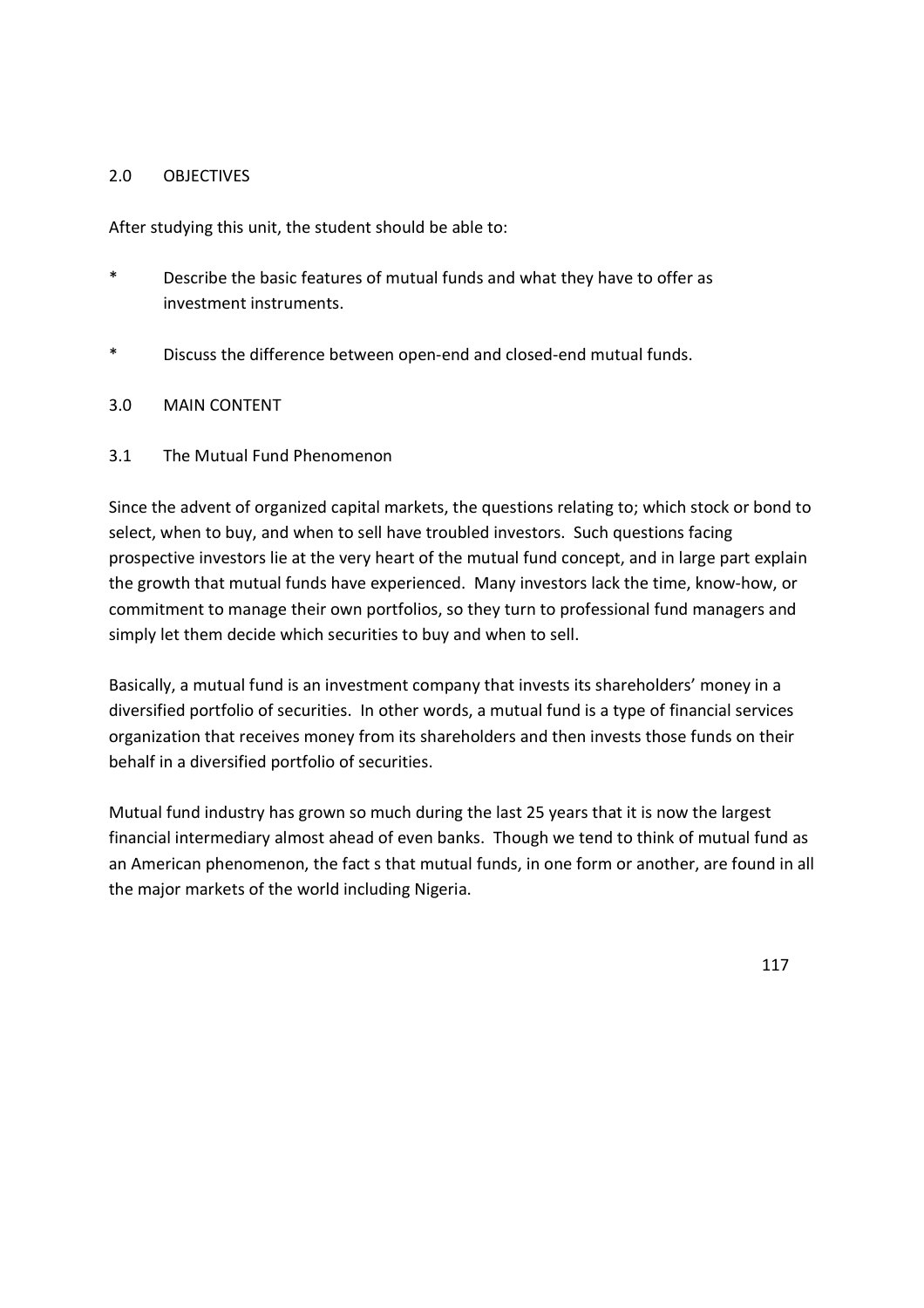## 2.0 OBJECTIVES

After studying this unit, the student should be able to:

* Describe the basic features of mutual funds and what they have to offer as investment instruments.
* Discuss the difference between open-end and closed-end mutual funds.

## 3.0 MAIN CONTENT

### 3.1 The Mutual Fund Phenomenon

Since the advent of organized capital markets, the questions relating to; which stock or bond to select, when to buy, and when to sell have troubled investors. Such questions facing prospective investors lie at the very heart of the mutual fund concept, and in large part explain the growth that mutual funds have experienced. Many investors lack the time, know-how, or commitment to manage their own portfolios, so they turn to professional fund managers and simply let them decide which securities to buy and when to sell.

Basically, a mutual fund is an investment company that invests its shareholders' money in a diversified portfolio of securities. In other words, a mutual fund is a type of financial services organization that receives money from its shareholders and then invests those funds on their behalf in a diversified portfolio of securities.

Mutual fund industry has grown so much during the last 25 years that it is now the largest financial intermediary almost ahead of even banks. Though we tend to think of mutual fund as an American phenomenon, the fact s that mutual funds, in one form or another, are found in all the major markets of the world including Nigeria.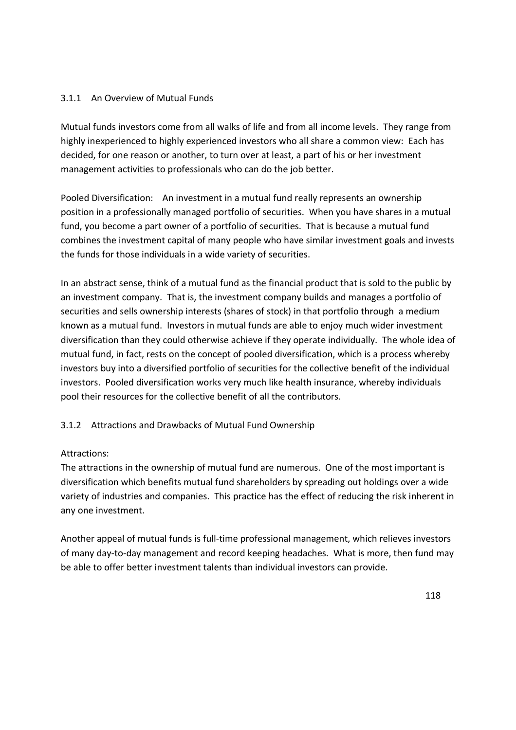### 3.1.1 An Overview of Mutual Funds

Mutual funds investors come from all walks of life and from all income levels. They range from highly inexperienced to highly experienced investors who all share a common view: Each has decided, for one reason or another, to turn over at least, a part of his or her investment management activities to professionals who can do the job better.

Pooled Diversification: An investment in a mutual fund really represents an ownership position in a professionally managed portfolio of securities. When you have shares in a mutual fund, you become a part owner of a portfolio of securities. That is because a mutual fund combines the investment capital of many people who have similar investment goals and invests the funds for those individuals in a wide variety of securities.

In an abstract sense, think of a mutual fund as the financial product that is sold to the public by an investment company. That is, the investment company builds and manages a portfolio of securities and sells ownership interests (shares of stock) in that portfolio through a medium known as a mutual fund. Investors in mutual funds are able to enjoy much wider investment diversification than they could otherwise achieve if they operate individually. The whole idea of mutual fund, in fact, rests on the concept of pooled diversification, which is a process whereby investors buy into a diversified portfolio of securities for the collective benefit of the individual investors. Pooled diversification works very much like health insurance, whereby individuals pool their resources for the collective benefit of all the contributors.

### 3.1.2 Attractions and Drawbacks of Mutual Fund Ownership

Attractions:

The attractions in the ownership of mutual fund are numerous. One of the most important is diversification which benefits mutual fund shareholders by spreading out holdings over a wide variety of industries and companies. This practice has the effect of reducing the risk inherent in any one investment.

Another appeal of mutual funds is full-time professional management, which relieves investors of many day-to-day management and record keeping headaches. What is more, then fund may be able to offer better investment talents than individual investors can provide.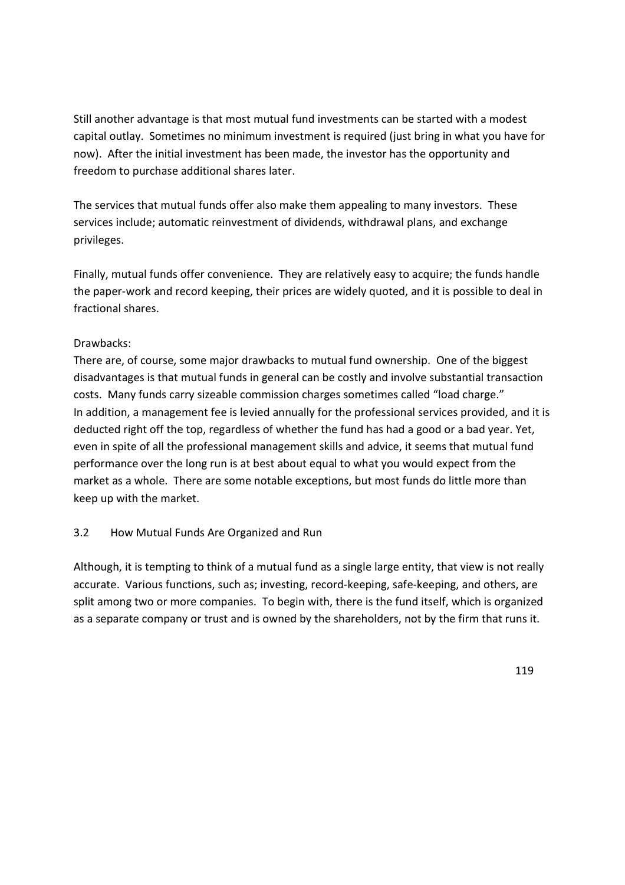Still another advantage is that most mutual fund investments can be started with a modest capital outlay. Sometimes no minimum investment is required (just bring in what you have for now). After the initial investment has been made, the investor has the opportunity and freedom to purchase additional shares later.

The services that mutual funds offer also make them appealing to many investors. These services include; automatic reinvestment of dividends, withdrawal plans, and exchange privileges.

Finally, mutual funds offer convenience. They are relatively easy to acquire; the funds handle the paper-work and record keeping, their prices are widely quoted, and it is possible to deal in fractional shares.

Drawbacks:

There are, of course, some major drawbacks to mutual fund ownership. One of the biggest disadvantages is that mutual funds in general can be costly and involve substantial transaction costs. Many funds carry sizeable commission charges sometimes called "load charge."
In addition, a management fee is levied annually for the professional services provided, and it is deducted right off the top, regardless of whether the fund has had a good or a bad year. Yet, even in spite of all the professional management skills and advice, it seems that mutual fund performance over the long run is at best about equal to what you would expect from the market as a whole. There are some notable exceptions, but most funds do little more than keep up with the market.

## 3.2 How Mutual Funds Are Organized and Run

Although, it is tempting to think of a mutual fund as a single large entity, that view is not really accurate. Various functions, such as; investing, record-keeping, safe-keeping, and others, are split among two or more companies. To begin with, there is the fund itself, which is organized as a separate company or trust and is owned by the shareholders, not by the firm that runs it.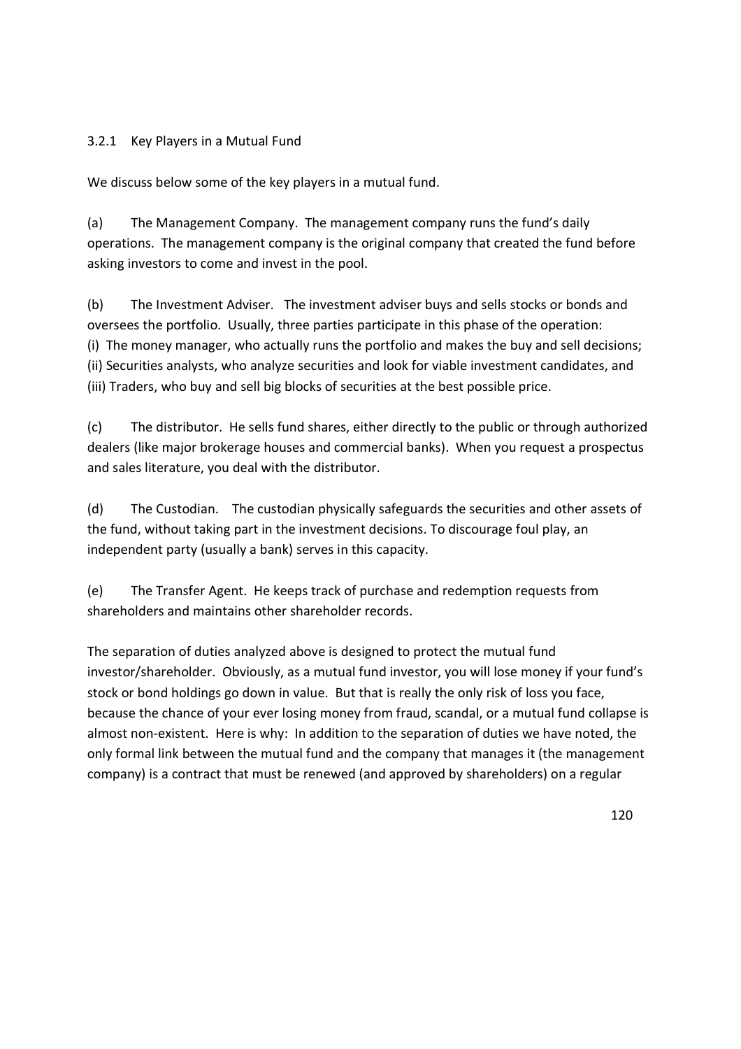### 3.2.1 Key Players in a Mutual Fund

We discuss below some of the key players in a mutual fund.

(a) The Management Company. The management company runs the fund's daily operations. The management company is the original company that created the fund before asking investors to come and invest in the pool.

(b) The Investment Adviser. The investment adviser buys and sells stocks or bonds and oversees the portfolio. Usually, three parties participate in this phase of the operation:
(i) The money manager, who actually runs the portfolio and makes the buy and sell decisions;
(ii) Securities analysts, who analyze securities and look for viable investment candidates, and
(iii) Traders, who buy and sell big blocks of securities at the best possible price.

(c) The distributor. He sells fund shares, either directly to the public or through authorized dealers (like major brokerage houses and commercial banks). When you request a prospectus and sales literature, you deal with the distributor.

(d) The Custodian. The custodian physically safeguards the securities and other assets of the fund, without taking part in the investment decisions. To discourage foul play, an independent party (usually a bank) serves in this capacity.

(e) The Transfer Agent. He keeps track of purchase and redemption requests from shareholders and maintains other shareholder records.

The separation of duties analyzed above is designed to protect the mutual fund investor/shareholder. Obviously, as a mutual fund investor, you will lose money if your fund's stock or bond holdings go down in value. But that is really the only risk of loss you face, because the chance of your ever losing money from fraud, scandal, or a mutual fund collapse is almost non-existent. Here is why: In addition to the separation of duties we have noted, the only formal link between the mutual fund and the company that manages it (the management company) is a contract that must be renewed (and approved by shareholders) on a regular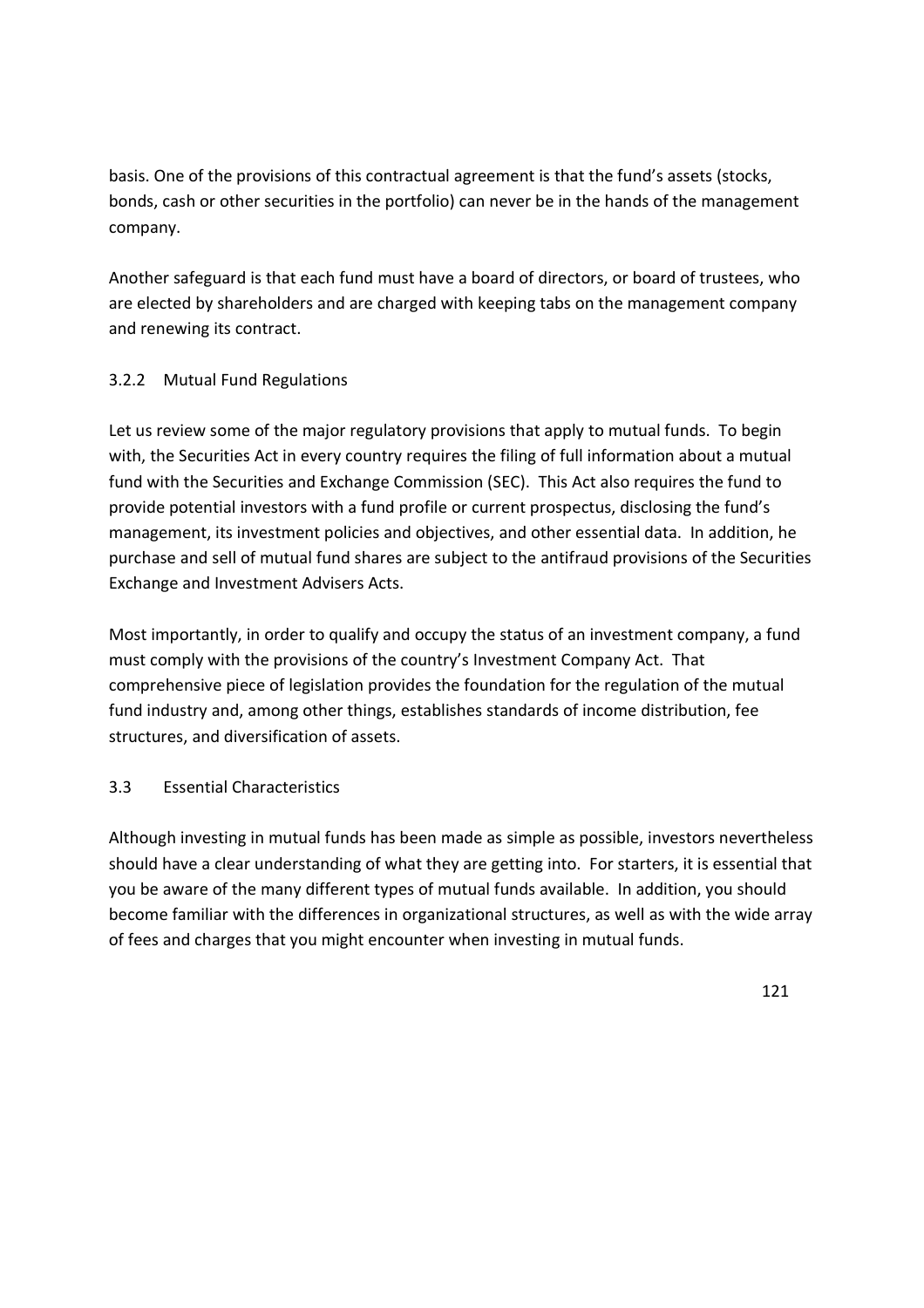basis. One of the provisions of this contractual agreement is that the fund's assets (stocks, bonds, cash or other securities in the portfolio) can never be in the hands of the management company.

Another safeguard is that each fund must have a board of directors, or board of trustees, who are elected by shareholders and are charged with keeping tabs on the management company and renewing its contract.

### 3.2.2 Mutual Fund Regulations

Let us review some of the major regulatory provisions that apply to mutual funds. To begin with, the Securities Act in every country requires the filing of full information about a mutual fund with the Securities and Exchange Commission (SEC). This Act also requires the fund to provide potential investors with a fund profile or current prospectus, disclosing the fund's management, its investment policies and objectives, and other essential data. In addition, he purchase and sell of mutual fund shares are subject to the antifraud provisions of the Securities Exchange and Investment Advisers Acts.

Most importantly, in order to qualify and occupy the status of an investment company, a fund must comply with the provisions of the country's Investment Company Act. That comprehensive piece of legislation provides the foundation for the regulation of the mutual fund industry and, among other things, establishes standards of income distribution, fee structures, and diversification of assets.

## 3.3 Essential Characteristics

Although investing in mutual funds has been made as simple as possible, investors nevertheless should have a clear understanding of what they are getting into. For starters, it is essential that you be aware of the many different types of mutual funds available. In addition, you should become familiar with the differences in organizational structures, as well as with the wide array of fees and charges that you might encounter when investing in mutual funds.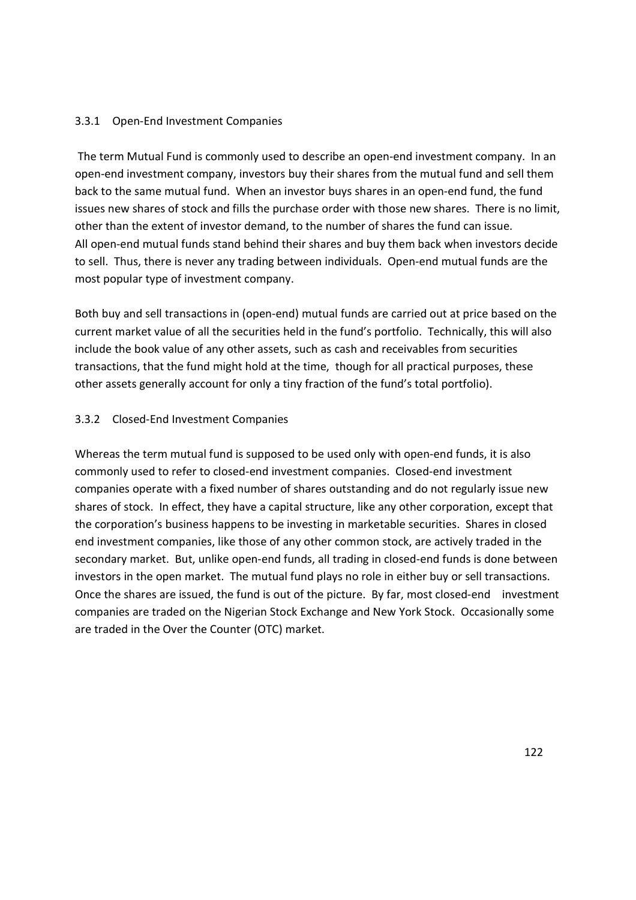### 3.3.1 Open-End Investment Companies

The term Mutual Fund is commonly used to describe an open-end investment company. In an open-end investment company, investors buy their shares from the mutual fund and sell them back to the same mutual fund. When an investor buys shares in an open-end fund, the fund issues new shares of stock and fills the purchase order with those new shares. There is no limit, other than the extent of investor demand, to the number of shares the fund can issue. All open-end mutual funds stand behind their shares and buy them back when investors decide to sell. Thus, there is never any trading between individuals. Open-end mutual funds are the most popular type of investment company.

Both buy and sell transactions in (open-end) mutual funds are carried out at price based on the current market value of all the securities held in the fund's portfolio. Technically, this will also include the book value of any other assets, such as cash and receivables from securities transactions, that the fund might hold at the time, though for all practical purposes, these other assets generally account for only a tiny fraction of the fund's total portfolio).

### 3.3.2 Closed-End Investment Companies

Whereas the term mutual fund is supposed to be used only with open-end funds, it is also commonly used to refer to closed-end investment companies. Closed-end investment companies operate with a fixed number of shares outstanding and do not regularly issue new shares of stock. In effect, they have a capital structure, like any other corporation, except that the corporation's business happens to be investing in marketable securities. Shares in closed end investment companies, like those of any other common stock, are actively traded in the secondary market. But, unlike open-end funds, all trading in closed-end funds is done between investors in the open market. The mutual fund plays no role in either buy or sell transactions. Once the shares are issued, the fund is out of the picture. By far, most closed-end investment companies are traded on the Nigerian Stock Exchange and New York Stock. Occasionally some are traded in the Over the Counter (OTC) market.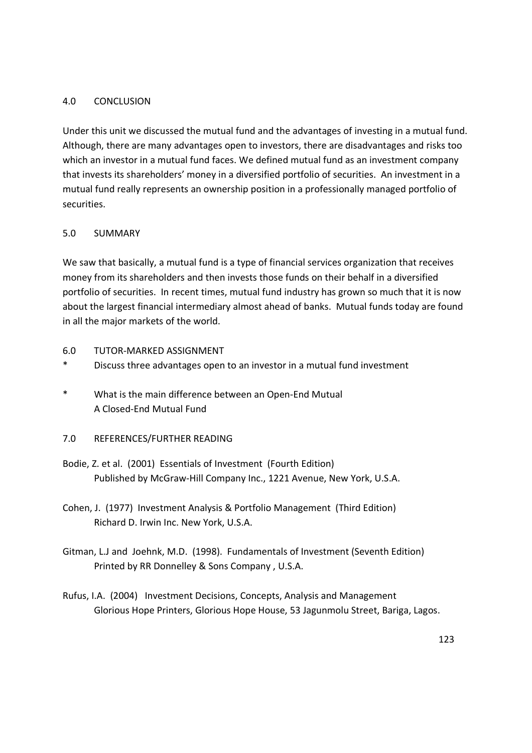## 4.0 CONCLUSION

Under this unit we discussed the mutual fund and the advantages of investing in a mutual fund. Although, there are many advantages open to investors, there are disadvantages and risks too which an investor in a mutual fund faces. We defined mutual fund as an investment company that invests its shareholders' money in a diversified portfolio of securities. An investment in a mutual fund really represents an ownership position in a professionally managed portfolio of securities.

## 5.0 SUMMARY

We saw that basically, a mutual fund is a type of financial services organization that receives money from its shareholders and then invests those funds on their behalf in a diversified portfolio of securities. In recent times, mutual fund industry has grown so much that it is now about the largest financial intermediary almost ahead of banks. Mutual funds today are found in all the major markets of the world.

## 6.0 TUTOR-MARKED ASSIGNMENT

* Discuss three advantages open to an investor in a mutual fund investment

* What is the main difference between an Open-End Mutual
  A Closed-End Mutual Fund

## 7.0 REFERENCES/FURTHER READING

Bodie, Z. et al. (2001) Essentials of Investment (Fourth Edition)
Published by McGraw-Hill Company Inc., 1221 Avenue, New York, U.S.A.

Cohen, J. (1977) Investment Analysis & Portfolio Management (Third Edition)
Richard D. Irwin Inc. New York, U.S.A.

Gitman, L.J and Joehnk, M.D. (1998). Fundamentals of Investment (Seventh Edition)
Printed by RR Donnelley & Sons Company , U.S.A.

Rufus, I.A. (2004) Investment Decisions, Concepts, Analysis and Management
Glorious Hope Printers, Glorious Hope House, 53 Jagunmolu Street, Bariga, Lagos.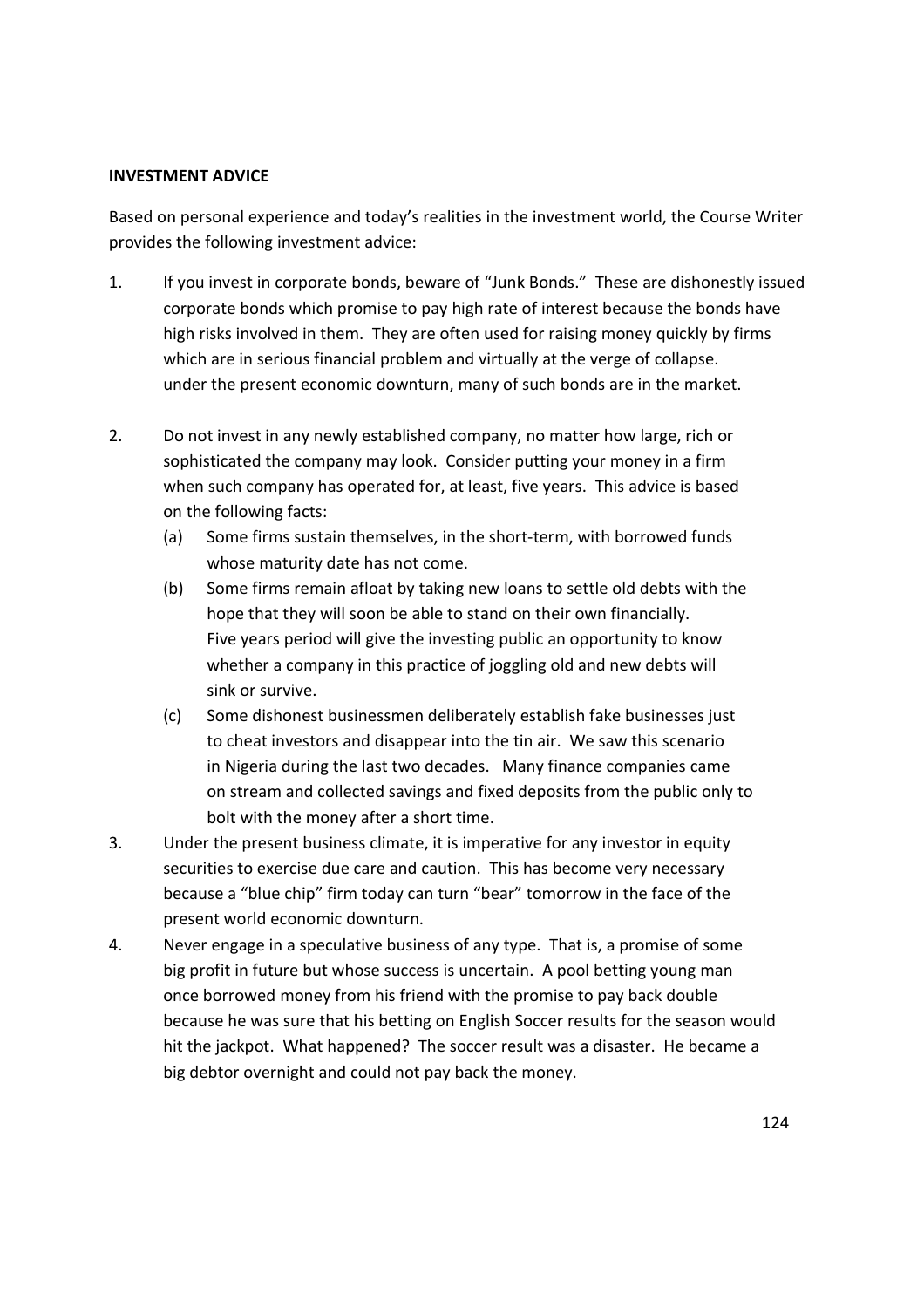**INVESTMENT ADVICE**

Based on personal experience and today's realities in the investment world, the Course Writer provides the following investment advice:

1. If you invest in corporate bonds, beware of "Junk Bonds." These are dishonestly issued corporate bonds which promise to pay high rate of interest because the bonds have high risks involved in them. They are often used for raising money quickly by firms which are in serious financial problem and virtually at the verge of collapse. under the present economic downturn, many of such bonds are in the market.

2. Do not invest in any newly established company, no matter how large, rich or sophisticated the company may look. Consider putting your money in a firm when such company has operated for, at least, five years. This advice is based on the following facts:
   - (a) Some firms sustain themselves, in the short-term, with borrowed funds whose maturity date has not come.
   - (b) Some firms remain afloat by taking new loans to settle old debts with the hope that they will soon be able to stand on their own financially. Five years period will give the investing public an opportunity to know whether a company in this practice of joggling old and new debts will sink or survive.
   - (c) Some dishonest businessmen deliberately establish fake businesses just to cheat investors and disappear into the tin air. We saw this scenario in Nigeria during the last two decades. Many finance companies came on stream and collected savings and fixed deposits from the public only to bolt with the money after a short time.

3. Under the present business climate, it is imperative for any investor in equity securities to exercise due care and caution. This has become very necessary because a "blue chip" firm today can turn "bear" tomorrow in the face of the present world economic downturn.

4. Never engage in a speculative business of any type. That is, a promise of some big profit in future but whose success is uncertain. A pool betting young man once borrowed money from his friend with the promise to pay back double because he was sure that his betting on English Soccer results for the season would hit the jackpot. What happened? The soccer result was a disaster. He became a big debtor overnight and could not pay back the money.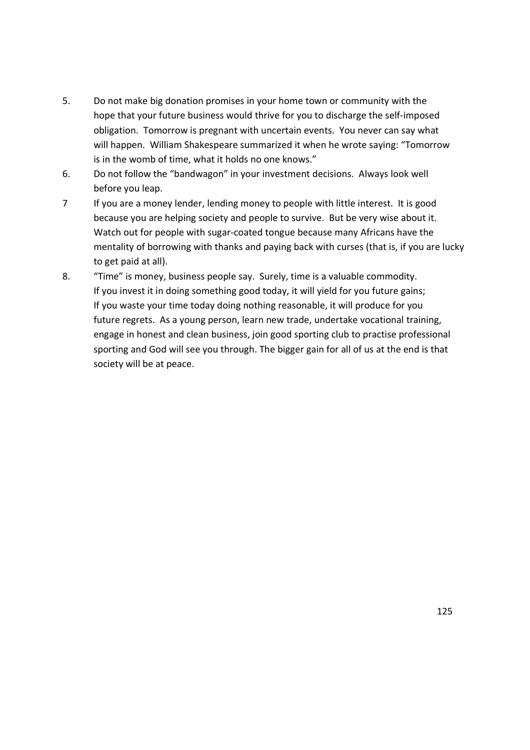5. Do not make big donation promises in your home town or community with the hope that your future business would thrive for you to discharge the self-imposed obligation. Tomorrow is pregnant with uncertain events. You never can say what will happen. William Shakespeare summarized it when he wrote saying: "Tomorrow is in the womb of time, what it holds no one knows."
6. Do not follow the "bandwagon" in your investment decisions. Always look well before you leap.
7. If you are a money lender, lending money to people with little interest. It is good because you are helping society and people to survive. But be very wise about it. Watch out for people with sugar-coated tongue because many Africans have the mentality of borrowing with thanks and paying back with curses (that is, if you are lucky to get paid at all).
8. "Time" is money, business people say. Surely, time is a valuable commodity. If you invest it in doing something good today, it will yield for you future gains; If you waste your time today doing nothing reasonable, it will produce for you future regrets. As a young person, learn new trade, undertake vocational training, engage in honest and clean business, join good sporting club to practise professional sporting and God will see you through. The bigger gain for all of us at the end is that society will be at peace.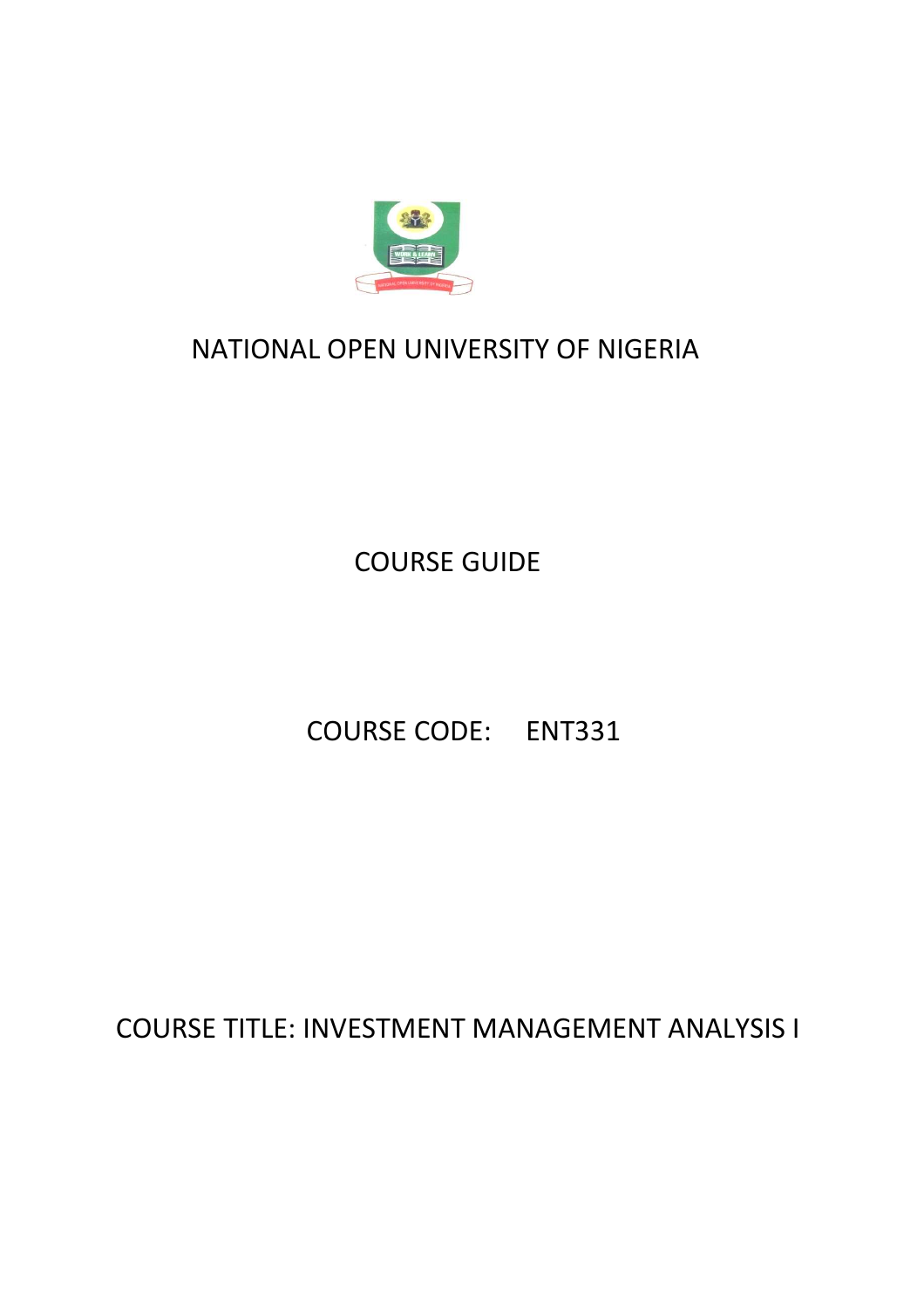NATIONAL OPEN UNIVERSITY OF NIGERIA

COURSE GUIDE

COURSE CODE: ENT331

COURSE TITLE: INVESTMENT MANAGEMENT ANALYSIS I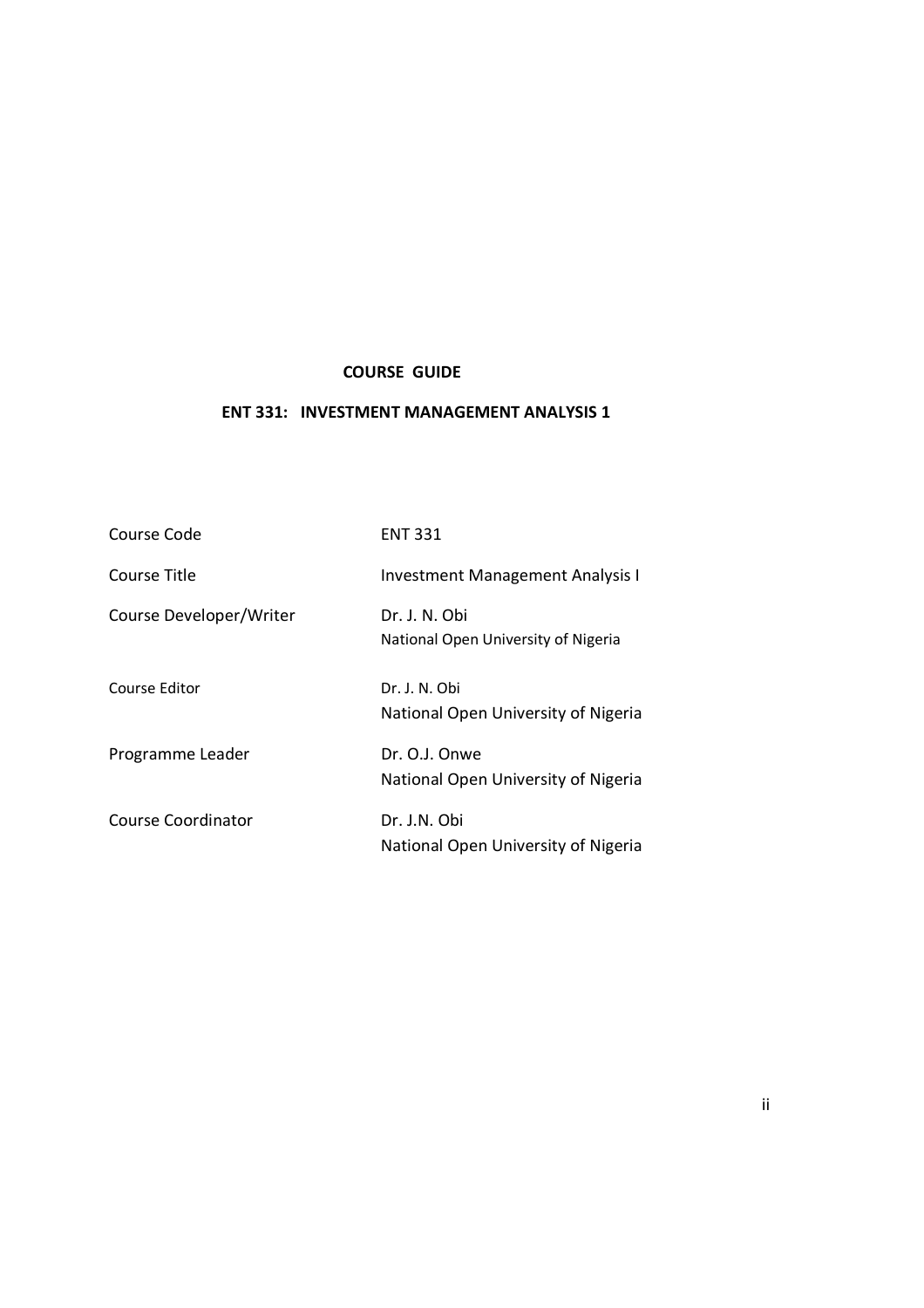**COURSE GUIDE**

**ENT 331: INVESTMENT MANAGEMENT ANALYSIS 1**

| | |
|---|---|
| Course Code | ENT 331 |
| Course Title | Investment Management Analysis I |
| Course Developer/Writer | Dr. J. N. Obi<br>National Open University of Nigeria |
| Course Editor | Dr. J. N. Obi<br>National Open University of Nigeria |
| Programme Leader | Dr. O.J. Onwe<br>National Open University of Nigeria |
| Course Coordinator | Dr. J.N. Obi<br>National Open University of Nigeria |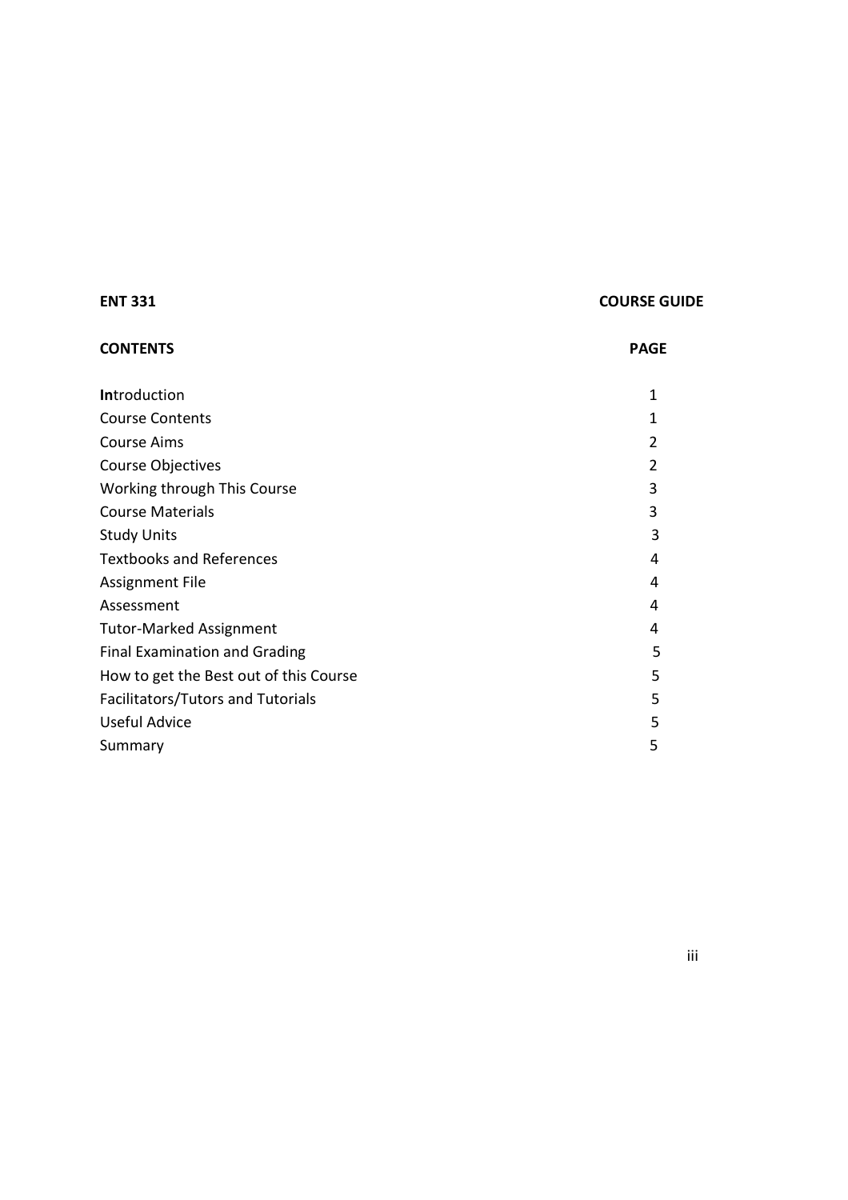**ENT 331** **COURSE GUIDE**

| **CONTENTS** | **PAGE** |
|---|---|
| Introduction | 1 |
| Course Contents | 1 |
| Course Aims | 2 |
| Course Objectives | 2 |
| Working through This Course | 3 |
| Course Materials | 3 |
| Study Units | 3 |
| Textbooks and References | 4 |
| Assignment File | 4 |
| Assessment | 4 |
| Tutor-Marked Assignment | 4 |
| Final Examination and Grading | 5 |
| How to get the Best out of this Course | 5 |
| Facilitators/Tutors and Tutorials | 5 |
| Useful Advice | 5 |
| Summary | 5 |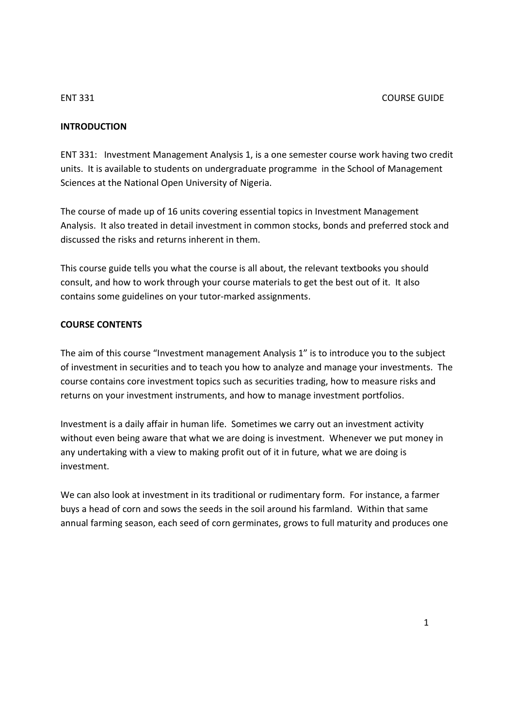ENT 331 COURSE GUIDE

**INTRODUCTION**

ENT 331: Investment Management Analysis 1, is a one semester course work having two credit units. It is available to students on undergraduate programme in the School of Management Sciences at the National Open University of Nigeria.

The course of made up of 16 units covering essential topics in Investment Management Analysis. It also treated in detail investment in common stocks, bonds and preferred stock and discussed the risks and returns inherent in them.

This course guide tells you what the course is all about, the relevant textbooks you should consult, and how to work through your course materials to get the best out of it. It also contains some guidelines on your tutor-marked assignments.

**COURSE CONTENTS**

The aim of this course "Investment management Analysis 1" is to introduce you to the subject of investment in securities and to teach you how to analyze and manage your investments. The course contains core investment topics such as securities trading, how to measure risks and returns on your investment instruments, and how to manage investment portfolios.

Investment is a daily affair in human life. Sometimes we carry out an investment activity without even being aware that what we are doing is investment. Whenever we put money in any undertaking with a view to making profit out of it in future, what we are doing is investment.

We can also look at investment in its traditional or rudimentary form. For instance, a farmer buys a head of corn and sows the seeds in the soil around his farmland. Within that same annual farming season, each seed of corn germinates, grows to full maturity and produces one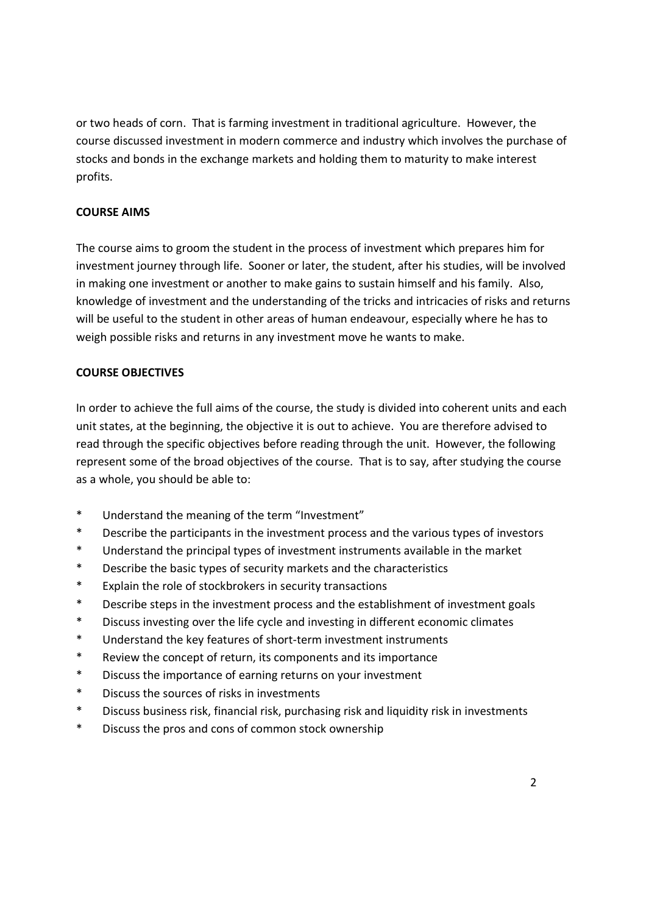or two heads of corn. That is farming investment in traditional agriculture. However, the course discussed investment in modern commerce and industry which involves the purchase of stocks and bonds in the exchange markets and holding them to maturity to make interest profits.

**COURSE AIMS**

The course aims to groom the student in the process of investment which prepares him for investment journey through life. Sooner or later, the student, after his studies, will be involved in making one investment or another to make gains to sustain himself and his family. Also, knowledge of investment and the understanding of the tricks and intricacies of risks and returns will be useful to the student in other areas of human endeavour, especially where he has to weigh possible risks and returns in any investment move he wants to make.

**COURSE OBJECTIVES**

In order to achieve the full aims of the course, the study is divided into coherent units and each unit states, at the beginning, the objective it is out to achieve. You are therefore advised to read through the specific objectives before reading through the unit. However, the following represent some of the broad objectives of the course. That is to say, after studying the course as a whole, you should be able to:

* Understand the meaning of the term "Investment"
* Describe the participants in the investment process and the various types of investors
* Understand the principal types of investment instruments available in the market
* Describe the basic types of security markets and the characteristics
* Explain the role of stockbrokers in security transactions
* Describe steps in the investment process and the establishment of investment goals
* Discuss investing over the life cycle and investing in different economic climates
* Understand the key features of short-term investment instruments
* Review the concept of return, its components and its importance
* Discuss the importance of earning returns on your investment
* Discuss the sources of risks in investments
* Discuss business risk, financial risk, purchasing risk and liquidity risk in investments
* Discuss the pros and cons of common stock ownership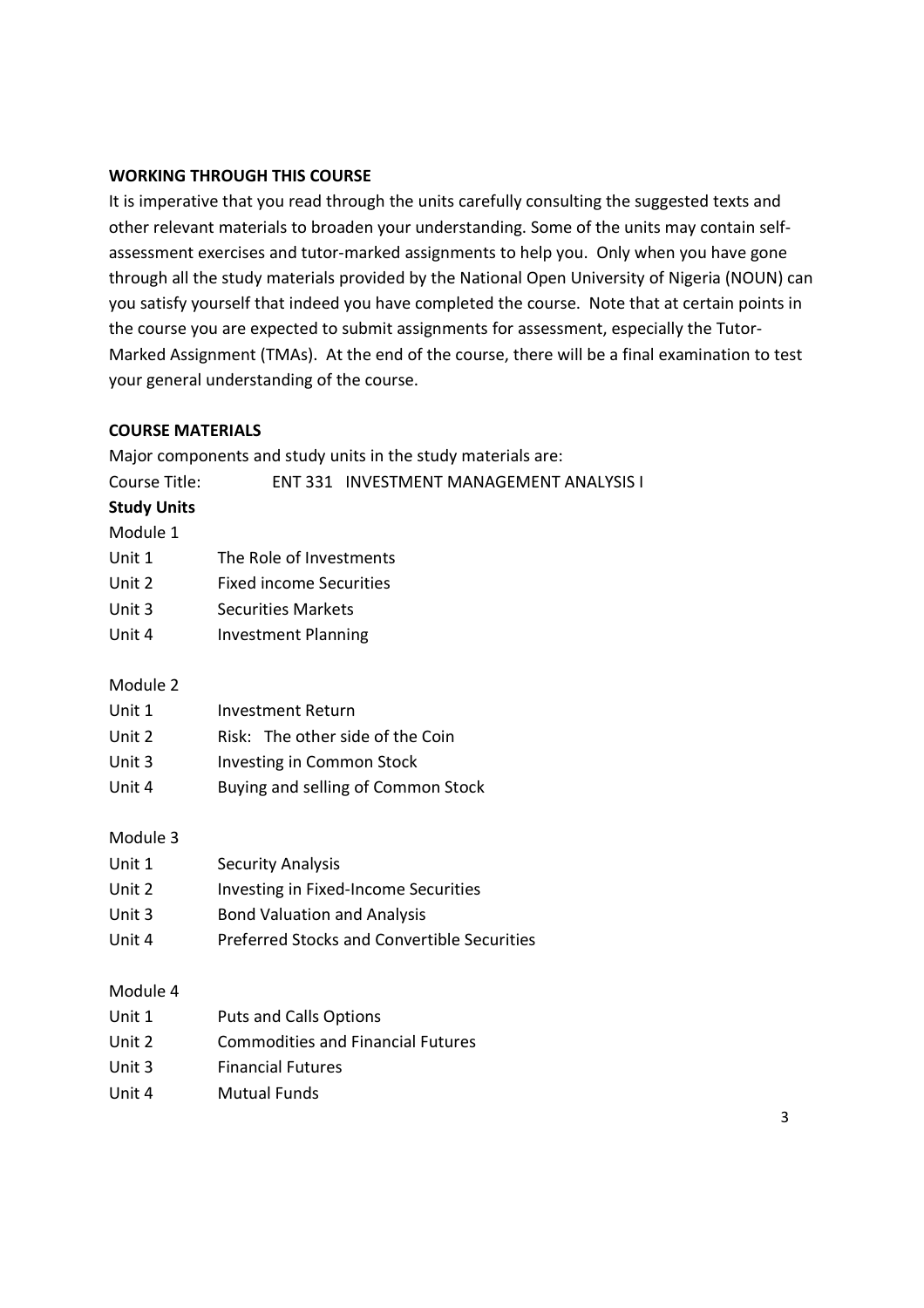**WORKING THROUGH THIS COURSE**

It is imperative that you read through the units carefully consulting the suggested texts and other relevant materials to broaden your understanding. Some of the units may contain self-assessment exercises and tutor-marked assignments to help you. Only when you have gone through all the study materials provided by the National Open University of Nigeria (NOUN) can you satisfy yourself that indeed you have completed the course. Note that at certain points in the course you are expected to submit assignments for assessment, especially the Tutor-Marked Assignment (TMAs). At the end of the course, there will be a final examination to test your general understanding of the course.

**COURSE MATERIALS**

Major components and study units in the study materials are:

Course Title: ENT 331 INVESTMENT MANAGEMENT ANALYSIS I

**Study Units**

Module 1

Unit 1 The Role of Investments
Unit 2 Fixed income Securities
Unit 3 Securities Markets
Unit 4 Investment Planning

Module 2

Unit 1 Investment Return
Unit 2 Risk: The other side of the Coin
Unit 3 Investing in Common Stock
Unit 4 Buying and selling of Common Stock

Module 3

Unit 1 Security Analysis
Unit 2 Investing in Fixed-Income Securities
Unit 3 Bond Valuation and Analysis
Unit 4 Preferred Stocks and Convertible Securities

Module 4

Unit 1 Puts and Calls Options
Unit 2 Commodities and Financial Futures
Unit 3 Financial Futures
Unit 4 Mutual Funds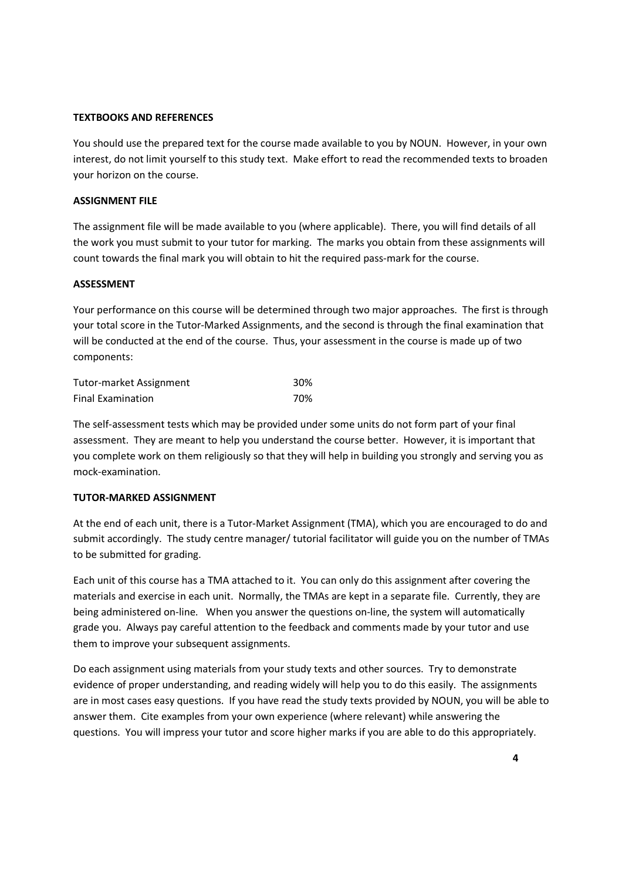**TEXTBOOKS AND REFERENCES**

You should use the prepared text for the course made available to you by NOUN. However, in your own interest, do not limit yourself to this study text. Make effort to read the recommended texts to broaden your horizon on the course.

**ASSIGNMENT FILE**

The assignment file will be made available to you (where applicable). There, you will find details of all the work you must submit to your tutor for marking. The marks you obtain from these assignments will count towards the final mark you will obtain to hit the required pass-mark for the course.

**ASSESSMENT**

Your performance on this course will be determined through two major approaches. The first is through your total score in the Tutor-Marked Assignments, and the second is through the final examination that will be conducted at the end of the course. Thus, your assessment in the course is made up of two components:

| | |
|---|---|
| Tutor-market Assignment | 30% |
| Final Examination | 70% |

The self-assessment tests which may be provided under some units do not form part of your final assessment. They are meant to help you understand the course better. However, it is important that you complete work on them religiously so that they will help in building you strongly and serving you as mock-examination.

**TUTOR-MARKED ASSIGNMENT**

At the end of each unit, there is a Tutor-Market Assignment (TMA), which you are encouraged to do and submit accordingly. The study centre manager/ tutorial facilitator will guide you on the number of TMAs to be submitted for grading.

Each unit of this course has a TMA attached to it. You can only do this assignment after covering the materials and exercise in each unit. Normally, the TMAs are kept in a separate file. Currently, they are being administered on-line. When you answer the questions on-line, the system will automatically grade you. Always pay careful attention to the feedback and comments made by your tutor and use them to improve your subsequent assignments.

Do each assignment using materials from your study texts and other sources. Try to demonstrate evidence of proper understanding, and reading widely will help you to do this easily. The assignments are in most cases easy questions. If you have read the study texts provided by NOUN, you will be able to answer them. Cite examples from your own experience (where relevant) while answering the questions. You will impress your tutor and score higher marks if you are able to do this appropriately.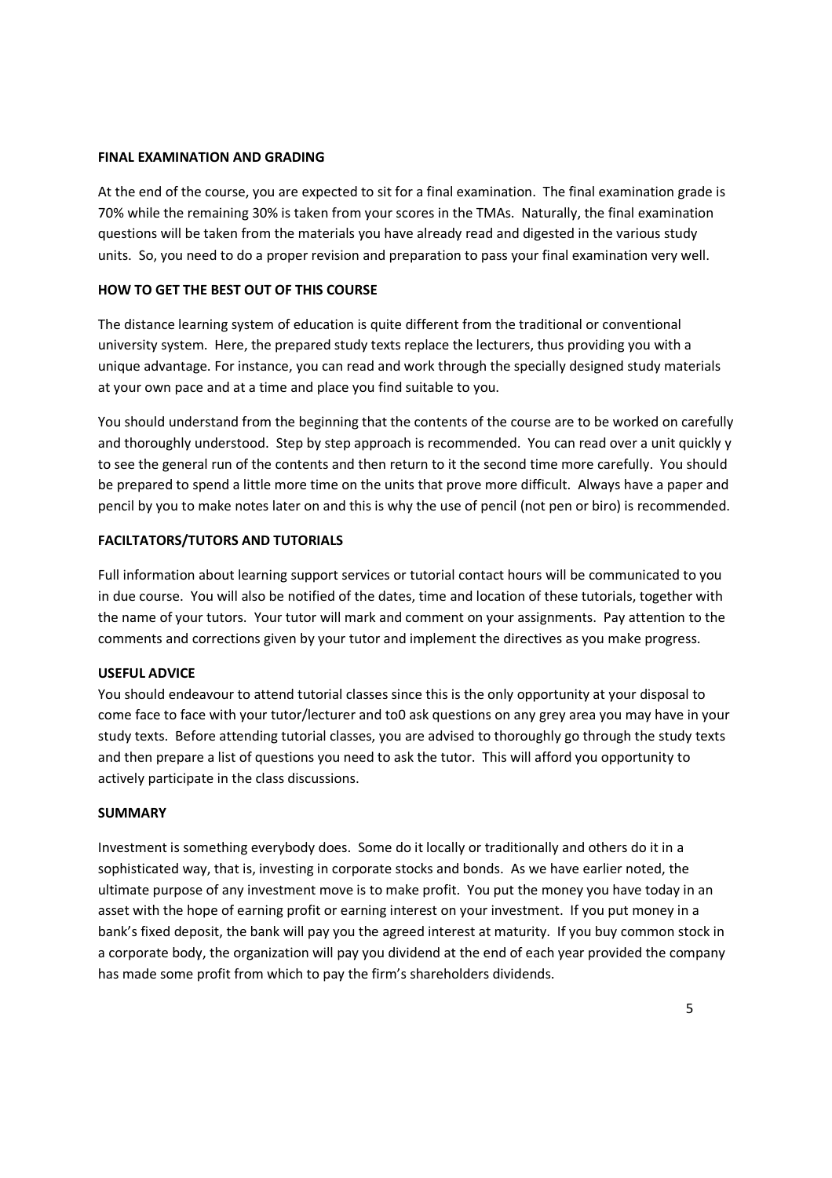**FINAL EXAMINATION AND GRADING**

At the end of the course, you are expected to sit for a final examination. The final examination grade is 70% while the remaining 30% is taken from your scores in the TMAs. Naturally, the final examination questions will be taken from the materials you have already read and digested in the various study units. So, you need to do a proper revision and preparation to pass your final examination very well.

**HOW TO GET THE BEST OUT OF THIS COURSE**

The distance learning system of education is quite different from the traditional or conventional university system. Here, the prepared study texts replace the lecturers, thus providing you with a unique advantage. For instance, you can read and work through the specially designed study materials at your own pace and at a time and place you find suitable to you.

You should understand from the beginning that the contents of the course are to be worked on carefully and thoroughly understood. Step by step approach is recommended. You can read over a unit quickly y to see the general run of the contents and then return to it the second time more carefully. You should be prepared to spend a little more time on the units that prove more difficult. Always have a paper and pencil by you to make notes later on and this is why the use of pencil (not pen or biro) is recommended.

**FACILTATORS/TUTORS AND TUTORIALS**

Full information about learning support services or tutorial contact hours will be communicated to you in due course. You will also be notified of the dates, time and location of these tutorials, together with the name of your tutors. Your tutor will mark and comment on your assignments. Pay attention to the comments and corrections given by your tutor and implement the directives as you make progress.

**USEFUL ADVICE**

You should endeavour to attend tutorial classes since this is the only opportunity at your disposal to come face to face with your tutor/lecturer and to0 ask questions on any grey area you may have in your study texts. Before attending tutorial classes, you are advised to thoroughly go through the study texts and then prepare a list of questions you need to ask the tutor. This will afford you opportunity to actively participate in the class discussions.

**SUMMARY**

Investment is something everybody does. Some do it locally or traditionally and others do it in a sophisticated way, that is, investing in corporate stocks and bonds. As we have earlier noted, the ultimate purpose of any investment move is to make profit. You put the money you have today in an asset with the hope of earning profit or earning interest on your investment. If you put money in a bank's fixed deposit, the bank will pay you the agreed interest at maturity. If you buy common stock in a corporate body, the organization will pay you dividend at the end of each year provided the company has made some profit from which to pay the firm's shareholders dividends.